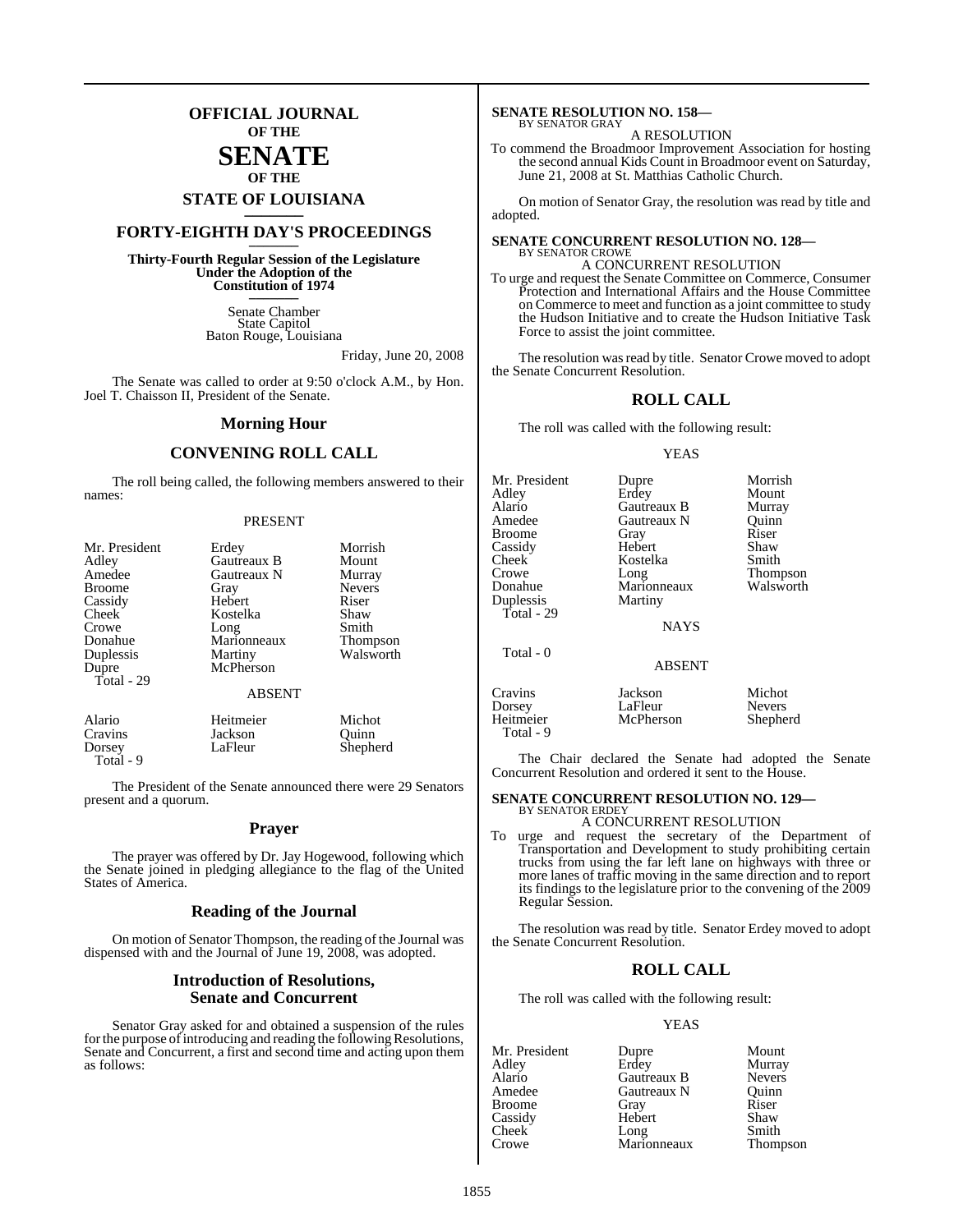# OFFICIAL JOURNAL OF THE SENATE OF THE STATE OF LOUISIANA

## FORTY-EIGHTH DAY'S PROCEEDINGS

**Thirty-Fourth Regular Session of the Legislature Under the Adoption of the Constitution of 1974**

Senate Chamber
State Capitol
Baton Rouge, Louisiana

Friday, June 20, 2008

The Senate was called to order at 9:50 o'clock A.M., by Hon. Joel T. Chaisson II, President of the Senate.

## Morning Hour

## CONVENING ROLL CALL

The roll being called, the following members answered to their names:

PRESENT

| | | |
|---|---|---|
| Mr. President | Erdey | Morrish |
| Adley | Gautreaux B | Mount |
| Amedee | Gautreaux N | Murray |
| Broome | Gray | Nevers |
| Cassidy | Hebert | Riser |
| Cheek | Kostelka | Shaw |
| Crowe | Long | Smith |
| Donahue | Marionneaux | Thompson |
| Duplessis | Martiny | Walsworth |
| Dupre | McPherson | |
| Total - 29 | | |

ABSENT

| | | |
|---|---|---|
| Alario | Heitmeier | Michot |
| Cravins | Jackson | Quinn |
| Dorsey | LaFleur | Shepherd |
| Total - 9 | | |

The President of the Senate announced there were 29 Senators present and a quorum.

## Prayer

The prayer was offered by Dr. Jay Hogewood, following which the Senate joined in pledging allegiance to the flag of the United States of America.

## Reading of the Journal

On motion of Senator Thompson, the reading of the Journal was dispensed with and the Journal of June 19, 2008, was adopted.

## Introduction of Resolutions, Senate and Concurrent

Senator Gray asked for and obtained a suspension of the rules for the purpose of introducing and reading the following Resolutions, Senate and Concurrent, a first and second time and acting upon them as follows:

**SENATE RESOLUTION NO. 158—**
BY SENATOR GRAY

A RESOLUTION

To commend the Broadmoor Improvement Association for hosting the second annual Kids Count in Broadmoor event on Saturday, June 21, 2008 at St. Matthias Catholic Church.

On motion of Senator Gray, the resolution was read by title and adopted.

**SENATE CONCURRENT RESOLUTION NO. 128—**
BY SENATOR CROWE

A CONCURRENT RESOLUTION

To urge and request the Senate Committee on Commerce, Consumer Protection and International Affairs and the House Committee on Commerce to meet and function as a joint committee to study the Hudson Initiative and to create the Hudson Initiative Task Force to assist the joint committee.

The resolution was read by title. Senator Crowe moved to adopt the Senate Concurrent Resolution.

## ROLL CALL

The roll was called with the following result:

YEAS

| | | |
|---|---|---|
| Mr. President | Dupre | Morrish |
| Adley | Erdey | Mount |
| Alario | Gautreaux B | Murray |
| Amedee | Gautreaux N | Quinn |
| Broome | Gray | Riser |
| Cassidy | Hebert | Shaw |
| Cheek | Kostelka | Smith |
| Crowe | Long | Thompson |
| Donahue | Marionneaux | Walsworth |
| Duplessis | Martiny | |
| Total - 29 | | |

NAYS

Total - 0

ABSENT

| | | |
|---|---|---|
| Cravins | Jackson | Michot |
| Dorsey | LaFleur | Nevers |
| Heitmeier | McPherson | Shepherd |
| Total - 9 | | |

The Chair declared the Senate had adopted the Senate Concurrent Resolution and ordered it sent to the House.

**SENATE CONCURRENT RESOLUTION NO. 129—**
BY SENATOR ERDEY

A CONCURRENT RESOLUTION

To urge and request the secretary of the Department of Transportation and Development to study prohibiting certain trucks from using the far left lane on highways with three or more lanes of traffic moving in the same direction and to report its findings to the legislature prior to the convening of the 2009 Regular Session.

The resolution was read by title. Senator Erdey moved to adopt the Senate Concurrent Resolution.

## ROLL CALL

The roll was called with the following result:

YEAS

| | | |
|---|---|---|
| Mr. President | Dupre | Mount |
| Adley | Erdey | Murray |
| Alario | Gautreaux B | Nevers |
| Amedee | Gautreaux N | Quinn |
| Broome | Gray | Riser |
| Cassidy | Hebert | Shaw |
| Cheek | Long | Smith |
| Crowe | Marionneaux | Thompson |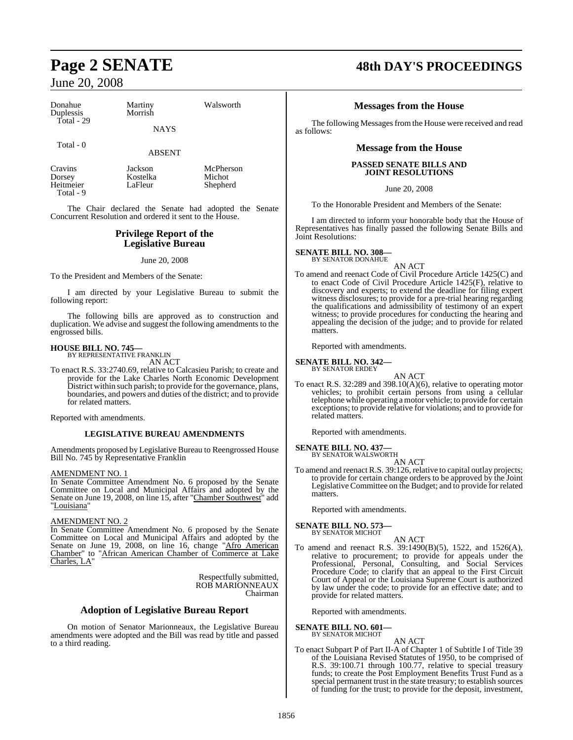| | | |
|---|---|---|
| Donahue | Martiny | Walsworth |
| Duplessis | Morrish | |
| Total - 29 | | |

NAYS

Total - 0

ABSENT

| | | |
|---|---|---|
| Cravins | Jackson | McPherson |
| Dorsey | Kostelka | Michot |
| Heitmeier | LaFleur | Shepherd |
| Total - 9 | | |

The Chair declared the Senate had adopted the Senate Concurrent Resolution and ordered it sent to the House.

## Privilege Report of the Legislative Bureau

June 20, 2008

To the President and Members of the Senate:

I am directed by your Legislative Bureau to submit the following report:

The following bills are approved as to construction and duplication. We advise and suggest the following amendments to the engrossed bills.

**HOUSE BILL NO. 745—**
BY REPRESENTATIVE FRANKLIN

AN ACT

To enact R.S. 33:2740.69, relative to Calcasieu Parish; to create and provide for the Lake Charles North Economic Development District within such parish; to provide for the governance, plans, boundaries, and powers and duties of the district; and to provide for related matters.

Reported with amendments.

**LEGISLATIVE BUREAU AMENDMENTS**

Amendments proposed by Legislative Bureau to Reengrossed House Bill No. 745 by Representative Franklin

AMENDMENT NO. 1

In Senate Committee Amendment No. 6 proposed by the Senate Committee on Local and Municipal Affairs and adopted by the Senate on June 19, 2008, on line 15, after "Chamber Southwest" add "Louisiana"

AMENDMENT NO. 2

In Senate Committee Amendment No. 6 proposed by the Senate Committee on Local and Municipal Affairs and adopted by the Senate on June 19, 2008, on line 16, change "Afro American Chamber" to "African American Chamber of Commerce at Lake Charles, LA"

Respectfully submitted,
ROB MARIONNEAUX
Chairman

## Adoption of Legislative Bureau Report

On motion of Senator Marionneaux, the Legislative Bureau amendments were adopted and the Bill was read by title and passed to a third reading.

## Messages from the House

The following Messages from the House were received and read as follows:

## Message from the House

**PASSED SENATE BILLS AND JOINT RESOLUTIONS**

June 20, 2008

To the Honorable President and Members of the Senate:

I am directed to inform your honorable body that the House of Representatives has finally passed the following Senate Bills and Joint Resolutions:

**SENATE BILL NO. 308—**
BY SENATOR DONAHUE

AN ACT

To amend and reenact Code of Civil Procedure Article 1425(C) and to enact Code of Civil Procedure Article 1425(F), relative to discovery and experts; to extend the deadline for filing expert witness disclosures; to provide for a pre-trial hearing regarding the qualifications and admissibility of testimony of an expert witness; to provide procedures for conducting the hearing and appealing the decision of the judge; and to provide for related matters.

Reported with amendments.

**SENATE BILL NO. 342—**
BY SENATOR ERDEY

AN ACT

To enact R.S. 32:289 and 398.10(A)(6), relative to operating motor vehicles; to prohibit certain persons from using a cellular telephone while operating a motor vehicle; to provide for certain exceptions; to provide relative for violations; and to provide for related matters.

Reported with amendments.

**SENATE BILL NO. 437—**
BY SENATOR WALSWORTH

AN ACT

To amend and reenact R.S. 39:126, relative to capital outlay projects; to provide for certain change orders to be approved by the Joint Legislative Committee on the Budget; and to provide for related matters.

Reported with amendments.

**SENATE BILL NO. 573—**
BY SENATOR MICHOT

AN ACT

To amend and reenact R.S. 39:1490(B)(5), 1522, and 1526(A), relative to procurement; to provide for appeals under the Professional, Personal, Consulting, and Social Services Procedure Code; to clarify that an appeal to the First Circuit Court of Appeal or the Louisiana Supreme Court is authorized by law under the code; to provide for an effective date; and to provide for related matters.

Reported with amendments.

**SENATE BILL NO. 601—**
BY SENATOR MICHOT

AN ACT

To enact Subpart P of Part II-A of Chapter 1 of Subtitle I of Title 39 of the Louisiana Revised Statutes of 1950, to be comprised of R.S. 39:100.71 through 100.77, relative to special treasury funds; to create the Post Employment Benefits Trust Fund as a special permanent trust in the state treasury; to establish sources of funding for the trust; to provide for the deposit, investment,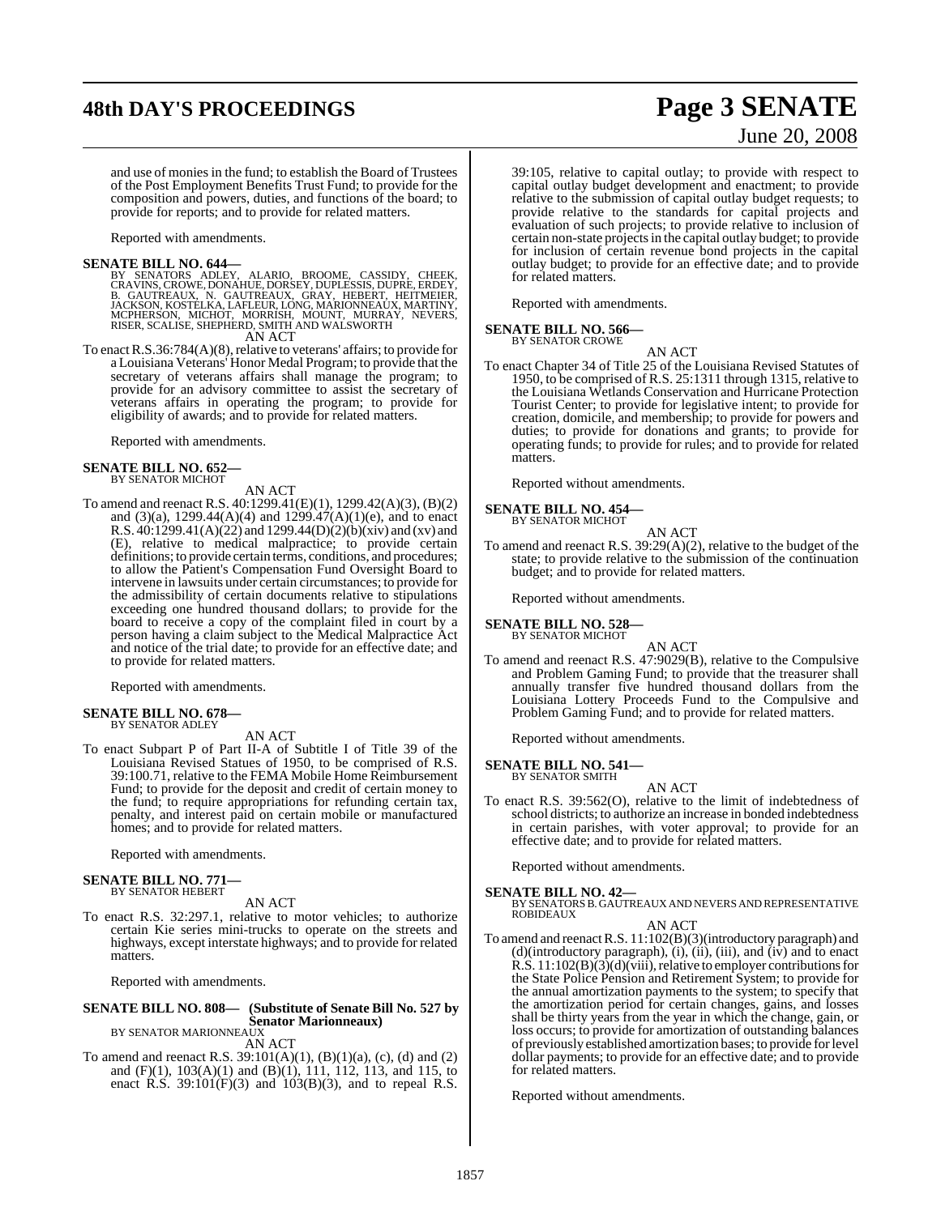and use of monies in the fund; to establish the Board of Trustees of the Post Employment Benefits Trust Fund; to provide for the composition and powers, duties, and functions of the board; to provide for reports; and to provide for related matters.

Reported with amendments.

**SENATE BILL NO. 644—**
BY SENATORS ADLEY, ALARIO, BROOME, CASSIDY, CHEEK, CRAVINS, CROWE, DONAHUE, DORSEY, DUPLESSIS, DUPRE, ERDEY, B. GAUTREAUX, N. GAUTREAUX, GRAY, HEBERT, HEITMEIER, JACKSON, KOSTELKA, LAFLEUR, LONG, MARIONNEAUX, MARTINY, MCPHERSON, MICHOT, MORRISH, MOUNT, MURRAY, NEVERS, RISER, SCALISE, SHEPHERD, SMITH AND WALSWORTH

AN ACT

To enact R.S.36:784(A)(8), relative to veterans' affairs; to provide for a Louisiana Veterans' Honor Medal Program; to provide that the secretary of veterans affairs shall manage the program; to provide for an advisory committee to assist the secretary of veterans affairs in operating the program; to provide for eligibility of awards; and to provide for related matters.

Reported with amendments.

**SENATE BILL NO. 652—**
BY SENATOR MICHOT

AN ACT

To amend and reenact R.S. 40:1299.41(E)(1), 1299.42(A)(3), (B)(2) and (3)(a), 1299.44(A)(4) and 1299.47(A)(1)(e), and to enact R.S. 40:1299.41(A)(22) and 1299.44(D)(2)(b)(xiv) and (xv) and (E), relative to medical malpractice; to provide certain definitions; to provide certain terms, conditions, and procedures; to allow the Patient's Compensation Fund Oversight Board to intervene in lawsuits under certain circumstances; to provide for the admissibility of certain documents relative to stipulations exceeding one hundred thousand dollars; to provide for the board to receive a copy of the complaint filed in court by a person having a claim subject to the Medical Malpractice Act and notice of the trial date; to provide for an effective date; and to provide for related matters.

Reported with amendments.

**SENATE BILL NO. 678—**
BY SENATOR ADLEY

AN ACT

To enact Subpart P of Part II-A of Subtitle I of Title 39 of the Louisiana Revised Statues of 1950, to be comprised of R.S. 39:100.71, relative to the FEMA Mobile Home Reimbursement Fund; to provide for the deposit and credit of certain money to the fund; to require appropriations for refunding certain tax, penalty, and interest paid on certain mobile or manufactured homes; and to provide for related matters.

Reported with amendments.

**SENATE BILL NO. 771—**
BY SENATOR HEBERT

AN ACT

To enact R.S. 32:297.1, relative to motor vehicles; to authorize certain Kie series mini-trucks to operate on the streets and highways, except interstate highways; and to provide for related matters.

Reported with amendments.

**SENATE BILL NO. 808— (Substitute of Senate Bill No. 527 by Senator Marionneaux)**
BY SENATOR MARIONNEAUX

AN ACT

To amend and reenact R.S. 39:101(A)(1), (B)(1)(a), (c), (d) and (2) and (F)(1), 103(A)(1) and (B)(1), 111, 112, 113, and 115, to enact R.S. 39:101(F)(3) and 103(B)(3), and to repeal R.S. 39:105, relative to capital outlay; to provide with respect to capital outlay budget development and enactment; to provide relative to the submission of capital outlay budget requests; to provide relative to the standards for capital projects and evaluation of such projects; to provide relative to inclusion of certain non-state projects in the capital outlay budget; to provide for inclusion of certain revenue bond projects in the capital outlay budget; to provide for an effective date; and to provide for related matters.

Reported with amendments.

**SENATE BILL NO. 566—**
BY SENATOR CROWE

AN ACT

To enact Chapter 34 of Title 25 of the Louisiana Revised Statutes of 1950, to be comprised of R.S. 25:1311 through 1315, relative to the Louisiana Wetlands Conservation and Hurricane Protection Tourist Center; to provide for legislative intent; to provide for creation, domicile, and membership; to provide for powers and duties; to provide for donations and grants; to provide for operating funds; to provide for rules; and to provide for related matters.

Reported without amendments.

**SENATE BILL NO. 454—**
BY SENATOR MICHOT

AN ACT

To amend and reenact R.S. 39:29(A)(2), relative to the budget of the state; to provide relative to the submission of the continuation budget; and to provide for related matters.

Reported without amendments.

**SENATE BILL NO. 528—**
BY SENATOR MICHOT

AN ACT

To amend and reenact R.S. 47:9029(B), relative to the Compulsive and Problem Gaming Fund; to provide that the treasurer shall annually transfer five hundred thousand dollars from the Louisiana Lottery Proceeds Fund to the Compulsive and Problem Gaming Fund; and to provide for related matters.

Reported without amendments.

**SENATE BILL NO. 541—**
BY SENATOR SMITH

AN ACT

To enact R.S. 39:562(O), relative to the limit of indebtedness of school districts; to authorize an increase in bonded indebtedness in certain parishes, with voter approval; to provide for an effective date; and to provide for related matters.

Reported without amendments.

**SENATE BILL NO. 42—**
BY SENATORS B. GAUTREAUX AND NEVERS AND REPRESENTATIVE ROBIDEAUX

AN ACT

To amend and reenact R.S. 11:102(B)(3)(introductory paragraph) and (d)(introductory paragraph), (i), (ii), (iii), and (iv) and to enact R.S. 11:102(B)(3)(d)(viii), relative to employer contributions for the State Police Pension and Retirement System; to provide for the annual amortization payments to the system; to specify that the amortization period for certain changes, gains, and losses shall be thirty years from the year in which the change, gain, or loss occurs; to provide for amortization of outstanding balances of previously established amortization bases; to provide for level dollar payments; to provide for an effective date; and to provide for related matters.

Reported without amendments.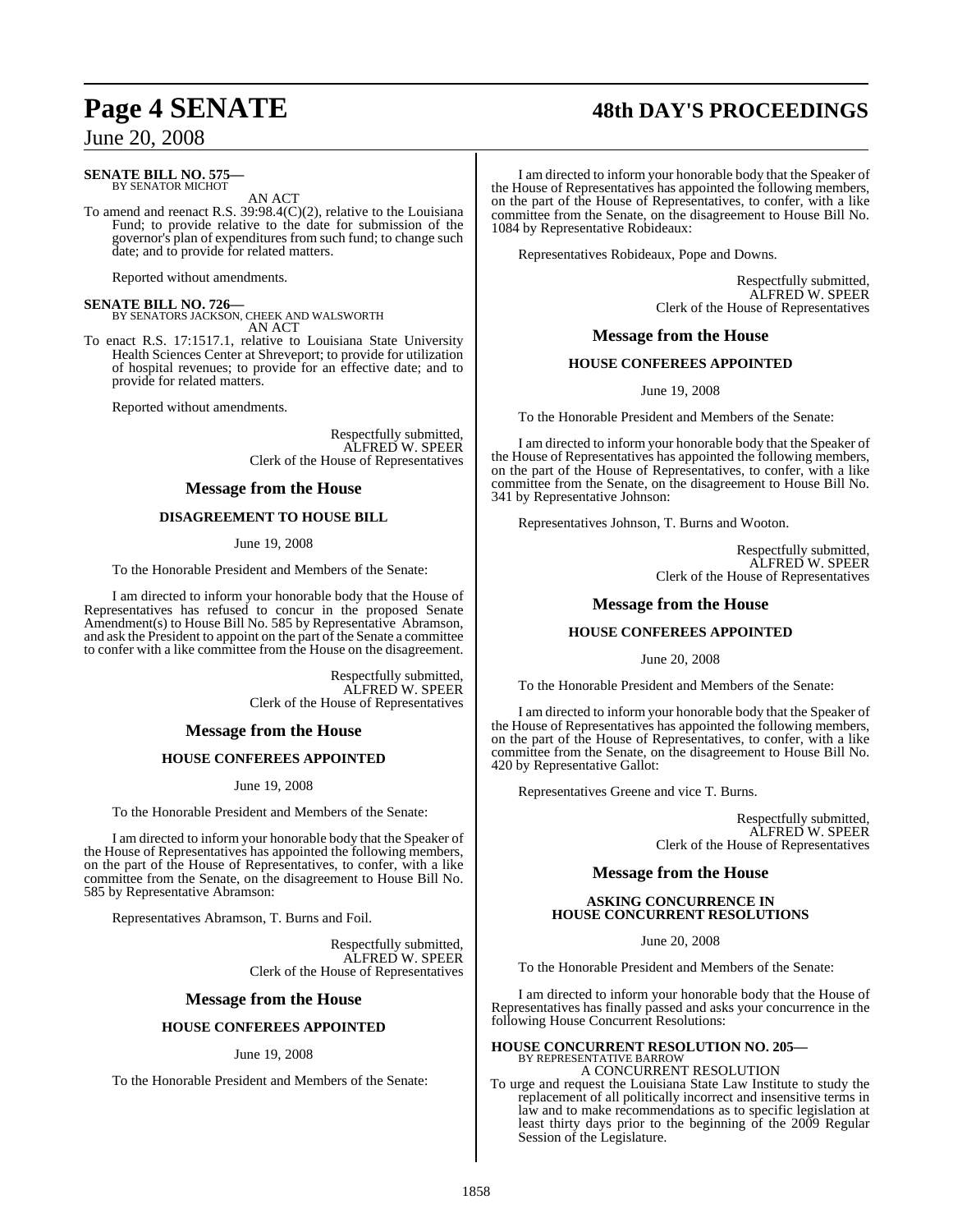**SENATE BILL NO. 575—**
BY SENATOR MICHOT

AN ACT

To amend and reenact R.S. 39:98.4(C)(2), relative to the Louisiana Fund; to provide relative to the date for submission of the governor's plan of expenditures from such fund; to change such date; and to provide for related matters.

Reported without amendments.

**SENATE BILL NO. 726—**
BY SENATORS JACKSON, CHEEK AND WALSWORTH

AN ACT

To enact R.S. 17:1517.1, relative to Louisiana State University Health Sciences Center at Shreveport; to provide for utilization of hospital revenues; to provide for an effective date; and to provide for related matters.

Reported without amendments.

Respectfully submitted,
ALFRED W. SPEER
Clerk of the House of Representatives

## Message from the House

### DISAGREEMENT TO HOUSE BILL

June 19, 2008

To the Honorable President and Members of the Senate:

I am directed to inform your honorable body that the House of Representatives has refused to concur in the proposed Senate Amendment(s) to House Bill No. 585 by Representative Abramson, and ask the President to appoint on the part of the Senate a committee to confer with a like committee from the House on the disagreement.

Respectfully submitted,
ALFRED W. SPEER
Clerk of the House of Representatives

## Message from the House

### HOUSE CONFEREES APPOINTED

June 19, 2008

To the Honorable President and Members of the Senate:

I am directed to inform your honorable body that the Speaker of the House of Representatives has appointed the following members, on the part of the House of Representatives, to confer, with a like committee from the Senate, on the disagreement to House Bill No. 585 by Representative Abramson:

Representatives Abramson, T. Burns and Foil.

Respectfully submitted,
ALFRED W. SPEER
Clerk of the House of Representatives

## Message from the House

### HOUSE CONFEREES APPOINTED

June 19, 2008

To the Honorable President and Members of the Senate:

I am directed to inform your honorable body that the Speaker of the House of Representatives has appointed the following members, on the part of the House of Representatives, to confer, with a like committee from the Senate, on the disagreement to House Bill No. 1084 by Representative Robideaux:

Representatives Robideaux, Pope and Downs.

Respectfully submitted,
ALFRED W. SPEER
Clerk of the House of Representatives

## Message from the House

### HOUSE CONFEREES APPOINTED

June 19, 2008

To the Honorable President and Members of the Senate:

I am directed to inform your honorable body that the Speaker of the House of Representatives has appointed the following members, on the part of the House of Representatives, to confer, with a like committee from the Senate, on the disagreement to House Bill No. 341 by Representative Johnson:

Representatives Johnson, T. Burns and Wooton.

Respectfully submitted,
ALFRED W. SPEER
Clerk of the House of Representatives

## Message from the House

### HOUSE CONFEREES APPOINTED

June 20, 2008

To the Honorable President and Members of the Senate:

I am directed to inform your honorable body that the Speaker of the House of Representatives has appointed the following members, on the part of the House of Representatives, to confer, with a like committee from the Senate, on the disagreement to House Bill No. 420 by Representative Gallot:

Representatives Greene and vice T. Burns.

Respectfully submitted,
ALFRED W. SPEER
Clerk of the House of Representatives

## Message from the House

### ASKING CONCURRENCE IN HOUSE CONCURRENT RESOLUTIONS

June 20, 2008

To the Honorable President and Members of the Senate:

I am directed to inform your honorable body that the House of Representatives has finally passed and asks your concurrence in the following House Concurrent Resolutions:

**HOUSE CONCURRENT RESOLUTION NO. 205—**
BY REPRESENTATIVE BARROW

A CONCURRENT RESOLUTION

To urge and request the Louisiana State Law Institute to study the replacement of all politically incorrect and insensitive terms in law and to make recommendations as to specific legislation at least thirty days prior to the beginning of the 2009 Regular Session of the Legislature.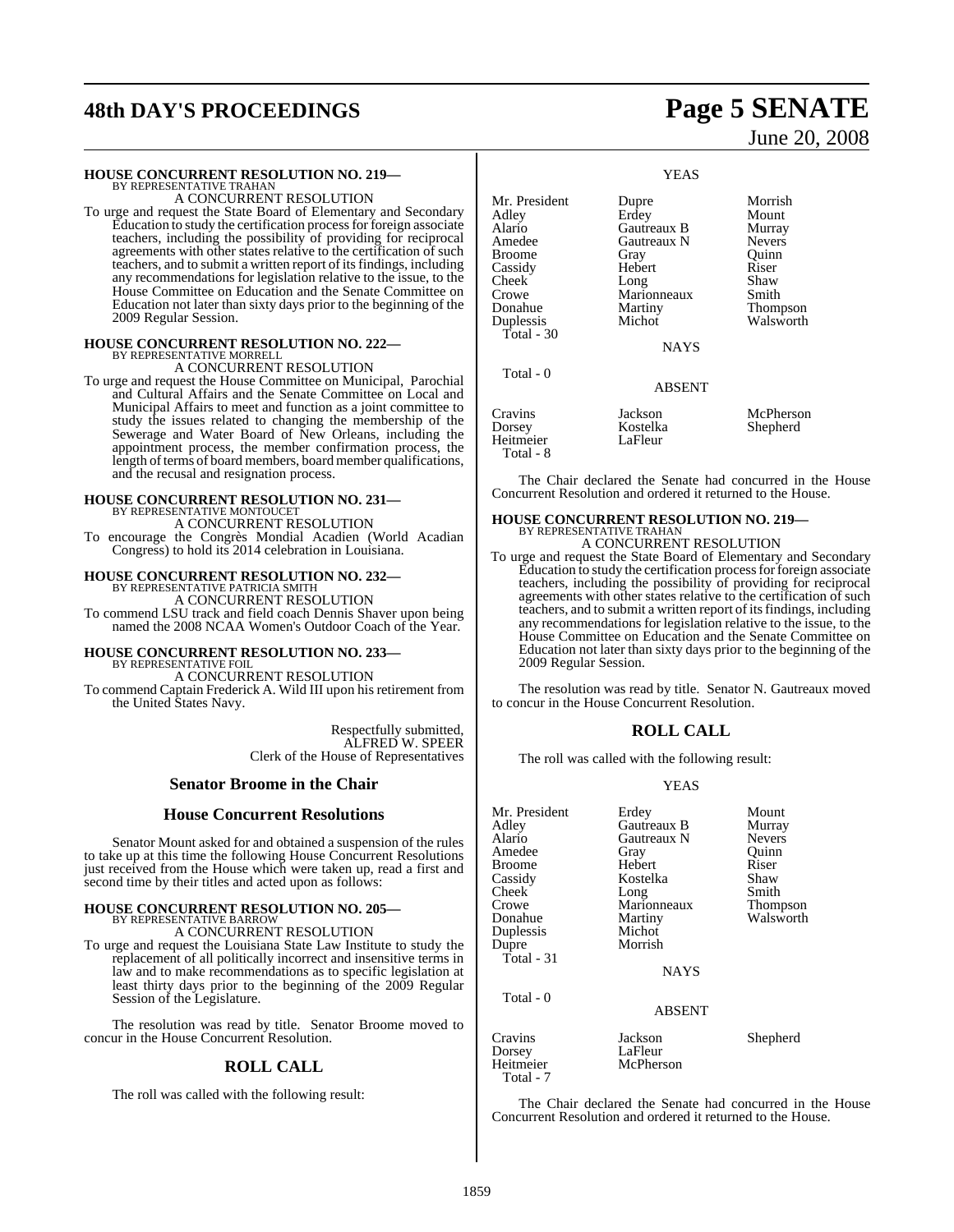**HOUSE CONCURRENT RESOLUTION NO. 219—**
BY REPRESENTATIVE TRAHAN

A CONCURRENT RESOLUTION

To urge and request the State Board of Elementary and Secondary Education to study the certification process for foreign associate teachers, including the possibility of providing for reciprocal agreements with other states relative to the certification of such teachers, and to submit a written report of its findings, including any recommendations for legislation relative to the issue, to the House Committee on Education and the Senate Committee on Education not later than sixty days prior to the beginning of the 2009 Regular Session.

**HOUSE CONCURRENT RESOLUTION NO. 222—**
BY REPRESENTATIVE MORRELL

A CONCURRENT RESOLUTION

To urge and request the House Committee on Municipal, Parochial and Cultural Affairs and the Senate Committee on Local and Municipal Affairs to meet and function as a joint committee to study the issues related to changing the membership of the Sewerage and Water Board of New Orleans, including the appointment process, the member confirmation process, the length of terms of board members, board member qualifications, and the recusal and resignation process.

**HOUSE CONCURRENT RESOLUTION NO. 231—**
BY REPRESENTATIVE MONTOUCET

A CONCURRENT RESOLUTION

To encourage the Congrès Mondial Acadien (World Acadian Congress) to hold its 2014 celebration in Louisiana.

**HOUSE CONCURRENT RESOLUTION NO. 232—**
BY REPRESENTATIVE PATRICIA SMITH

A CONCURRENT RESOLUTION

To commend LSU track and field coach Dennis Shaver upon being named the 2008 NCAA Women's Outdoor Coach of the Year.

**HOUSE CONCURRENT RESOLUTION NO. 233—**
BY REPRESENTATIVE FOIL

A CONCURRENT RESOLUTION

To commend Captain Frederick A. Wild III upon his retirement from the United States Navy.

Respectfully submitted,
ALFRED W. SPEER
Clerk of the House of Representatives

## Senator Broome in the Chair

## House Concurrent Resolutions

Senator Mount asked for and obtained a suspension of the rules to take up at this time the following House Concurrent Resolutions just received from the House which were taken up, read a first and second time by their titles and acted upon as follows:

**HOUSE CONCURRENT RESOLUTION NO. 205—**
BY REPRESENTATIVE BARROW

A CONCURRENT RESOLUTION

To urge and request the Louisiana State Law Institute to study the replacement of all politically incorrect and insensitive terms in law and to make recommendations as to specific legislation at least thirty days prior to the beginning of the 2009 Regular Session of the Legislature.

The resolution was read by title. Senator Broome moved to concur in the House Concurrent Resolution.

## ROLL CALL

The roll was called with the following result:

YEAS

| | | |
|---|---|---|
| Mr. President | Dupre | Morrish |
| Adley | Erdey | Mount |
| Alario | Gautreaux B | Murray |
| Amedee | Gautreaux N | Nevers |
| Broome | Gray | Quinn |
| Cassidy | Hebert | Riser |
| Cheek | Long | Shaw |
| Crowe | Marionneaux | Smith |
| Donahue | Martiny | Thompson |
| Duplessis | Michot | Walsworth |
| Total - 30 | | |

NAYS

Total - 0

ABSENT

| | | |
|---|---|---|
| Cravins | Jackson | McPherson |
| Dorsey | Kostelka | Shepherd |
| Heitmeier | LaFleur | |
| Total - 8 | | |

The Chair declared the Senate had concurred in the House Concurrent Resolution and ordered it returned to the House.

**HOUSE CONCURRENT RESOLUTION NO. 219—**
BY REPRESENTATIVE TRAHAN

A CONCURRENT RESOLUTION

To urge and request the State Board of Elementary and Secondary Education to study the certification process for foreign associate teachers, including the possibility of providing for reciprocal agreements with other states relative to the certification of such teachers, and to submit a written report of its findings, including any recommendations for legislation relative to the issue, to the House Committee on Education and the Senate Committee on Education not later than sixty days prior to the beginning of the 2009 Regular Session.

The resolution was read by title. Senator N. Gautreaux moved to concur in the House Concurrent Resolution.

## ROLL CALL

The roll was called with the following result:

YEAS

| | | |
|---|---|---|
| Mr. President | Erdey | Mount |
| Adley | Gautreaux B | Murray |
| Alario | Gautreaux N | Nevers |
| Amedee | Gray | Quinn |
| Broome | Hebert | Riser |
| Cassidy | Kostelka | Shaw |
| Cheek | Long | Smith |
| Crowe | Marionneaux | Thompson |
| Donahue | Martiny | Walsworth |
| Duplessis | Michot | |
| Dupre | Morrish | |
| Total - 31 | | |

NAYS

Total - 0

ABSENT

| | | |
|---|---|---|
| Cravins | Jackson | Shepherd |
| Dorsey | LaFleur | |
| Heitmeier | McPherson | |
| Total - 7 | | |

The Chair declared the Senate had concurred in the House Concurrent Resolution and ordered it returned to the House.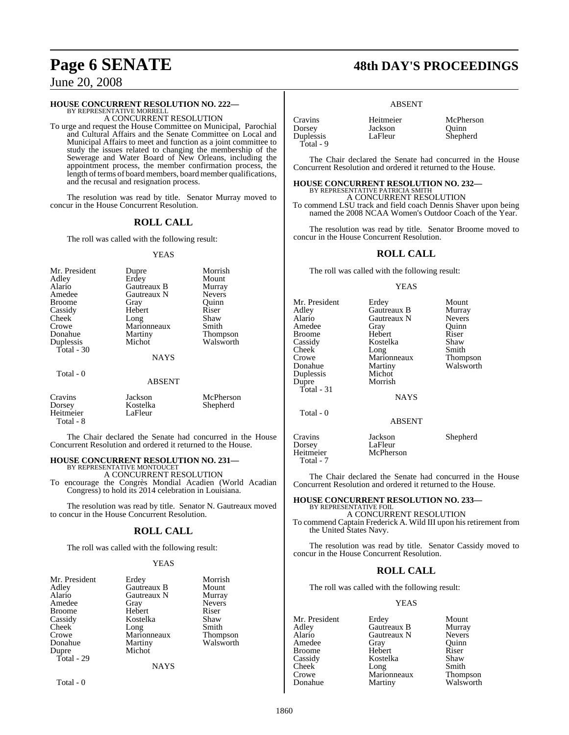### HOUSE CONCURRENT RESOLUTION NO. 222—
BY REPRESENTATIVE MORRELL

A CONCURRENT RESOLUTION

To urge and request the House Committee on Municipal, Parochial and Cultural Affairs and the Senate Committee on Local and Municipal Affairs to meet and function as a joint committee to study the issues related to changing the membership of the Sewerage and Water Board of New Orleans, including the appointment process, the member confirmation process, the length of terms of board members, board member qualifications, and the recusal and resignation process.

The resolution was read by title. Senator Murray moved to concur in the House Concurrent Resolution.

## ROLL CALL

The roll was called with the following result:

YEAS

| | | |
|---|---|---|
| Mr. President | Dupre | Morrish |
| Adley | Erdey | Mount |
| Alario | Gautreaux B | Murray |
| Amedee | Gautreaux N | Nevers |
| Broome | Gray | Quinn |
| Cassidy | Hebert | Riser |
| Cheek | Long | Shaw |
| Crowe | Marionneaux | Smith |
| Donahue | Martiny | Thompson |
| Duplessis | Michot | Walsworth |

Total - 30

NAYS

Total - 0

ABSENT

| | | |
|---|---|---|
| Cravins | Jackson | McPherson |
| Dorsey | Kostelka | Shepherd |
| Heitmeier | LaFleur | |

Total - 8

The Chair declared the Senate had concurred in the House Concurrent Resolution and ordered it returned to the House.

### HOUSE CONCURRENT RESOLUTION NO. 231—
BY REPRESENTATIVE MONTOUCET

A CONCURRENT RESOLUTION

To encourage the Congrès Mondial Acadien (World Acadian Congress) to hold its 2014 celebration in Louisiana.

The resolution was read by title. Senator N. Gautreaux moved to concur in the House Concurrent Resolution.

## ROLL CALL

The roll was called with the following result:

YEAS

| | | |
|---|---|---|
| Mr. President | Erdey | Morrish |
| Adley | Gautreaux B | Mount |
| Alario | Gautreaux N | Murray |
| Amedee | Gray | Nevers |
| Broome | Hebert | Riser |
| Cassidy | Kostelka | Shaw |
| Cheek | Long | Smith |
| Crowe | Marionneaux | Thompson |
| Donahue | Martiny | Walsworth |
| Dupre | Michot | |

Total - 29

NAYS

Total - 0

ABSENT

| | | |
|---|---|---|
| Cravins | Heitmeier | McPherson |
| Dorsey | Jackson | Quinn |
| Duplessis | LaFleur | Shepherd |

Total - 9

The Chair declared the Senate had concurred in the House Concurrent Resolution and ordered it returned to the House.

### HOUSE CONCURRENT RESOLUTION NO. 232—
BY REPRESENTATIVE PATRICIA SMITH

A CONCURRENT RESOLUTION

To commend LSU track and field coach Dennis Shaver upon being named the 2008 NCAA Women's Outdoor Coach of the Year.

The resolution was read by title. Senator Broome moved to concur in the House Concurrent Resolution.

## ROLL CALL

The roll was called with the following result:

YEAS

| | | |
|---|---|---|
| Mr. President | Erdey | Mount |
| Adley | Gautreaux B | Murray |
| Alario | Gautreaux N | Nevers |
| Amedee | Gray | Quinn |
| Broome | Hebert | Riser |
| Cassidy | Kostelka | Shaw |
| Cheek | Long | Smith |
| Crowe | Marionneaux | Thompson |
| Donahue | Martiny | Walsworth |
| Duplessis | Michot | |
| Dupre | Morrish | |

Total - 31

NAYS

Total - 0

ABSENT

| | | |
|---|---|---|
| Cravins | Jackson | Shepherd |
| Dorsey | LaFleur | |
| Heitmeier | McPherson | |

Total - 7

The Chair declared the Senate had concurred in the House Concurrent Resolution and ordered it returned to the House.

### HOUSE CONCURRENT RESOLUTION NO. 233—
BY REPRESENTATIVE FOIL

A CONCURRENT RESOLUTION

To commend Captain Frederick A. Wild III upon his retirement from the United States Navy.

The resolution was read by title. Senator Cassidy moved to concur in the House Concurrent Resolution.

## ROLL CALL

The roll was called with the following result:

YEAS

| | | |
|---|---|---|
| Mr. President | Erdey | Mount |
| Adley | Gautreaux B | Murray |
| Alario | Gautreaux N | Nevers |
| Amedee | Gray | Quinn |
| Broome | Hebert | Riser |
| Cassidy | Kostelka | Shaw |
| Cheek | Long | Smith |
| Crowe | Marionneaux | Thompson |
| Donahue | Martiny | Walsworth |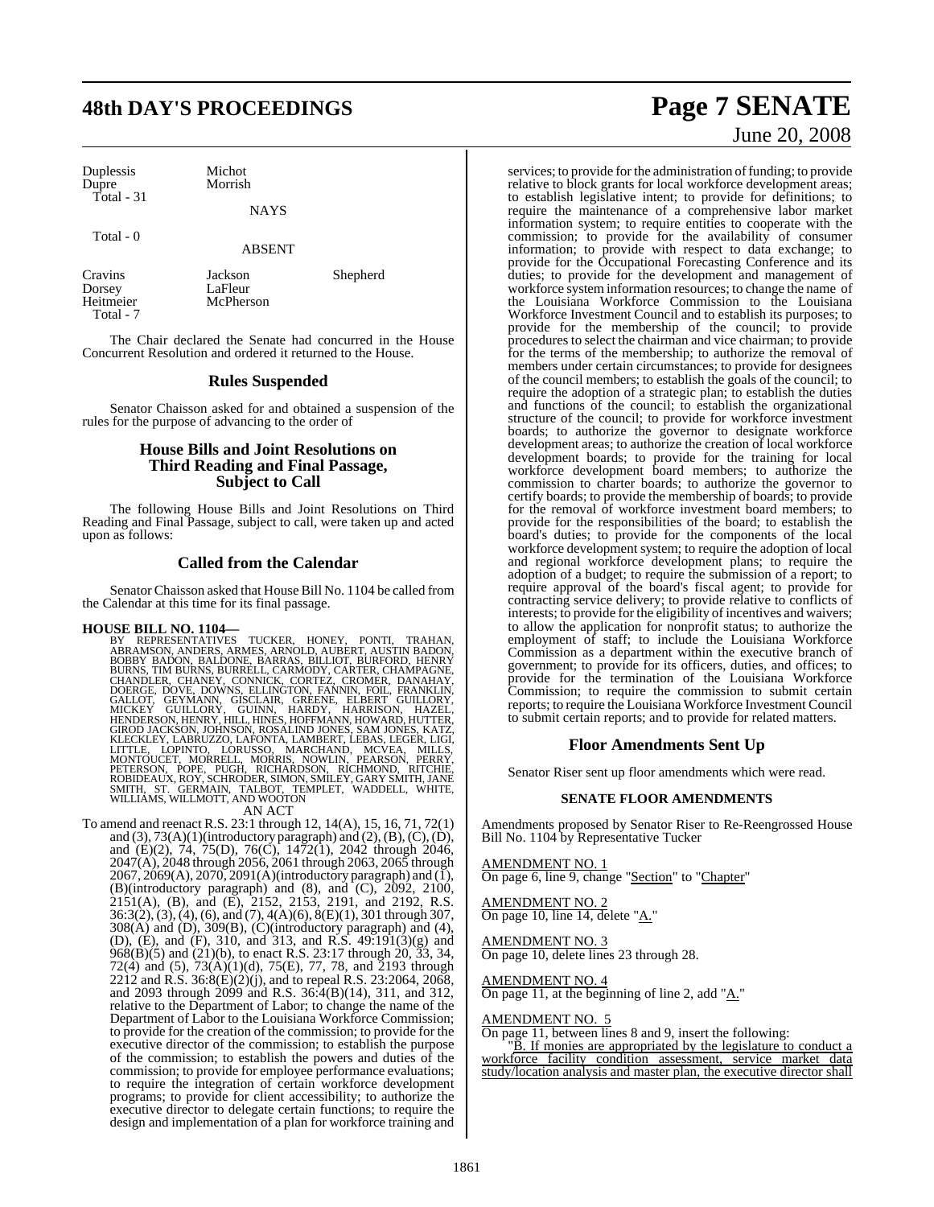| Duplessis | Michot | |
|---|---|---|
| Dupre | Morrish | |
| Total - 31 | | |

NAYS

Total - 0

ABSENT

| Cravins | Jackson | Shepherd |
|---|---|---|
| Dorsey | LaFleur | |
| Heitmeier | McPherson | |
| Total - 7 | | |

The Chair declared the Senate had concurred in the House Concurrent Resolution and ordered it returned to the House.

## Rules Suspended

Senator Chaisson asked for and obtained a suspension of the rules for the purpose of advancing to the order of

## House Bills and Joint Resolutions on Third Reading and Final Passage, Subject to Call

The following House Bills and Joint Resolutions on Third Reading and Final Passage, subject to call, were taken up and acted upon as follows:

## Called from the Calendar

Senator Chaisson asked that House Bill No. 1104 be called from the Calendar at this time for its final passage.

**HOUSE BILL NO. 1104—**

BY REPRESENTATIVES TUCKER, HONEY, PONTI, TRAHAN, ABRAMSON, ANDERS, ARMES, ARNOLD, AUBERT, AUSTIN BADON, BOBBY BADON, BALDONE, BARRAS, BILLIOT, BURFORD, HENRY BURNS, TIM BURNS, BURRELL, CARMODY, CARTER, CHAMPAGNE, CHANDLER, CHANEY, CONNICK, CORTEZ, CROMER, DANAHAY, DOERGE, DOVE, DOWNS, ELLINGTON, FANNIN, FOIL, FRANKLIN, GALLOT, GEYMANN, GISCLAIR, GREENE, ELBERT GUILLORY, MICKEY GUILLORY, GUINN, HARDY, HARRISON, HAZEL, HENDERSON, HENRY, HILL, HINES, HOFFMANN, HOWARD, HUTTER, GIROD JACKSON, JOHNSON, ROSALIND JONES, SAM JONES, KATZ, KLECKLEY, LABRUZZO, LAFONTA, LAMBERT, LEBAS, LEGER, LIGI, LITTLE, LOPINTO, LORUSSO, MARCHAND, MCVEA, MILLS, MONTOUCET, MORRELL, MORRIS, NOWLIN, PEARSON, PERRY, PETERSON, POPE, PUGH, RICHARDSON, RICHMOND, RITCHIE, ROBIDEAUX, ROY, SCHRODER, SIMON, SMILEY, GARY SMITH, JANE SMITH, ST. GERMAIN, TALBOT, TEMPLET, WADDELL, WHITE, WILLIAMS, WILLMOTT, AND WOOTON

AN ACT

To amend and reenact R.S. 23:1 through 12, 14(A), 15, 16, 71, 72(1) and (3), 73(A)(1)(introductory paragraph) and (2), (B), (C), (D), and (E)(2), 74, 75(D), 76(C), 1472(1), 2042 through 2046, 2047(A), 2048 through 2056, 2061 through 2063, 2065 through 2067, 2069(A), 2070, 2091(A)(introductory paragraph) and (1), (B)(introductory paragraph) and (8), and (C), 2092, 2100, 2151(A), (B), and (E), 2152, 2153, 2191, and 2192, R.S. 36:3(2), (3), (4), (6), and (7), 4(A)(6), 8(E)(1), 301 through 307, 308(A) and (D), 309(B), (C)(introductory paragraph) and (4), (D), (E), and (F), 310, and 313, and R.S. 49:191(3)(g) and 968(B)(5) and (21)(b), to enact R.S. 23:17 through 20, 33, 34, 72(4) and (5), 73(A)(1)(d), 75(E), 77, 78, and 2193 through 2212 and R.S. 36:8(E)(2)(j), and to repeal R.S. 23:2064, 2068, and 2093 through 2099 and R.S. 36:4(B)(14), 311, and 312, relative to the Department of Labor; to change the name of the Department of Labor to the Louisiana Workforce Commission; to provide for the creation of the commission; to provide for the executive director of the commission; to establish the purpose of the commission; to establish the powers and duties of the commission; to provide for employee performance evaluations; to require the integration of certain workforce development programs; to provide for client accessibility; to authorize the executive director to delegate certain functions; to require the design and implementation of a plan for workforce training and services; to provide for the administration of funding; to provide relative to block grants for local workforce development areas; to establish legislative intent; to provide for definitions; to require the maintenance of a comprehensive labor market information system; to require entities to cooperate with the commission; to provide for the availability of consumer information; to provide with respect to data exchange; to provide for the Occupational Forecasting Conference and its duties; to provide for the development and management of workforce system information resources; to change the name of the Louisiana Workforce Commission to the Louisiana Workforce Investment Council and to establish its purposes; to provide for the membership of the council; to provide procedures to select the chairman and vice chairman; to provide for the terms of the membership; to authorize the removal of members under certain circumstances; to provide for designees of the council members; to establish the goals of the council; to require the adoption of a strategic plan; to establish the duties and functions of the council; to establish the organizational structure of the council; to provide for workforce investment boards; to authorize the governor to designate workforce development areas; to authorize the creation of local workforce development boards; to provide for the training for local workforce development board members; to authorize the commission to charter boards; to authorize the governor to certify boards; to provide the membership of boards; to provide for the removal of workforce investment board members; to provide for the responsibilities of the board; to establish the board's duties; to provide for the components of the local workforce development system; to require the adoption of local and regional workforce development plans; to require the adoption of a budget; to require the submission of a report; to require approval of the board's fiscal agent; to provide for contracting service delivery; to provide relative to conflicts of interests; to provide for the eligibility of incentives and waivers; to allow the application for nonprofit status; to authorize the employment of staff; to include the Louisiana Workforce Commission as a department within the executive branch of government; to provide for its officers, duties, and offices; to provide for the termination of the Louisiana Workforce Commission; to require the commission to submit certain reports; to require the Louisiana Workforce Investment Council to submit certain reports; and to provide for related matters.

## Floor Amendments Sent Up

Senator Riser sent up floor amendments which were read.

### SENATE FLOOR AMENDMENTS

Amendments proposed by Senator Riser to Re-Reengrossed House Bill No. 1104 by Representative Tucker

AMENDMENT NO. 1

On page 6, line 9, change "Section" to "Chapter"

AMENDMENT NO. 2

On page 10, line 14, delete "A."

AMENDMENT NO. 3

On page 10, delete lines 23 through 28.

AMENDMENT NO. 4

On page 11, at the beginning of line 2, add "A."

AMENDMENT NO. 5

On page 11, between lines 8 and 9, insert the following:

"B. If monies are appropriated by the legislature to conduct a workforce facility condition assessment, service market data study/location analysis and master plan, the executive director shall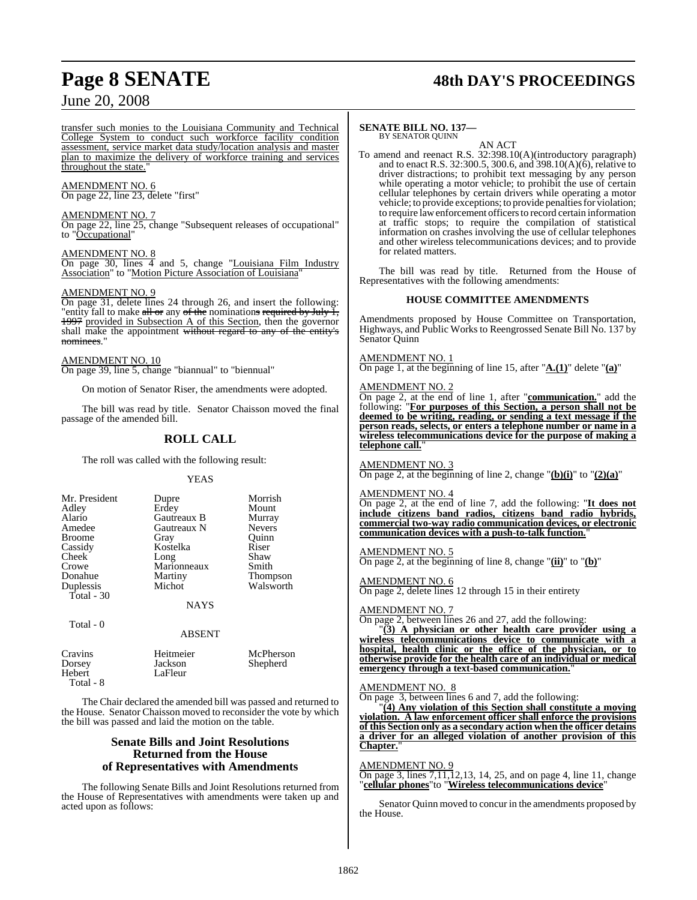transfer such monies to the Louisiana Community and Technical College System to conduct such workforce facility condition assessment, service market data study/location analysis and master plan to maximize the delivery of workforce training and services throughout the state."

AMENDMENT NO. 6
On page 22, line 23, delete "first"

AMENDMENT NO. 7
On page 22, line 25, change "Subsequent releases of occupational" to "Occupational"

AMENDMENT NO. 8
On page 30, lines 4 and 5, change "Louisiana Film Industry Association" to "Motion Picture Association of Louisiana"

AMENDMENT NO. 9
On page 31, delete lines 24 through 26, and insert the following: "entity fall to make ~~all or~~ any ~~of the~~ nomination~~s~~ ~~required by July 1, 1997~~ provided in Subsection A of this Section, then the governor shall make the appointment ~~without regard to any of the entity's nominees~~."

AMENDMENT NO. 10
On page 39, line 5, change "biannual" to "biennial"

On motion of Senator Riser, the amendments were adopted.

The bill was read by title. Senator Chaisson moved the final passage of the amended bill.

## ROLL CALL

The roll was called with the following result:

YEAS

| | | |
|---|---|---|
| Mr. President | Dupre | Morrish |
| Adley | Erdey | Mount |
| Alario | Gautreaux B | Murray |
| Amedee | Gautreaux N | Nevers |
| Broome | Gray | Quinn |
| Cassidy | Kostelka | Riser |
| Cheek | Long | Shaw |
| Crowe | Marionneaux | Smith |
| Donahue | Martiny | Thompson |
| Duplessis | Michot | Walsworth |
| Total - 30 | | |

NAYS

Total - 0

ABSENT

| | | |
|---|---|---|
| Cravins | Heitmeier | McPherson |
| Dorsey | Jackson | Shepherd |
| Hebert | LaFleur | |
| Total - 8 | | |

The Chair declared the amended bill was passed and returned to the House. Senator Chaisson moved to reconsider the vote by which the bill was passed and laid the motion on the table.

## Senate Bills and Joint Resolutions Returned from the House of Representatives with Amendments

The following Senate Bills and Joint Resolutions returned from the House of Representatives with amendments were taken up and acted upon as follows:

**SENATE BILL NO. 137—**
BY SENATOR QUINN

AN ACT

To amend and reenact R.S. 32:398.10(A)(introductory paragraph) and to enact R.S. 32:300.5, 300.6, and 398.10(A)(6), relative to driver distractions; to prohibit text messaging by any person while operating a motor vehicle; to prohibit the use of certain cellular telephones by certain drivers while operating a motor vehicle; to provide exceptions; to provide penalties for violation; to require law enforcement officers to record certain information at traffic stops; to require the compilation of statistical information on crashes involving the use of cellular telephones and other wireless telecommunications devices; and to provide for related matters.

The bill was read by title. Returned from the House of Representatives with the following amendments:

### HOUSE COMMITTEE AMENDMENTS

Amendments proposed by House Committee on Transportation, Highways, and Public Works to Reengrossed Senate Bill No. 137 by Senator Quinn

AMENDMENT NO. 1
On page 1, at the beginning of line 15, after "**A.(1)**" delete "**(a)**"

AMENDMENT NO. 2
On page 2, at the end of line 1, after "**communication.**" add the following: "**For purposes of this Section, a person shall not be deemed to be writing, reading, or sending a text message if the person reads, selects, or enters a telephone number or name in a wireless telecommunications device for the purpose of making a telephone call.**"

AMENDMENT NO. 3
On page 2, at the beginning of line 2, change "**(b)(i)**" to "**(2)(a)**"

AMENDMENT NO. 4
On page 2, at the end of line 7, add the following: "**It does not include citizens band radios, citizens band radio hybrids, commercial two-way radio communication devices, or electronic communication devices with a push-to-talk function.**"

AMENDMENT NO. 5
On page 2, at the beginning of line 8, change "**(ii)**" to "**(b)**"

AMENDMENT NO. 6
On page 2, delete lines 12 through 15 in their entirety

AMENDMENT NO. 7
On page 2, between lines 26 and 27, add the following:

"**(3) A physician or other health care provider using a wireless telecommunications device to communicate with a hospital, health clinic or the office of the physician, or to otherwise provide for the health care of an individual or medical emergency through a text-based communication.**"

AMENDMENT NO. 8
On page 3, between lines 6 and 7, add the following:

"**(4) Any violation of this Section shall constitute a moving violation. A law enforcement officer shall enforce the provisions of this Section only as a secondary action when the officer detains a driver for an alleged violation of another provision of this Chapter.**"

AMENDMENT NO. 9
On page 3, lines 7,11,12,13, 14, 25, and on page 4, line 11, change "**cellular phones**"to "**Wireless telecommunications device**"

Senator Quinn moved to concur in the amendments proposed by the House.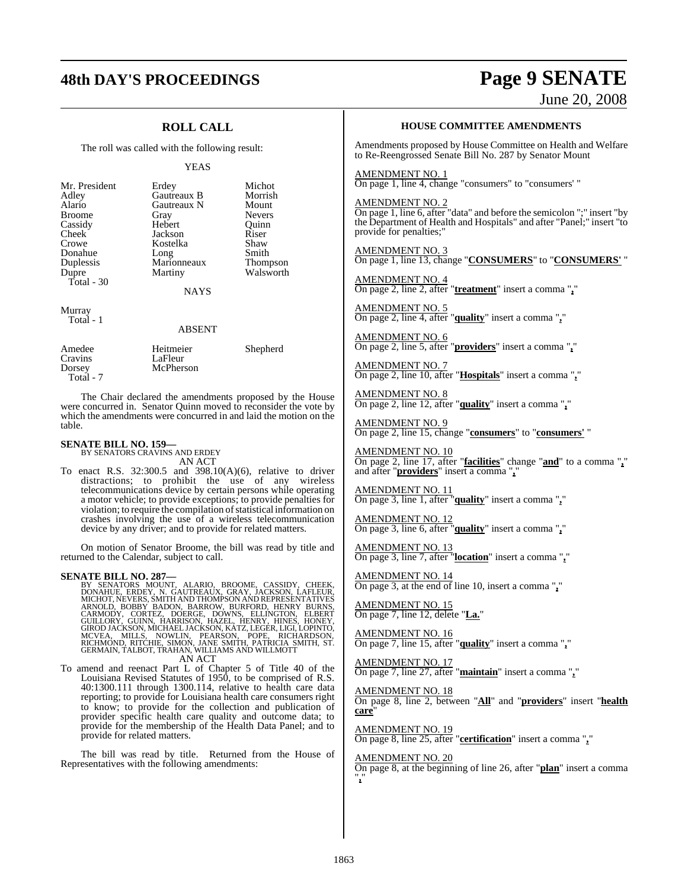## ROLL CALL

The roll was called with the following result:

YEAS

| | | |
|---|---|---|
| Mr. President | Erdey | Michot |
| Adley | Gautreaux B | Morrish |
| Alario | Gautreaux N | Mount |
| Broome | Gray | Nevers |
| Cassidy | Hebert | Quinn |
| Cheek | Jackson | Riser |
| Crowe | Kostelka | Shaw |
| Donahue | Long | Smith |
| Duplessis | Marionneaux | Thompson |
| Dupre | Martiny | Walsworth |
| Total - 30 | | |

NAYS

Murray
Total - 1

ABSENT

| | | |
|---|---|---|
| Amedee | Heitmeier | Shepherd |
| Cravins | LaFleur | |
| Dorsey | McPherson | |
| Total - 7 | | |

The Chair declared the amendments proposed by the House were concurred in. Senator Quinn moved to reconsider the vote by which the amendments were concurred in and laid the motion on the table.

**SENATE BILL NO. 159—**
BY SENATORS CRAVINS AND ERDEY
AN ACT

To enact R.S. 32:300.5 and 398.10(A)(6), relative to driver distractions; to prohibit the use of any wireless telecommunications device by certain persons while operating a motor vehicle; to provide exceptions; to provide penalties for violation; to require the compilation of statistical information on crashes involving the use of a wireless telecommunication device by any driver; and to provide for related matters.

On motion of Senator Broome, the bill was read by title and returned to the Calendar, subject to call.

**SENATE BILL NO. 287—**
BY SENATORS MOUNT, ALARIO, BROOME, CASSIDY, CHEEK, DONAHUE, ERDEY, N. GAUTREAUX, GRAY, JACKSON, LAFLEUR, MICHOT, NEVERS, SMITH AND THOMPSON AND REPRESENTATIVES ARNOLD, BOBBY BADON, BARROW, BURFORD, HENRY BURNS, CARMODY, CORTEZ, DOERGE, DOWNS, ELLINGTON, ELBERT GUILLORY, GUINN, HARRISON, HAZEL, HENRY, HINES, HONEY, GIROD JACKSON, MICHAEL JACKSON, KATZ, LEGER, LIGI, LOPINTO, MCVEA, MILLS, NOWLIN, PEARSON, POPE, RICHARDSON, RICHMOND, RITCHIE, SIMON, JANE SMITH, PATRICIA SMITH, ST. GERMAIN, TALBOT, TRAHAN, WILLIAMS AND WILLMOTT
AN ACT

To amend and reenact Part L of Chapter 5 of Title 40 of the Louisiana Revised Statutes of 1950, to be comprised of R.S. 40:1300.111 through 1300.114, relative to health care data reporting; to provide for Louisiana health care consumers right to know; to provide for the collection and publication of provider specific health care quality and outcome data; to provide for the membership of the Health Data Panel; and to provide for related matters.

The bill was read by title. Returned from the House of Representatives with the following amendments:

### HOUSE COMMITTEE AMENDMENTS

Amendments proposed by House Committee on Health and Welfare to Re-Reengrossed Senate Bill No. 287 by Senator Mount

AMENDMENT NO. 1
On page 1, line 4, change "consumers" to "consumers' "

AMENDMENT NO. 2
On page 1, line 6, after "data" and before the semicolon ";" insert "by the Department of Health and Hospitals" and after "Panel;" insert "to provide for penalties;"

AMENDMENT NO. 3
On page 1, line 13, change "**CONSUMERS**" to "**CONSUMERS'** "

AMENDMENT NO. 4
On page 2, line 2, after "**treatment**" insert a comma "**,**"

AMENDMENT NO. 5
On page 2, line 4, after "**quality**" insert a comma "**,**"

AMENDMENT NO. 6
On page 2, line 5, after "**providers**" insert a comma "**,**"

AMENDMENT NO. 7
On page 2, line 10, after "**Hospitals**" insert a comma "**,**"

AMENDMENT NO. 8
On page 2, line 12, after "**quality**" insert a comma "**,**"

AMENDMENT NO. 9
On page 2, line 15, change "**consumers**" to "**consumers'** "

AMENDMENT NO. 10
On page 2, line 17, after "**facilities**" change "**and**" to a comma "**,**" and after "**providers**" insert a comma "**,**"

AMENDMENT NO. 11
On page 3, line 1, after "**quality**" insert a comma "**,**"

AMENDMENT NO. 12
On page 3, line 6, after "**quality**" insert a comma "**,**"

AMENDMENT NO. 13
On page 3, line 7, after "**location**" insert a comma "**,**"

AMENDMENT NO. 14
On page 3, at the end of line 10, insert a comma "**,**"

AMENDMENT NO. 15
On page 7, line 12, delete "**La.**"

AMENDMENT NO. 16
On page 7, line 15, after "**quality**" insert a comma "**,**"

AMENDMENT NO. 17
On page 7, line 27, after "**maintain**" insert a comma "**,**"

AMENDMENT NO. 18
On page 8, line 2, between "**All**" and "**providers**" insert "**health care**"

AMENDMENT NO. 19
On page 8, line 25, after "**certification**" insert a comma "**,**"

AMENDMENT NO. 20
On page 8, at the beginning of line 26, after "**plan**" insert a comma "**,**"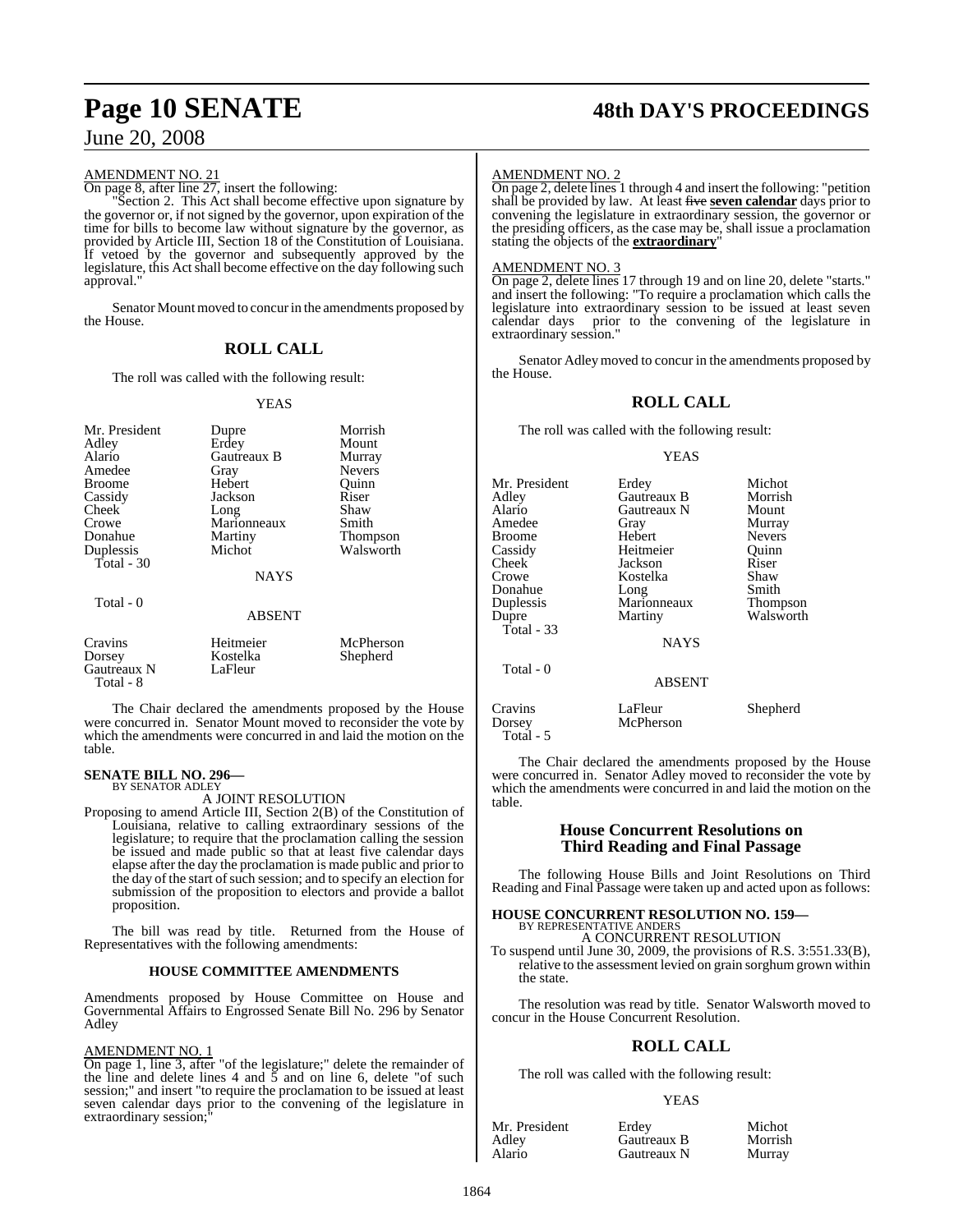AMENDMENT NO. 21

On page 8, after line 27, insert the following:

"Section 2. This Act shall become effective upon signature by the governor or, if not signed by the governor, upon expiration of the time for bills to become law without signature by the governor, as provided by Article III, Section 18 of the Constitution of Louisiana. If vetoed by the governor and subsequently approved by the legislature, this Act shall become effective on the day following such approval."

Senator Mount moved to concur in the amendments proposed by the House.

## ROLL CALL

The roll was called with the following result:

YEAS

| | | |
|---|---|---|
| Mr. President | Dupre | Morrish |
| Adley | Erdey | Mount |
| Alario | Gautreaux B | Murray |
| Amedee | Gray | Nevers |
| Broome | Hebert | Quinn |
| Cassidy | Jackson | Riser |
| Cheek | Long | Shaw |
| Crowe | Marionneaux | Smith |
| Donahue | Martiny | Thompson |
| Duplessis | Michot | Walsworth |
| Total - 30 | | |

NAYS

Total - 0

ABSENT

| | | |
|---|---|---|
| Cravins | Heitmeier | McPherson |
| Dorsey | Kostelka | Shepherd |
| Gautreaux N | LaFleur | |
| Total - 8 | | |

The Chair declared the amendments proposed by the House were concurred in. Senator Mount moved to reconsider the vote by which the amendments were concurred in and laid the motion on the table.

**SENATE BILL NO. 296—**
BY SENATOR ADLEY

A JOINT RESOLUTION

Proposing to amend Article III, Section 2(B) of the Constitution of Louisiana, relative to calling extraordinary sessions of the legislature; to require that the proclamation calling the session be issued and made public so that at least five calendar days elapse after the day the proclamation is made public and prior to the day of the start of such session; and to specify an election for submission of the proposition to electors and provide a ballot proposition.

The bill was read by title. Returned from the House of Representatives with the following amendments:

### HOUSE COMMITTEE AMENDMENTS

Amendments proposed by House Committee on House and Governmental Affairs to Engrossed Senate Bill No. 296 by Senator Adley

AMENDMENT NO. 1

On page 1, line 3, after "of the legislature;" delete the remainder of the line and delete lines 4 and 5 and on line 6, delete "of such session;" and insert "to require the proclamation to be issued at least seven calendar days prior to the convening of the legislature in extraordinary session;"

AMENDMENT NO. 2

On page 2, delete lines 1 through 4 and insert the following: "petition shall be provided by law. At least ~~five~~ **seven calendar** days prior to convening the legislature in extraordinary session, the governor or the presiding officers, as the case may be, shall issue a proclamation stating the objects of the **extraordinary**"

AMENDMENT NO. 3

On page 2, delete lines 17 through 19 and on line 20, delete "starts." and insert the following: "To require a proclamation which calls the legislature into extraordinary session to be issued at least seven calendar days prior to the convening of the legislature in extraordinary session."

Senator Adley moved to concur in the amendments proposed by the House.

## ROLL CALL

The roll was called with the following result:

YEAS

| | | |
|---|---|---|
| Mr. President | Erdey | Michot |
| Adley | Gautreaux B | Morrish |
| Alario | Gautreaux N | Mount |
| Amedee | Gray | Murray |
| Broome | Hebert | Nevers |
| Cassidy | Heitmeier | Quinn |
| Cheek | Jackson | Riser |
| Crowe | Kostelka | Shaw |
| Donahue | Long | Smith |
| Duplessis | Marionneaux | Thompson |
| Dupre | Martiny | Walsworth |
| Total - 33 | | |

NAYS

Total - 0

ABSENT

| | | |
|---|---|---|
| Cravins | LaFleur | Shepherd |
| Dorsey | McPherson | |
| Total - 5 | | |

The Chair declared the amendments proposed by the House were concurred in. Senator Adley moved to reconsider the vote by which the amendments were concurred in and laid the motion on the table.

## House Concurrent Resolutions on Third Reading and Final Passage

The following House Bills and Joint Resolutions on Third Reading and Final Passage were taken up and acted upon as follows:

**HOUSE CONCURRENT RESOLUTION NO. 159—**
BY REPRESENTATIVE ANDERS

A CONCURRENT RESOLUTION

To suspend until June 30, 2009, the provisions of R.S. 3:551.33(B), relative to the assessment levied on grain sorghum grown within the state.

The resolution was read by title. Senator Walsworth moved to concur in the House Concurrent Resolution.

## ROLL CALL

The roll was called with the following result:

YEAS

| | | |
|---|---|---|
| Mr. President | Erdey | Michot |
| Adley | Gautreaux B | Morrish |
| Alario | Gautreaux N | Murray |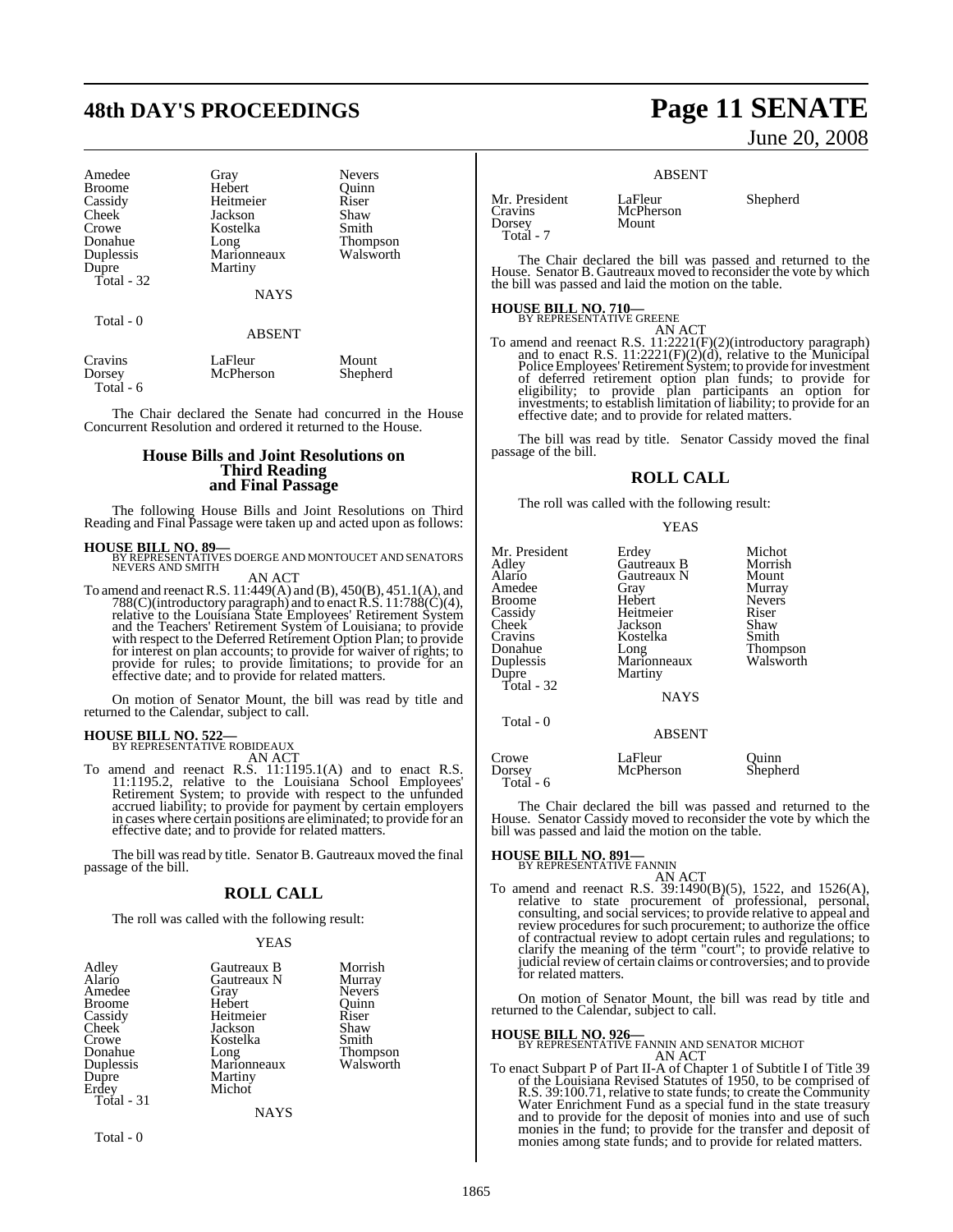| Amedee | Gray | Nevers |
|---|---|---|
| Broome | Hebert | Quinn |
| Cassidy | Heitmeier | Riser |
| Cheek | Jackson | Shaw |
| Crowe | Kostelka | Smith |
| Donahue | Long | Thompson |
| Duplessis | Marionneaux | Walsworth |
| Dupre | Martiny | |
| Total - 32 | | |

NAYS

Total - 0

ABSENT

| Cravins | LaFleur | Mount |
|---|---|---|
| Dorsey | McPherson | Shepherd |
| Total - 6 | | |

The Chair declared the Senate had concurred in the House Concurrent Resolution and ordered it returned to the House.

## House Bills and Joint Resolutions on Third Reading and Final Passage

The following House Bills and Joint Resolutions on Third Reading and Final Passage were taken up and acted upon as follows:

**HOUSE BILL NO. 89—**
BY REPRESENTATIVES DOERGE AND MONTOUCET AND SENATORS NEVERS AND SMITH

AN ACT

To amend and reenact R.S. 11:449(A) and (B), 450(B), 451.1(A), and 788(C)(introductory paragraph) and to enact R.S. 11:788(C)(4), relative to the Louisiana State Employees' Retirement System and the Teachers' Retirement System of Louisiana; to provide with respect to the Deferred Retirement Option Plan; to provide for interest on plan accounts; to provide for waiver of rights; to provide for rules; to provide limitations; to provide for an effective date; and to provide for related matters.

On motion of Senator Mount, the bill was read by title and returned to the Calendar, subject to call.

**HOUSE BILL NO. 522—**
BY REPRESENTATIVE ROBIDEAUX

AN ACT

To amend and reenact R.S. 11:1195.1(A) and to enact R.S. 11:1195.2, relative to the Louisiana School Employees' Retirement System; to provide with respect to the unfunded accrued liability; to provide for payment by certain employers in cases where certain positions are eliminated; to provide for an effective date; and to provide for related matters.

The bill was read by title. Senator B. Gautreaux moved the final passage of the bill.

## ROLL CALL

The roll was called with the following result:

YEAS

| Adley | Gautreaux B | Morrish |
|---|---|---|
| Alario | Gautreaux N | Murray |
| Amedee | Gray | Nevers |
| Broome | Hebert | Quinn |
| Cassidy | Heitmeier | Riser |
| Cheek | Jackson | Shaw |
| Crowe | Kostelka | Smith |
| Donahue | Long | Thompson |
| Duplessis | Marionneaux | Walsworth |
| Dupre | Martiny | |
| Erdey | Michot | |
| Total - 31 | | |

NAYS

Total - 0

ABSENT

| Mr. President | LaFleur | Shepherd |
|---|---|---|
| Cravins | McPherson | |
| Dorsey | Mount | |
| Total - 7 | | |

The Chair declared the bill was passed and returned to the House. Senator B. Gautreaux moved to reconsider the vote by which the bill was passed and laid the motion on the table.

**HOUSE BILL NO. 710—**
BY REPRESENTATIVE GREENE

AN ACT

To amend and reenact R.S. 11:2221(F)(2)(introductory paragraph) and to enact R.S. 11:2221(F)(2)(d), relative to the Municipal Police Employees' Retirement System; to provide for investment of deferred retirement option plan funds; to provide for eligibility; to provide plan participants an option for investments; to establish limitation of liability; to provide for an effective date; and to provide for related matters.

The bill was read by title. Senator Cassidy moved the final passage of the bill.

## ROLL CALL

The roll was called with the following result:

YEAS

| Mr. President | Erdey | Michot |
|---|---|---|
| Adley | Gautreaux B | Morrish |
| Alario | Gautreaux N | Mount |
| Amedee | Gray | Murray |
| Broome | Hebert | Nevers |
| Cassidy | Heitmeier | Riser |
| Cheek | Jackson | Shaw |
| Cravins | Kostelka | Smith |
| Donahue | Long | Thompson |
| Duplessis | Marionneaux | Walsworth |
| Dupre | Martiny | |
| Total - 32 | | |

NAYS

Total - 0

ABSENT

| Crowe | LaFleur | Quinn |
|---|---|---|
| Dorsey | McPherson | Shepherd |
| Total - 6 | | |

The Chair declared the bill was passed and returned to the House. Senator Cassidy moved to reconsider the vote by which the bill was passed and laid the motion on the table.

**HOUSE BILL NO. 891—**
BY REPRESENTATIVE FANNIN

AN ACT

To amend and reenact R.S. 39:1490(B)(5), 1522, and 1526(A), relative to state procurement of professional, personal, consulting, and social services; to provide relative to appeal and review procedures for such procurement; to authorize the office of contractual review to adopt certain rules and regulations; to clarify the meaning of the term "court"; to provide relative to judicial review of certain claims or controversies; and to provide for related matters.

On motion of Senator Mount, the bill was read by title and returned to the Calendar, subject to call.

**HOUSE BILL NO. 926—**
BY REPRESENTATIVE FANNIN AND SENATOR MICHOT

AN ACT

To enact Subpart P of Part II-A of Chapter 1 of Subtitle I of Title 39 of the Louisiana Revised Statutes of 1950, to be comprised of R.S. 39:100.71, relative to state funds; to create the Community Water Enrichment Fund as a special fund in the state treasury and to provide for the deposit of monies into and use of such monies in the fund; to provide for the transfer and deposit of monies among state funds; and to provide for related matters.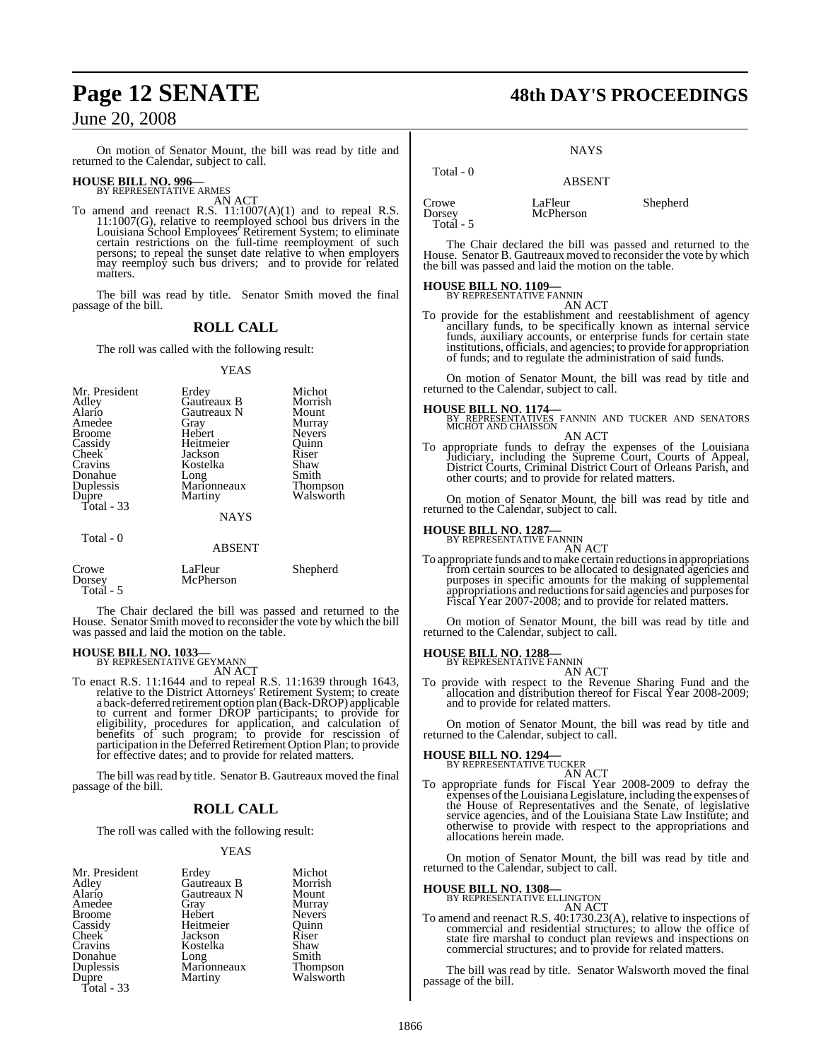On motion of Senator Mount, the bill was read by title and returned to the Calendar, subject to call.

**HOUSE BILL NO. 996—**
BY REPRESENTATIVE ARMES

AN ACT

To amend and reenact R.S. 11:1007(A)(1) and to repeal R.S. 11:1007(G), relative to reemployed school bus drivers in the Louisiana School Employees' Retirement System; to eliminate certain restrictions on the full-time reemployment of such persons; to repeal the sunset date relative to when employers may reemploy such bus drivers; and to provide for related matters.

The bill was read by title. Senator Smith moved the final passage of the bill.

## ROLL CALL

The roll was called with the following result:

YEAS

| | | |
|---|---|---|
| Mr. President | Erdey | Michot |
| Adley | Gautreaux B | Morrish |
| Alario | Gautreaux N | Mount |
| Amedee | Gray | Murray |
| Broome | Hebert | Nevers |
| Cassidy | Heitmeier | Quinn |
| Cheek | Jackson | Riser |
| Cravins | Kostelka | Shaw |
| Donahue | Long | Smith |
| Duplessis | Marionneaux | Thompson |
| Dupre | Martiny | Walsworth |
| Total - 33 | | |

NAYS

Total - 0

ABSENT

| | | |
|---|---|---|
| Crowe | LaFleur | Shepherd |
| Dorsey | McPherson | |
| Total - 5 | | |

The Chair declared the bill was passed and returned to the House. Senator Smith moved to reconsider the vote by which the bill was passed and laid the motion on the table.

**HOUSE BILL NO. 1033—**
BY REPRESENTATIVE GEYMANN

AN ACT

To enact R.S. 11:1644 and to repeal R.S. 11:1639 through 1643, relative to the District Attorneys' Retirement System; to create a back-deferred retirement option plan (Back-DROP) applicable to current and former DROP participants; to provide for eligibility, procedures for application, and calculation of benefits of such program; to provide for rescission of participation in the Deferred Retirement Option Plan; to provide for effective dates; and to provide for related matters.

The bill was read by title. Senator B. Gautreaux moved the final passage of the bill.

## ROLL CALL

The roll was called with the following result:

YEAS

| | | |
|---|---|---|
| Mr. President | Erdey | Michot |
| Adley | Gautreaux B | Morrish |
| Alario | Gautreaux N | Mount |
| Amedee | Gray | Murray |
| Broome | Hebert | Nevers |
| Cassidy | Heitmeier | Quinn |
| Cheek | Jackson | Riser |
| Cravins | Kostelka | Shaw |
| Donahue | Long | Smith |
| Duplessis | Marionneaux | Thompson |
| Dupre | Martiny | Walsworth |
| Total - 33 | | |

NAYS

Total - 0

ABSENT

| | | |
|---|---|---|
| Crowe | LaFleur | Shepherd |
| Dorsey | McPherson | |
| Total - 5 | | |

The Chair declared the bill was passed and returned to the House. Senator B. Gautreaux moved to reconsider the vote by which the bill was passed and laid the motion on the table.

**HOUSE BILL NO. 1109—**
BY REPRESENTATIVE FANNIN

AN ACT

To provide for the establishment and reestablishment of agency ancillary funds, to be specifically known as internal service funds, auxiliary accounts, or enterprise funds for certain state institutions, officials, and agencies; to provide for appropriation of funds; and to regulate the administration of said funds.

On motion of Senator Mount, the bill was read by title and returned to the Calendar, subject to call.

**HOUSE BILL NO. 1174—**
BY REPRESENTATIVES FANNIN AND TUCKER AND SENATORS MICHOT AND CHAISSON

AN ACT

To appropriate funds to defray the expenses of the Louisiana Judiciary, including the Supreme Court, Courts of Appeal, District Courts, Criminal District Court of Orleans Parish, and other courts; and to provide for related matters.

On motion of Senator Mount, the bill was read by title and returned to the Calendar, subject to call.

**HOUSE BILL NO. 1287—**
BY REPRESENTATIVE FANNIN

AN ACT

To appropriate funds and to make certain reductions in appropriations from certain sources to be allocated to designated agencies and purposes in specific amounts for the making of supplemental appropriations and reductions for said agencies and purposes for Fiscal Year 2007-2008; and to provide for related matters.

On motion of Senator Mount, the bill was read by title and returned to the Calendar, subject to call.

**HOUSE BILL NO. 1288—**
BY REPRESENTATIVE FANNIN

AN ACT

To provide with respect to the Revenue Sharing Fund and the allocation and distribution thereof for Fiscal Year 2008-2009; and to provide for related matters.

On motion of Senator Mount, the bill was read by title and returned to the Calendar, subject to call.

**HOUSE BILL NO. 1294—**
BY REPRESENTATIVE TUCKER

AN ACT

To appropriate funds for Fiscal Year 2008-2009 to defray the expenses of the Louisiana Legislature, including the expenses of the House of Representatives and the Senate, of legislative service agencies, and of the Louisiana State Law Institute; and otherwise to provide with respect to the appropriations and allocations herein made.

On motion of Senator Mount, the bill was read by title and returned to the Calendar, subject to call.

**HOUSE BILL NO. 1308—**
BY REPRESENTATIVE ELLINGTON

AN ACT

To amend and reenact R.S. 40:1730.23(A), relative to inspections of commercial and residential structures; to allow the office of state fire marshal to conduct plan reviews and inspections on commercial structures; and to provide for related matters.

The bill was read by title. Senator Walsworth moved the final passage of the bill.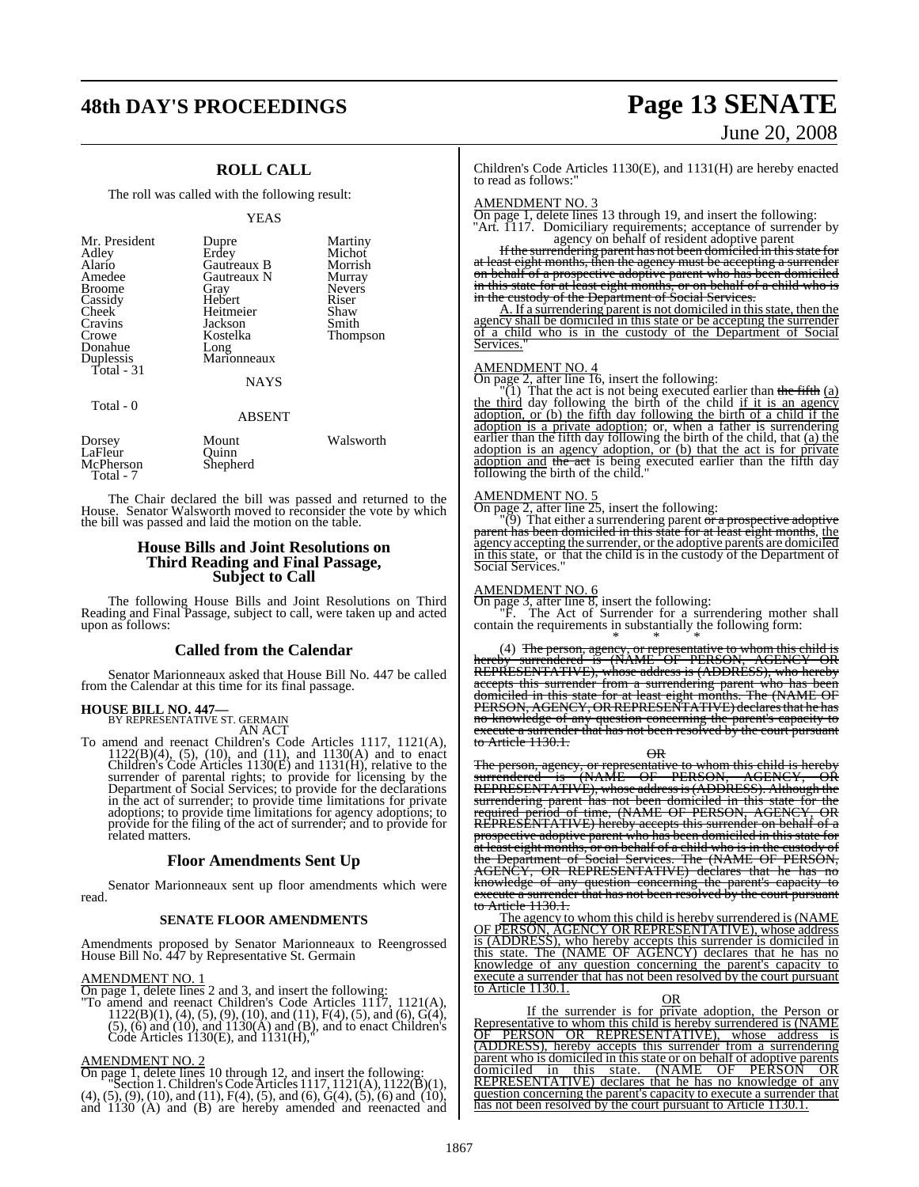## ROLL CALL

The roll was called with the following result:

YEAS

| | | |
|---|---|---|
| Mr. President | Dupre | Martiny |
| Adley | Erdey | Michot |
| Alario | Gautreaux B | Morrish |
| Amedee | Gautreaux N | Murray |
| Broome | Gray | Nevers |
| Cassidy | Hebert | Riser |
| Cheek | Heitmeier | Shaw |
| Cravins | Jackson | Smith |
| Crowe | Kostelka | Thompson |
| Donahue | Long | |
| Duplessis | Marionneaux | |
| Total - 31 | | |

NAYS

Total - 0

ABSENT

| | | |
|---|---|---|
| Dorsey | Mount | Walsworth |
| LaFleur | Quinn | |
| McPherson | Shepherd | |
| Total - 7 | | |

The Chair declared the bill was passed and returned to the House. Senator Walsworth moved to reconsider the vote by which the bill was passed and laid the motion on the table.

## House Bills and Joint Resolutions on Third Reading and Final Passage, Subject to Call

The following House Bills and Joint Resolutions on Third Reading and Final Passage, subject to call, were taken up and acted upon as follows:

### Called from the Calendar

Senator Marionneaux asked that House Bill No. 447 be called from the Calendar at this time for its final passage.

**HOUSE BILL NO. 447—**
BY REPRESENTATIVE ST. GERMAIN
AN ACT

To amend and reenact Children's Code Articles 1117, 1121(A), 1122(B)(4), (5), (10), and (11), and 1130(A) and to enact Children's Code Articles 1130(E) and 1131(H), relative to the surrender of parental rights; to provide for licensing by the Department of Social Services; to provide for the declarations in the act of surrender; to provide time limitations for private adoptions; to provide time limitations for agency adoptions; to provide for the filing of the act of surrender; and to provide for related matters.

### Floor Amendments Sent Up

Senator Marionneaux sent up floor amendments which were read.

#### SENATE FLOOR AMENDMENTS

Amendments proposed by Senator Marionneaux to Reengrossed House Bill No. 447 by Representative St. Germain

AMENDMENT NO. 1
On page 1, delete lines 2 and 3, and insert the following:
"To amend and reenact Children's Code Articles 1117, 1121(A), 1122(B)(1), (4), (5), (9), (10), and (11), F(4), (5), and (6), G(4), (5), (6) and (10), and 1130(A) and (B), and to enact Children's Code Articles 1130(E), and 1131(H),"

AMENDMENT NO. 2
On page 1, delete lines 10 through 12, and insert the following:
"Section 1. Children's Code Articles 1117, 1121(A), 1122(B)(1), (4), (5), (9), (10), and (11), F(4), (5), and (6), G(4), (5), (6) and (10), and 1130 (A) and (B) are hereby amended and reenacted and Children's Code Articles 1130(E), and 1131(H) are hereby enacted to read as follows:"

AMENDMENT NO. 3
On page 1, delete lines 13 through 19, and insert the following:
"Art. 1117. Domiciliary requirements; acceptance of surrender by agency on behalf of resident adoptive parent

~~If the surrendering parent has not been domiciled in this state for at least eight months, then the agency must be accepting a surrender on behalf of a prospective adoptive parent who has been domiciled in this state for at least eight months, or on behalf of a child who is in the custody of the Department of Social Services.~~

A. If a surrendering parent is not domiciled in this state, then the agency shall be domiciled in this state or be accepting the surrender of a child who is in the custody of the Department of Social Services."

AMENDMENT NO. 4
On page 2, after line 16, insert the following:
"(1) That the act is not being executed earlier than ~~the fifth~~ (a) the third day following the birth of the child if it is an agency adoption, or (b) the fifth day following the birth of a child if the adoption is a private adoption; or, when a father is surrendering earlier than the fifth day following the birth of the child, that (a) the adoption is an agency adoption, or (b) that the act is for private adoption and ~~the act~~ is being executed earlier than the fifth day following the birth of the child."

AMENDMENT NO. 5
On page 2, after line 25, insert the following:
"(9) That either a surrendering parent ~~or a prospective adoptive parent has been domiciled in this state for at least eight months~~, the agency accepting the surrender, or the adoptive parents are domiciled in this state, or that the child is in the custody of the Department of Social Services."

AMENDMENT NO. 6
On page 3, after line 8, insert the following:
"F. The Act of Surrender for a surrendering mother shall contain the requirements in substantially the following form:

\* \* \*

(4) ~~The person, agency, or representative to whom this child is hereby surrendered is (NAME OF PERSON, AGENCY OR REPRESENTATIVE), whose address is (ADDRESS), who hereby accepts this surrender from a surrendering parent who has been domiciled in this state for at least eight months. The (NAME OF PERSON, AGENCY, OR REPRESENTATIVE) declares that he has no knowledge of any question concerning the parent's capacity to execute a surrender that has not been resolved by the court pursuant to Article 1130.1.~~

~~OR~~

~~The person, agency, or representative to whom this child is hereby surrendered is (NAME OF PERSON, AGENCY, OR REPRESENTATIVE), whose address is (ADDRESS). Although the surrendering parent has not been domiciled in this state for the required period of time, (NAME OF PERSON, AGENCY, OR REPRESENTATIVE) hereby accepts this surrender on behalf of a prospective adoptive parent who has been domiciled in this state for at least eight months, or on behalf of a child who is in the custody of the Department of Social Services. The (NAME OF PERSON, AGENCY, OR REPRESENTATIVE) declares that he has no knowledge of any question concerning the parent's capacity to execute a surrender that has not been resolved by the court pursuant to Article 1130.1.~~

The agency to whom this child is hereby surrendered is (NAME OF PERSON, AGENCY OR REPRESENTATIVE), whose address is (ADDRESS), who hereby accepts this surrender is domiciled in this state. The (NAME OF AGENCY) declares that he has no knowledge of any question concerning the parent's capacity to execute a surrender that has not been resolved by the court pursuant to Article 1130.1.

OR

If the surrender is for private adoption, the Person or Representative to whom this child is hereby surrendered is (NAME OF PERSON OR REPRESENTATIVE), whose address is (ADDRESS), hereby accepts this surrender from a surrendering parent who is domiciled in this state or on behalf of adoptive parents domiciled in this state. (NAME OF PERSON OR REPRESENTATIVE) declares that he has no knowledge of any question concerning the parent's capacity to execute a surrender that has not been resolved by the court pursuant to Article 1130.1.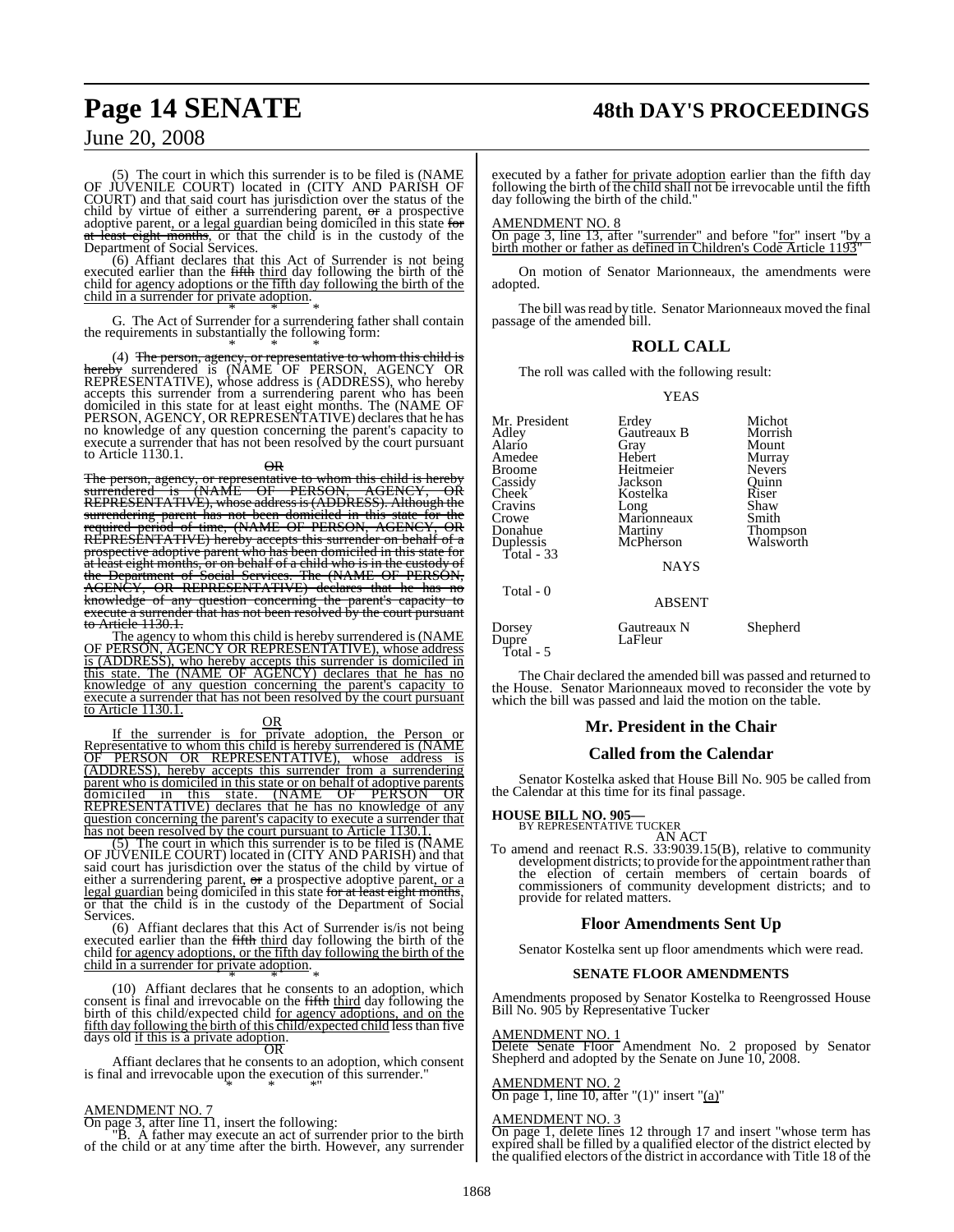(5) The court in which this surrender is to be filed is (NAME OF JUVENILE COURT) located in (CITY AND PARISH OF COURT) and that said court has jurisdiction over the status of the child by virtue of either a surrendering parent, or a prospective adoptive parent, or a legal guardian being domiciled in this state for at least eight months, or that the child is in the custody of the Department of Social Services.

(6) Affiant declares that this Act of Surrender is not being executed earlier than the fifth third day following the birth of the child for agency adoptions or the fifth day following the birth of the child in a surrender for private adoption.

\* \* \*

G. The Act of Surrender for a surrendering father shall contain the requirements in substantially the following form:

\* \* \*

(4) The person, agency, or representative to whom this child is hereby surrendered is (NAME OF PERSON, AGENCY OR REPRESENTATIVE), whose address is (ADDRESS), who hereby accepts this surrender from a surrendering parent who has been domiciled in this state for at least eight months. The (NAME OF PERSON, AGENCY, OR REPRESENTATIVE) declares that he has no knowledge of any question concerning the parent's capacity to execute a surrender that has not been resolved by the court pursuant to Article 1130.1.

OR

The person, agency, or representative to whom this child is hereby surrendered is (NAME OF PERSON, AGENCY, OR REPRESENTATIVE), whose address is (ADDRESS). Although the surrendering parent has not been domiciled in this state for the required period of time, (NAME OF PERSON, AGENCY, OR REPRESENTATIVE) hereby accepts this surrender on behalf of a prospective adoptive parent who has been domiciled in this state for at least eight months, or on behalf of a child who is in the custody of the Department of Social Services. The (NAME OF PERSON, AGENCY, OR REPRESENTATIVE) declares that he has no knowledge of any question concerning the parent's capacity to execute a surrender that has not been resolved by the court pursuant to Article 1130.1.

The agency to whom this child is hereby surrendered is (NAME OF PERSON, AGENCY OR REPRESENTATIVE), whose address is (ADDRESS), who hereby accepts this surrender is domiciled in this state. The (NAME OF AGENCY) declares that he has no knowledge of any question concerning the parent's capacity to execute a surrender that has not been resolved by the court pursuant to Article 1130.1.

OR

If the surrender is for private adoption, the Person or Representative to whom this child is hereby surrendered is (NAME OF PERSON OR REPRESENTATIVE), whose address is (ADDRESS), hereby accepts this surrender from a surrendering parent who is domiciled in this state or on behalf of adoptive parents domiciled in this state. (NAME OF PERSON OR REPRESENTATIVE) declares that he has no knowledge of any question concerning the parent's capacity to execute a surrender that has not been resolved by the court pursuant to Article 1130.1.

(5) The court in which this surrender is to be filed is (NAME OF JUVENILE COURT) located in (CITY AND PARISH) and that said court has jurisdiction over the status of the child by virtue of either a surrendering parent, or a prospective adoptive parent, or a legal guardian being domiciled in this state for at least eight months, or that the child is in the custody of the Department of Social Services.

(6) Affiant declares that this Act of Surrender is/is not being executed earlier than the fifth third day following the birth of the child for agency adoptions, or the fifth day following the birth of the child in a surrender for private adoption.

\* \* \*

(10) Affiant declares that he consents to an adoption, which consent is final and irrevocable on the fifth third day following the birth of this child/expected child for agency adoptions, and on the fifth day following the birth of this child/expected child less than five days old if this is a private adoption.

OR

Affiant declares that he consents to an adoption, which consent is final and irrevocable upon the execution of this surrender."

\* \* \*"

AMENDMENT NO. 7

On page 3, after line 11, insert the following:

"B. A father may execute an act of surrender prior to the birth of the child or at any time after the birth. However, any surrender executed by a father for private adoption earlier than the fifth day following the birth of the child shall not be irrevocable until the fifth day following the birth of the child."

AMENDMENT NO. 8

On page 3, line 13, after "surrender" and before "for" insert "by a birth mother or father as defined in Children's Code Article 1193"

On motion of Senator Marionneaux, the amendments were adopted.

The bill was read by title. Senator Marionneaux moved the final passage of the amended bill.

## ROLL CALL

The roll was called with the following result:

YEAS

| | | |
|---|---|---|
| Mr. President | Erdey | Michot |
| Adley | Gautreaux B | Morrish |
| Alario | Gray | Mount |
| Amedee | Hebert | Murray |
| Broome | Heitmeier | Nevers |
| Cassidy | Jackson | Quinn |
| Cheek | Kostelka | Riser |
| Cravins | Long | Shaw |
| Crowe | Marionneaux | Smith |
| Donahue | Martiny | Thompson |
| Duplessis | McPherson | Walsworth |

Total - 33

NAYS

Total - 0

ABSENT

| | | |
|---|---|---|
| Dorsey | Gautreaux N | Shepherd |
| Dupre | LaFleur | |

Total - 5

The Chair declared the amended bill was passed and returned to the House. Senator Marionneaux moved to reconsider the vote by which the bill was passed and laid the motion on the table.

## Mr. President in the Chair

## Called from the Calendar

Senator Kostelka asked that House Bill No. 905 be called from the Calendar at this time for its final passage.

**HOUSE BILL NO. 905—**
BY REPRESENTATIVE TUCKER

AN ACT

To amend and reenact R.S. 33:9039.15(B), relative to community development districts; to provide for the appointment rather than the election of certain members of certain boards of commissioners of community development districts; and to provide for related matters.

## Floor Amendments Sent Up

Senator Kostelka sent up floor amendments which were read.

### SENATE FLOOR AMENDMENTS

Amendments proposed by Senator Kostelka to Reengrossed House Bill No. 905 by Representative Tucker

AMENDMENT NO. 1

Delete Senate Floor Amendment No. 2 proposed by Senator Shepherd and adopted by the Senate on June 10, 2008.

AMENDMENT NO. 2

On page 1, line 10, after "(1)" insert "(a)"

AMENDMENT NO. 3

On page 1, delete lines 12 through 17 and insert "whose term has expired shall be filled by a qualified elector of the district elected by the qualified electors of the district in accordance with Title 18 of the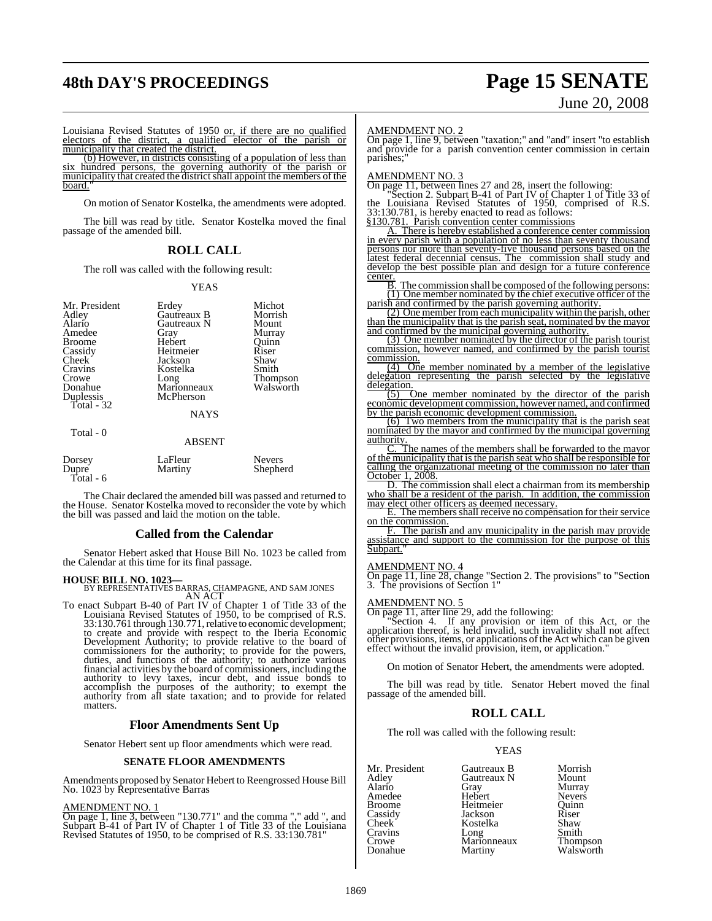Louisiana Revised Statutes of 1950 or, if there are no qualified electors of the district, a qualified elector of the parish or municipality that created the district.

(b) However, in districts consisting of a population of less than six hundred persons, the governing authority of the parish or municipality that created the district shall appoint the members of the board."

On motion of Senator Kostelka, the amendments were adopted.

The bill was read by title. Senator Kostelka moved the final passage of the amended bill.

## ROLL CALL

The roll was called with the following result:

YEAS

| | | |
|---|---|---|
| Mr. President | Erdey | Michot |
| Adley | Gautreaux B | Morrish |
| Alario | Gautreaux N | Mount |
| Amedee | Gray | Murray |
| Broome | Hebert | Quinn |
| Cassidy | Heitmeier | Riser |
| Cheek | Jackson | Shaw |
| Cravins | Kostelka | Smith |
| Crowe | Long | Thompson |
| Donahue | Marionneaux | Walsworth |
| Duplessis | McPherson | |

Total - 32

NAYS

Total - 0

ABSENT

| | | |
|---|---|---|
| Dorsey | LaFleur | Nevers |
| Dupre | Martiny | Shepherd |

Total - 6

The Chair declared the amended bill was passed and returned to the House. Senator Kostelka moved to reconsider the vote by which the bill was passed and laid the motion on the table.

## Called from the Calendar

Senator Hebert asked that House Bill No. 1023 be called from the Calendar at this time for its final passage.

**HOUSE BILL NO. 1023—**
BY REPRESENTATIVES BARRAS, CHAMPAGNE, AND SAM JONES
AN ACT

To enact Subpart B-40 of Part IV of Chapter 1 of Title 33 of the Louisiana Revised Statutes of 1950, to be comprised of R.S. 33:130.761 through 130.771, relative to economic development; to create and provide with respect to the Iberia Economic Development Authority; to provide relative to the board of commissioners for the authority; to provide for the powers, duties, and functions of the authority; to authorize various financial activities by the board of commissioners, including the authority to levy taxes, incur debt, and issue bonds to accomplish the purposes of the authority; to exempt the authority from all state taxation; and to provide for related matters.

## Floor Amendments Sent Up

Senator Hebert sent up floor amendments which were read.

### SENATE FLOOR AMENDMENTS

Amendments proposed by Senator Hebert to Reengrossed House Bill No. 1023 by Representative Barras

AMENDMENT NO. 1
On page 1, line 3, between "130.771" and the comma "," add ", and Subpart B-41 of Part IV of Chapter 1 of Title 33 of the Louisiana Revised Statutes of 1950, to be comprised of R.S. 33:130.781"

AMENDMENT NO. 2
On page 1, line 9, between "taxation;" and "and" insert "to establish and provide for a parish convention center commission in certain parishes;"

AMENDMENT NO. 3
On page 11, between lines 27 and 28, insert the following:

"Section 2. Subpart B-41 of Part IV of Chapter 1 of Title 33 of the Louisiana Revised Statutes of 1950, comprised of R.S. 33:130.781, is hereby enacted to read as follows:

§130.781. Parish convention center commissions

A. There is hereby established a conference center commission in every parish with a population of no less than seventy thousand persons nor more than seventy-five thousand persons based on the latest federal decennial census. The commission shall study and develop the best possible plan and design for a future conference center.

B. The commission shall be composed of the following persons:

(1) One member nominated by the chief executive officer of the parish and confirmed by the parish governing authority.

(2) One member from each municipality within the parish, other than the municipality that is the parish seat, nominated by the mayor and confirmed by the municipal governing authority.

(3) One member nominated by the director of the parish tourist commission, however named, and confirmed by the parish tourist commission.

(4) One member nominated by a member of the legislative delegation representing the parish selected by the legislative delegation.

(5) One member nominated by the director of the parish economic development commission, however named, and confirmed by the parish economic development commission.

(6) Two members from the municipality that is the parish seat nominated by the mayor and confirmed by the municipal governing authority.

C. The names of the members shall be forwarded to the mayor of the municipality that is the parish seat who shall be responsible for calling the organizational meeting of the commission no later than October 1, 2008.

D. The commission shall elect a chairman from its membership who shall be a resident of the parish. In addition, the commission may elect other officers as deemed necessary.

E. The members shall receive no compensation for their service on the commission.

F. The parish and any municipality in the parish may provide assistance and support to the commission for the purpose of this Subpart."

AMENDMENT NO. 4
On page 11, line 28, change "Section 2. The provisions" to "Section 3. The provisions of Section 1"

AMENDMENT NO. 5
On page 11, after line 29, add the following:

"Section 4. If any provision or item of this Act, or the application thereof, is held invalid, such invalidity shall not affect other provisions, items, or applications of the Act which can be given effect without the invalid provision, item, or application."

On motion of Senator Hebert, the amendments were adopted.

The bill was read by title. Senator Hebert moved the final passage of the amended bill.

## ROLL CALL

The roll was called with the following result:

YEAS

| | | |
|---|---|---|
| Mr. President | Gautreaux B | Morrish |
| Adley | Gautreaux N | Mount |
| Alario | Gray | Murray |
| Amedee | Hebert | Nevers |
| Broome | Heitmeier | Quinn |
| Cassidy | Jackson | Riser |
| Cheek | Kostelka | Shaw |
| Cravins | Long | Smith |
| Crowe | Marionneaux | Thompson |
| Donahue | Martiny | Walsworth |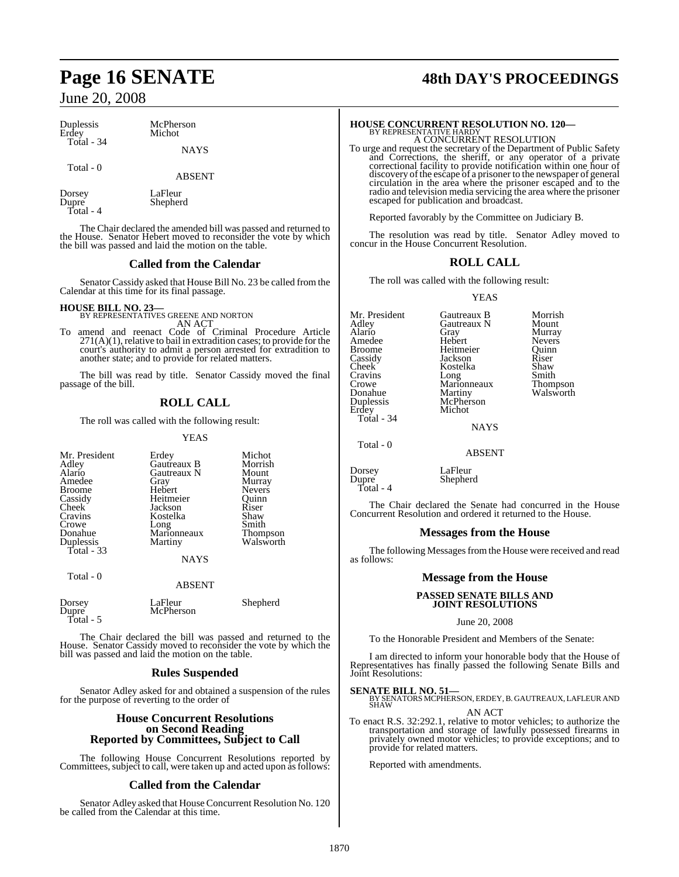| | |
|---|---|
| Duplessis | McPherson |
| Erdey | Michot |
| Total - 34 | |

NAYS

Total - 0

ABSENT

| | |
|---|---|
| Dorsey | LaFleur |
| Dupre | Shepherd |
| Total - 4 | |

The Chair declared the amended bill was passed and returned to the House. Senator Hebert moved to reconsider the vote by which the bill was passed and laid the motion on the table.

## Called from the Calendar

Senator Cassidy asked that House Bill No. 23 be called from the Calendar at this time for its final passage.

**HOUSE BILL NO. 23—**
BY REPRESENTATIVES GREENE AND NORTON

AN ACT

To amend and reenact Code of Criminal Procedure Article 271(A)(1), relative to bail in extradition cases; to provide for the court's authority to admit a person arrested for extradition to another state; and to provide for related matters.

The bill was read by title. Senator Cassidy moved the final passage of the bill.

## ROLL CALL

The roll was called with the following result:

YEAS

| | | |
|---|---|---|
| Mr. President | Erdey | Michot |
| Adley | Gautreaux B | Morrish |
| Alario | Gautreaux N | Mount |
| Amedee | Gray | Murray |
| Broome | Hebert | Nevers |
| Cassidy | Heitmeier | Quinn |
| Cheek | Jackson | Riser |
| Cravins | Kostelka | Shaw |
| Crowe | Long | Smith |
| Donahue | Marionneaux | Thompson |
| Duplessis | Martiny | Walsworth |
| Total - 33 | | |

NAYS

Total - 0

ABSENT

| | | |
|---|---|---|
| Dorsey | LaFleur | Shepherd |
| Dupre | McPherson | |
| Total - 5 | | |

The Chair declared the bill was passed and returned to the House. Senator Cassidy moved to reconsider the vote by which the bill was passed and laid the motion on the table.

## Rules Suspended

Senator Adley asked for and obtained a suspension of the rules for the purpose of reverting to the order of

## House Concurrent Resolutions on Second Reading Reported by Committees, Subject to Call

The following House Concurrent Resolutions reported by Committees, subject to call, were taken up and acted upon as follows:

## Called from the Calendar

Senator Adley asked that House Concurrent Resolution No. 120 be called from the Calendar at this time.

**HOUSE CONCURRENT RESOLUTION NO. 120—**
BY REPRESENTATIVE HARDY

A CONCURRENT RESOLUTION

To urge and request the secretary of the Department of Public Safety and Corrections, the sheriff, or any operator of a private correctional facility to provide notification within one hour of discovery of the escape of a prisoner to the newspaper of general circulation in the area where the prisoner escaped and to the radio and television media servicing the area where the prisoner escaped for publication and broadcast.

Reported favorably by the Committee on Judiciary B.

The resolution was read by title. Senator Adley moved to concur in the House Concurrent Resolution.

## ROLL CALL

The roll was called with the following result:

YEAS

| | | |
|---|---|---|
| Mr. President | Gautreaux B | Morrish |
| Adley | Gautreaux N | Mount |
| Alario | Gray | Murray |
| Amedee | Hebert | Nevers |
| Broome | Heitmeier | Quinn |
| Cassidy | Jackson | Riser |
| Cheek | Kostelka | Shaw |
| Cravins | Long | Smith |
| Crowe | Marionneaux | Thompson |
| Donahue | Martiny | Walsworth |
| Duplessis | McPherson | |
| Erdey | Michot | |
| Total - 34 | | |

NAYS

Total - 0

ABSENT

| | |
|---|---|
| Dorsey | LaFleur |
| Dupre | Shepherd |
| Total - 4 | |

The Chair declared the Senate had concurred in the House Concurrent Resolution and ordered it returned to the House.

## Messages from the House

The following Messages from the House were received and read as follows:

## Message from the House

### PASSED SENATE BILLS AND JOINT RESOLUTIONS

June 20, 2008

To the Honorable President and Members of the Senate:

I am directed to inform your honorable body that the House of Representatives has finally passed the following Senate Bills and Joint Resolutions:

**SENATE BILL NO. 51—**
BY SENATORS MCPHERSON, ERDEY, B. GAUTREAUX, LAFLEUR AND SHAW

AN ACT

To enact R.S. 32:292.1, relative to motor vehicles; to authorize the transportation and storage of lawfully possessed firearms in privately owned motor vehicles; to provide exceptions; and to provide for related matters.

Reported with amendments.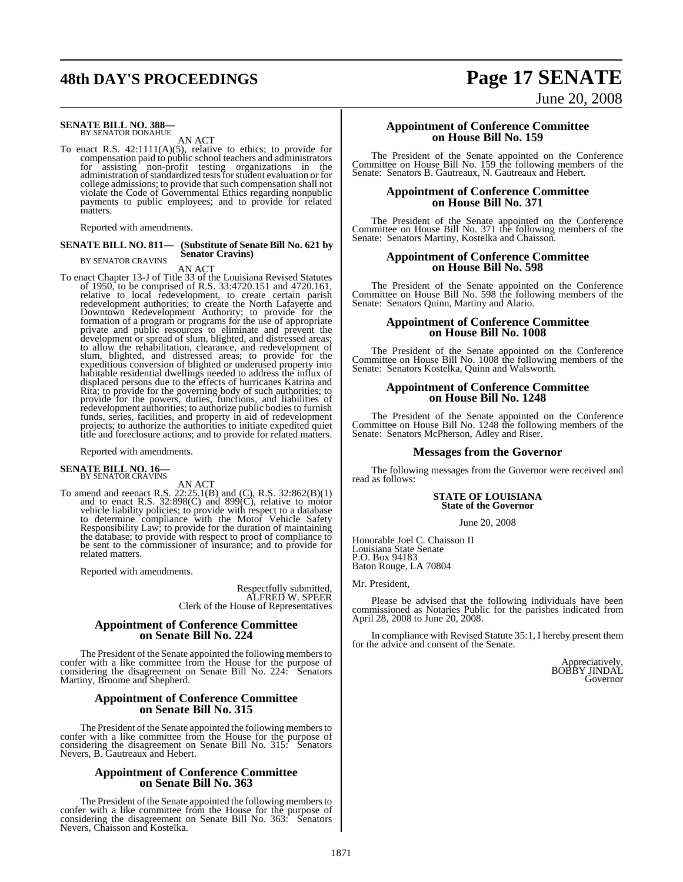**SENATE BILL NO. 388—**
BY SENATOR DONAHUE

AN ACT

To enact R.S. 42:1111(A)(5), relative to ethics; to provide for compensation paid to public school teachers and administrators for assisting non-profit testing organizations in the administration of standardized tests for student evaluation or for college admissions; to provide that such compensation shall not violate the Code of Governmental Ethics regarding nonpublic payments to public employees; and to provide for related matters.

Reported with amendments.

**SENATE BILL NO. 811— (Substitute of Senate Bill No. 621 by Senator Cravins)**
BY SENATOR CRAVINS

AN ACT

To enact Chapter 13-J of Title 33 of the Louisiana Revised Statutes of 1950, to be comprised of R.S. 33:4720.151 and 4720.161, relative to local redevelopment, to create certain parish redevelopment authorities; to create the North Lafayette and Downtown Redevelopment Authority; to provide for the formation of a program or programs for the use of appropriate private and public resources to eliminate and prevent the development or spread of slum, blighted, and distressed areas; to allow the rehabilitation, clearance, and redevelopment of slum, blighted, and distressed areas; to provide for the expeditious conversion of blighted or underused property into habitable residential dwellings needed to address the influx of displaced persons due to the effects of hurricanes Katrina and Rita; to provide for the governing body of such authorities; to provide for the powers, duties, functions, and liabilities of redevelopment authorities; to authorize public bodies to furnish funds, series, facilities, and property in aid of redevelopment projects; to authorize the authorities to initiate expedited quiet title and foreclosure actions; and to provide for related matters.

Reported with amendments.

**SENATE BILL NO. 16—**
BY SENATOR CRAVINS

AN ACT

To amend and reenact R.S. 22:25.1(B) and (C), R.S. 32:862(B)(1) and to enact R.S. 32:898(C) and 899(C), relative to motor vehicle liability policies; to provide with respect to a database to determine compliance with the Motor Vehicle Safety Responsibility Law; to provide for the duration of maintaining the database; to provide with respect to proof of compliance to be sent to the commissioner of insurance; and to provide for related matters.

Reported with amendments.

Respectfully submitted,
ALFRED W. SPEER
Clerk of the House of Representatives

## Appointment of Conference Committee on Senate Bill No. 224

The President of the Senate appointed the following members to confer with a like committee from the House for the purpose of considering the disagreement on Senate Bill No. 224: Senators Martiny, Broome and Shepherd.

## Appointment of Conference Committee on Senate Bill No. 315

The President of the Senate appointed the following members to confer with a like committee from the House for the purpose of considering the disagreement on Senate Bill No. 315: Senators Nevers, B. Gautreaux and Hebert.

## Appointment of Conference Committee on Senate Bill No. 363

The President of the Senate appointed the following members to confer with a like committee from the House for the purpose of considering the disagreement on Senate Bill No. 363: Senators Nevers, Chaisson and Kostelka.

## Appointment of Conference Committee on House Bill No. 159

The President of the Senate appointed on the Conference Committee on House Bill No. 159 the following members of the Senate: Senators B. Gautreaux, N. Gautreaux and Hebert.

## Appointment of Conference Committee on House Bill No. 371

The President of the Senate appointed on the Conference Committee on House Bill No. 371 the following members of the Senate: Senators Martiny, Kostelka and Chaisson.

## Appointment of Conference Committee on House Bill No. 598

The President of the Senate appointed on the Conference Committee on House Bill No. 598 the following members of the Senate: Senators Quinn, Martiny and Alario.

## Appointment of Conference Committee on House Bill No. 1008

The President of the Senate appointed on the Conference Committee on House Bill No. 1008 the following members of the Senate: Senators Kostelka, Quinn and Walsworth.

## Appointment of Conference Committee on House Bill No. 1248

The President of the Senate appointed on the Conference Committee on House Bill No. 1248 the following members of the Senate: Senators McPherson, Adley and Riser.

## Messages from the Governor

The following messages from the Governor were received and read as follows:

**STATE OF LOUISIANA**
**State of the Governor**

June 20, 2008

Honorable Joel C. Chaisson II
Louisiana State Senate
P.O. Box 94183
Baton Rouge, LA 70804

Mr. President,

Please be advised that the following individuals have been commissioned as Notaries Public for the parishes indicated from April 28, 2008 to June 20, 2008.

In compliance with Revised Statute 35:1, I hereby present them for the advice and consent of the Senate.

Appreciatively,
BOBBY JINDAL
Governor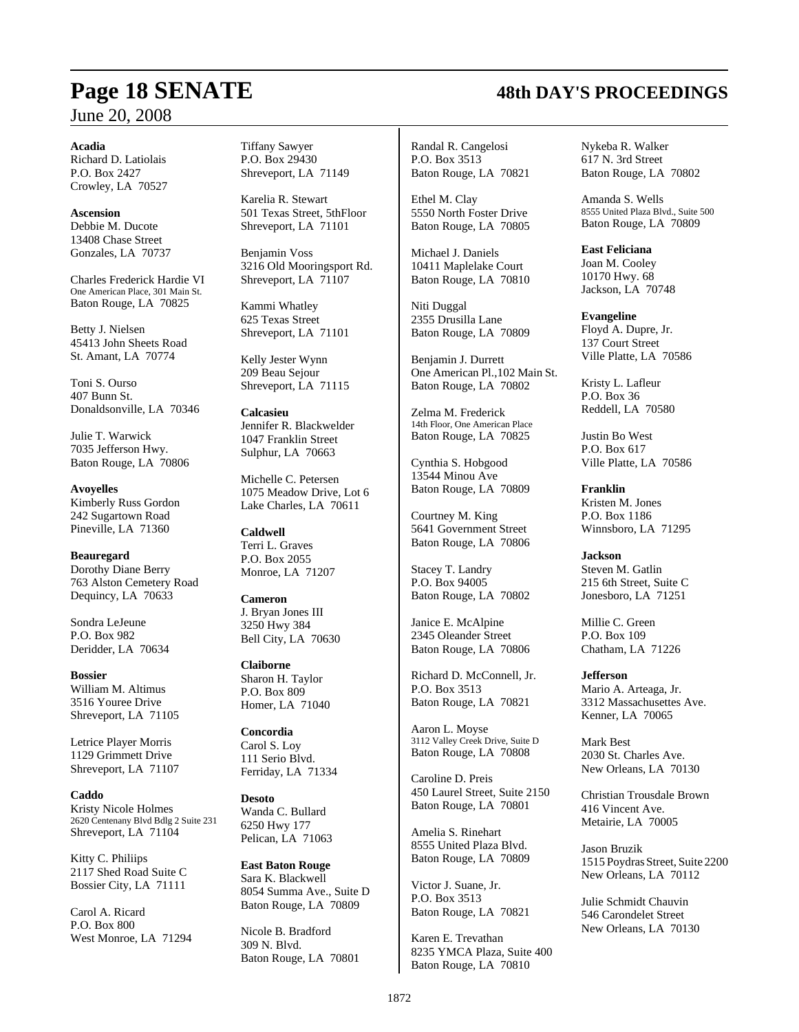**Acadia**
Richard D. Latiolais
P.O. Box 2427
Crowley, LA 70527

**Ascension**
Debbie M. Ducote
13408 Chase Street
Gonzales, LA 70737

Charles Frederick Hardie VI
One American Place, 301 Main St.
Baton Rouge, LA 70825

Betty J. Nielsen
45413 John Sheets Road
St. Amant, LA 70774

Toni S. Ourso
407 Bunn St.
Donaldsonville, LA 70346

Julie T. Warwick
7035 Jefferson Hwy.
Baton Rouge, LA 70806

**Avoyelles**
Kimberly Russ Gordon
242 Sugartown Road
Pineville, LA 71360

**Beauregard**
Dorothy Diane Berry
763 Alston Cemetery Road
Dequincy, LA 70633

Sondra LeJeune
P.O. Box 982
Deridder, LA 70634

**Bossier**
William M. Altimus
3516 Youree Drive
Shreveport, LA 71105

Letrice Player Morris
1129 Grimmett Drive
Shreveport, LA 71107

**Caddo**
Kristy Nicole Holmes
2620 Centenany Blvd Bdlg 2 Suite 231
Shreveport, LA 71104

Kitty C. Philiips
2117 Shed Road Suite C
Bossier City, LA 71111

Carol A. Ricard
P.O. Box 800
West Monroe, LA 71294

Tiffany Sawyer
P.O. Box 29430
Shreveport, LA 71149

Karelia R. Stewart
501 Texas Street, 5thFloor
Shreveport, LA 71101

Benjamin Voss
3216 Old Mooringsport Rd.
Shreveport, LA 71107

Kammi Whatley
625 Texas Street
Shreveport, LA 71101

Kelly Jester Wynn
209 Beau Sejour
Shreveport, LA 71115

**Calcasieu**
Jennifer R. Blackwelder
1047 Franklin Street
Sulphur, LA 70663

Michelle C. Petersen
1075 Meadow Drive, Lot 6
Lake Charles, LA 70611

**Caldwell**
Terri L. Graves
P.O. Box 2055
Monroe, LA 71207

**Cameron**
J. Bryan Jones III
3250 Hwy 384
Bell City, LA 70630

**Claiborne**
Sharon H. Taylor
P.O. Box 809
Homer, LA 71040

**Concordia**
Carol S. Loy
111 Serio Blvd.
Ferriday, LA 71334

**Desoto**
Wanda C. Bullard
6250 Hwy 177
Pelican, LA 71063

**East Baton Rouge**
Sara K. Blackwell
8054 Summa Ave., Suite D
Baton Rouge, LA 70809

Nicole B. Bradford
309 N. Blvd.
Baton Rouge, LA 70801

Randal R. Cangelosi
P.O. Box 3513
Baton Rouge, LA 70821

Ethel M. Clay
5550 North Foster Drive
Baton Rouge, LA 70805

Michael J. Daniels
10411 Maplelake Court
Baton Rouge, LA 70810

Niti Duggal
2355 Drusilla Lane
Baton Rouge, LA 70809

Benjamin J. Durrett
One American Pl.,102 Main St.
Baton Rouge, LA 70802

Zelma M. Frederick
14th Floor, One American Place
Baton Rouge, LA 70825

Cynthia S. Hobgood
13544 Minou Ave
Baton Rouge, LA 70809

Courtney M. King
5641 Government Street
Baton Rouge, LA 70806

Stacey T. Landry
P.O. Box 94005
Baton Rouge, LA 70802

Janice E. McAlpine
2345 Oleander Street
Baton Rouge, LA 70806

Richard D. McConnell, Jr.
P.O. Box 3513
Baton Rouge, LA 70821

Aaron L. Moyse
3112 Valley Creek Drive, Suite D
Baton Rouge, LA 70808

Caroline D. Preis
450 Laurel Street, Suite 2150
Baton Rouge, LA 70801

Amelia S. Rinehart
8555 United Plaza Blvd.
Baton Rouge, LA 70809

Victor J. Suane, Jr.
P.O. Box 3513
Baton Rouge, LA 70821

Karen E. Trevathan
8235 YMCA Plaza, Suite 400
Baton Rouge, LA 70810

Nykeba R. Walker
617 N. 3rd Street
Baton Rouge, LA 70802

Amanda S. Wells
8555 United Plaza Blvd., Suite 500
Baton Rouge, LA 70809

**East Feliciana**
Joan M. Cooley
10170 Hwy. 68
Jackson, LA 70748

**Evangeline**
Floyd A. Dupre, Jr.
137 Court Street
Ville Platte, LA 70586

Kristy L. Lafleur
P.O. Box 36
Reddell, LA 70580

Justin Bo West
P.O. Box 617
Ville Platte, LA 70586

**Franklin**
Kristen M. Jones
P.O. Box 1186
Winnsboro, LA 71295

**Jackson**
Steven M. Gatlin
215 6th Street, Suite C
Jonesboro, LA 71251

Millie C. Green
P.O. Box 109
Chatham, LA 71226

**Jefferson**
Mario A. Arteaga, Jr.
3312 Massachusettes Ave.
Kenner, LA 70065

Mark Best
2030 St. Charles Ave.
New Orleans, LA 70130

Christian Trousdale Brown
416 Vincent Ave.
Metairie, LA 70005

Jason Bruzik
1515 Poydras Street, Suite 2200
New Orleans, LA 70112

Julie Schmidt Chauvin
546 Carondelet Street
New Orleans, LA 70130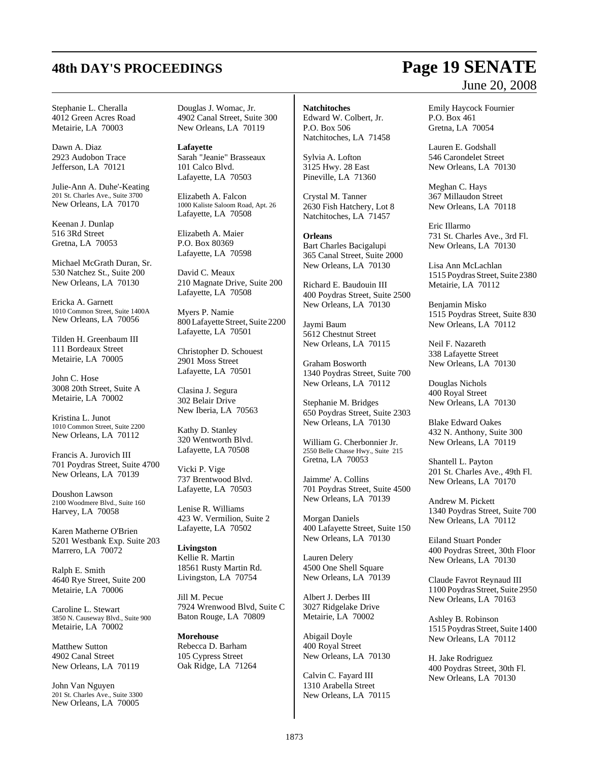Stephanie L. Cheralla
4012 Green Acres Road
Metairie, LA 70003

Dawn A. Diaz
2923 Audobon Trace
Jefferson, LA 70121

Julie-Ann A. Duhe'-Keating
201 St. Charles Ave., Suite 3700
New Orleans, LA 70170

Keenan J. Dunlap
516 3Rd Street
Gretna, LA 70053

Michael McGrath Duran, Sr.
530 Natchez St., Suite 200
New Orleans, LA 70130

Ericka A. Garnett
1010 Common Street, Suite 1400A
New Orleans, LA 70056

Tilden H. Greenbaum III
111 Bordeaux Street
Metairie, LA 70005

John C. Hose
3008 20th Street, Suite A
Metairie, LA 70002

Kristina L. Junot
1010 Common Street, Suite 2200
New Orleans, LA 70112

Francis A. Jurovich III
701 Poydras Street, Suite 4700
New Orleans, LA 70139

Doushon Lawson
2100 Woodmere Blvd., Suite 160
Harvey, LA 70058

Karen Matherne O'Brien
5201 Westbank Exp. Suite 203
Marrero, LA 70072

Ralph E. Smith
4640 Rye Street, Suite 200
Metairie, LA 70006

Caroline L. Stewart
3850 N. Causeway Blvd., Suite 900
Metairie, LA 70002

Matthew Sutton
4902 Canal Street
New Orleans, LA 70119

John Van Nguyen
201 St. Charles Ave., Suite 3300
New Orleans, LA 70005

Douglas J. Womac, Jr.
4902 Canal Street, Suite 300
New Orleans, LA 70119

**Lafayette**
Sarah "Jeanie" Brasseaux
101 Calco Blvd.
Lafayette, LA 70503

Elizabeth A. Falcon
1000 Kaliste Saloom Road, Apt. 26
Lafayette, LA 70508

Elizabeth A. Maier
P.O. Box 80369
Lafayette, LA 70598

David C. Meaux
210 Magnate Drive, Suite 200
Lafayette, LA 70508

Myers P. Namie
800 Lafayette Street, Suite 2200
Lafayette, LA 70501

Christopher D. Schouest
2901 Moss Street
Lafayette, LA 70501

Clasina J. Segura
302 Belair Drive
New Iberia, LA 70563

Kathy D. Stanley
320 Wentworth Blvd.
Lafayette, LA 70508

Vicki P. Vige
737 Brentwood Blvd.
Lafayette, LA 70503

Lenise R. Williams
423 W. Vermilion, Suite 2
Lafayette, LA 70502

**Livingston**
Kellie R. Martin
18561 Rusty Martin Rd.
Livingston, LA 70754

Jill M. Pecue
7924 Wrenwood Blvd, Suite C
Baton Rouge, LA 70809

**Morehouse**
Rebecca D. Barham
105 Cypress Street
Oak Ridge, LA 71264

**Natchitoches**
Edward W. Colbert, Jr.
P.O. Box 506
Natchitoches, LA 71458

Sylvia A. Lofton
3125 Hwy. 28 East
Pineville, LA 71360

Crystal M. Tanner
2630 Fish Hatchery, Lot 8
Natchitoches, LA 71457

**Orleans**
Bart Charles Bacigalupi
365 Canal Street, Suite 2000
New Orleans, LA 70130

Richard E. Baudouin III
400 Poydras Street, Suite 2500
New Orleans, LA 70130

Jaymi Baum
5612 Chestnut Street
New Orleans, LA 70115

Graham Bosworth
1340 Poydras Street, Suite 700
New Orleans, LA 70112

Stephanie M. Bridges
650 Poydras Street, Suite 2303
New Orleans, LA 70130

William G. Cherbonnier Jr.
2550 Belle Chasse Hwy., Suite 215
Gretna, LA 70053

Jaimme' A. Collins
701 Poydras Street, Suite 4500
New Orleans, LA 70139

Morgan Daniels
400 Lafayette Street, Suite 150
New Orleans, LA 70130

Lauren Delery
4500 One Shell Square
New Orleans, LA 70139

Albert J. Derbes III
3027 Ridgelake Drive
Metairie, LA 70002

Abigail Doyle
400 Royal Street
New Orleans, LA 70130

Calvin C. Fayard III
1310 Arabella Street
New Orleans, LA 70115

Emily Haycock Fournier
P.O. Box 461
Gretna, LA 70054

Lauren E. Godshall
546 Carondelet Street
New Orleans, LA 70130

Meghan C. Hays
367 Millaudon Street
New Orleans, LA 70118

Eric Illarmo
731 St. Charles Ave., 3rd Fl.
New Orleans, LA 70130

Lisa Ann McLachlan
1515 Poydras Street, Suite 2380
Metairie, LA 70112

Benjamin Misko
1515 Poydras Street, Suite 830
New Orleans, LA 70112

Neil F. Nazareth
338 Lafayette Street
New Orleans, LA 70130

Douglas Nichols
400 Royal Street
New Orleans, LA 70130

Blake Edward Oakes
432 N. Anthony, Suite 300
New Orleans, LA 70119

Shantell L. Payton
201 St. Charles Ave., 49th Fl.
New Orleans, LA 70170

Andrew M. Pickett
1340 Poydras Street, Suite 700
New Orleans, LA 70112

Eiland Stuart Ponder
400 Poydras Street, 30th Floor
New Orleans, LA 70130

Claude Favrot Reynaud III
1100 Poydras Street, Suite 2950
New Orleans, LA 70163

Ashley B. Robinson
1515 Poydras Street, Suite 1400
New Orleans, LA 70112

H. Jake Rodriguez
400 Poydras Street, 30th Fl.
New Orleans, LA 70130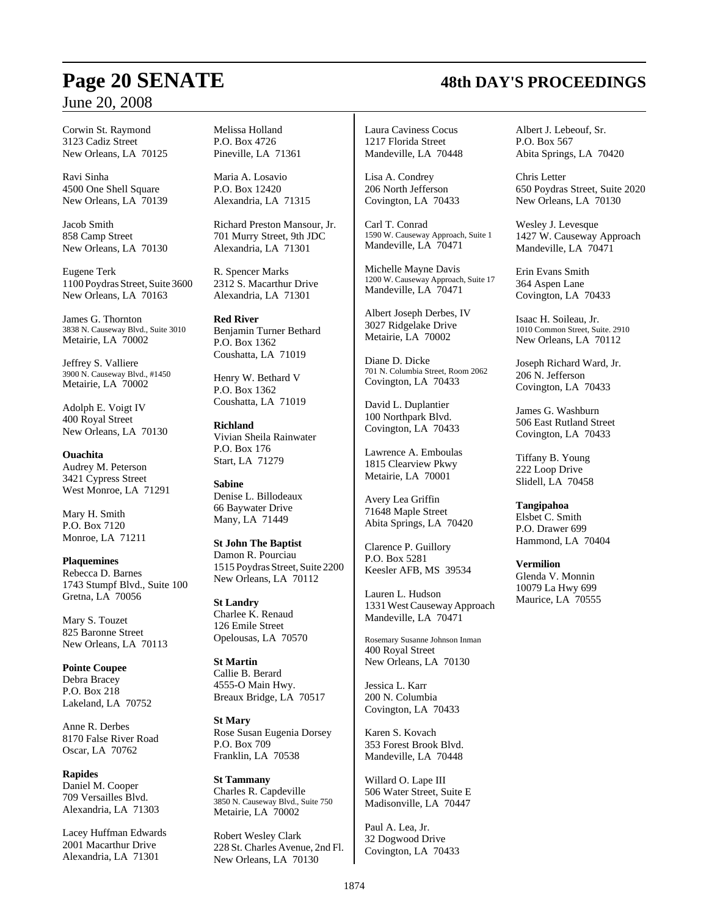Corwin St. Raymond
3123 Cadiz Street
New Orleans, LA 70125

Ravi Sinha
4500 One Shell Square
New Orleans, LA 70139

Jacob Smith
858 Camp Street
New Orleans, LA 70130

Eugene Terk
1100 Poydras Street, Suite 3600
New Orleans, LA 70163

James G. Thornton
3838 N. Causeway Blvd., Suite 3010
Metairie, LA 70002

Jeffrey S. Valliere
3900 N. Causeway Blvd., #1450
Metairie, LA 70002

Adolph E. Voigt IV
400 Royal Street
New Orleans, LA 70130

**Ouachita**
Audrey M. Peterson
3421 Cypress Street
West Monroe, LA 71291

Mary H. Smith
P.O. Box 7120
Monroe, LA 71211

**Plaquemines**
Rebecca D. Barnes
1743 Stumpf Blvd., Suite 100
Gretna, LA 70056

Mary S. Touzet
825 Baronne Street
New Orleans, LA 70113

**Pointe Coupee**
Debra Bracey
P.O. Box 218
Lakeland, LA 70752

Anne R. Derbes
8170 False River Road
Oscar, LA 70762

**Rapides**
Daniel M. Cooper
709 Versailles Blvd.
Alexandria, LA 71303

Lacey Huffman Edwards
2001 Macarthur Drive
Alexandria, LA 71301

Melissa Holland
P.O. Box 4726
Pineville, LA 71361

Maria A. Losavio
P.O. Box 12420
Alexandria, LA 71315

Richard Preston Mansour, Jr.
701 Murry Street, 9th JDC
Alexandria, LA 71301

R. Spencer Marks
2312 S. Macarthur Drive
Alexandria, LA 71301

**Red River**
Benjamin Turner Bethard
P.O. Box 1362
Coushatta, LA 71019

Henry W. Bethard V
P.O. Box 1362
Coushatta, LA 71019

**Richland**
Vivian Sheila Rainwater
P.O. Box 176
Start, LA 71279

**Sabine**
Denise L. Billodeaux
66 Baywater Drive
Many, LA 71449

**St John The Baptist**
Damon R. Pourciau
1515 Poydras Street, Suite 2200
New Orleans, LA 70112

**St Landry**
Charlee K. Renaud
126 Emile Street
Opelousas, LA 70570

**St Martin**
Callie B. Berard
4555-O Main Hwy.
Breaux Bridge, LA 70517

**St Mary**
Rose Susan Eugenia Dorsey
P.O. Box 709
Franklin, LA 70538

**St Tammany**
Charles R. Capdeville
3850 N. Causeway Blvd., Suite 750
Metairie, LA 70002

Robert Wesley Clark
228 St. Charles Avenue, 2nd Fl.
New Orleans, LA 70130

Laura Caviness Cocus
1217 Florida Street
Mandeville, LA 70448

Lisa A. Condrey
206 North Jefferson
Covington, LA 70433

Carl T. Conrad
1590 W. Causeway Approach, Suite 1
Mandeville, LA 70471

Michelle Mayne Davis
1200 W. Causeway Approach, Suite 17
Mandeville, LA 70471

Albert Joseph Derbes, IV
3027 Ridgelake Drive
Metairie, LA 70002

Diane D. Dicke
701 N. Columbia Street, Room 2062
Covington, LA 70433

David L. Duplantier
100 Northpark Blvd.
Covington, LA 70433

Lawrence A. Emboulas
1815 Clearview Pkwy
Metairie, LA 70001

Avery Lea Griffin
71648 Maple Street
Abita Springs, LA 70420

Clarence P. Guillory
P.O. Box 5281
Keesler AFB, MS 39534

Lauren L. Hudson
1331 West Causeway Approach
Mandeville, LA 70471

Rosemary Susanne Johnson Inman
400 Royal Street
New Orleans, LA 70130

Jessica L. Karr
200 N. Columbia
Covington, LA 70433

Karen S. Kovach
353 Forest Brook Blvd.
Mandeville, LA 70448

Willard O. Lape III
506 Water Street, Suite E
Madisonville, LA 70447

Paul A. Lea, Jr.
32 Dogwood Drive
Covington, LA 70433

Albert J. Lebeouf, Sr.
P.O. Box 567
Abita Springs, LA 70420

Chris Letter
650 Poydras Street, Suite 2020
New Orleans, LA 70130

Wesley J. Levesque
1427 W. Causeway Approach
Mandeville, LA 70471

Erin Evans Smith
364 Aspen Lane
Covington, LA 70433

Isaac H. Soileau, Jr.
1010 Common Street, Suite. 2910
New Orleans, LA 70112

Joseph Richard Ward, Jr.
206 N. Jefferson
Covington, LA 70433

James G. Washburn
506 East Rutland Street
Covington, LA 70433

Tiffany B. Young
222 Loop Drive
Slidell, LA 70458

**Tangipahoa**
Elsbet C. Smith
P.O. Drawer 699
Hammond, LA 70404

**Vermilion**
Glenda V. Monnin
10079 La Hwy 699
Maurice, LA 70555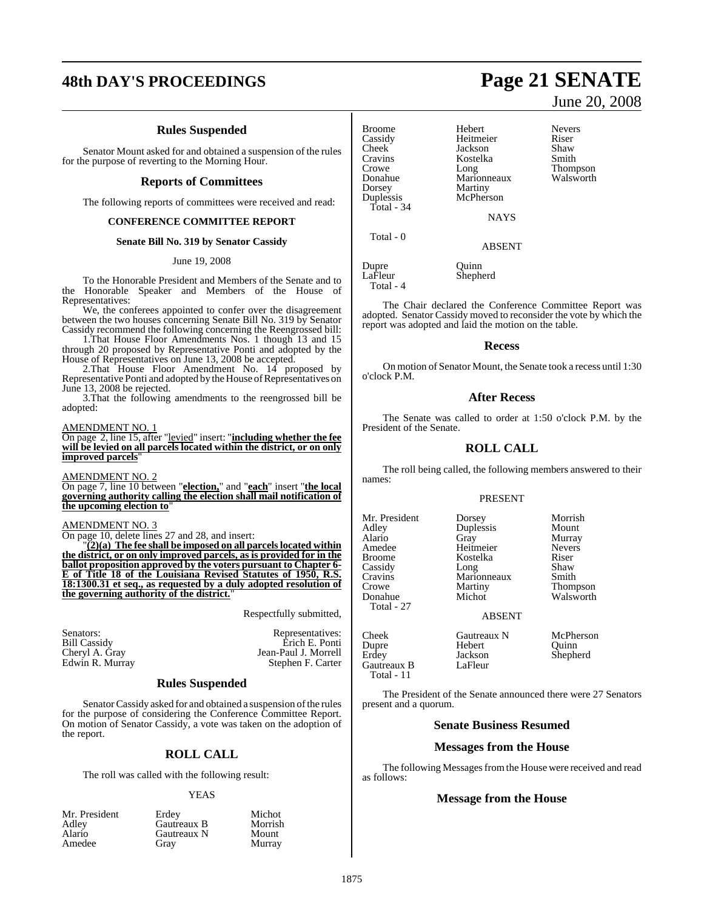### Rules Suspended

Senator Mount asked for and obtained a suspension of the rules for the purpose of reverting to the Morning Hour.

### Reports of Committees

The following reports of committees were received and read:

**CONFERENCE COMMITTEE REPORT**

**Senate Bill No. 319 by Senator Cassidy**

June 19, 2008

To the Honorable President and Members of the Senate and to the Honorable Speaker and Members of the House of Representatives:

We, the conferees appointed to confer over the disagreement between the two houses concerning Senate Bill No. 319 by Senator Cassidy recommend the following concerning the Reengrossed bill:

1.That House Floor Amendments Nos. 1 though 13 and 15 through 20 proposed by Representative Ponti and adopted by the House of Representatives on June 13, 2008 be accepted.

2.That House Floor Amendment No. 14 proposed by Representative Ponti and adopted by the House of Representatives on June 13, 2008 be rejected.

3.That the following amendments to the reengrossed bill be adopted:

AMENDMENT NO. 1

On page 2, line 15, after "levied" insert: "**including whether the fee will be levied on all parcels located within the district, or on only improved parcels**"

AMENDMENT NO. 2

On page 7, line 10 between "**election,**" and "**each**" insert "**the local governing authority calling the election shall mail notification of the upcoming election to**"

AMENDMENT NO. 3

On page 10, delete lines 27 and 28, and insert:

"**(2)(a) The fee shall be imposed on all parcels located within the district, or on only improved parcels, as is provided for in the ballot proposition approved by the voters pursuant to Chapter 6-E of Title 18 of the Louisiana Revised Statutes of 1950, R.S. 18:1300.31 et seq., as requested by a duly adopted resolution of the governing authority of the district.**"

Respectfully submitted,

| Senators: | Representatives: |
|---|---|
| Bill Cassidy | Erich E. Ponti |
| Cheryl A. Gray | Jean-Paul J. Morrell |
| Edwin R. Murray | Stephen F. Carter |

### Rules Suspended

Senator Cassidy asked for and obtained a suspension of the rules for the purpose of considering the Conference Committee Report. On motion of Senator Cassidy, a vote was taken on the adoption of the report.

## ROLL CALL

The roll was called with the following result:

YEAS

| | | |
|---|---|---|
| Mr. President | Erdey | Michot |
| Adley | Gautreaux B | Morrish |
| Alario | Gautreaux N | Mount |
| Amedee | Gray | Murray |
| Broome | Hebert | Nevers |
| Cassidy | Heitmeier | Riser |
| Cheek | Jackson | Shaw |
| Cravins | Kostelka | Smith |
| Crowe | Long | Thompson |
| Donahue | Marionneaux | Walsworth |
| Dorsey | Martiny | |
| Duplessis | McPherson | |

Total - 34

NAYS

Total - 0

ABSENT

| | |
|---|---|
| Dupre | Quinn |
| LaFleur | Shepherd |

Total - 4

The Chair declared the Conference Committee Report was adopted. Senator Cassidy moved to reconsider the vote by which the report was adopted and laid the motion on the table.

### Recess

On motion of Senator Mount, the Senate took a recess until 1:30 o'clock P.M.

### After Recess

The Senate was called to order at 1:50 o'clock P.M. by the President of the Senate.

## ROLL CALL

The roll being called, the following members answered to their names:

PRESENT

| | | |
|---|---|---|
| Mr. President | Dorsey | Morrish |
| Adley | Duplessis | Mount |
| Alario | Gray | Murray |
| Amedee | Heitmeier | Nevers |
| Broome | Kostelka | Riser |
| Cassidy | Long | Shaw |
| Cravins | Marionneaux | Smith |
| Crowe | Martiny | Thompson |
| Donahue | Michot | Walsworth |

Total - 27

ABSENT

| | | |
|---|---|---|
| Cheek | Gautreaux N | McPherson |
| Dupre | Hebert | Quinn |
| Erdey | Jackson | Shepherd |
| Gautreaux B | LaFleur | |

Total - 11

The President of the Senate announced there were 27 Senators present and a quorum.

### Senate Business Resumed

### Messages from the House

The following Messages from the House were received and read as follows:

### Message from the House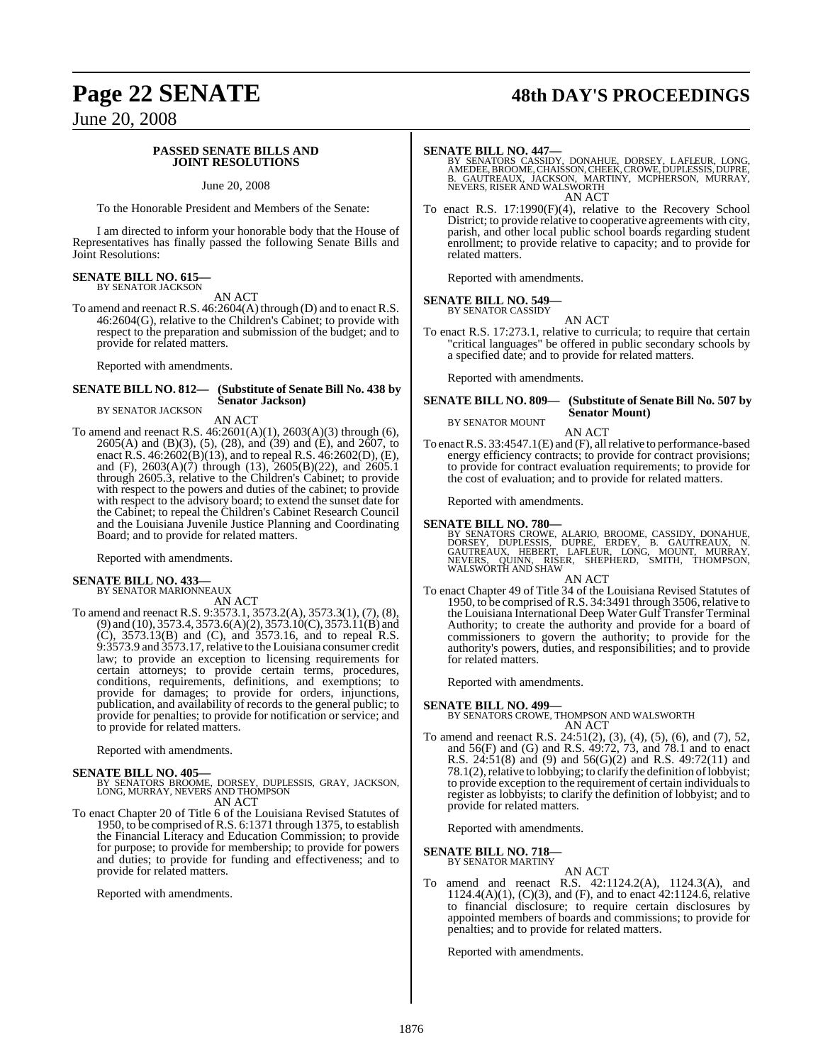**PASSED SENATE BILLS AND JOINT RESOLUTIONS**

June 20, 2008

To the Honorable President and Members of the Senate:

I am directed to inform your honorable body that the House of Representatives has finally passed the following Senate Bills and Joint Resolutions:

**SENATE BILL NO. 615—**
BY SENATOR JACKSON

AN ACT

To amend and reenact R.S. 46:2604(A) through (D) and to enact R.S. 46:2604(G), relative to the Children's Cabinet; to provide with respect to the preparation and submission of the budget; and to provide for related matters.

Reported with amendments.

**SENATE BILL NO. 812— (Substitute of Senate Bill No. 438 by Senator Jackson)**
BY SENATOR JACKSON

AN ACT

To amend and reenact R.S. 46:2601(A)(1), 2603(A)(3) through (6), 2605(A) and (B)(3), (5), (28), and (39) and (E), and 2607, to enact R.S. 46:2602(B)(13), and to repeal R.S. 46:2602(D), (E), and (F), 2603(A)(7) through (13), 2605(B)(22), and 2605.1 through 2605.3, relative to the Children's Cabinet; to provide with respect to the powers and duties of the cabinet; to provide with respect to the advisory board; to extend the sunset date for the Cabinet; to repeal the Children's Cabinet Research Council and the Louisiana Juvenile Justice Planning and Coordinating Board; and to provide for related matters.

Reported with amendments.

**SENATE BILL NO. 433—**
BY SENATOR MARIONNEAUX

AN ACT

To amend and reenact R.S. 9:3573.1, 3573.2(A), 3573.3(1), (7), (8), (9) and (10), 3573.4, 3573.6(A)(2), 3573.10(C), 3573.11(B) and (C), 3573.13(B) and (C), and 3573.16, and to repeal R.S. 9:3573.9 and 3573.17, relative to the Louisiana consumer credit law; to provide an exception to licensing requirements for certain attorneys; to provide certain terms, procedures, conditions, requirements, definitions, and exemptions; to provide for damages; to provide for orders, injunctions, publication, and availability of records to the general public; to provide for penalties; to provide for notification or service; and to provide for related matters.

Reported with amendments.

**SENATE BILL NO. 405—**
BY SENATORS BROOME, DORSEY, DUPLESSIS, GRAY, JACKSON, LONG, MURRAY, NEVERS AND THOMPSON

AN ACT

To enact Chapter 20 of Title 6 of the Louisiana Revised Statutes of 1950, to be comprised of R.S. 6:1371 through 1375, to establish the Financial Literacy and Education Commission; to provide for purpose; to provide for membership; to provide for powers and duties; to provide for funding and effectiveness; and to provide for related matters.

Reported with amendments.

**SENATE BILL NO. 447—**
BY SENATORS CASSIDY, DONAHUE, DORSEY, LAFLEUR, LONG, AMEDEE, BROOME, CHAISSON, CHEEK, CROWE, DUPLESSIS, DUPRE, B. GAUTREAUX, JACKSON, MARTINY, MCPHERSON, MURRAY, NEVERS, RISER AND WALSWORTH

AN ACT

To enact R.S. 17:1990(F)(4), relative to the Recovery School District; to provide relative to cooperative agreements with city, parish, and other local public school boards regarding student enrollment; to provide relative to capacity; and to provide for related matters.

Reported with amendments.

**SENATE BILL NO. 549—**
BY SENATOR CASSIDY

AN ACT

To enact R.S. 17:273.1, relative to curricula; to require that certain "critical languages" be offered in public secondary schools by a specified date; and to provide for related matters.

Reported with amendments.

**SENATE BILL NO. 809— (Substitute of Senate Bill No. 507 by Senator Mount)**
BY SENATOR MOUNT

AN ACT

To enact R.S. 33:4547.1(E) and (F), all relative to performance-based energy efficiency contracts; to provide for contract provisions; to provide for contract evaluation requirements; to provide for the cost of evaluation; and to provide for related matters.

Reported with amendments.

**SENATE BILL NO. 780—**
BY SENATORS CROWE, ALARIO, BROOME, CASSIDY, DONAHUE, DORSEY, DUPLESSIS, DUPRE, ERDEY, B. GAUTREAUX, N. GAUTREAUX, HEBERT, LAFLEUR, LONG, MOUNT, MURRAY, NEVERS, QUINN, RISER, SHEPHERD, SMITH, THOMPSON, WALSWORTH AND SHAW

AN ACT

To enact Chapter 49 of Title 34 of the Louisiana Revised Statutes of 1950, to be comprised of R.S. 34:3491 through 3506, relative to the Louisiana International Deep Water Gulf Transfer Terminal Authority; to create the authority and provide for a board of commissioners to govern the authority; to provide for the authority's powers, duties, and responsibilities; and to provide for related matters.

Reported with amendments.

**SENATE BILL NO. 499—**
BY SENATORS CROWE, THOMPSON AND WALSWORTH

AN ACT

To amend and reenact R.S. 24:51(2), (3), (4), (5), (6), and (7), 52, and 56(F) and (G) and R.S. 49:72, 73, and 78.1 and to enact R.S. 24:51(8) and (9) and 56(G)(2) and R.S. 49:72(11) and 78.1(2), relative to lobbying; to clarify the definition of lobbyist; to provide exception to the requirement of certain individuals to register as lobbyists; to clarify the definition of lobbyist; and to provide for related matters.

Reported with amendments.

**SENATE BILL NO. 718—**
BY SENATOR MARTINY

AN ACT

To amend and reenact R.S. 42:1124.2(A), 1124.3(A), and 1124.4(A)(1), (C)(3), and (F), and to enact 42:1124.6, relative to financial disclosure; to require certain disclosures by appointed members of boards and commissions; to provide for penalties; and to provide for related matters.

Reported with amendments.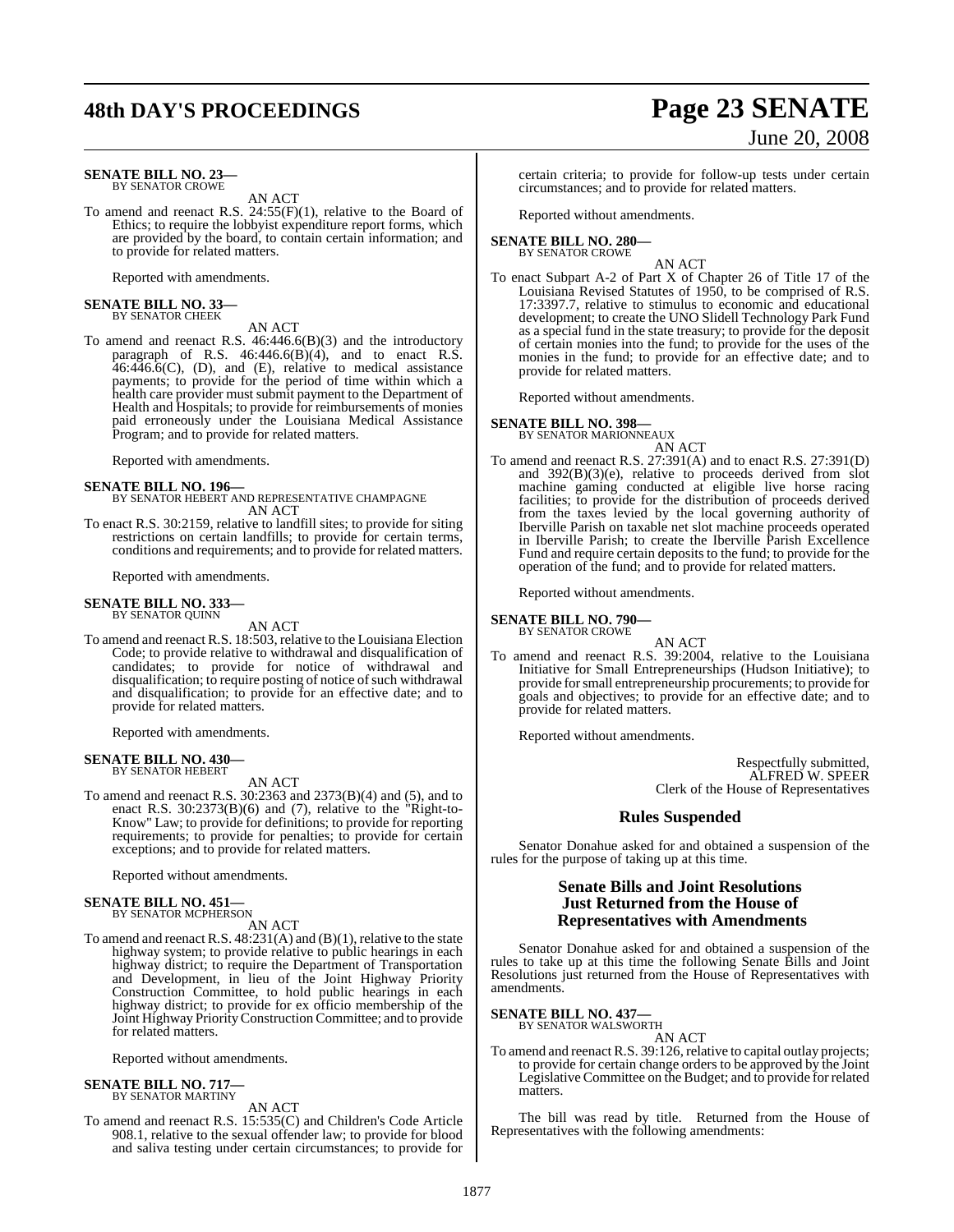**SENATE BILL NO. 23—**
BY SENATOR CROWE

AN ACT

To amend and reenact R.S. 24:55(F)(1), relative to the Board of Ethics; to require the lobbyist expenditure report forms, which are provided by the board, to contain certain information; and to provide for related matters.

Reported with amendments.

**SENATE BILL NO. 33—**
BY SENATOR CHEEK

AN ACT

To amend and reenact R.S. 46:446.6(B)(3) and the introductory paragraph of R.S. 46:446.6(B)(4), and to enact R.S. 46:446.6(C), (D), and (E), relative to medical assistance payments; to provide for the period of time within which a health care provider must submit payment to the Department of Health and Hospitals; to provide for reimbursements of monies paid erroneously under the Louisiana Medical Assistance Program; and to provide for related matters.

Reported with amendments.

**SENATE BILL NO. 196—**
BY SENATOR HEBERT AND REPRESENTATIVE CHAMPAGNE

AN ACT

To enact R.S. 30:2159, relative to landfill sites; to provide for siting restrictions on certain landfills; to provide for certain terms, conditions and requirements; and to provide for related matters.

Reported with amendments.

**SENATE BILL NO. 333—**
BY SENATOR QUINN

AN ACT

To amend and reenact R.S. 18:503, relative to the Louisiana Election Code; to provide relative to withdrawal and disqualification of candidates; to provide for notice of withdrawal and disqualification; to require posting of notice of such withdrawal and disqualification; to provide for an effective date; and to provide for related matters.

Reported with amendments.

**SENATE BILL NO. 430—**
BY SENATOR HEBERT

AN ACT

To amend and reenact R.S. 30:2363 and 2373(B)(4) and (5), and to enact R.S. 30:2373(B)(6) and (7), relative to the "Right-to-Know" Law; to provide for definitions; to provide for reporting requirements; to provide for penalties; to provide for certain exceptions; and to provide for related matters.

Reported without amendments.

**SENATE BILL NO. 451—**
BY SENATOR MCPHERSON

AN ACT

To amend and reenact R.S. 48:231(A) and (B)(1), relative to the state highway system; to provide relative to public hearings in each highway district; to require the Department of Transportation and Development, in lieu of the Joint Highway Priority Construction Committee, to hold public hearings in each highway district; to provide for ex officio membership of the Joint Highway Priority Construction Committee; and to provide for related matters.

Reported without amendments.

**SENATE BILL NO. 717—**
BY SENATOR MARTINY

AN ACT

To amend and reenact R.S. 15:535(C) and Children's Code Article 908.1, relative to the sexual offender law; to provide for blood and saliva testing under certain circumstances; to provide for certain criteria; to provide for follow-up tests under certain circumstances; and to provide for related matters.

Reported without amendments.

**SENATE BILL NO. 280—**
BY SENATOR CROWE

AN ACT

To enact Subpart A-2 of Part X of Chapter 26 of Title 17 of the Louisiana Revised Statutes of 1950, to be comprised of R.S. 17:3397.7, relative to stimulus to economic and educational development; to create the UNO Slidell Technology Park Fund as a special fund in the state treasury; to provide for the deposit of certain monies into the fund; to provide for the uses of the monies in the fund; to provide for an effective date; and to provide for related matters.

Reported without amendments.

**SENATE BILL NO. 398—**
BY SENATOR MARIONNEAUX

AN ACT

To amend and reenact R.S. 27:391(A) and to enact R.S. 27:391(D) and 392(B)(3)(e), relative to proceeds derived from slot machine gaming conducted at eligible live horse racing facilities; to provide for the distribution of proceeds derived from the taxes levied by the local governing authority of Iberville Parish on taxable net slot machine proceeds operated in Iberville Parish; to create the Iberville Parish Excellence Fund and require certain deposits to the fund; to provide for the operation of the fund; and to provide for related matters.

Reported without amendments.

**SENATE BILL NO. 790—**
BY SENATOR CROWE

AN ACT

To amend and reenact R.S. 39:2004, relative to the Louisiana Initiative for Small Entrepreneurships (Hudson Initiative); to provide for small entrepreneurship procurements; to provide for goals and objectives; to provide for an effective date; and to provide for related matters.

Reported without amendments.

Respectfully submitted,
ALFRED W. SPEER
Clerk of the House of Representatives

## Rules Suspended

Senator Donahue asked for and obtained a suspension of the rules for the purpose of taking up at this time.

## Senate Bills and Joint Resolutions Just Returned from the House of Representatives with Amendments

Senator Donahue asked for and obtained a suspension of the rules to take up at this time the following Senate Bills and Joint Resolutions just returned from the House of Representatives with amendments.

**SENATE BILL NO. 437—**
BY SENATOR WALSWORTH

AN ACT

To amend and reenact R.S. 39:126, relative to capital outlay projects; to provide for certain change orders to be approved by the Joint Legislative Committee on the Budget; and to provide for related matters.

The bill was read by title. Returned from the House of Representatives with the following amendments: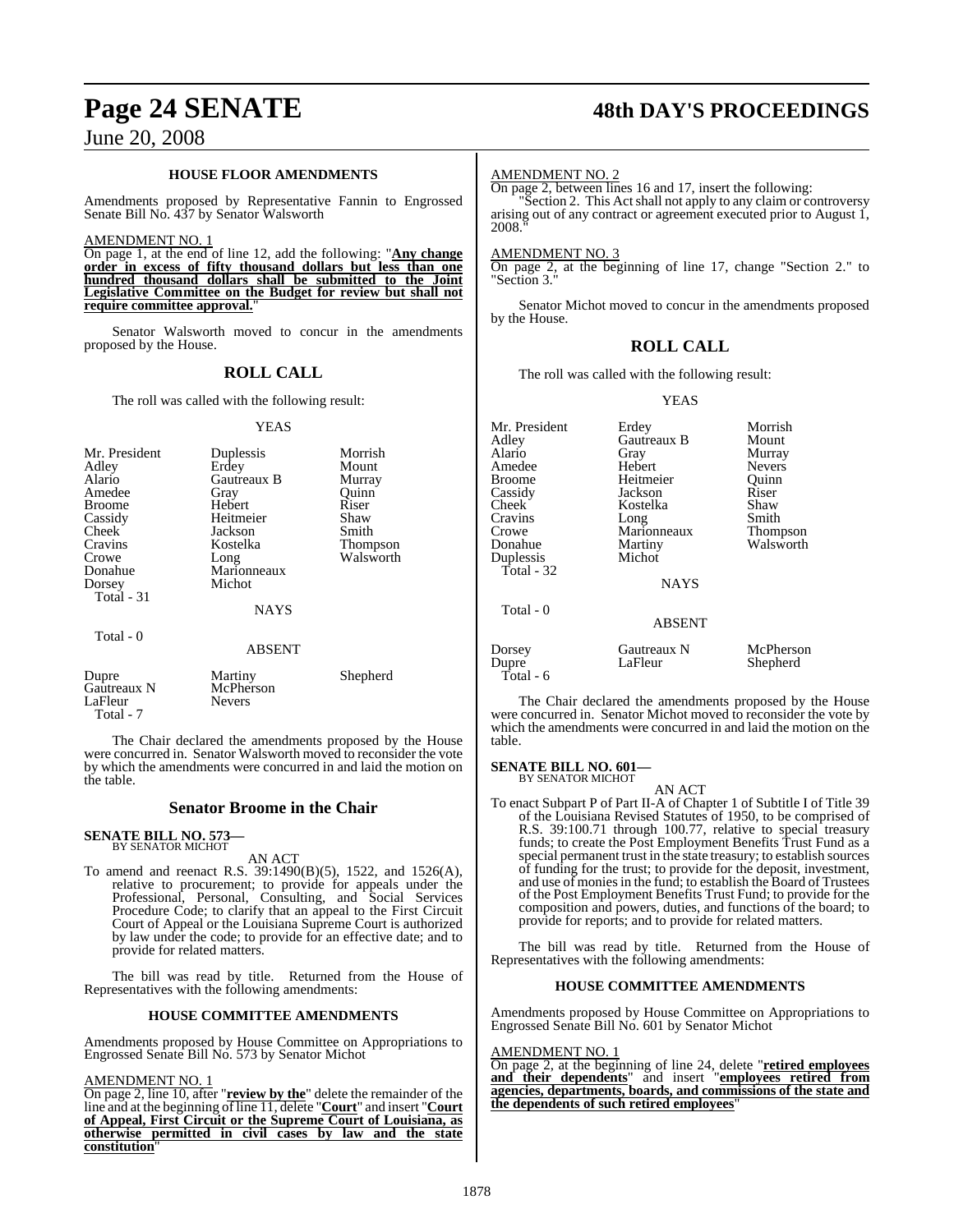### HOUSE FLOOR AMENDMENTS

Amendments proposed by Representative Fannin to Engrossed Senate Bill No. 437 by Senator Walsworth

AMENDMENT NO. 1

On page 1, at the end of line 12, add the following: "**Any change order in excess of fifty thousand dollars but less than one hundred thousand dollars shall be submitted to the Joint Legislative Committee on the Budget for review but shall not require committee approval.**"

Senator Walsworth moved to concur in the amendments proposed by the House.

## ROLL CALL

The roll was called with the following result:

YEAS

| | | |
|---|---|---|
| Mr. President | Duplessis | Morrish |
| Adley | Erdey | Mount |
| Alario | Gautreaux B | Murray |
| Amedee | Gray | Quinn |
| Broome | Hebert | Riser |
| Cassidy | Heitmeier | Shaw |
| Cheek | Jackson | Smith |
| Cravins | Kostelka | Thompson |
| Crowe | Long | Walsworth |
| Donahue | Marionneaux | |
| Dorsey | Michot | |
| Total - 31 | | |

NAYS

Total - 0

ABSENT

| | | |
|---|---|---|
| Dupre | Martiny | Shepherd |
| Gautreaux N | McPherson | |
| LaFleur | Nevers | |
| Total - 7 | | |

The Chair declared the amendments proposed by the House were concurred in. Senator Walsworth moved to reconsider the vote by which the amendments were concurred in and laid the motion on the table.

## Senator Broome in the Chair

**SENATE BILL NO. 573—**
BY SENATOR MICHOT

AN ACT

To amend and reenact R.S. 39:1490(B)(5), 1522, and 1526(A), relative to procurement; to provide for appeals under the Professional, Personal, Consulting, and Social Services Procedure Code; to clarify that an appeal to the First Circuit Court of Appeal or the Louisiana Supreme Court is authorized by law under the code; to provide for an effective date; and to provide for related matters.

The bill was read by title. Returned from the House of Representatives with the following amendments:

### HOUSE COMMITTEE AMENDMENTS

Amendments proposed by House Committee on Appropriations to Engrossed Senate Bill No. 573 by Senator Michot

AMENDMENT NO. 1

On page 2, line 10, after "**review by the**" delete the remainder of the line and at the beginning of line 11, delete "**Court**" and insert "**Court of Appeal, First Circuit or the Supreme Court of Louisiana, as otherwise permitted in civil cases by law and the state constitution**"

AMENDMENT NO. 2

On page 2, between lines 16 and 17, insert the following:

"Section 2. This Act shall not apply to any claim or controversy arising out of any contract or agreement executed prior to August 1, 2008."

AMENDMENT NO. 3

On page 2, at the beginning of line 17, change "Section 2." to "Section 3."

Senator Michot moved to concur in the amendments proposed by the House.

## ROLL CALL

The roll was called with the following result:

YEAS

| | | |
|---|---|---|
| Mr. President | Erdey | Morrish |
| Adley | Gautreaux B | Mount |
| Alario | Gray | Murray |
| Amedee | Hebert | Nevers |
| Broome | Heitmeier | Quinn |
| Cassidy | Jackson | Riser |
| Cheek | Kostelka | Shaw |
| Cravins | Long | Smith |
| Crowe | Marionneaux | Thompson |
| Donahue | Martiny | Walsworth |
| Duplessis | Michot | |
| Total - 32 | | |

NAYS

Total - 0

ABSENT

| | | |
|---|---|---|
| Dorsey | Gautreaux N | McPherson |
| Dupre | LaFleur | Shepherd |
| Total - 6 | | |

The Chair declared the amendments proposed by the House were concurred in. Senator Michot moved to reconsider the vote by which the amendments were concurred in and laid the motion on the table.

**SENATE BILL NO. 601—**
BY SENATOR MICHOT

AN ACT

To enact Subpart P of Part II-A of Chapter 1 of Subtitle I of Title 39 of the Louisiana Revised Statutes of 1950, to be comprised of R.S. 39:100.71 through 100.77, relative to special treasury funds; to create the Post Employment Benefits Trust Fund as a special permanent trust in the state treasury; to establish sources of funding for the trust; to provide for the deposit, investment, and use of monies in the fund; to establish the Board of Trustees of the Post Employment Benefits Trust Fund; to provide for the composition and powers, duties, and functions of the board; to provide for reports; and to provide for related matters.

The bill was read by title. Returned from the House of Representatives with the following amendments:

### HOUSE COMMITTEE AMENDMENTS

Amendments proposed by House Committee on Appropriations to Engrossed Senate Bill No. 601 by Senator Michot

AMENDMENT NO. 1

On page 2, at the beginning of line 24, delete "**retired employees and their dependents**" and insert "**employees retired from agencies, departments, boards, and commissions of the state and the dependents of such retired employees**"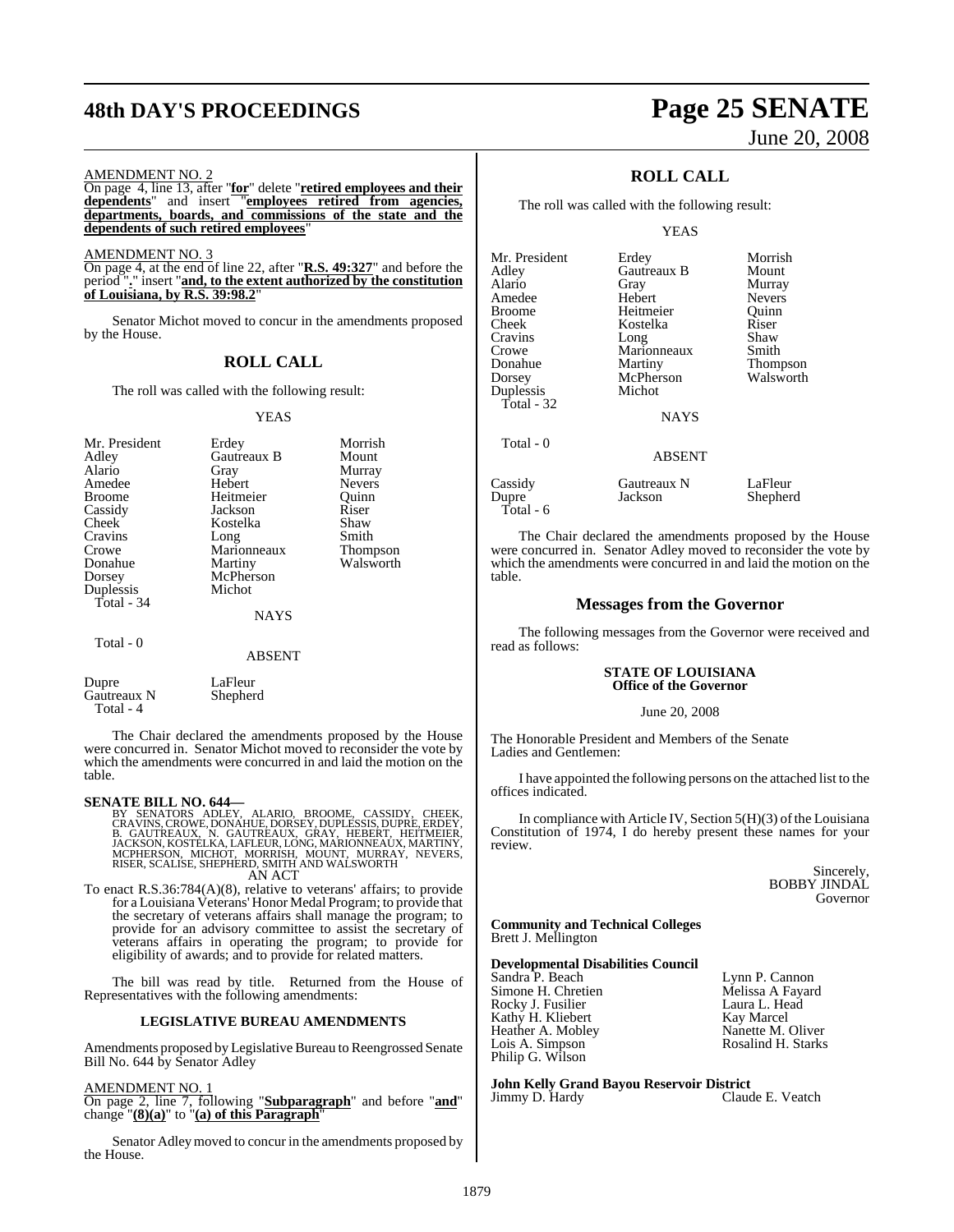AMENDMENT NO. 2

On page 4, line 13, after "**for**" delete "**retired employees and their dependents**" and insert "**employees retired from agencies, departments, boards, and commissions of the state and the dependents of such retired employees**"

AMENDMENT NO. 3

On page 4, at the end of line 22, after "**R.S. 49:327**" and before the period "**.**" insert "**and, to the extent authorized by the constitution of Louisiana, by R.S. 39:98.2**"

Senator Michot moved to concur in the amendments proposed by the House.

## ROLL CALL

The roll was called with the following result:

YEAS

| | | |
|---|---|---|
| Mr. President | Erdey | Morrish |
| Adley | Gautreaux B | Mount |
| Alario | Gray | Murray |
| Amedee | Hebert | Nevers |
| Broome | Heitmeier | Quinn |
| Cassidy | Jackson | Riser |
| Cheek | Kostelka | Shaw |
| Cravins | Long | Smith |
| Crowe | Marionneaux | Thompson |
| Donahue | Martiny | Walsworth |
| Dorsey | McPherson | |
| Duplessis | Michot | |
| Total - 34 | | |

NAYS

Total - 0

ABSENT

| | |
|---|---|
| Dupre | LaFleur |
| Gautreaux N | Shepherd |
| Total - 4 | |

The Chair declared the amendments proposed by the House were concurred in. Senator Michot moved to reconsider the vote by which the amendments were concurred in and laid the motion on the table.

**SENATE BILL NO. 644—**

BY SENATORS ADLEY, ALARIO, BROOME, CASSIDY, CHEEK, CRAVINS, CROWE, DONAHUE, DORSEY, DUPLESSIS, DUPRE, ERDEY, B. GAUTREAUX, N. GAUTREAUX, GRAY, HEBERT, HEITMEIER, JACKSON, KOSTELKA, LAFLEUR, LONG, MARIONNEAUX, MARTINY, MCPHERSON, MICHOT, MORRISH, MOUNT, MURRAY, NEVERS, RISER, SCALISE, SHEPHERD, SMITH AND WALSWORTH

AN ACT

To enact R.S.36:784(A)(8), relative to veterans' affairs; to provide for a Louisiana Veterans' Honor Medal Program; to provide that the secretary of veterans affairs shall manage the program; to provide for an advisory committee to assist the secretary of veterans affairs in operating the program; to provide for eligibility of awards; and to provide for related matters.

The bill was read by title. Returned from the House of Representatives with the following amendments:

### LEGISLATIVE BUREAU AMENDMENTS

Amendments proposed by Legislative Bureau to Reengrossed Senate Bill No. 644 by Senator Adley

AMENDMENT NO. 1

On page 2, line 7, following "**Subparagraph**" and before "**and**" change "**(8)(a)**" to "**(a) of this Paragraph**"

Senator Adley moved to concur in the amendments proposed by the House.

## ROLL CALL

The roll was called with the following result:

YEAS

| | | |
|---|---|---|
| Mr. President | Erdey | Morrish |
| Adley | Gautreaux B | Mount |
| Alario | Gray | Murray |
| Amedee | Hebert | Nevers |
| Broome | Heitmeier | Quinn |
| Cheek | Kostelka | Riser |
| Cravins | Long | Shaw |
| Crowe | Marionneaux | Smith |
| Donahue | Martiny | Thompson |
| Dorsey | McPherson | Walsworth |
| Duplessis | Michot | |
| Total - 32 | | |

NAYS

Total - 0

ABSENT

| | | |
|---|---|---|
| Cassidy | Gautreaux N | LaFleur |
| Dupre | Jackson | Shepherd |
| Total - 6 | | |

The Chair declared the amendments proposed by the House were concurred in. Senator Adley moved to reconsider the vote by which the amendments were concurred in and laid the motion on the table.

## Messages from the Governor

The following messages from the Governor were received and read as follows:

**STATE OF LOUISIANA**
**Office of the Governor**

June 20, 2008

The Honorable President and Members of the Senate
Ladies and Gentlemen:

I have appointed the following persons on the attached list to the offices indicated.

In compliance with Article IV, Section 5(H)(3) of the Louisiana Constitution of 1974, I do hereby present these names for your review.

Sincerely,
BOBBY JINDAL
Governor

**Community and Technical Colleges**
Brett J. Mellington

**Developmental Disabilities Council**

| | |
|---|---|
| Sandra P. Beach | Lynn P. Cannon |
| Simone H. Chretien | Melissa A Fayard |
| Rocky J. Fusilier | Laura L. Head |
| Kathy H. Kliebert | Kay Marcel |
| Heather A. Mobley | Nanette M. Oliver |
| Lois A. Simpson | Rosalind H. Starks |
| Philip G. Wilson | |

**John Kelly Grand Bayou Reservoir District**

| | |
|---|---|
| Jimmy D. Hardy | Claude E. Veatch |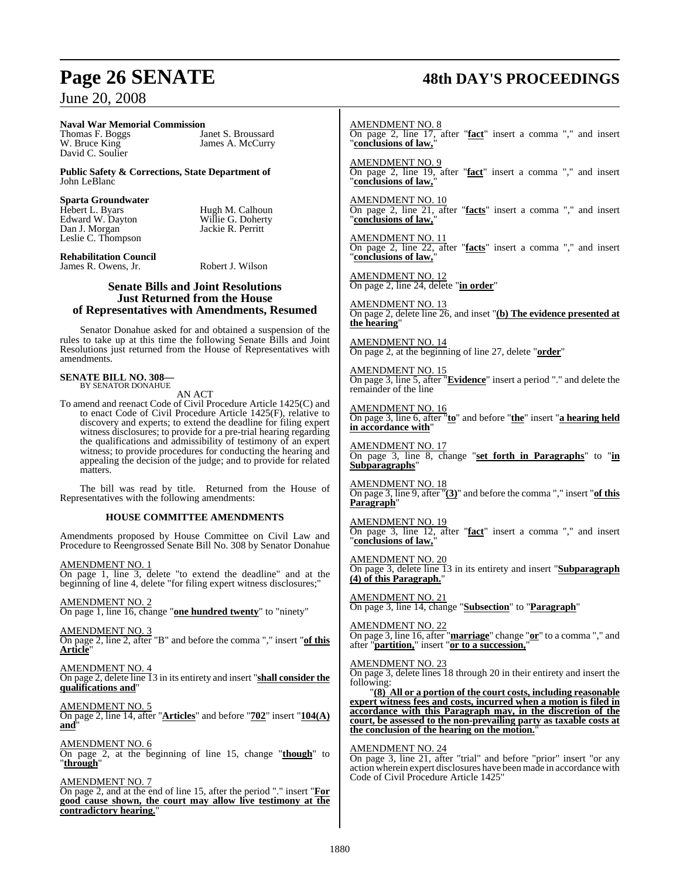**Naval War Memorial Commission**

Thomas F. Boggs — Janet S. Broussard
W. Bruce King — James A. McCurry
David C. Soulier

**Public Safety & Corrections, State Department of**
John LeBlanc

**Sparta Groundwater**

Hebert L. Byars — Hugh M. Calhoun
Edward W. Dayton — Willie G. Doherty
Dan J. Morgan — Jackie R. Perritt
Leslie C. Thompson

**Rehabilitation Council**

James R. Owens, Jr. — Robert J. Wilson

## Senate Bills and Joint Resolutions Just Returned from the House of Representatives with Amendments, Resumed

Senator Donahue asked for and obtained a suspension of the rules to take up at this time the following Senate Bills and Joint Resolutions just returned from the House of Representatives with amendments.

**SENATE BILL NO. 308—**
BY SENATOR DONAHUE

AN ACT

To amend and reenact Code of Civil Procedure Article 1425(C) and to enact Code of Civil Procedure Article 1425(F), relative to discovery and experts; to extend the deadline for filing expert witness disclosures; to provide for a pre-trial hearing regarding the qualifications and admissibility of testimony of an expert witness; to provide procedures for conducting the hearing and appealing the decision of the judge; and to provide for related matters.

The bill was read by title. Returned from the House of Representatives with the following amendments:

### HOUSE COMMITTEE AMENDMENTS

Amendments proposed by House Committee on Civil Law and Procedure to Reengrossed Senate Bill No. 308 by Senator Donahue

AMENDMENT NO. 1
On page 1, line 3, delete "to extend the deadline" and at the beginning of line 4, delete "for filing expert witness disclosures;"

AMENDMENT NO. 2
On page 1, line 16, change "**one hundred twenty**" to "ninety"

AMENDMENT NO. 3
On page 2, line 2, after "B" and before the comma "," insert "**of this Article**"

AMENDMENT NO. 4
On page 2, delete line 13 in its entirety and insert "**shall consider the qualifications and**"

AMENDMENT NO. 5
On page 2, line 14, after "**Articles**" and before "**702**" insert "**104(A) and**"

AMENDMENT NO. 6
On page 2, at the beginning of line 15, change "**though**" to "**through**"

AMENDMENT NO. 7
On page 2, and at the end of line 15, after the period "." insert "**For good cause shown, the court may allow live testimony at the contradictory hearing.**"

AMENDMENT NO. 8
On page 2, line 17, after "**fact**" insert a comma "," and insert "**conclusions of law,**"

AMENDMENT NO. 9
On page 2, line 19, after "**fact**" insert a comma "," and insert "**conclusions of law,**"

AMENDMENT NO. 10
On page 2, line 21, after "**facts**" insert a comma "," and insert "**conclusions of law,**"

AMENDMENT NO. 11
On page 2, line 22, after "**facts**" insert a comma "," and insert "**conclusions of law,**"

AMENDMENT NO. 12
On page 2, line 24, delete "**in order**"

AMENDMENT NO. 13
On page 2, delete line 26, and inset "**(b) The evidence presented at the hearing**"

AMENDMENT NO. 14
On page 2, at the beginning of line 27, delete "**order**"

AMENDMENT NO. 15
On page 3, line 5, after "**Evidence**" insert a period "." and delete the remainder of the line

AMENDMENT NO. 16
On page 3, line 6, after "**to**" and before "**the**" insert "**a hearing held in accordance with**"

AMENDMENT NO. 17
On page 3, line 8, change "**set forth in Paragraphs**" to "**in Subparagraphs**"

AMENDMENT NO. 18
On page 3, line 9, after "**(3)**" and before the comma "," insert "**of this Paragraph**"

AMENDMENT NO. 19
On page 3, line 12, after "**fact**" insert a comma "," and insert "**conclusions of law,**"

AMENDMENT NO. 20
On page 3, delete line 13 in its entirety and insert "**Subparagraph (4) of this Paragraph.**"

AMENDMENT NO. 21
On page 3, line 14, change "**Subsection**" to "**Paragraph**"

AMENDMENT NO. 22
On page 3, line 16, after "**marriage**" change "**or**" to a comma "," and after "**partition,**" insert "**or to a succession,**"

AMENDMENT NO. 23
On page 3, delete lines 18 through 20 in their entirety and insert the following:

"**(8) All or a portion of the court costs, including reasonable expert witness fees and costs, incurred when a motion is filed in accordance with this Paragraph may, in the discretion of the court, be assessed to the non-prevailing party as taxable costs at the conclusion of the hearing on the motion.**"

AMENDMENT NO. 24
On page 3, line 21, after "trial" and before "prior" insert "or any action wherein expert disclosures have been made in accordance with Code of Civil Procedure Article 1425"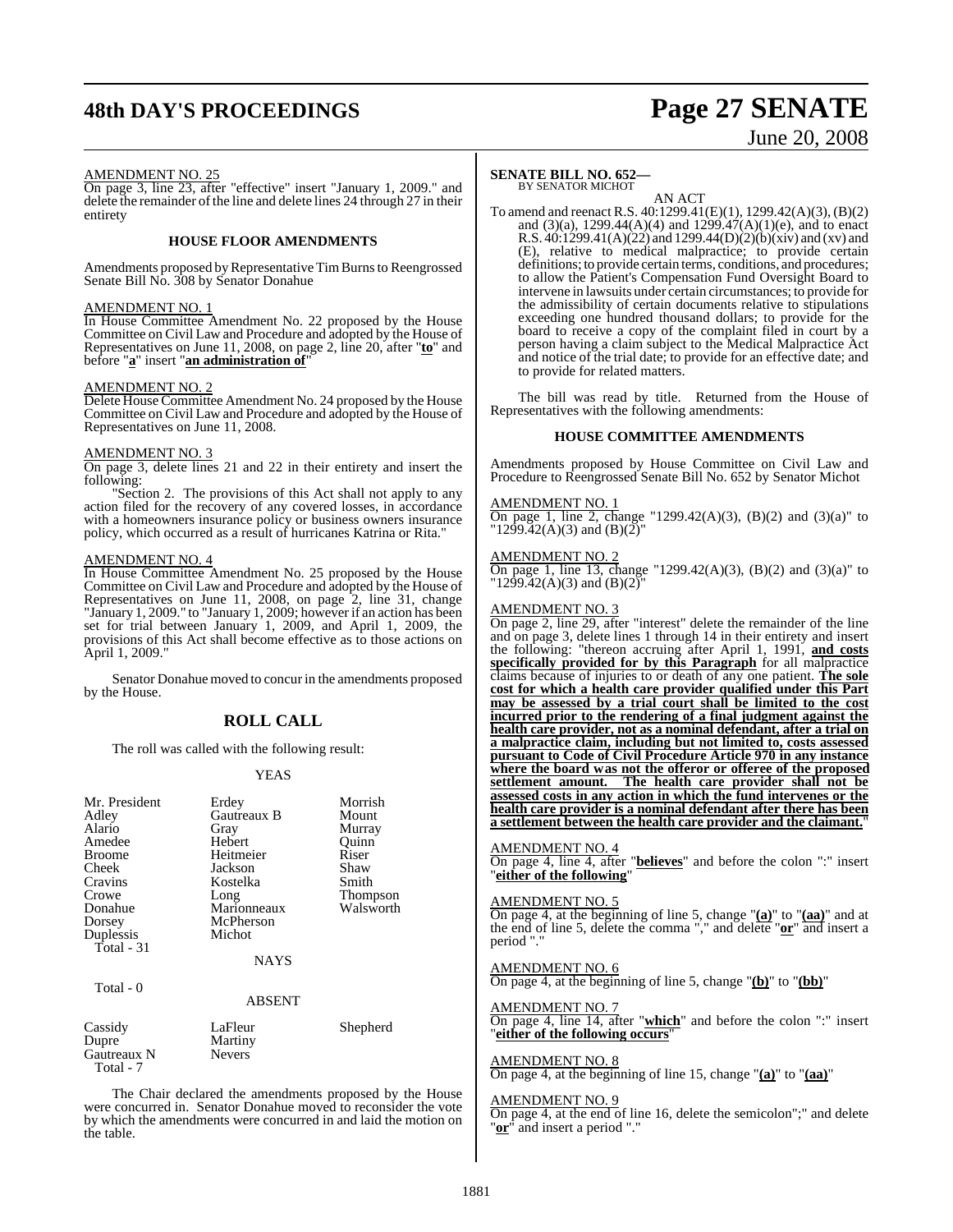AMENDMENT NO. 25

On page 3, line 23, after "effective" insert "January 1, 2009." and delete the remainder of the line and delete lines 24 through 27 in their entirety

### HOUSE FLOOR AMENDMENTS

Amendments proposed by Representative Tim Burns to Reengrossed Senate Bill No. 308 by Senator Donahue

AMENDMENT NO. 1

In House Committee Amendment No. 22 proposed by the House Committee on Civil Law and Procedure and adopted by the House of Representatives on June 11, 2008, on page 2, line 20, after "**to**" and before "**a**" insert "**an administration of**"

AMENDMENT NO. 2

Delete House Committee Amendment No. 24 proposed by the House Committee on Civil Law and Procedure and adopted by the House of Representatives on June 11, 2008.

AMENDMENT NO. 3

On page 3, delete lines 21 and 22 in their entirety and insert the following:

"Section 2. The provisions of this Act shall not apply to any action filed for the recovery of any covered losses, in accordance with a homeowners insurance policy or business owners insurance policy, which occurred as a result of hurricanes Katrina or Rita."

AMENDMENT NO. 4

In House Committee Amendment No. 25 proposed by the House Committee on Civil Law and Procedure and adopted by the House of Representatives on June 11, 2008, on page 2, line 31, change "January 1, 2009." to "January 1, 2009; however if an action has been set for trial between January 1, 2009, and April 1, 2009, the provisions of this Act shall become effective as to those actions on April 1, 2009."

Senator Donahue moved to concur in the amendments proposed by the House.

## ROLL CALL

The roll was called with the following result:

YEAS

| | | |
|---|---|---|
| Mr. President | Erdey | Morrish |
| Adley | Gautreaux B | Mount |
| Alario | Gray | Murray |
| Amedee | Hebert | Quinn |
| Broome | Heitmeier | Riser |
| Cheek | Jackson | Shaw |
| Cravins | Kostelka | Smith |
| Crowe | Long | Thompson |
| Donahue | Marionneaux | Walsworth |
| Dorsey | McPherson | |
| Duplessis | Michot | |

Total - 31

NAYS

Total - 0

ABSENT

| | | |
|---|---|---|
| Cassidy | LaFleur | Shepherd |
| Dupre | Martiny | |
| Gautreaux N | Nevers | |

Total - 7

The Chair declared the amendments proposed by the House were concurred in. Senator Donahue moved to reconsider the vote by which the amendments were concurred in and laid the motion on the table.

**SENATE BILL NO. 652—**
BY SENATOR MICHOT

AN ACT

To amend and reenact R.S. 40:1299.41(E)(1), 1299.42(A)(3), (B)(2) and (3)(a), 1299.44(A)(4) and 1299.47(A)(1)(e), and to enact R.S. 40:1299.41(A)(22) and 1299.44(D)(2)(b)(xiv) and (xv) and (E), relative to medical malpractice; to provide certain definitions; to provide certain terms, conditions, and procedures; to allow the Patient's Compensation Fund Oversight Board to intervene in lawsuits under certain circumstances; to provide for the admissibility of certain documents relative to stipulations exceeding one hundred thousand dollars; to provide for the board to receive a copy of the complaint filed in court by a person having a claim subject to the Medical Malpractice Act and notice of the trial date; to provide for an effective date; and to provide for related matters.

The bill was read by title. Returned from the House of Representatives with the following amendments:

### HOUSE COMMITTEE AMENDMENTS

Amendments proposed by House Committee on Civil Law and Procedure to Reengrossed Senate Bill No. 652 by Senator Michot

AMENDMENT NO. 1

On page 1, line 2, change "1299.42(A)(3), (B)(2) and (3)(a)" to "1299.42(A)(3) and (B)(2)"

AMENDMENT NO. 2

On page 1, line 13, change "1299.42(A)(3), (B)(2) and (3)(a)" to "1299.42(A)(3) and (B)(2)"

AMENDMENT NO. 3

On page 2, line 29, after "interest" delete the remainder of the line and on page 3, delete lines 1 through 14 in their entirety and insert the following: "thereon accruing after April 1, 1991, **and costs specifically provided for by this Paragraph** for all malpractice claims because of injuries to or death of any one patient. **The sole cost for which a health care provider qualified under this Part may be assessed by a trial court shall be limited to the cost incurred prior to the rendering of a final judgment against the health care provider, not as a nominal defendant, after a trial on a malpractice claim, including but not limited to, costs assessed pursuant to Code of Civil Procedure Article 970 in any instance where the board was not the offeror or offeree of the proposed settlement amount. The health care provider shall not be assessed costs in any action in which the fund intervenes or the health care provider is a nominal defendant after there has been a settlement between the health care provider and the claimant.**"

AMENDMENT NO. 4

On page 4, line 4, after "**believes**" and before the colon ":" insert "**either of the following**"

AMENDMENT NO. 5

On page 4, at the beginning of line 5, change "**(a)**" to "**(aa)**" and at the end of line 5, delete the comma "," and delete "**or**" and insert a period "."

AMENDMENT NO. 6

On page 4, at the beginning of line 5, change "**(b)**" to "**(bb)**"

AMENDMENT NO. 7

On page 4, line 14, after "**which**" and before the colon ":" insert "**either of the following occurs**"

AMENDMENT NO. 8

On page 4, at the beginning of line 15, change "**(a)**" to "**(aa)**"

AMENDMENT NO. 9

On page 4, at the end of line 16, delete the semicolon";" and delete "**or**" and insert a period "."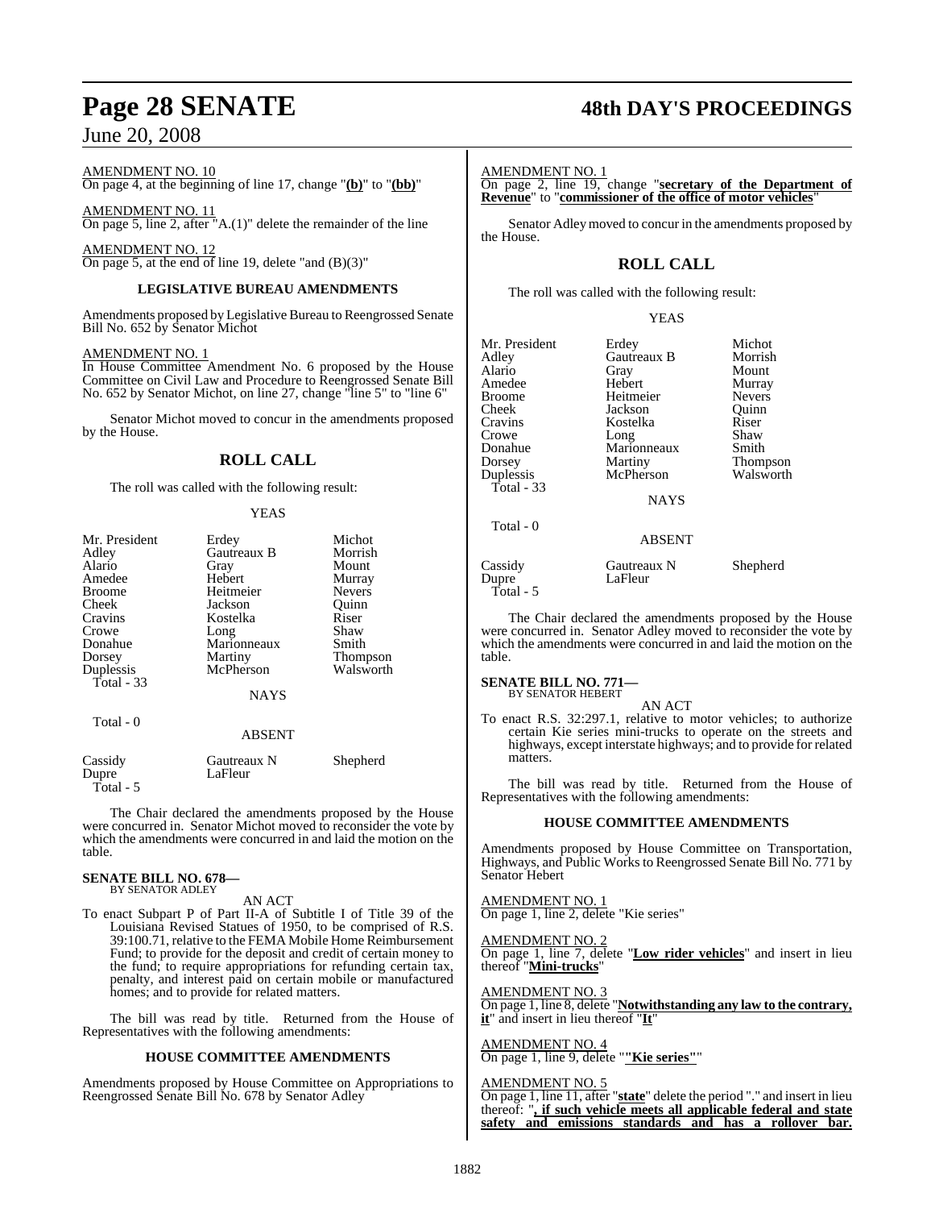AMENDMENT NO. 10

On page 4, at the beginning of line 17, change "**(b)**" to "**(bb)**"

AMENDMENT NO. 11

On page 5, line 2, after "A.(1)" delete the remainder of the line

AMENDMENT NO. 12

On page 5, at the end of line 19, delete "and (B)(3)"

### LEGISLATIVE BUREAU AMENDMENTS

Amendments proposed by Legislative Bureau to Reengrossed Senate Bill No. 652 by Senator Michot

AMENDMENT NO. 1

In House Committee Amendment No. 6 proposed by the House Committee on Civil Law and Procedure to Reengrossed Senate Bill No. 652 by Senator Michot, on line 27, change "line 5" to "line 6"

Senator Michot moved to concur in the amendments proposed by the House.

## ROLL CALL

The roll was called with the following result:

YEAS

| | | |
|---|---|---|
| Mr. President | Erdey | Michot |
| Adley | Gautreaux B | Morrish |
| Alario | Gray | Mount |
| Amedee | Hebert | Murray |
| Broome | Heitmeier | Nevers |
| Cheek | Jackson | Quinn |
| Cravins | Kostelka | Riser |
| Crowe | Long | Shaw |
| Donahue | Marionneaux | Smith |
| Dorsey | Martiny | Thompson |
| Duplessis | McPherson | Walsworth |

Total - 33

NAYS

Total - 0

ABSENT

| | | |
|---|---|---|
| Cassidy | Gautreaux N | Shepherd |
| Dupre | LaFleur | |

Total - 5

The Chair declared the amendments proposed by the House were concurred in. Senator Michot moved to reconsider the vote by which the amendments were concurred in and laid the motion on the table.

**SENATE BILL NO. 678—**
BY SENATOR ADLEY

AN ACT

To enact Subpart P of Part II-A of Subtitle I of Title 39 of the Louisiana Revised Statues of 1950, to be comprised of R.S. 39:100.71, relative to the FEMA Mobile Home Reimbursement Fund; to provide for the deposit and credit of certain money to the fund; to require appropriations for refunding certain tax, penalty, and interest paid on certain mobile or manufactured homes; and to provide for related matters.

The bill was read by title. Returned from the House of Representatives with the following amendments:

### HOUSE COMMITTEE AMENDMENTS

Amendments proposed by House Committee on Appropriations to Reengrossed Senate Bill No. 678 by Senator Adley

AMENDMENT NO. 1

On page 2, line 19, change "**secretary of the Department of Revenue**" to "**commissioner of the office of motor vehicles**"

Senator Adley moved to concur in the amendments proposed by the House.

## ROLL CALL

The roll was called with the following result:

YEAS

| | | |
|---|---|---|
| Mr. President | Erdey | Michot |
| Adley | Gautreaux B | Morrish |
| Alario | Gray | Mount |
| Amedee | Hebert | Murray |
| Broome | Heitmeier | Nevers |
| Cheek | Jackson | Quinn |
| Cravins | Kostelka | Riser |
| Crowe | Long | Shaw |
| Donahue | Marionneaux | Smith |
| Dorsey | Martiny | Thompson |
| Duplessis | McPherson | Walsworth |

Total - 33

NAYS

Total - 0

ABSENT

| | | |
|---|---|---|
| Cassidy | Gautreaux N | Shepherd |
| Dupre | LaFleur | |

Total - 5

The Chair declared the amendments proposed by the House were concurred in. Senator Adley moved to reconsider the vote by which the amendments were concurred in and laid the motion on the table.

**SENATE BILL NO. 771—**
BY SENATOR HEBERT

AN ACT

To enact R.S. 32:297.1, relative to motor vehicles; to authorize certain Kie series mini-trucks to operate on the streets and highways, except interstate highways; and to provide for related matters.

The bill was read by title. Returned from the House of Representatives with the following amendments:

### HOUSE COMMITTEE AMENDMENTS

Amendments proposed by House Committee on Transportation, Highways, and Public Works to Reengrossed Senate Bill No. 771 by Senator Hebert

AMENDMENT NO. 1

On page 1, line 2, delete "Kie series"

AMENDMENT NO. 2

On page 1, line 7, delete "**Low rider vehicles**" and insert in lieu thereof "**Mini-trucks**"

AMENDMENT NO. 3

On page 1, line 8, delete "**Notwithstanding any law to the contrary, it**" and insert in lieu thereof "**It**"

AMENDMENT NO. 4

On page 1, line 9, delete "**"Kie series"**"

AMENDMENT NO. 5

On page 1, line 11, after "**state**" delete the period "." and insert in lieu thereof: "**, if such vehicle meets all applicable federal and state safety and emissions standards and has a rollover bar.**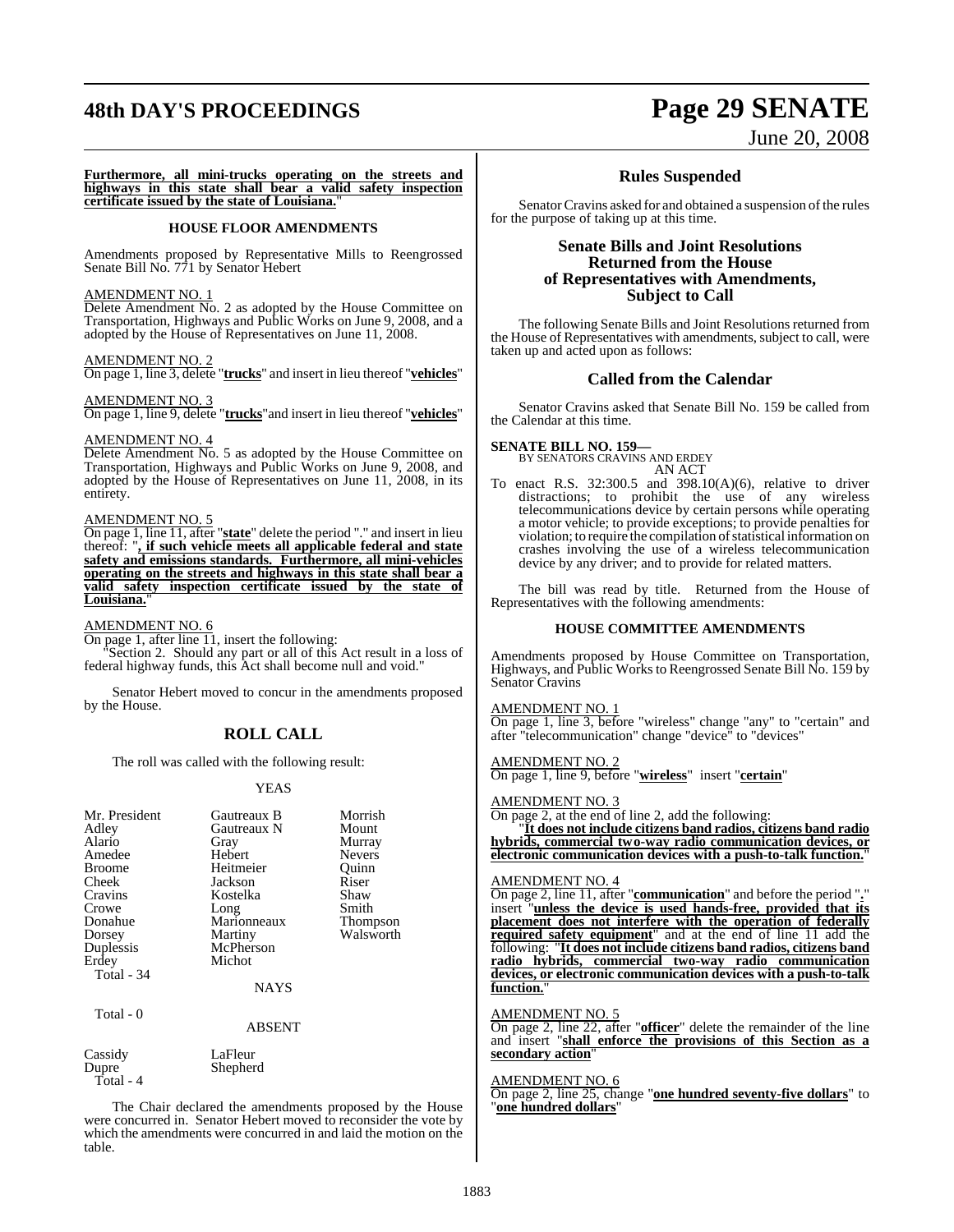**Furthermore, all mini-trucks operating on the streets and highways in this state shall bear a valid safety inspection certificate issued by the state of Louisiana.**"

### HOUSE FLOOR AMENDMENTS

Amendments proposed by Representative Mills to Reengrossed Senate Bill No. 771 by Senator Hebert

AMENDMENT NO. 1
Delete Amendment No. 2 as adopted by the House Committee on Transportation, Highways and Public Works on June 9, 2008, and a adopted by the House of Representatives on June 11, 2008.

AMENDMENT NO. 2
On page 1, line 3, delete "**trucks**" and insert in lieu thereof "**vehicles**"

AMENDMENT NO. 3
On page 1, line 9, delete "**trucks**"and insert in lieu thereof "**vehicles**"

AMENDMENT NO. 4
Delete Amendment No. 5 as adopted by the House Committee on Transportation, Highways and Public Works on June 9, 2008, and adopted by the House of Representatives on June 11, 2008, in its entirety.

AMENDMENT NO. 5
On page 1, line 11, after "**state**" delete the period "." and insert in lieu thereof: "**, if such vehicle meets all applicable federal and state safety and emissions standards. Furthermore, all mini-vehicles operating on the streets and highways in this state shall bear a valid safety inspection certificate issued by the state of Louisiana.**"

AMENDMENT NO. 6
On page 1, after line 11, insert the following:
"Section 2. Should any part or all of this Act result in a loss of federal highway funds, this Act shall become null and void."

Senator Hebert moved to concur in the amendments proposed by the House.

## ROLL CALL

The roll was called with the following result:

YEAS

| | | |
|---|---|---|
| Mr. President | Gautreaux B | Morrish |
| Adley | Gautreaux N | Mount |
| Alario | Gray | Murray |
| Amedee | Hebert | Nevers |
| Broome | Heitmeier | Quinn |
| Cheek | Jackson | Riser |
| Cravins | Kostelka | Shaw |
| Crowe | Long | Smith |
| Donahue | Marionneaux | Thompson |
| Dorsey | Martiny | Walsworth |
| Duplessis | McPherson | |
| Erdey | Michot | |

Total - 34

NAYS

Total - 0

ABSENT

| | |
|---|---|
| Cassidy | LaFleur |
| Dupre | Shepherd |

Total - 4

The Chair declared the amendments proposed by the House were concurred in. Senator Hebert moved to reconsider the vote by which the amendments were concurred in and laid the motion on the table.

## Rules Suspended

Senator Cravins asked for and obtained a suspension of the rules for the purpose of taking up at this time.

## Senate Bills and Joint Resolutions Returned from the House of Representatives with Amendments, Subject to Call

The following Senate Bills and Joint Resolutions returned from the House of Representatives with amendments, subject to call, were taken up and acted upon as follows:

## Called from the Calendar

Senator Cravins asked that Senate Bill No. 159 be called from the Calendar at this time.

**SENATE BILL NO. 159—**
BY SENATORS CRAVINS AND ERDEY
AN ACT

To enact R.S. 32:300.5 and 398.10(A)(6), relative to driver distractions; to prohibit the use of any wireless telecommunications device by certain persons while operating a motor vehicle; to provide exceptions; to provide penalties for violation; to require the compilation of statistical information on crashes involving the use of a wireless telecommunication device by any driver; and to provide for related matters.

The bill was read by title. Returned from the House of Representatives with the following amendments:

### HOUSE COMMITTEE AMENDMENTS

Amendments proposed by House Committee on Transportation, Highways, and Public Works to Reengrossed Senate Bill No. 159 by Senator Cravins

AMENDMENT NO. 1
On page 1, line 3, before "wireless" change "any" to "certain" and after "telecommunication" change "device" to "devices"

AMENDMENT NO. 2
On page 1, line 9, before "**wireless**" insert "**certain**"

AMENDMENT NO. 3
On page 2, at the end of line 2, add the following:
"**It does not include citizens band radios, citizens band radio hybrids, commercial two-way radio communication devices, or electronic communication devices with a push-to-talk function.**"

AMENDMENT NO. 4
On page 2, line 11, after "**communication**" and before the period "**.**" insert "**unless the device is used hands-free, provided that its placement does not interfere with the operation of federally required safety equipment**" and at the end of line 11 add the following: "**It does not include citizens band radios, citizens band radio hybrids, commercial two-way radio communication devices, or electronic communication devices with a push-to-talk function.**"

AMENDMENT NO. 5
On page 2, line 22, after "**officer**" delete the remainder of the line and insert "**shall enforce the provisions of this Section as a secondary action**"

AMENDMENT NO. 6
On page 2, line 25, change "**one hundred seventy-five dollars**" to "**one hundred dollars**"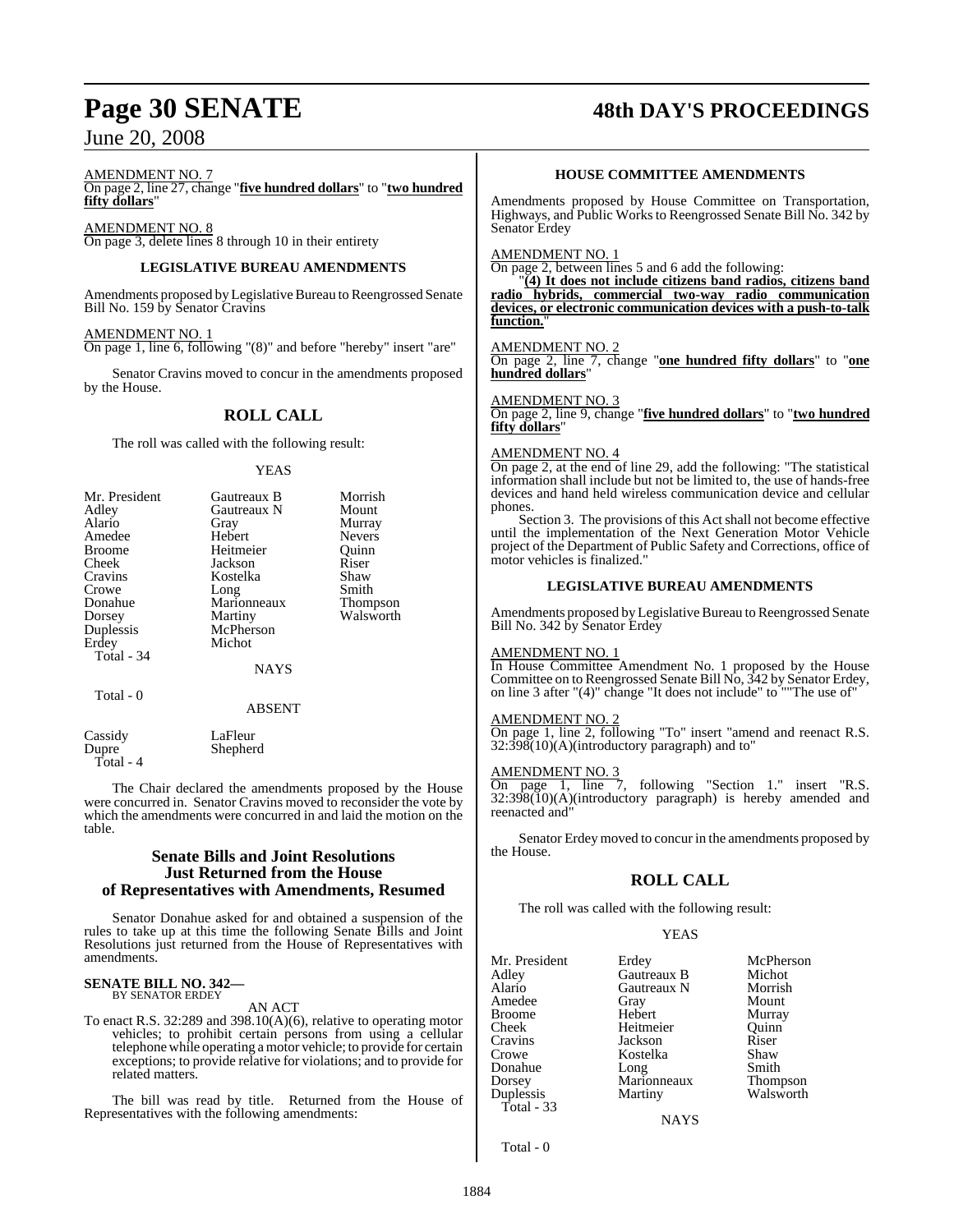AMENDMENT NO. 7

On page 2, line 27, change "**five hundred dollars**" to "**two hundred fifty dollars**"

AMENDMENT NO. 8

On page 3, delete lines 8 through 10 in their entirety

### LEGISLATIVE BUREAU AMENDMENTS

Amendments proposed by Legislative Bureau to Reengrossed Senate Bill No. 159 by Senator Cravins

AMENDMENT NO. 1

On page 1, line 6, following "(8)" and before "hereby" insert "are"

Senator Cravins moved to concur in the amendments proposed by the House.

## ROLL CALL

The roll was called with the following result:

YEAS

| | | |
|---|---|---|
| Mr. President | Gautreaux B | Morrish |
| Adley | Gautreaux N | Mount |
| Alario | Gray | Murray |
| Amedee | Hebert | Nevers |
| Broome | Heitmeier | Quinn |
| Cheek | Jackson | Riser |
| Cravins | Kostelka | Shaw |
| Crowe | Long | Smith |
| Donahue | Marionneaux | Thompson |
| Dorsey | Martiny | Walsworth |
| Duplessis | McPherson | |
| Erdey | Michot | |
| Total - 34 | | |

NAYS

Total - 0

ABSENT

| | |
|---|---|
| Cassidy | LaFleur |
| Dupre | Shepherd |
| Total - 4 | |

The Chair declared the amendments proposed by the House were concurred in. Senator Cravins moved to reconsider the vote by which the amendments were concurred in and laid the motion on the table.

## Senate Bills and Joint Resolutions Just Returned from the House of Representatives with Amendments, Resumed

Senator Donahue asked for and obtained a suspension of the rules to take up at this time the following Senate Bills and Joint Resolutions just returned from the House of Representatives with amendments.

**SENATE BILL NO. 342—**
BY SENATOR ERDEY

AN ACT

To enact R.S. 32:289 and 398.10(A)(6), relative to operating motor vehicles; to prohibit certain persons from using a cellular telephone while operating a motor vehicle; to provide for certain exceptions; to provide relative for violations; and to provide for related matters.

The bill was read by title. Returned from the House of Representatives with the following amendments:

### HOUSE COMMITTEE AMENDMENTS

Amendments proposed by House Committee on Transportation, Highways, and Public Works to Reengrossed Senate Bill No. 342 by Senator Erdey

AMENDMENT NO. 1

On page 2, between lines 5 and 6 add the following:

"**(4) It does not include citizens band radios, citizens band radio hybrids, commercial two-way radio communication devices, or electronic communication devices with a push-to-talk function.**"

AMENDMENT NO. 2

On page 2, line 7, change "**one hundred fifty dollars**" to "**one hundred dollars**"

AMENDMENT NO. 3

On page 2, line 9, change "**five hundred dollars**" to "**two hundred fifty dollars**"

AMENDMENT NO. 4

On page 2, at the end of line 29, add the following: "The statistical information shall include but not be limited to, the use of hands-free devices and hand held wireless communication device and cellular phones.

Section 3. The provisions of this Act shall not become effective until the implementation of the Next Generation Motor Vehicle project of the Department of Public Safety and Corrections, office of motor vehicles is finalized."

### LEGISLATIVE BUREAU AMENDMENTS

Amendments proposed by Legislative Bureau to Reengrossed Senate Bill No. 342 by Senator Erdey

AMENDMENT NO. 1

In House Committee Amendment No. 1 proposed by the House Committee on to Reengrossed Senate Bill No, 342 by Senator Erdey, on line 3 after "(4)" change "It does not include" to ""The use of"

AMENDMENT NO. 2

On page 1, line 2, following "To" insert "amend and reenact R.S. 32:398(10)(A)(introductory paragraph) and to"

AMENDMENT NO. 3

On page 1, line 7, following "Section 1." insert "R.S. 32:398(10)(A)(introductory paragraph) is hereby amended and reenacted and"

Senator Erdey moved to concur in the amendments proposed by the House.

## ROLL CALL

The roll was called with the following result:

YEAS

| | | |
|---|---|---|
| Mr. President | Erdey | McPherson |
| Adley | Gautreaux B | Michot |
| Alario | Gautreaux N | Morrish |
| Amedee | Gray | Mount |
| Broome | Hebert | Murray |
| Cheek | Heitmeier | Quinn |
| Cravins | Jackson | Riser |
| Crowe | Kostelka | Shaw |
| Donahue | Long | Smith |
| Dorsey | Marionneaux | Thompson |
| Duplessis | Martiny | Walsworth |
| Total - 33 | | |

NAYS

Total - 0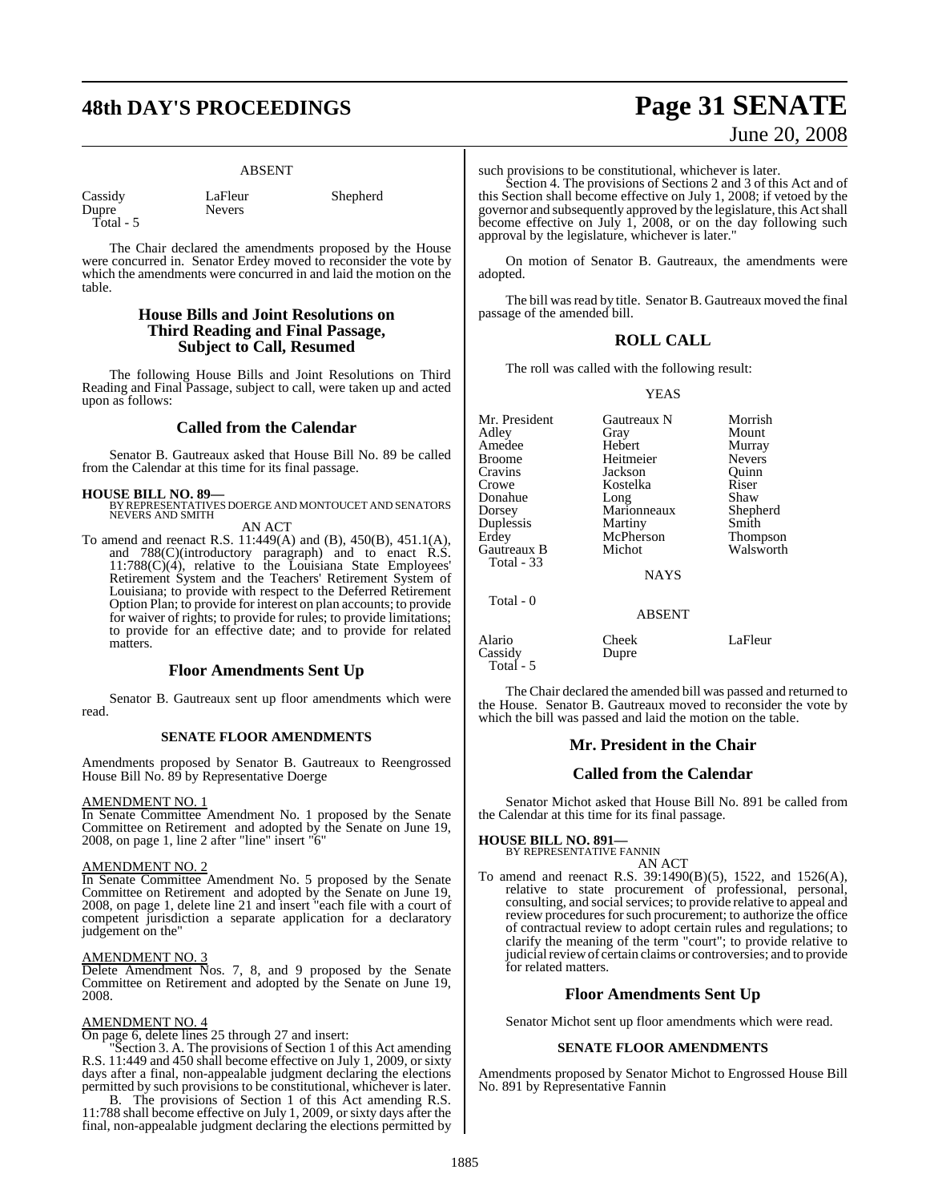ABSENT

| Cassidy | LaFleur | Shepherd |
|---|---|---|
| Dupre | Nevers | |
| Total - 5 | | |

The Chair declared the amendments proposed by the House were concurred in. Senator Erdey moved to reconsider the vote by which the amendments were concurred in and laid the motion on the table.

## House Bills and Joint Resolutions on Third Reading and Final Passage, Subject to Call, Resumed

The following House Bills and Joint Resolutions on Third Reading and Final Passage, subject to call, were taken up and acted upon as follows:

## Called from the Calendar

Senator B. Gautreaux asked that House Bill No. 89 be called from the Calendar at this time for its final passage.

**HOUSE BILL NO. 89—**
BY REPRESENTATIVES DOERGE AND MONTOUCET AND SENATORS NEVERS AND SMITH

AN ACT

To amend and reenact R.S. 11:449(A) and (B), 450(B), 451.1(A), and 788(C)(introductory paragraph) and to enact R.S. 11:788(C)(4), relative to the Louisiana State Employees' Retirement System and the Teachers' Retirement System of Louisiana; to provide with respect to the Deferred Retirement Option Plan; to provide for interest on plan accounts; to provide for waiver of rights; to provide for rules; to provide limitations; to provide for an effective date; and to provide for related matters.

## Floor Amendments Sent Up

Senator B. Gautreaux sent up floor amendments which were read.

### SENATE FLOOR AMENDMENTS

Amendments proposed by Senator B. Gautreaux to Reengrossed House Bill No. 89 by Representative Doerge

AMENDMENT NO. 1

In Senate Committee Amendment No. 1 proposed by the Senate Committee on Retirement and adopted by the Senate on June 19, 2008, on page 1, line 2 after "line" insert "6"

AMENDMENT NO. 2

In Senate Committee Amendment No. 5 proposed by the Senate Committee on Retirement and adopted by the Senate on June 19, 2008, on page 1, delete line 21 and insert "each file with a court of competent jurisdiction a separate application for a declaratory judgement on the"

AMENDMENT NO. 3

Delete Amendment Nos. 7, 8, and 9 proposed by the Senate Committee on Retirement and adopted by the Senate on June 19, 2008.

AMENDMENT NO. 4

On page 6, delete lines 25 through 27 and insert:

"Section 3. A. The provisions of Section 1 of this Act amending R.S. 11:449 and 450 shall become effective on July 1, 2009, or sixty days after a final, non-appealable judgment declaring the elections permitted by such provisions to be constitutional, whichever is later.

B. The provisions of Section 1 of this Act amending R.S. 11:788 shall become effective on July 1, 2009, or sixty days after the final, non-appealable judgment declaring the elections permitted by such provisions to be constitutional, whichever is later.

Section 4. The provisions of Sections 2 and 3 of this Act and of this Section shall become effective on July 1, 2008; if vetoed by the governor and subsequently approved by the legislature, this Act shall become effective on July 1, 2008, or on the day following such approval by the legislature, whichever is later."

On motion of Senator B. Gautreaux, the amendments were adopted.

The bill was read by title. Senator B. Gautreaux moved the final passage of the amended bill.

## ROLL CALL

The roll was called with the following result:

YEAS

| Mr. President | Gautreaux N | Morrish |
|---|---|---|
| Adley | Gray | Mount |
| Amedee | Hebert | Murray |
| Broome | Heitmeier | Nevers |
| Cravins | Jackson | Quinn |
| Crowe | Kostelka | Riser |
| Donahue | Long | Shaw |
| Dorsey | Marionneaux | Shepherd |
| Duplessis | Martiny | Smith |
| Erdey | McPherson | Thompson |
| Gautreaux B | Michot | Walsworth |
| Total - 33 | | |

NAYS

Total - 0

ABSENT

| Alario | Cheek | LaFleur |
|---|---|---|
| Cassidy | Dupre | |
| Total - 5 | | |

The Chair declared the amended bill was passed and returned to the House. Senator B. Gautreaux moved to reconsider the vote by which the bill was passed and laid the motion on the table.

## Mr. President in the Chair

## Called from the Calendar

Senator Michot asked that House Bill No. 891 be called from the Calendar at this time for its final passage.

**HOUSE BILL NO. 891—**
BY REPRESENTATIVE FANNIN

AN ACT

To amend and reenact R.S. 39:1490(B)(5), 1522, and 1526(A), relative to state procurement of professional, personal, consulting, and social services; to provide relative to appeal and review procedures for such procurement; to authorize the office of contractual review to adopt certain rules and regulations; to clarify the meaning of the term "court"; to provide relative to judicial review of certain claims or controversies; and to provide for related matters.

## Floor Amendments Sent Up

Senator Michot sent up floor amendments which were read.

### SENATE FLOOR AMENDMENTS

Amendments proposed by Senator Michot to Engrossed House Bill No. 891 by Representative Fannin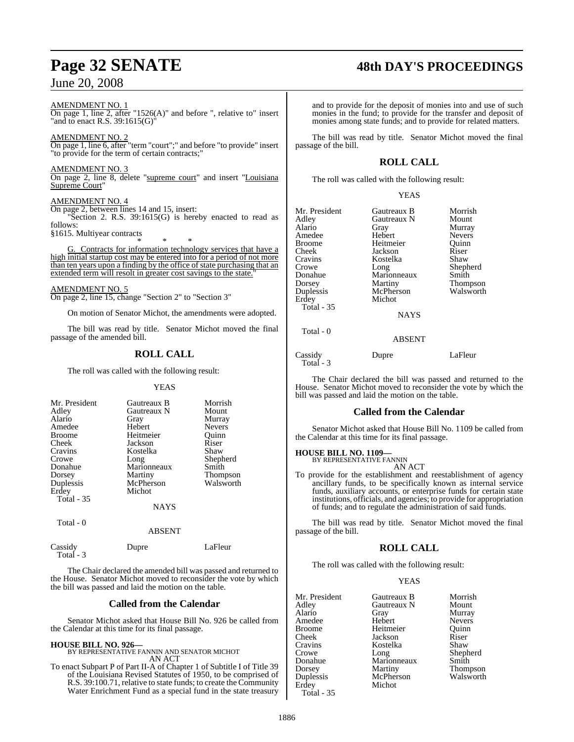AMENDMENT NO. 1

On page 1, line 2, after "1526(A)" and before ", relative to" insert "and to enact R.S. 39:1615(G)"

AMENDMENT NO. 2

On page 1, line 6, after "term "court";" and before "to provide" insert "to provide for the term of certain contracts;"

AMENDMENT NO. 3

On page 2, line 8, delete "supreme court" and insert "Louisiana Supreme Court"

AMENDMENT NO. 4

On page 2, between lines 14 and 15, insert:

"Section 2. R.S. 39:1615(G) is hereby enacted to read as follows:

§1615. Multiyear contracts

\* \* \*

G. Contracts for information technology services that have a high initial startup cost may be entered into for a period of not more than ten years upon a finding by the office of state purchasing that an extended term will resolt in greater cost savings to the state."

AMENDMENT NO. 5

On page 2, line 15, change "Section 2" to "Section 3"

On motion of Senator Michot, the amendments were adopted.

The bill was read by title. Senator Michot moved the final passage of the amended bill.

## ROLL CALL

The roll was called with the following result:

YEAS

| | | |
|---|---|---|
| Mr. President | Gautreaux B | Morrish |
| Adley | Gautreaux N | Mount |
| Alario | Gray | Murray |
| Amedee | Hebert | Nevers |
| Broome | Heitmeier | Quinn |
| Cheek | Jackson | Riser |
| Cravins | Kostelka | Shaw |
| Crowe | Long | Shepherd |
| Donahue | Marionneaux | Smith |
| Dorsey | Martiny | Thompson |
| Duplessis | McPherson | Walsworth |
| Erdey | Michot | |

Total - 35

NAYS

Total - 0

ABSENT

| | | |
|---|---|---|
| Cassidy | Dupre | LaFleur |

Total - 3

The Chair declared the amended bill was passed and returned to the House. Senator Michot moved to reconsider the vote by which the bill was passed and laid the motion on the table.

## Called from the Calendar

Senator Michot asked that House Bill No. 926 be called from the Calendar at this time for its final passage.

**HOUSE BILL NO. 926—**
BY REPRESENTATIVE FANNIN AND SENATOR MICHOT
AN ACT

To enact Subpart P of Part II-A of Chapter 1 of Subtitle I of Title 39 of the Louisiana Revised Statutes of 1950, to be comprised of R.S. 39:100.71, relative to state funds; to create the Community Water Enrichment Fund as a special fund in the state treasury and to provide for the deposit of monies into and use of such monies in the fund; to provide for the transfer and deposit of monies among state funds; and to provide for related matters.

The bill was read by title. Senator Michot moved the final passage of the bill.

## ROLL CALL

The roll was called with the following result:

YEAS

| | | |
|---|---|---|
| Mr. President | Gautreaux B | Morrish |
| Adley | Gautreaux N | Mount |
| Alario | Gray | Murray |
| Amedee | Hebert | Nevers |
| Broome | Heitmeier | Quinn |
| Cheek | Jackson | Riser |
| Cravins | Kostelka | Shaw |
| Crowe | Long | Shepherd |
| Donahue | Marionneaux | Smith |
| Dorsey | Martiny | Thompson |
| Duplessis | McPherson | Walsworth |
| Erdey | Michot | |

Total - 35

NAYS

Total - 0

ABSENT

| | | |
|---|---|---|
| Cassidy | Dupre | LaFleur |

Total - 3

The Chair declared the bill was passed and returned to the House. Senator Michot moved to reconsider the vote by which the bill was passed and laid the motion on the table.

## Called from the Calendar

Senator Michot asked that House Bill No. 1109 be called from the Calendar at this time for its final passage.

**HOUSE BILL NO. 1109—**
BY REPRESENTATIVE FANNIN
AN ACT

To provide for the establishment and reestablishment of agency ancillary funds, to be specifically known as internal service funds, auxiliary accounts, or enterprise funds for certain state institutions, officials, and agencies; to provide for appropriation of funds; and to regulate the administration of said funds.

The bill was read by title. Senator Michot moved the final passage of the bill.

## ROLL CALL

The roll was called with the following result:

YEAS

| | | |
|---|---|---|
| Mr. President | Gautreaux B | Morrish |
| Adley | Gautreaux N | Mount |
| Alario | Gray | Murray |
| Amedee | Hebert | Nevers |
| Broome | Heitmeier | Quinn |
| Cheek | Jackson | Riser |
| Cravins | Kostelka | Shaw |
| Crowe | Long | Shepherd |
| Donahue | Marionneaux | Smith |
| Dorsey | Martiny | Thompson |
| Duplessis | McPherson | Walsworth |
| Erdey | Michot | |

Total - 35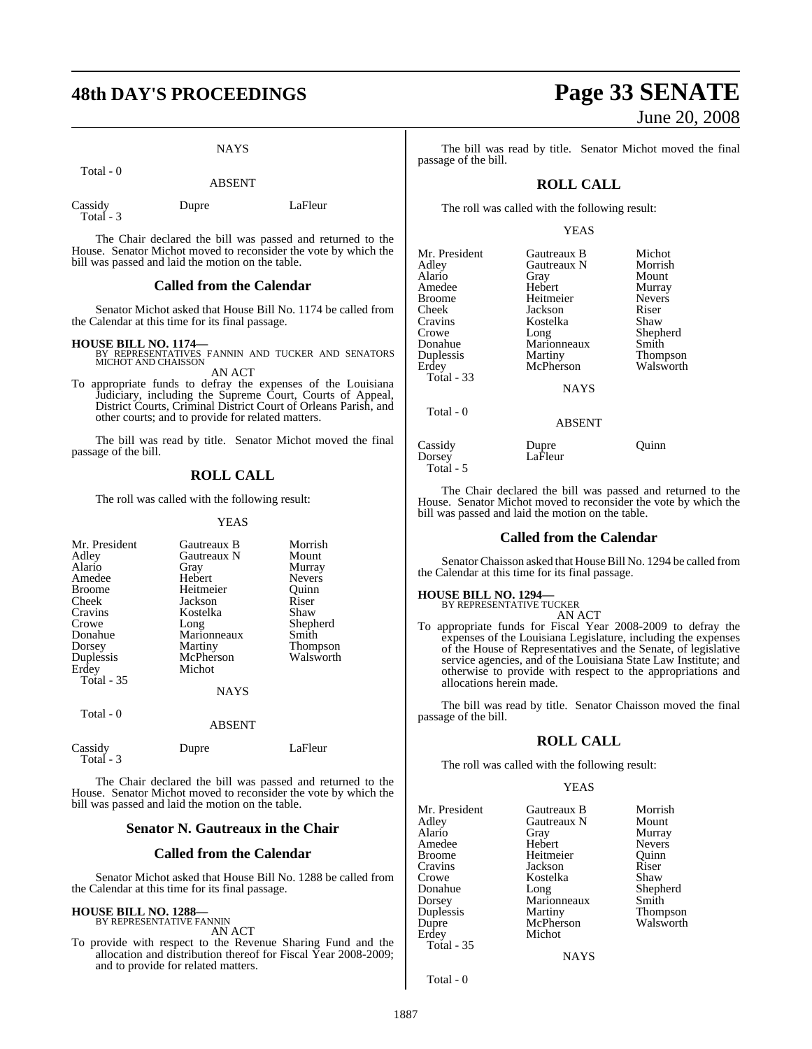NAYS

Total - 0

ABSENT

| | | |
|---|---|---|
| Cassidy | Dupre | LaFleur |
| Total - 3 | | |

The Chair declared the bill was passed and returned to the House. Senator Michot moved to reconsider the vote by which the bill was passed and laid the motion on the table.

## Called from the Calendar

Senator Michot asked that House Bill No. 1174 be called from the Calendar at this time for its final passage.

**HOUSE BILL NO. 1174—**
BY REPRESENTATIVES FANNIN AND TUCKER AND SENATORS MICHOT AND CHAISSON

AN ACT

To appropriate funds to defray the expenses of the Louisiana Judiciary, including the Supreme Court, Courts of Appeal, District Courts, Criminal District Court of Orleans Parish, and other courts; and to provide for related matters.

The bill was read by title. Senator Michot moved the final passage of the bill.

## ROLL CALL

The roll was called with the following result:

YEAS

| | | |
|---|---|---|
| Mr. President | Gautreaux B | Morrish |
| Adley | Gautreaux N | Mount |
| Alario | Gray | Murray |
| Amedee | Hebert | Nevers |
| Broome | Heitmeier | Quinn |
| Cheek | Jackson | Riser |
| Cravins | Kostelka | Shaw |
| Crowe | Long | Shepherd |
| Donahue | Marionneaux | Smith |
| Dorsey | Martiny | Thompson |
| Duplessis | McPherson | Walsworth |
| Erdey | Michot | |
| Total - 35 | | |

NAYS

Total - 0

ABSENT

| | | |
|---|---|---|
| Cassidy | Dupre | LaFleur |
| Total - 3 | | |

The Chair declared the bill was passed and returned to the House. Senator Michot moved to reconsider the vote by which the bill was passed and laid the motion on the table.

## Senator N. Gautreaux in the Chair

## Called from the Calendar

Senator Michot asked that House Bill No. 1288 be called from the Calendar at this time for its final passage.

**HOUSE BILL NO. 1288—**
BY REPRESENTATIVE FANNIN

AN ACT

To provide with respect to the Revenue Sharing Fund and the allocation and distribution thereof for Fiscal Year 2008-2009; and to provide for related matters.

The bill was read by title. Senator Michot moved the final passage of the bill.

## ROLL CALL

The roll was called with the following result:

YEAS

| | | |
|---|---|---|
| Mr. President | Gautreaux B | Michot |
| Adley | Gautreaux N | Morrish |
| Alario | Gray | Mount |
| Amedee | Hebert | Murray |
| Broome | Heitmeier | Nevers |
| Cheek | Jackson | Riser |
| Cravins | Kostelka | Shaw |
| Crowe | Long | Shepherd |
| Donahue | Marionneaux | Smith |
| Duplessis | Martiny | Thompson |
| Erdey | McPherson | Walsworth |
| Total - 33 | | |

NAYS

Total - 0

ABSENT

| | | |
|---|---|---|
| Cassidy | Dupre | Quinn |
| Dorsey | LaFleur | |
| Total - 5 | | |

The Chair declared the bill was passed and returned to the House. Senator Michot moved to reconsider the vote by which the bill was passed and laid the motion on the table.

## Called from the Calendar

Senator Chaisson asked that House Bill No. 1294 be called from the Calendar at this time for its final passage.

**HOUSE BILL NO. 1294—**
BY REPRESENTATIVE TUCKER

AN ACT

To appropriate funds for Fiscal Year 2008-2009 to defray the expenses of the Louisiana Legislature, including the expenses of the House of Representatives and the Senate, of legislative service agencies, and of the Louisiana State Law Institute; and otherwise to provide with respect to the appropriations and allocations herein made.

The bill was read by title. Senator Chaisson moved the final passage of the bill.

## ROLL CALL

The roll was called with the following result:

YEAS

| | | |
|---|---|---|
| Mr. President | Gautreaux B | Morrish |
| Adley | Gautreaux N | Mount |
| Alario | Gray | Murray |
| Amedee | Hebert | Nevers |
| Broome | Heitmeier | Quinn |
| Cravins | Jackson | Riser |
| Crowe | Kostelka | Shaw |
| Donahue | Long | Shepherd |
| Dorsey | Marionneaux | Smith |
| Duplessis | Martiny | Thompson |
| Dupre | McPherson | Walsworth |
| Erdey | Michot | |
| Total - 35 | | |

NAYS

Total - 0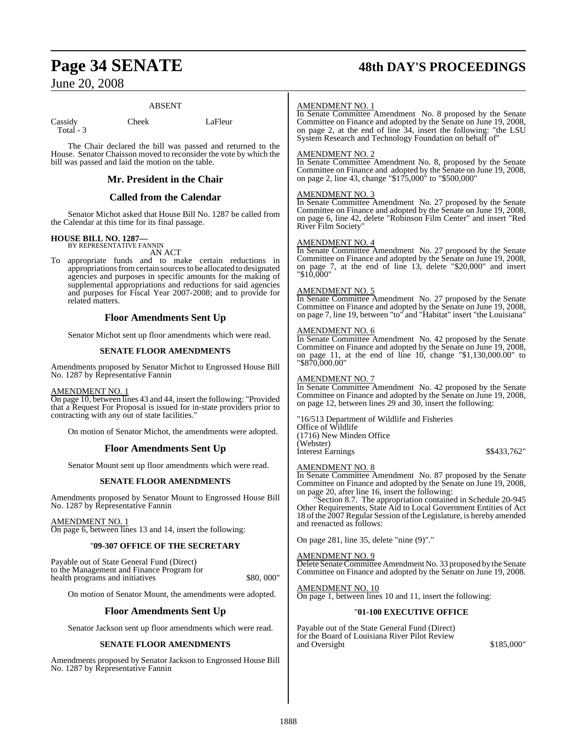ABSENT

Cassidy Cheek LaFleur
Total - 3

The Chair declared the bill was passed and returned to the House. Senator Chaisson moved to reconsider the vote by which the bill was passed and laid the motion on the table.

## Mr. President in the Chair

## Called from the Calendar

Senator Michot asked that House Bill No. 1287 be called from the Calendar at this time for its final passage.

**HOUSE BILL NO. 1287—**
BY REPRESENTATIVE FANNIN
AN ACT

To appropriate funds and to make certain reductions in appropriations from certain sources to be allocated to designated agencies and purposes in specific amounts for the making of supplemental appropriations and reductions for said agencies and purposes for Fiscal Year 2007-2008; and to provide for related matters.

## Floor Amendments Sent Up

Senator Michot sent up floor amendments which were read.

### SENATE FLOOR AMENDMENTS

Amendments proposed by Senator Michot to Engrossed House Bill No. 1287 by Representative Fannin

AMENDMENT NO. 1
On page 10, between lines 43 and 44, insert the following: "Provided that a Request For Proposal is issued for in-state providers prior to contracting with any out of state facilities."

On motion of Senator Michot, the amendments were adopted.

## Floor Amendments Sent Up

Senator Mount sent up floor amendments which were read.

### SENATE FLOOR AMENDMENTS

Amendments proposed by Senator Mount to Engrossed House Bill No. 1287 by Representative Fannin

AMENDMENT NO. 1
On page 6, between lines 13 and 14, insert the following:

"**09-307 OFFICE OF THE SECRETARY**

Payable out of State General Fund (Direct) to the Management and Finance Program for health programs and initiatives $80, 000"

On motion of Senator Mount, the amendments were adopted.

## Floor Amendments Sent Up

Senator Jackson sent up floor amendments which were read.

### SENATE FLOOR AMENDMENTS

Amendments proposed by Senator Jackson to Engrossed House Bill No. 1287 by Representative Fannin

AMENDMENT NO. 1
In Senate Committee Amendment No. 8 proposed by the Senate Committee on Finance and adopted by the Senate on June 19, 2008, on page 2, at the end of line 34, insert the following: "the LSU System Research and Technology Foundation on behalf of"

AMENDMENT NO. 2
In Senate Committee Amendment No. 8, proposed by the Senate Committee on Finance and adopted by the Senate on June 19, 2008, on page 2, line 43, change "$175,000" to "$500,000"

AMENDMENT NO. 3
In Senate Committee Amendment No. 27 proposed by the Senate Committee on Finance and adopted by the Senate on June 19, 2008, on page 6, line 42, delete "Robinson Film Center" and insert "Red River Film Society"

AMENDMENT NO. 4
In Senate Committee Amendment No. 27 proposed by the Senate Committee on Finance and adopted by the Senate on June 19, 2008, on page 7, at the end of line 13, delete "$20,000" and insert "$10,000"

AMENDMENT NO. 5
In Senate Committee Amendment No. 27 proposed by the Senate Committee on Finance and adopted by the Senate on June 19, 2008, on page 7, line 19, between "to" and "Habitat" insert "the Louisiana"

AMENDMENT NO. 6
In Senate Committee Amendment No. 42 proposed by the Senate Committee on Finance and adopted by the Senate on June 19, 2008, on page 11, at the end of line 10, change "$1,130,000.00" to "$870,000.00"

AMENDMENT NO. 7
In Senate Committee Amendment No. 42 proposed by the Senate Committee on Finance and adopted by the Senate on June 19, 2008, on page 12, between lines 29 and 30, insert the following:

"16/513 Department of Wildlife and Fisheries
Office of Wildlife
(1716) New Minden Office
(Webster)
Interest Earnings $$433,762"

AMENDMENT NO. 8
In Senate Committee Amendment No. 87 proposed by the Senate Committee on Finance and adopted by the Senate on June 19, 2008, on page 20, after line 16, insert the following:

"Section 8.7. The appropriation contained in Schedule 20-945 Other Requirements, State Aid to Local Government Entities of Act 18 of the 2007 Regular Session of the Legislature, is hereby amended and reenacted as follows:

On page 281, line 35, delete "nine (9)"."

AMENDMENT NO. 9
Delete Senate Committee Amendment No. 33 proposed by the Senate Committee on Finance and adopted by the Senate on June 19, 2008.

AMENDMENT NO. 10
On page 1, between lines 10 and 11, insert the following:

"**01-100 EXECUTIVE OFFICE**

Payable out of the State General Fund (Direct) for the Board of Louisiana River Pilot Review and Oversight $185,000"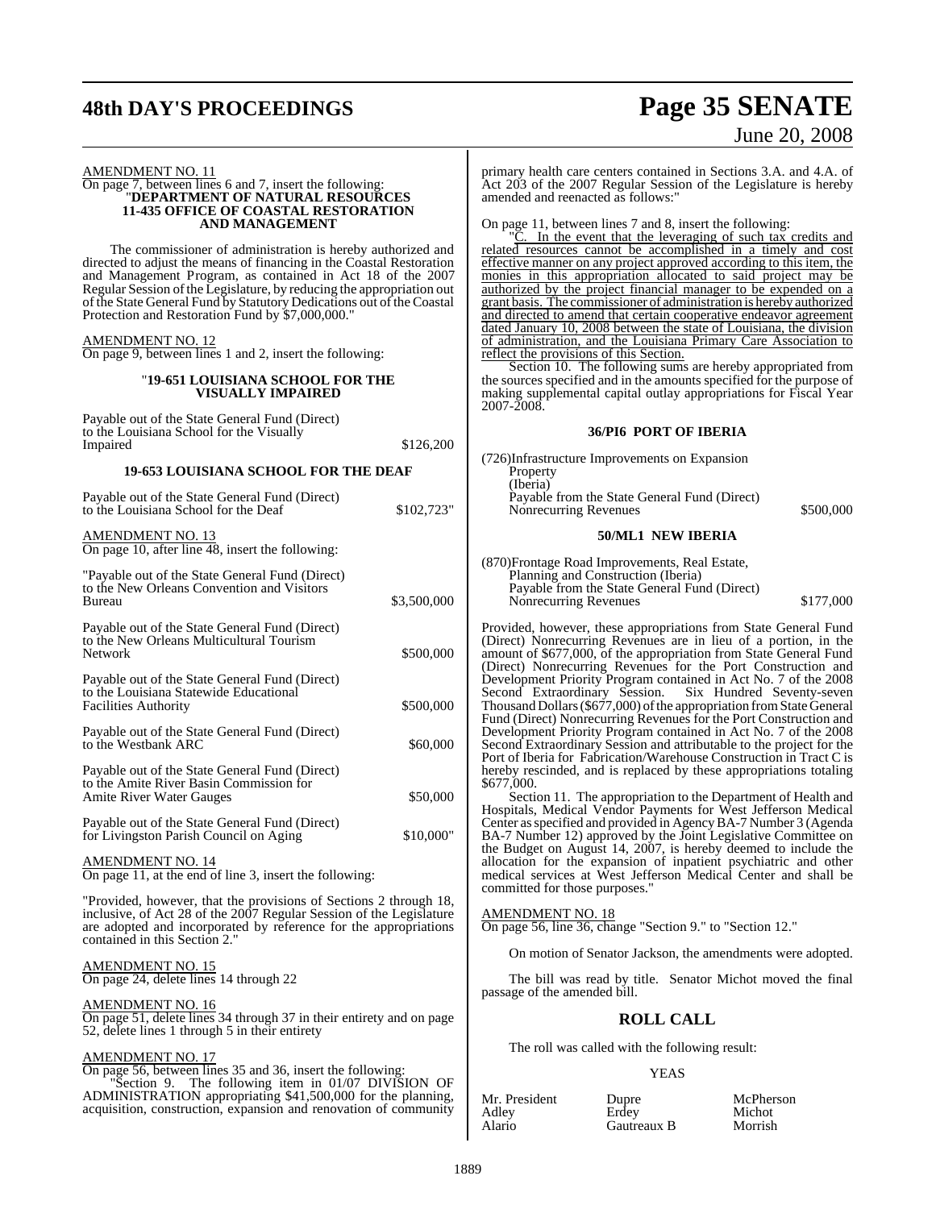AMENDMENT NO. 11

On page 7, between lines 6 and 7, insert the following:

"**DEPARTMENT OF NATURAL RESOURCES**
**11-435 OFFICE OF COASTAL RESTORATION AND MANAGEMENT**

The commissioner of administration is hereby authorized and directed to adjust the means of financing in the Coastal Restoration and Management Program, as contained in Act 18 of the 2007 Regular Session of the Legislature, by reducing the appropriation out of the State General Fund by Statutory Dedications out of the Coastal Protection and Restoration Fund by $7,000,000."

AMENDMENT NO. 12

On page 9, between lines 1 and 2, insert the following:

"**19-651 LOUISIANA SCHOOL FOR THE VISUALLY IMPAIRED**

| | |
|---|---|
| Payable out of the State General Fund (Direct) to the Louisiana School for the Visually Impaired | $126,200 |

**19-653 LOUISIANA SCHOOL FOR THE DEAF**

| | |
|---|---|
| Payable out of the State General Fund (Direct) to the Louisiana School for the Deaf | $102,723" |

AMENDMENT NO. 13

On page 10, after line 48, insert the following:

| | |
|---|---|
| "Payable out of the State General Fund (Direct) to the New Orleans Convention and Visitors Bureau | $3,500,000 |
| Payable out of the State General Fund (Direct) to the New Orleans Multicultural Tourism Network | $500,000 |
| Payable out of the State General Fund (Direct) to the Louisiana Statewide Educational Facilities Authority | $500,000 |
| Payable out of the State General Fund (Direct) to the Westbank ARC | $60,000 |
| Payable out of the State General Fund (Direct) to the Amite River Basin Commission for Amite River Water Gauges | $50,000 |
| Payable out of the State General Fund (Direct) for Livingston Parish Council on Aging | $10,000" |

AMENDMENT NO. 14

On page 11, at the end of line 3, insert the following:

"Provided, however, that the provisions of Sections 2 through 18, inclusive, of Act 28 of the 2007 Regular Session of the Legislature are adopted and incorporated by reference for the appropriations contained in this Section 2."

AMENDMENT NO. 15

On page 24, delete lines 14 through 22

AMENDMENT NO. 16

On page 51, delete lines 34 through 37 in their entirety and on page 52, delete lines 1 through 5 in their entirety

AMENDMENT NO. 17

On page 56, between lines 35 and 36, insert the following:

"Section 9. The following item in 01/07 DIVISION OF ADMINISTRATION appropriating $41,500,000 for the planning, acquisition, construction, expansion and renovation of community primary health care centers contained in Sections 3.A. and 4.A. of Act 203 of the 2007 Regular Session of the Legislature is hereby amended and reenacted as follows:"

On page 11, between lines 7 and 8, insert the following:

"C. In the event that the leveraging of such tax credits and related resources cannot be accomplished in a timely and cost effective manner on any project approved according to this item, the monies in this appropriation allocated to said project may be authorized by the project financial manager to be expended on a grant basis. The commissioner of administration is hereby authorized and directed to amend that certain cooperative endeavor agreement dated January 10, 2008 between the state of Louisiana, the division of administration, and the Louisiana Primary Care Association to reflect the provisions of this Section.

Section 10. The following sums are hereby appropriated from the sources specified and in the amounts specified for the purpose of making supplemental capital outlay appropriations for Fiscal Year 2007-2008.

**36/PI6 PORT OF IBERIA**

| | |
|---|---|
| (726)Infrastructure Improvements on Expansion Property (Iberia) Payable from the State General Fund (Direct) Nonrecurring Revenues | $500,000 |

**50/ML1 NEW IBERIA**

| | |
|---|---|
| (870)Frontage Road Improvements, Real Estate, Planning and Construction (Iberia) Payable from the State General Fund (Direct) Nonrecurring Revenues | $177,000 |

Provided, however, these appropriations from State General Fund (Direct) Nonrecurring Revenues are in lieu of a portion, in the amount of $677,000, of the appropriation from State General Fund (Direct) Nonrecurring Revenues for the Port Construction and Development Priority Program contained in Act No. 7 of the 2008 Second Extraordinary Session. Six Hundred Seventy-seven Thousand Dollars ($677,000) of the appropriation from State General Fund (Direct) Nonrecurring Revenues for the Port Construction and Development Priority Program contained in Act No. 7 of the 2008 Second Extraordinary Session and attributable to the project for the Port of Iberia for Fabrication/Warehouse Construction in Tract C is hereby rescinded, and is replaced by these appropriations totaling $677,000.

Section 11. The appropriation to the Department of Health and Hospitals, Medical Vendor Payments for West Jefferson Medical Center as specified and provided in Agency BA-7 Number 3 (Agenda BA-7 Number 12) approved by the Joint Legislative Committee on the Budget on August 14, 2007, is hereby deemed to include the allocation for the expansion of inpatient psychiatric and other medical services at West Jefferson Medical Center and shall be committed for those purposes."

AMENDMENT NO. 18

On page 56, line 36, change "Section 9." to "Section 12."

On motion of Senator Jackson, the amendments were adopted.

The bill was read by title. Senator Michot moved the final passage of the amended bill.

## ROLL CALL

The roll was called with the following result:

YEAS

| | | |
|---|---|---|
| Mr. President | Dupre | McPherson |
| Adley | Erdey | Michot |
| Alario | Gautreaux B | Morrish |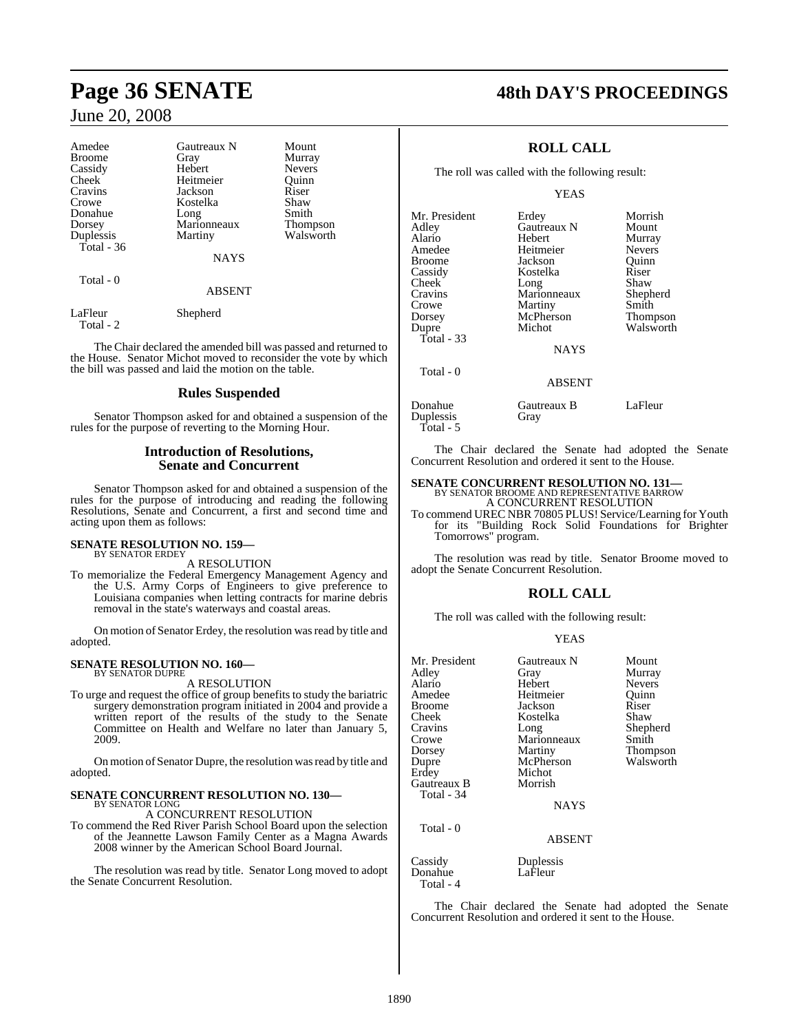| Amedee | Gautreaux N | Mount |
|---|---|---|
| Broome | Gray | Murray |
| Cassidy | Hebert | Nevers |
| Cheek | Heitmeier | Quinn |
| Cravins | Jackson | Riser |
| Crowe | Kostelka | Shaw |
| Donahue | Long | Smith |
| Dorsey | Marionneaux | Thompson |
| Duplessis | Martiny | Walsworth |

Total - 36

NAYS

Total - 0

ABSENT

| LaFleur | Shepherd |
|---|---|

Total - 2

The Chair declared the amended bill was passed and returned to the House. Senator Michot moved to reconsider the vote by which the bill was passed and laid the motion on the table.

## Rules Suspended

Senator Thompson asked for and obtained a suspension of the rules for the purpose of reverting to the Morning Hour.

## Introduction of Resolutions, Senate and Concurrent

Senator Thompson asked for and obtained a suspension of the rules for the purpose of introducing and reading the following Resolutions, Senate and Concurrent, a first and second time and acting upon them as follows:

**SENATE RESOLUTION NO. 159—**
BY SENATOR ERDEY

A RESOLUTION

To memorialize the Federal Emergency Management Agency and the U.S. Army Corps of Engineers to give preference to Louisiana companies when letting contracts for marine debris removal in the state's waterways and coastal areas.

On motion of Senator Erdey, the resolution was read by title and adopted.

**SENATE RESOLUTION NO. 160—**
BY SENATOR DUPRE

A RESOLUTION

To urge and request the office of group benefits to study the bariatric surgery demonstration program initiated in 2004 and provide a written report of the results of the study to the Senate Committee on Health and Welfare no later than January 5, 2009.

On motion of Senator Dupre, the resolution was read by title and adopted.

**SENATE CONCURRENT RESOLUTION NO. 130—**
BY SENATOR LONG

A CONCURRENT RESOLUTION

To commend the Red River Parish School Board upon the selection of the Jeannette Lawson Family Center as a Magna Awards 2008 winner by the American School Board Journal.

The resolution was read by title. Senator Long moved to adopt the Senate Concurrent Resolution.

## ROLL CALL

The roll was called with the following result:

YEAS

| Mr. President | Erdey | Morrish |
|---|---|---|
| Adley | Gautreaux N | Mount |
| Alario | Hebert | Murray |
| Amedee | Heitmeier | Nevers |
| Broome | Jackson | Quinn |
| Cassidy | Kostelka | Riser |
| Cheek | Long | Shaw |
| Cravins | Marionneaux | Shepherd |
| Crowe | Martiny | Smith |
| Dorsey | McPherson | Thompson |
| Dupre | Michot | Walsworth |

Total - 33

NAYS

Total - 0

ABSENT

| Donahue | Gautreaux B | LaFleur |
|---|---|---|
| Duplessis | Gray | |

Total - 5

The Chair declared the Senate had adopted the Senate Concurrent Resolution and ordered it sent to the House.

**SENATE CONCURRENT RESOLUTION NO. 131—**
BY SENATOR BROOME AND REPRESENTATIVE BARROW

A CONCURRENT RESOLUTION

To commend UREC NBR 70805 PLUS! Service/Learning for Youth for its "Building Rock Solid Foundations for Brighter Tomorrows" program.

The resolution was read by title. Senator Broome moved to adopt the Senate Concurrent Resolution.

## ROLL CALL

The roll was called with the following result:

YEAS

| Mr. President | Gautreaux N | Mount |
|---|---|---|
| Adley | Gray | Murray |
| Alario | Hebert | Nevers |
| Amedee | Heitmeier | Quinn |
| Broome | Jackson | Riser |
| Cheek | Kostelka | Shaw |
| Cravins | Long | Shepherd |
| Crowe | Marionneaux | Smith |
| Dorsey | Martiny | Thompson |
| Dupre | McPherson | Walsworth |
| Erdey | Michot | |
| Gautreaux B | Morrish | |

Total - 34

NAYS

Total - 0

ABSENT

| Cassidy | Duplessis |
|---|---|
| Donahue | LaFleur |

Total - 4

The Chair declared the Senate had adopted the Senate Concurrent Resolution and ordered it sent to the House.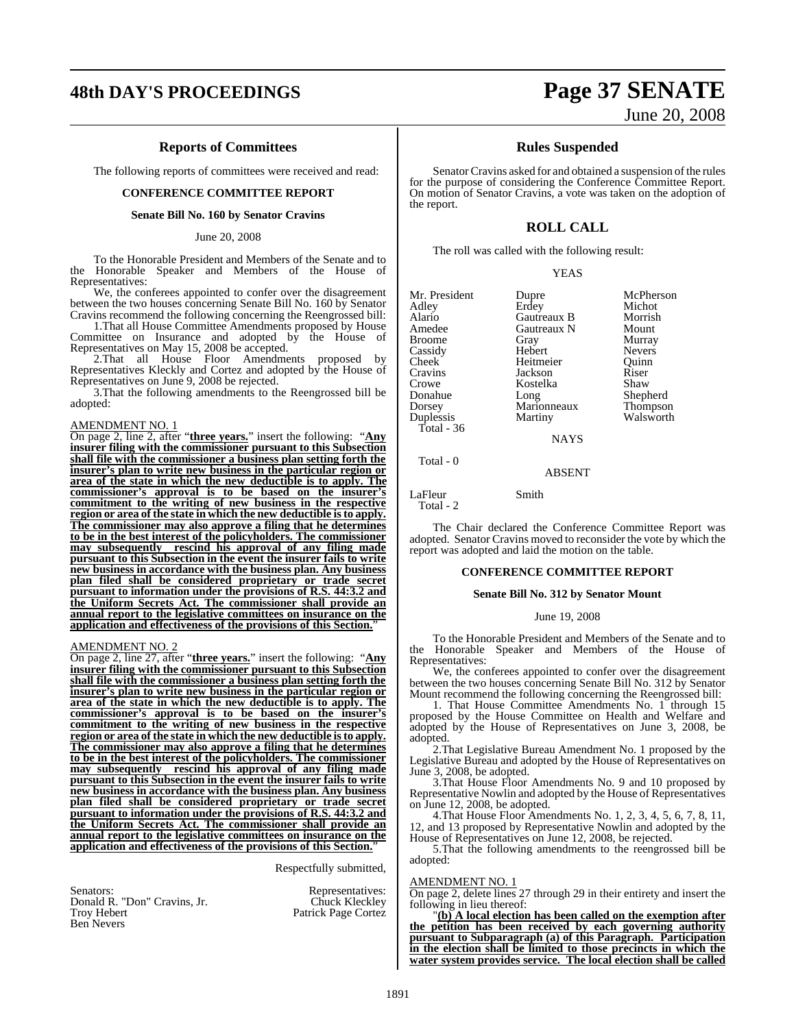## Reports of Committees

The following reports of committees were received and read:

### CONFERENCE COMMITTEE REPORT

**Senate Bill No. 160 by Senator Cravins**

June 20, 2008

To the Honorable President and Members of the Senate and to the Honorable Speaker and Members of the House of Representatives:

We, the conferees appointed to confer over the disagreement between the two houses concerning Senate Bill No. 160 by Senator Cravins recommend the following concerning the Reengrossed bill:

1.That all House Committee Amendments proposed by House Committee on Insurance and adopted by the House of Representatives on May 15, 2008 be accepted.

2.That all House Floor Amendments proposed by Representatives Kleckly and Cortez and adopted by the House of Representatives on June 9, 2008 be rejected.

3.That the following amendments to the Reengrossed bill be adopted:

AMENDMENT NO. 1

On page 2, line 2, after "**three years.**" insert the following: "**Any insurer filing with the commissioner pursuant to this Subsection shall file with the commissioner a business plan setting forth the insurer's plan to write new business in the particular region or area of the state in which the new deductible is to apply. The commissioner's approval is to be based on the insurer's commitment to the writing of new business in the respective region or area of the state in which the new deductible is to apply. The commissioner may also approve a filing that he determines to be in the best interest of the policyholders. The commissioner may subsequently rescind his approval of any filing made pursuant to this Subsection in the event the insurer fails to write new business in accordance with the business plan. Any business plan filed shall be considered proprietary or trade secret pursuant to information under the provisions of R.S. 44:3.2 and the Uniform Secrets Act. The commissioner shall provide an annual report to the legislative committees on insurance on the application and effectiveness of the provisions of this Section.**"

AMENDMENT NO. 2

On page 2, line 27, after "**three years.**" insert the following: "**Any insurer filing with the commissioner pursuant to this Subsection shall file with the commissioner a business plan setting forth the insurer's plan to write new business in the particular region or area of the state in which the new deductible is to apply. The commissioner's approval is to be based on the insurer's commitment to the writing of new business in the respective region or area of the state in which the new deductible is to apply. The commissioner may also approve a filing that he determines to be in the best interest of the policyholders. The commissioner may subsequently rescind his approval of any filing made pursuant to this Subsection in the event the insurer fails to write new business in accordance with the business plan. Any business plan filed shall be considered proprietary or trade secret pursuant to information under the provisions of R.S. 44:3.2 and the Uniform Secrets Act. The commissioner shall provide an annual report to the legislative committees on insurance on the application and effectiveness of the provisions of this Section.**"

Respectfully submitted,

| Senators: | Representatives: |
|---|---|
| Donald R. "Don" Cravins, Jr. | Chuck Kleckley |
| Troy Hebert | Patrick Page Cortez |
| Ben Nevers | |

## Rules Suspended

Senator Cravins asked for and obtained a suspension of the rules for the purpose of considering the Conference Committee Report. On motion of Senator Cravins, a vote was taken on the adoption of the report.

## ROLL CALL

The roll was called with the following result:

YEAS

| | | |
|---|---|---|
| Mr. President | Dupre | McPherson |
| Adley | Erdey | Michot |
| Alario | Gautreaux B | Morrish |
| Amedee | Gautreaux N | Mount |
| Broome | Gray | Murray |
| Cassidy | Hebert | Nevers |
| Cheek | Heitmeier | Quinn |
| Cravins | Jackson | Riser |
| Crowe | Kostelka | Shaw |
| Donahue | Long | Shepherd |
| Dorsey | Marionneaux | Thompson |
| Duplessis | Martiny | Walsworth |

Total - 36

NAYS

Total - 0

ABSENT

| | |
|---|---|
| LaFleur | Smith |

Total - 2

The Chair declared the Conference Committee Report was adopted. Senator Cravins moved to reconsider the vote by which the report was adopted and laid the motion on the table.

### CONFERENCE COMMITTEE REPORT

**Senate Bill No. 312 by Senator Mount**

June 19, 2008

To the Honorable President and Members of the Senate and to the Honorable Speaker and Members of the House of Representatives:

We, the conferees appointed to confer over the disagreement between the two houses concerning Senate Bill No. 312 by Senator Mount recommend the following concerning the Reengrossed bill:

1. That House Committee Amendments No. 1 through 15 proposed by the House Committee on Health and Welfare and adopted by the House of Representatives on June 3, 2008, be adopted.

2.That Legislative Bureau Amendment No. 1 proposed by the Legislative Bureau and adopted by the House of Representatives on June 3, 2008, be adopted.

3.That House Floor Amendments No. 9 and 10 proposed by Representative Nowlin and adopted by the House of Representatives on June 12, 2008, be adopted.

4.That House Floor Amendments No. 1, 2, 3, 4, 5, 6, 7, 8, 11, 12, and 13 proposed by Representative Nowlin and adopted by the House of Representatives on June 12, 2008, be rejected.

5.That the following amendments to the reengrossed bill be adopted:

AMENDMENT NO. 1

On page 2, delete lines 27 through 29 in their entirety and insert the following in lieu thereof:

"**(b) A local election has been called on the exemption after the petition has been received by each governing authority pursuant to Subparagraph (a) of this Paragraph. Participation in the election shall be limited to those precincts in which the water system provides service. The local election shall be called**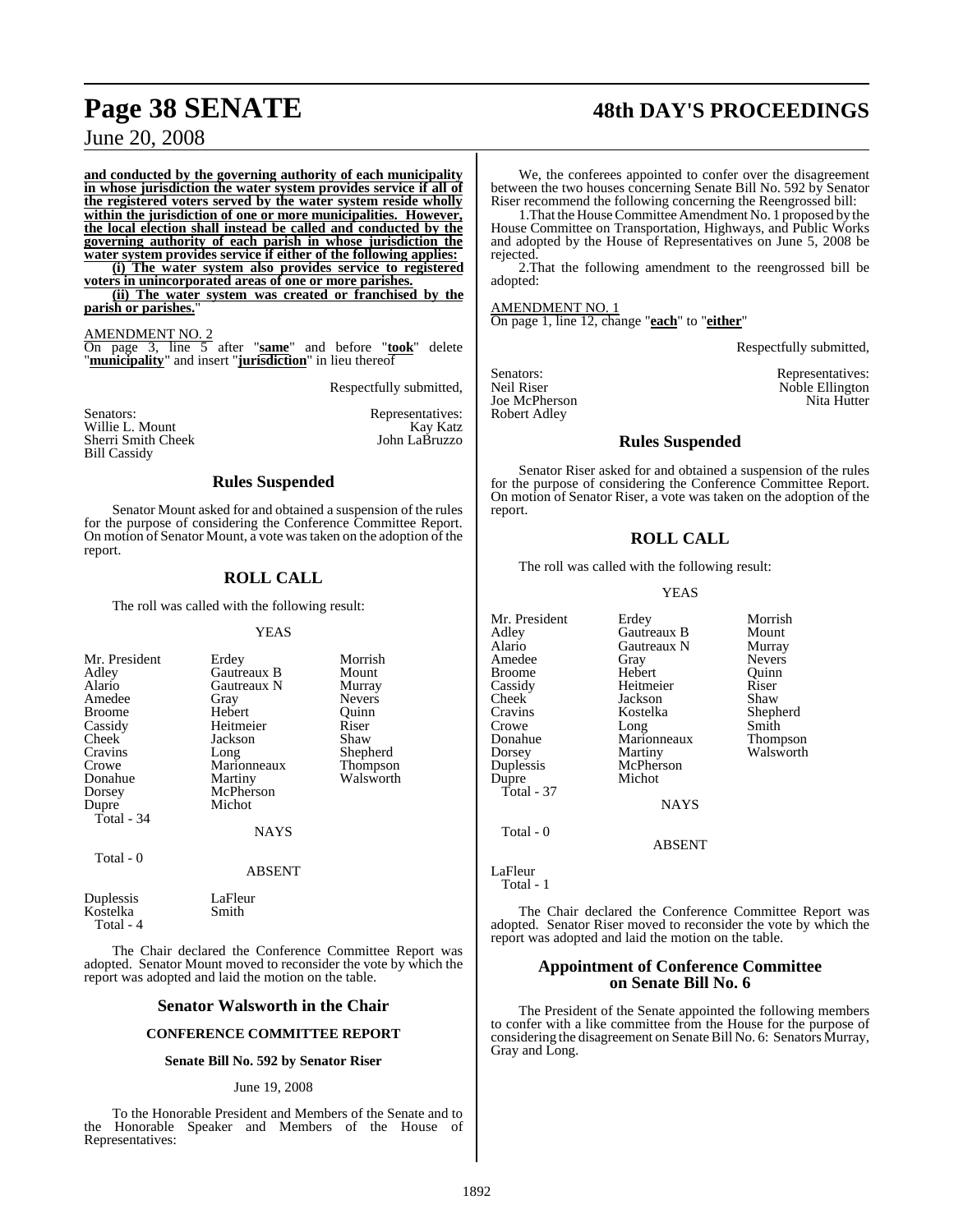**and conducted by the governing authority of each municipality in whose jurisdiction the water system provides service if all of the registered voters served by the water system reside wholly within the jurisdiction of one or more municipalities. However, the local election shall instead be called and conducted by the governing authority of each parish in whose jurisdiction the water system provides service if either of the following applies:**

**(i) The water system also provides service to registered voters in unincorporated areas of one or more parishes.**

**(ii) The water system was created or franchised by the parish or parishes.**"

AMENDMENT NO. 2

On page 3, line 5 after "**same**" and before "**took**" delete "**municipality**" and insert "**jurisdiction**" in lieu thereof

Respectfully submitted,

| Senators: | Representatives: |
|---|---|
| Willie L. Mount | Kay Katz |
| Sherri Smith Cheek | John LaBruzzo |
| Bill Cassidy | |

## Rules Suspended

Senator Mount asked for and obtained a suspension of the rules for the purpose of considering the Conference Committee Report. On motion of Senator Mount, a vote was taken on the adoption of the report.

## ROLL CALL

The roll was called with the following result:

YEAS

| | | |
|---|---|---|
| Mr. President | Erdey | Morrish |
| Adley | Gautreaux B | Mount |
| Alario | Gautreaux N | Murray |
| Amedee | Gray | Nevers |
| Broome | Hebert | Quinn |
| Cassidy | Heitmeier | Riser |
| Cheek | Jackson | Shaw |
| Cravins | Long | Shepherd |
| Crowe | Marionneaux | Thompson |
| Donahue | Martiny | Walsworth |
| Dorsey | McPherson | |
| Dupre | Michot | |

Total - 34

NAYS

Total - 0

ABSENT

| | |
|---|---|
| Duplessis | LaFleur |
| Kostelka | Smith |

Total - 4

The Chair declared the Conference Committee Report was adopted. Senator Mount moved to reconsider the vote by which the report was adopted and laid the motion on the table.

## Senator Walsworth in the Chair

### CONFERENCE COMMITTEE REPORT

**Senate Bill No. 592 by Senator Riser**

June 19, 2008

To the Honorable President and Members of the Senate and to the Honorable Speaker and Members of the House of Representatives:

We, the conferees appointed to confer over the disagreement between the two houses concerning Senate Bill No. 592 by Senator Riser recommend the following concerning the Reengrossed bill:

1. That the House Committee Amendment No. 1 proposed by the House Committee on Transportation, Highways, and Public Works and adopted by the House of Representatives on June 5, 2008 be rejected.

2. That the following amendment to the reengrossed bill be adopted:

AMENDMENT NO. 1

On page 1, line 12, change "**each**" to "**either**"

Respectfully submitted,

| Senators: | Representatives: |
|---|---|
| Neil Riser | Noble Ellington |
| Joe McPherson | Nita Hutter |
| Robert Adley | |

## Rules Suspended

Senator Riser asked for and obtained a suspension of the rules for the purpose of considering the Conference Committee Report. On motion of Senator Riser, a vote was taken on the adoption of the report.

## ROLL CALL

The roll was called with the following result:

YEAS

| | | |
|---|---|---|
| Mr. President | Erdey | Morrish |
| Adley | Gautreaux B | Mount |
| Alario | Gautreaux N | Murray |
| Amedee | Gray | Nevers |
| Broome | Hebert | Quinn |
| Cassidy | Heitmeier | Riser |
| Cheek | Jackson | Shaw |
| Cravins | Kostelka | Shepherd |
| Crowe | Long | Smith |
| Donahue | Marionneaux | Thompson |
| Dorsey | Martiny | Walsworth |
| Duplessis | McPherson | |
| Dupre | Michot | |

Total - 37

NAYS

Total - 0

ABSENT

LaFleur

Total - 1

The Chair declared the Conference Committee Report was adopted. Senator Riser moved to reconsider the vote by which the report was adopted and laid the motion on the table.

## Appointment of Conference Committee on Senate Bill No. 6

The President of the Senate appointed the following members to confer with a like committee from the House for the purpose of considering the disagreement on Senate Bill No. 6: Senators Murray, Gray and Long.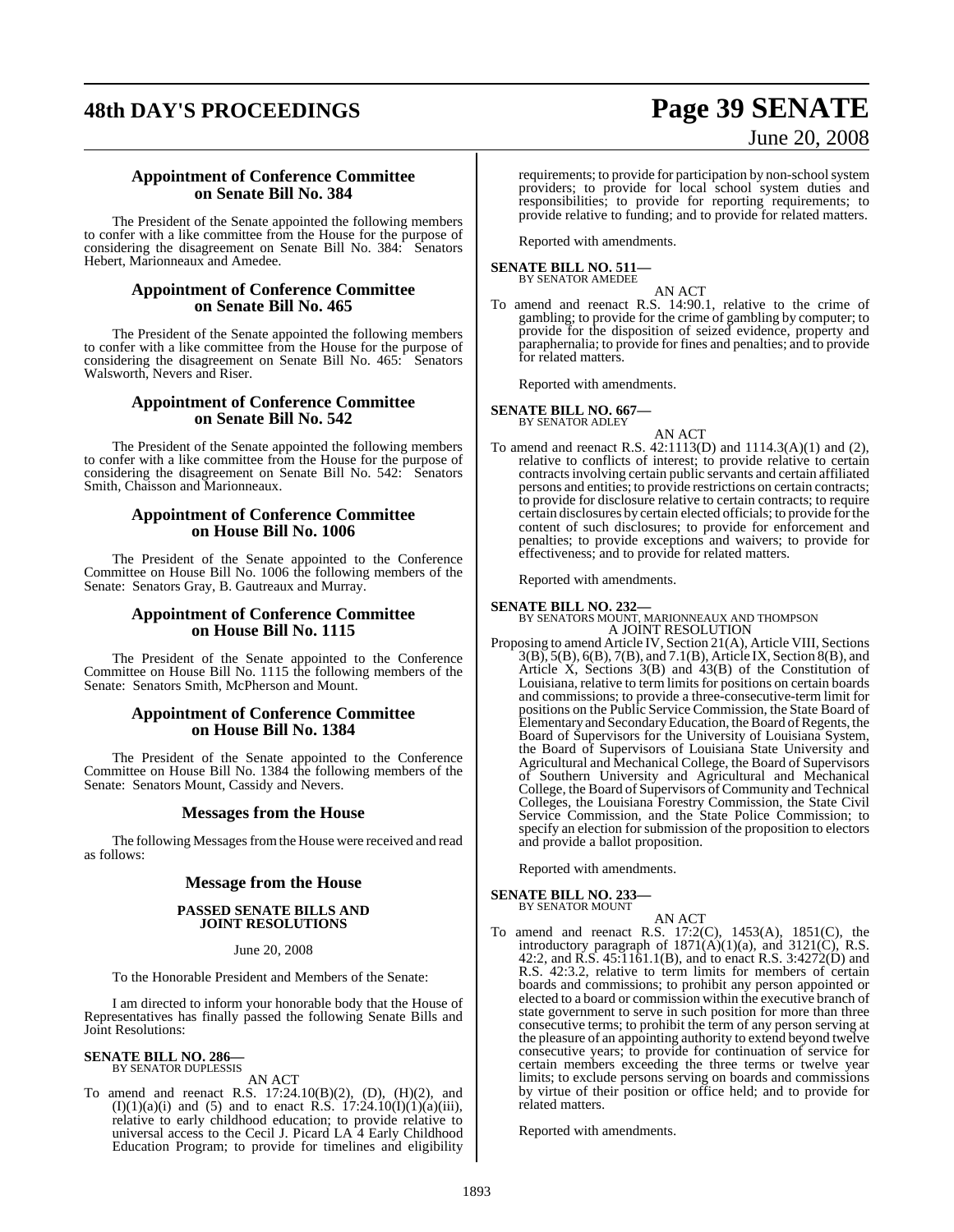### Appointment of Conference Committee on Senate Bill No. 384

The President of the Senate appointed the following members to confer with a like committee from the House for the purpose of considering the disagreement on Senate Bill No. 384: Senators Hebert, Marionneaux and Amedee.

### Appointment of Conference Committee on Senate Bill No. 465

The President of the Senate appointed the following members to confer with a like committee from the House for the purpose of considering the disagreement on Senate Bill No. 465: Senators Walsworth, Nevers and Riser.

### Appointment of Conference Committee on Senate Bill No. 542

The President of the Senate appointed the following members to confer with a like committee from the House for the purpose of considering the disagreement on Senate Bill No. 542: Senators Smith, Chaisson and Marionneaux.

### Appointment of Conference Committee on House Bill No. 1006

The President of the Senate appointed to the Conference Committee on House Bill No. 1006 the following members of the Senate: Senators Gray, B. Gautreaux and Murray.

### Appointment of Conference Committee on House Bill No. 1115

The President of the Senate appointed to the Conference Committee on House Bill No. 1115 the following members of the Senate: Senators Smith, McPherson and Mount.

### Appointment of Conference Committee on House Bill No. 1384

The President of the Senate appointed to the Conference Committee on House Bill No. 1384 the following members of the Senate: Senators Mount, Cassidy and Nevers.

## Messages from the House

The following Messages from the House were received and read as follows:

## Message from the House

**PASSED SENATE BILLS AND JOINT RESOLUTIONS**

June 20, 2008

To the Honorable President and Members of the Senate:

I am directed to inform your honorable body that the House of Representatives has finally passed the following Senate Bills and Joint Resolutions:

**SENATE BILL NO. 286—**
BY SENATOR DUPLESSIS

AN ACT

To amend and reenact R.S. 17:24.10(B)(2), (D), (H)(2), and (I)(1)(a)(i) and (5) and to enact R.S. 17:24.10(I)(1)(a)(iii), relative to early childhood education; to provide relative to universal access to the Cecil J. Picard LA 4 Early Childhood Education Program; to provide for timelines and eligibility requirements; to provide for participation by non-school system providers; to provide for local school system duties and responsibilities; to provide for reporting requirements; to provide relative to funding; and to provide for related matters.

Reported with amendments.

**SENATE BILL NO. 511—**
BY SENATOR AMEDEE

AN ACT

To amend and reenact R.S. 14:90.1, relative to the crime of gambling; to provide for the crime of gambling by computer; to provide for the disposition of seized evidence, property and paraphernalia; to provide for fines and penalties; and to provide for related matters.

Reported with amendments.

**SENATE BILL NO. 667—**
BY SENATOR ADLEY

AN ACT

To amend and reenact R.S. 42:1113(D) and 1114.3(A)(1) and (2), relative to conflicts of interest; to provide relative to certain contracts involving certain public servants and certain affiliated persons and entities; to provide restrictions on certain contracts; to provide for disclosure relative to certain contracts; to require certain disclosures by certain elected officials; to provide for the content of such disclosures; to provide for enforcement and penalties; to provide exceptions and waivers; to provide for effectiveness; and to provide for related matters.

Reported with amendments.

**SENATE BILL NO. 232—**
BY SENATORS MOUNT, MARIONNEAUX AND THOMPSON

A JOINT RESOLUTION

Proposing to amend Article IV, Section 21(A), Article VIII, Sections 3(B), 5(B), 6(B), 7(B), and 7.1(B), Article IX, Section 8(B), and Article X, Sections 3(B) and 43(B) of the Constitution of Louisiana, relative to term limits for positions on certain boards and commissions; to provide a three-consecutive-term limit for positions on the Public Service Commission, the State Board of Elementary and Secondary Education, the Board of Regents, the Board of Supervisors for the University of Louisiana System, the Board of Supervisors of Louisiana State University and Agricultural and Mechanical College, the Board of Supervisors of Southern University and Agricultural and Mechanical College, the Board of Supervisors of Community and Technical Colleges, the Louisiana Forestry Commission, the State Civil Service Commission, and the State Police Commission; to specify an election for submission of the proposition to electors and provide a ballot proposition.

Reported with amendments.

**SENATE BILL NO. 233—**
BY SENATOR MOUNT

AN ACT

To amend and reenact R.S. 17:2(C), 1453(A), 1851(C), the introductory paragraph of 1871(A)(1)(a), and 3121(C), R.S. 42:2, and R.S. 45:1161.1(B), and to enact R.S. 3:4272(D) and R.S. 42:3.2, relative to term limits for members of certain boards and commissions; to prohibit any person appointed or elected to a board or commission within the executive branch of state government to serve in such position for more than three consecutive terms; to prohibit the term of any person serving at the pleasure of an appointing authority to extend beyond twelve consecutive years; to provide for continuation of service for certain members exceeding the three terms or twelve year limits; to exclude persons serving on boards and commissions by virtue of their position or office held; and to provide for related matters.

Reported with amendments.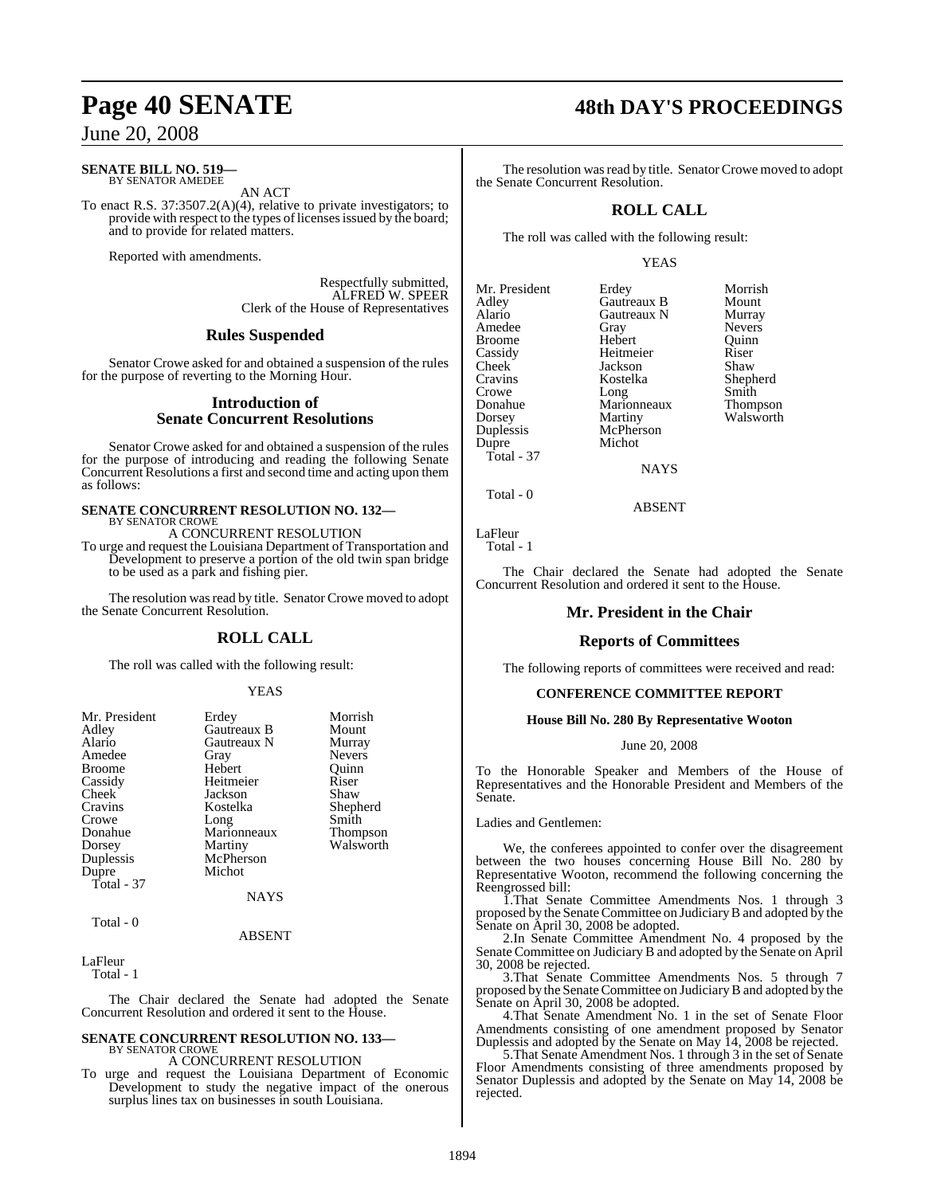**SENATE BILL NO. 519—**
BY SENATOR AMEDEE

AN ACT

To enact R.S. 37:3507.2(A)(4), relative to private investigators; to provide with respect to the types of licenses issued by the board; and to provide for related matters.

Reported with amendments.

Respectfully submitted,
ALFRED W. SPEER
Clerk of the House of Representatives

## Rules Suspended

Senator Crowe asked for and obtained a suspension of the rules for the purpose of reverting to the Morning Hour.

## Introduction of Senate Concurrent Resolutions

Senator Crowe asked for and obtained a suspension of the rules for the purpose of introducing and reading the following Senate Concurrent Resolutions a first and second time and acting upon them as follows:

**SENATE CONCURRENT RESOLUTION NO. 132—**
BY SENATOR CROWE

A CONCURRENT RESOLUTION

To urge and request the Louisiana Department of Transportation and Development to preserve a portion of the old twin span bridge to be used as a park and fishing pier.

The resolution was read by title. Senator Crowe moved to adopt the Senate Concurrent Resolution.

## ROLL CALL

The roll was called with the following result:

YEAS

| | | |
|---|---|---|
| Mr. President | Erdey | Morrish |
| Adley | Gautreaux B | Mount |
| Alario | Gautreaux N | Murray |
| Amedee | Gray | Nevers |
| Broome | Hebert | Quinn |
| Cassidy | Heitmeier | Riser |
| Cheek | Jackson | Shaw |
| Cravins | Kostelka | Shepherd |
| Crowe | Long | Smith |
| Donahue | Marionneaux | Thompson |
| Dorsey | Martiny | Walsworth |
| Duplessis | McPherson | |
| Dupre | Michot | |

Total - 37

NAYS

Total - 0

ABSENT

LaFleur
Total - 1

The Chair declared the Senate had adopted the Senate Concurrent Resolution and ordered it sent to the House.

**SENATE CONCURRENT RESOLUTION NO. 133—**
BY SENATOR CROWE

A CONCURRENT RESOLUTION

To urge and request the Louisiana Department of Economic Development to study the negative impact of the onerous surplus lines tax on businesses in south Louisiana.

The resolution was read by title. Senator Crowe moved to adopt the Senate Concurrent Resolution.

## ROLL CALL

The roll was called with the following result:

YEAS

| | | |
|---|---|---|
| Mr. President | Erdey | Morrish |
| Adley | Gautreaux B | Mount |
| Alario | Gautreaux N | Murray |
| Amedee | Gray | Nevers |
| Broome | Hebert | Quinn |
| Cassidy | Heitmeier | Riser |
| Cheek | Jackson | Shaw |
| Cravins | Kostelka | Shepherd |
| Crowe | Long | Smith |
| Donahue | Marionneaux | Thompson |
| Dorsey | Martiny | Walsworth |
| Duplessis | McPherson | |
| Dupre | Michot | |

Total - 37

NAYS

Total - 0

ABSENT

LaFleur
Total - 1

The Chair declared the Senate had adopted the Senate Concurrent Resolution and ordered it sent to the House.

## Mr. President in the Chair

## Reports of Committees

The following reports of committees were received and read:

### CONFERENCE COMMITTEE REPORT

**House Bill No. 280 By Representative Wooton**

June 20, 2008

To the Honorable Speaker and Members of the House of Representatives and the Honorable President and Members of the Senate.

Ladies and Gentlemen:

We, the conferees appointed to confer over the disagreement between the two houses concerning House Bill No. 280 by Representative Wooton, recommend the following concerning the Reengrossed bill:

1. That Senate Committee Amendments Nos. 1 through 3 proposed by the Senate Committee on Judiciary B and adopted by the Senate on April 30, 2008 be adopted.

2. In Senate Committee Amendment No. 4 proposed by the Senate Committee on Judiciary B and adopted by the Senate on April 30, 2008 be rejected.

3. That Senate Committee Amendments Nos. 5 through 7 proposed by the Senate Committee on Judiciary B and adopted by the Senate on April 30, 2008 be adopted.

4. That Senate Amendment No. 1 in the set of Senate Floor Amendments consisting of one amendment proposed by Senator Duplessis and adopted by the Senate on May 14, 2008 be rejected.

5. That Senate Amendment Nos. 1 through 3 in the set of Senate Floor Amendments consisting of three amendments proposed by Senator Duplessis and adopted by the Senate on May 14, 2008 be rejected.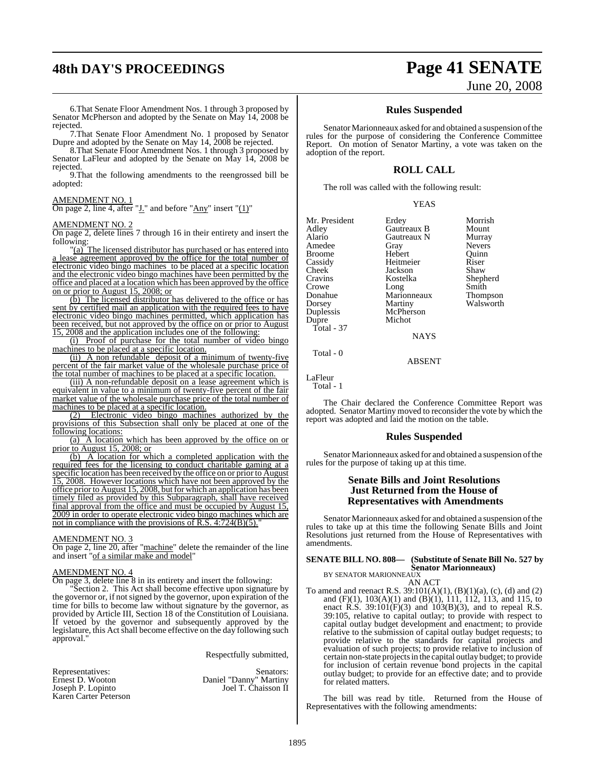6.That Senate Floor Amendment Nos. 1 through 3 proposed by Senator McPherson and adopted by the Senate on May 14, 2008 be rejected.

7.That Senate Floor Amendment No. 1 proposed by Senator Dupre and adopted by the Senate on May 14, 2008 be rejected.

8.That Senate Floor Amendment Nos. 1 through 3 proposed by Senator LaFleur and adopted by the Senate on May 14, 2008 be rejected.

9.That the following amendments to the reengrossed bill be adopted:

AMENDMENT NO. 1

On page 2, line 4, after "J." and before "Any" insert "(1)"

AMENDMENT NO. 2

On page 2, delete lines 7 through 16 in their entirety and insert the following:

"(a) The licensed distributor has purchased or has entered into a lease agreement approved by the office for the total number of electronic video bingo machines to be placed at a specific location and the electronic video bingo machines have been permitted by the office and placed at a location which has been approved by the office on or prior to August 15, 2008; or

(b) The licensed distributor has delivered to the office or has sent by certified mail an application with the required fees to have electronic video bingo machines permitted, which application has been received, but not approved by the office on or prior to August 15, 2008 and the application includes one of the following:

(i) Proof of purchase for the total number of video bingo machines to be placed at a specific location.

(ii) A non refundable deposit of a minimum of twenty-five percent of the fair market value of the wholesale purchase price of the total number of machines to be placed at a specific location.

(iii) A non-refundable deposit on a lease agreement which is equivalent in value to a minimum of twenty-five percent of the fair market value of the wholesale purchase price of the total number of machines to be placed at a specific location.

(2) Electronic video bingo machines authorized by the provisions of this Subsection shall only be placed at one of the following locations:

(a) A location which has been approved by the office on or prior to August 15, 2008; or

(b) A location for which a completed application with the required fees for the licensing to conduct charitable gaming at a specific location has been received by the office on or prior to August 15, 2008. However locations which have not been approved by the office prior to August 15, 2008, but for which an application has been timely filed as provided by this Subparagraph, shall have received final approval from the office and must be occupied by August 15, 2009 in order to operate electronic video bingo machines which are not in compliance with the provisions of R.S. 4:724(B)(5)."

AMENDMENT NO. 3

On page 2, line 20, after "machine" delete the remainder of the line and insert "of a similar make and model"

AMENDMENT NO. 4

On page 3, delete line 8 in its entirety and insert the following:

"Section 2. This Act shall become effective upon signature by the governor or, if not signed by the governor, upon expiration of the time for bills to become law without signature by the governor, as provided by Article III, Section 18 of the Constitution of Louisiana. If vetoed by the governor and subsequently approved by the legislature, this Act shall become effective on the day following such approval."

Respectfully submitted,

| Representatives: | Senators: |
|---|---|
| Ernest D. Wooton | Daniel "Danny" Martiny |
| Joseph P. Lopinto | Joel T. Chaisson II |
| Karen Carter Peterson | |

## Rules Suspended

Senator Marionneaux asked for and obtained a suspension of the rules for the purpose of considering the Conference Committee Report. On motion of Senator Martiny, a vote was taken on the adoption of the report.

## ROLL CALL

The roll was called with the following result:

YEAS

| | | |
|---|---|---|
| Mr. President | Erdey | Morrish |
| Adley | Gautreaux B | Mount |
| Alario | Gautreaux N | Murray |
| Amedee | Gray | Nevers |
| Broome | Hebert | Quinn |
| Cassidy | Heitmeier | Riser |
| Cheek | Jackson | Shaw |
| Cravins | Kostelka | Shepherd |
| Crowe | Long | Smith |
| Donahue | Marionneaux | Thompson |
| Dorsey | Martiny | Walsworth |
| Duplessis | McPherson | |
| Dupre | Michot | |

Total - 37

NAYS

Total - 0

ABSENT

LaFleur

Total - 1

The Chair declared the Conference Committee Report was adopted. Senator Martiny moved to reconsider the vote by which the report was adopted and laid the motion on the table.

## Rules Suspended

Senator Marionneaux asked for and obtained a suspension of the rules for the purpose of taking up at this time.

## Senate Bills and Joint Resolutions Just Returned from the House of Representatives with Amendments

Senator Marionneaux asked for and obtained a suspension of the rules to take up at this time the following Senate Bills and Joint Resolutions just returned from the House of Representatives with amendments.

**SENATE BILL NO. 808— (Substitute of Senate Bill No. 527 by Senator Marionneaux)**

BY SENATOR MARIONNEAUX

AN ACT

To amend and reenact R.S. 39:101(A)(1), (B)(1)(a), (c), (d) and (2) and (F)(1), 103(A)(1) and (B)(1), 111, 112, 113, and 115, to enact R.S. 39:101(F)(3) and 103(B)(3), and to repeal R.S. 39:105, relative to capital outlay; to provide with respect to capital outlay budget development and enactment; to provide relative to the submission of capital outlay budget requests; to provide relative to the standards for capital projects and evaluation of such projects; to provide relative to inclusion of certain non-state projects in the capital outlay budget; to provide for inclusion of certain revenue bond projects in the capital outlay budget; to provide for an effective date; and to provide for related matters.

The bill was read by title. Returned from the House of Representatives with the following amendments: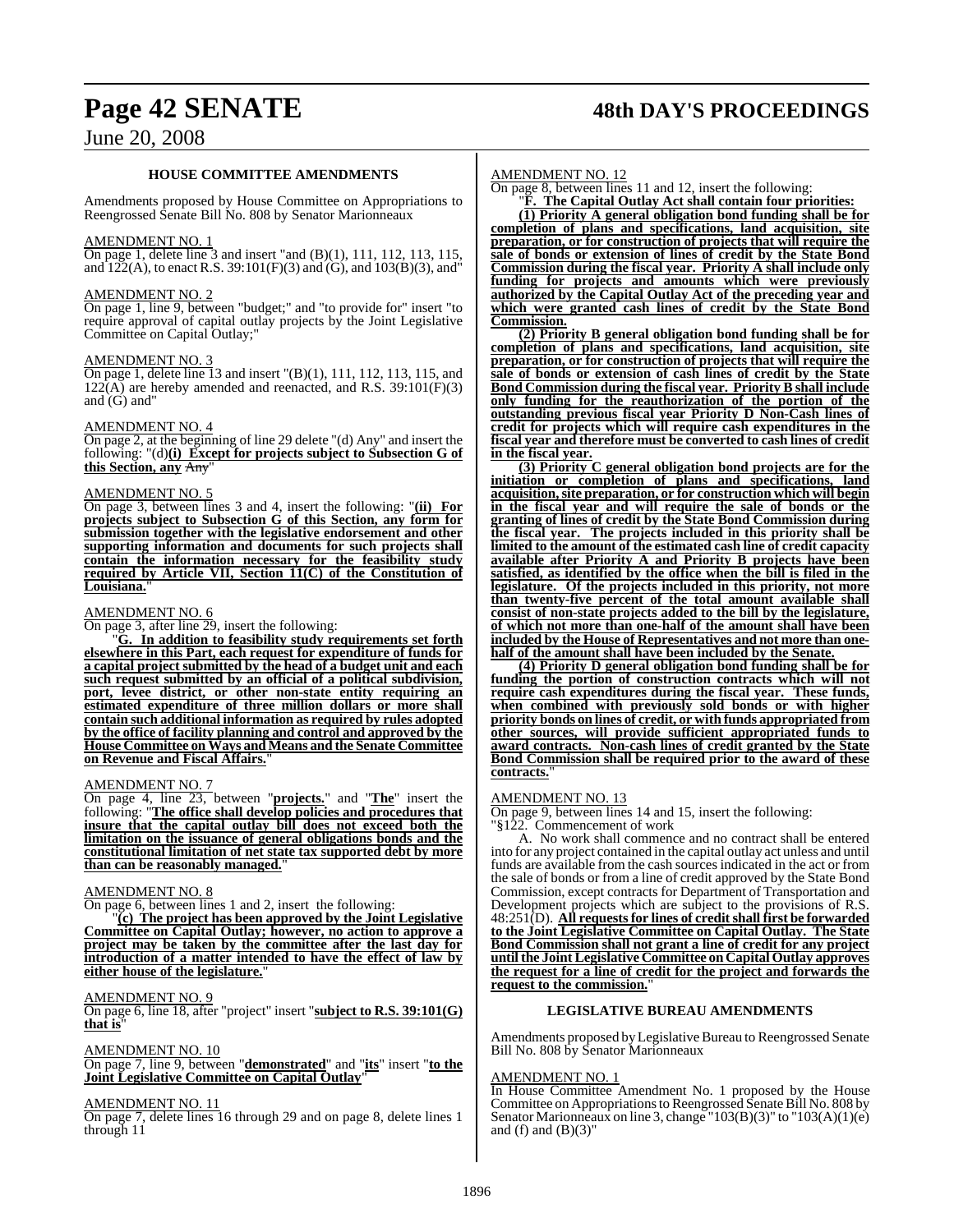### HOUSE COMMITTEE AMENDMENTS

Amendments proposed by House Committee on Appropriations to Reengrossed Senate Bill No. 808 by Senator Marionneaux

AMENDMENT NO. 1

On page 1, delete line 3 and insert "and (B)(1), 111, 112, 113, 115, and 122(A), to enact R.S. 39:101(F)(3) and (G), and 103(B)(3), and"

AMENDMENT NO. 2

On page 1, line 9, between "budget;" and "to provide for" insert "to require approval of capital outlay projects by the Joint Legislative Committee on Capital Outlay;"

AMENDMENT NO. 3

On page 1, delete line 13 and insert "(B)(1), 111, 112, 113, 115, and 122(A) are hereby amended and reenacted, and R.S. 39:101(F)(3) and (G) and"

AMENDMENT NO. 4

On page 2, at the beginning of line 29 delete "(d) Any" and insert the following: "(d)**(i) Except for projects subject to Subsection G of this Section, any** ~~Any~~"

AMENDMENT NO. 5

On page 3, between lines 3 and 4, insert the following: "**(ii) For projects subject to Subsection G of this Section, any form for submission together with the legislative endorsement and other supporting information and documents for such projects shall contain the information necessary for the feasibility study required by Article VII, Section 11(C) of the Constitution of Louisiana.**"

AMENDMENT NO. 6

On page 3, after line 29, insert the following:

"**G. In addition to feasibility study requirements set forth elsewhere in this Part, each request for expenditure of funds for a capital project submitted by the head of a budget unit and each such request submitted by an official of a political subdivision, port, levee district, or other non-state entity requiring an estimated expenditure of three million dollars or more shall contain such additional information as required by rules adopted by the office of facility planning and control and approved by the House Committee on Ways and Means and the Senate Committee on Revenue and Fiscal Affairs.**"

AMENDMENT NO. 7

On page 4, line 23, between "**projects.**" and "**The**" insert the following: "**The office shall develop policies and procedures that insure that the capital outlay bill does not exceed both the limitation on the issuance of general obligations bonds and the constitutional limitation of net state tax supported debt by more than can be reasonably managed.**"

AMENDMENT NO. 8

On page 6, between lines 1 and 2, insert the following:

"**(c) The project has been approved by the Joint Legislative Committee on Capital Outlay; however, no action to approve a project may be taken by the committee after the last day for introduction of a matter intended to have the effect of law by either house of the legislature.**"

AMENDMENT NO. 9

On page 6, line 18, after "project" insert "**subject to R.S. 39:101(G) that is**"

AMENDMENT NO. 10

On page 7, line 9, between "**demonstrated**" and "**its**" insert "**to the Joint Legislative Committee on Capital Outlay**"

AMENDMENT NO. 11

On page 7, delete lines 16 through 29 and on page 8, delete lines 1 through 11

AMENDMENT NO. 12

On page 8, between lines 11 and 12, insert the following:

"**F. The Capital Outlay Act shall contain four priorities:**

**(1) Priority A general obligation bond funding shall be for completion of plans and specifications, land acquisition, site preparation, or for construction of projects that will require the sale of bonds or extension of lines of credit by the State Bond Commission during the fiscal year. Priority A shall include only funding for projects and amounts which were previously authorized by the Capital Outlay Act of the preceding year and which were granted cash lines of credit by the State Bond Commission.**

**(2) Priority B general obligation bond funding shall be for completion of plans and specifications, land acquisition, site preparation, or for construction of projects that will require the sale of bonds or extension of cash lines of credit by the State Bond Commission during the fiscal year. Priority B shall include only funding for the reauthorization of the portion of the outstanding previous fiscal year Priority D Non-Cash lines of credit for projects which will require cash expenditures in the fiscal year and therefore must be converted to cash lines of credit in the fiscal year.**

**(3) Priority C general obligation bond projects are for the initiation or completion of plans and specifications, land acquisition, site preparation, or for construction which will begin in the fiscal year and will require the sale of bonds or the granting of lines of credit by the State Bond Commission during the fiscal year. The projects included in this priority shall be limited to the amount of the estimated cash line of credit capacity available after Priority A and Priority B projects have been satisfied, as identified by the office when the bill is filed in the legislature. Of the projects included in this priority, not more than twenty-five percent of the total amount available shall consist of non-state projects added to the bill by the legislature, of which not more than one-half of the amount shall have been included by the House of Representatives and not more than one-half of the amount shall have been included by the Senate.**

**(4) Priority D general obligation bond funding shall be for funding the portion of construction contracts which will not require cash expenditures during the fiscal year. These funds, when combined with previously sold bonds or with higher priority bonds on lines of credit, or with funds appropriated from other sources, will provide sufficient appropriated funds to award contracts. Non-cash lines of credit granted by the State Bond Commission shall be required prior to the award of these contracts.**"

AMENDMENT NO. 13

On page 9, between lines 14 and 15, insert the following:

"§122. Commencement of work

A. No work shall commence and no contract shall be entered into for any project contained in the capital outlay act unless and until funds are available from the cash sources indicated in the act or from the sale of bonds or from a line of credit approved by the State Bond Commission, except contracts for Department of Transportation and Development projects which are subject to the provisions of R.S. 48:251(D). **All requests for lines of credit shall first be forwarded to the Joint Legislative Committee on Capital Outlay. The State Bond Commission shall not grant a line of credit for any project until the Joint Legislative Committee on Capital Outlay approves the request for a line of credit for the project and forwards the request to the commission.**"

### LEGISLATIVE BUREAU AMENDMENTS

Amendments proposed by Legislative Bureau to Reengrossed Senate Bill No. 808 by Senator Marionneaux

AMENDMENT NO. 1

In House Committee Amendment No. 1 proposed by the House Committee on Appropriations to Reengrossed Senate Bill No. 808 by Senator Marionneaux on line 3, change "103(B)(3)" to "103(A)(1)(e) and (f) and (B)(3)"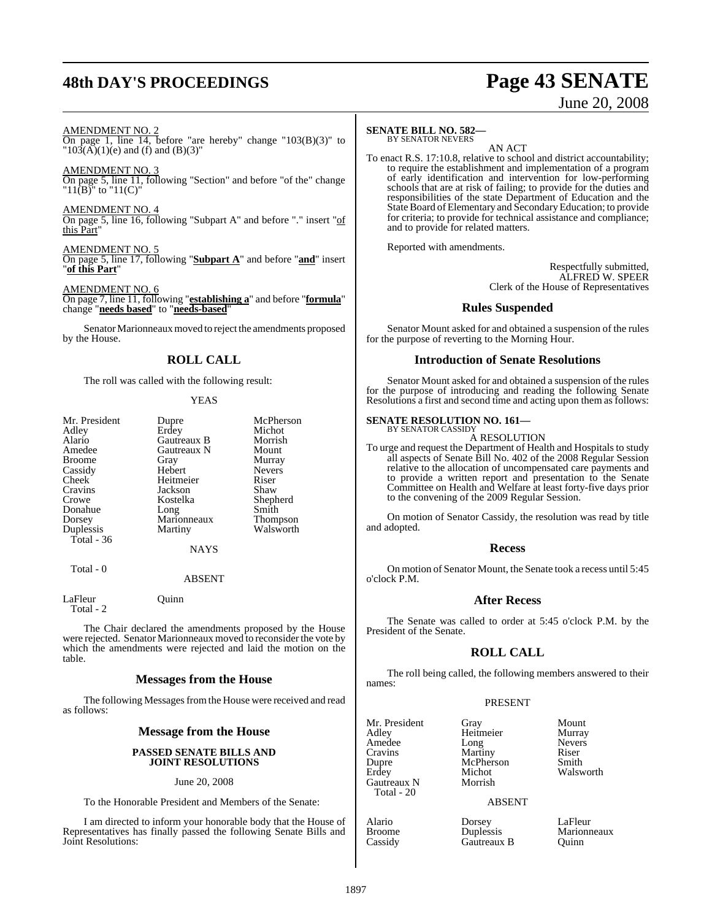AMENDMENT NO. 2

On page 1, line 14, before "are hereby" change "103(B)(3)" to "103(A)(1)(e) and (f) and (B)(3)"

AMENDMENT NO. 3

On page 5, line 11, following "Section" and before "of the" change "11(B)" to "11(C)"

AMENDMENT NO. 4

On page 5, line 16, following "Subpart A" and before "." insert "of this Part"

AMENDMENT NO. 5

On page 5, line 17, following "**Subpart A**" and before "**and**" insert "**of this Part**"

AMENDMENT NO. 6

On page 7, line 11, following "**establishing a**" and before "**formula**" change "**needs based**" to "**needs-based**"

Senator Marionneaux moved to reject the amendments proposed by the House.

## ROLL CALL

The roll was called with the following result:

YEAS

| | | |
|---|---|---|
| Mr. President | Dupre | McPherson |
| Adley | Erdey | Michot |
| Alario | Gautreaux B | Morrish |
| Amedee | Gautreaux N | Mount |
| Broome | Gray | Murray |
| Cassidy | Hebert | Nevers |
| Cheek | Heitmeier | Riser |
| Cravins | Jackson | Shaw |
| Crowe | Kostelka | Shepherd |
| Donahue | Long | Smith |
| Dorsey | Marionneaux | Thompson |
| Duplessis | Martiny | Walsworth |
| Total - 36 | | |

NAYS

Total - 0

ABSENT

| | |
|---|---|
| LaFleur | Quinn |
| Total - 2 | |

The Chair declared the amendments proposed by the House were rejected. Senator Marionneaux moved to reconsider the vote by which the amendments were rejected and laid the motion on the table.

## Messages from the House

The following Messages from the House were received and read as follows:

## Message from the House

### PASSED SENATE BILLS AND JOINT RESOLUTIONS

June 20, 2008

To the Honorable President and Members of the Senate:

I am directed to inform your honorable body that the House of Representatives has finally passed the following Senate Bills and Joint Resolutions:

**SENATE BILL NO. 582—**
BY SENATOR NEVERS

AN ACT

To enact R.S. 17:10.8, relative to school and district accountability; to require the establishment and implementation of a program of early identification and intervention for low-performing schools that are at risk of failing; to provide for the duties and responsibilities of the state Department of Education and the State Board of Elementary and Secondary Education; to provide for criteria; to provide for technical assistance and compliance; and to provide for related matters.

Reported with amendments.

Respectfully submitted,
ALFRED W. SPEER
Clerk of the House of Representatives

## Rules Suspended

Senator Mount asked for and obtained a suspension of the rules for the purpose of reverting to the Morning Hour.

## Introduction of Senate Resolutions

Senator Mount asked for and obtained a suspension of the rules for the purpose of introducing and reading the following Senate Resolutions a first and second time and acting upon them as follows:

**SENATE RESOLUTION NO. 161—**
BY SENATOR CASSIDY

A RESOLUTION

To urge and request the Department of Health and Hospitals to study all aspects of Senate Bill No. 402 of the 2008 Regular Session relative to the allocation of uncompensated care payments and to provide a written report and presentation to the Senate Committee on Health and Welfare at least forty-five days prior to the convening of the 2009 Regular Session.

On motion of Senator Cassidy, the resolution was read by title and adopted.

## Recess

On motion of Senator Mount, the Senate took a recess until 5:45 o'clock P.M.

## After Recess

The Senate was called to order at 5:45 o'clock P.M. by the President of the Senate.

## ROLL CALL

The roll being called, the following members answered to their names:

PRESENT

| | | |
|---|---|---|
| Mr. President | Gray | Mount |
| Adley | Heitmeier | Murray |
| Amedee | Long | Nevers |
| Cravins | Martiny | Riser |
| Dupre | McPherson | Smith |
| Erdey | Michot | Walsworth |
| Gautreaux N | Morrish | |
| Total - 20 | | |

ABSENT

| | | |
|---|---|---|
| Alario | Dorsey | LaFleur |
| Broome | Duplessis | Marionneaux |
| Cassidy | Gautreaux B | Quinn |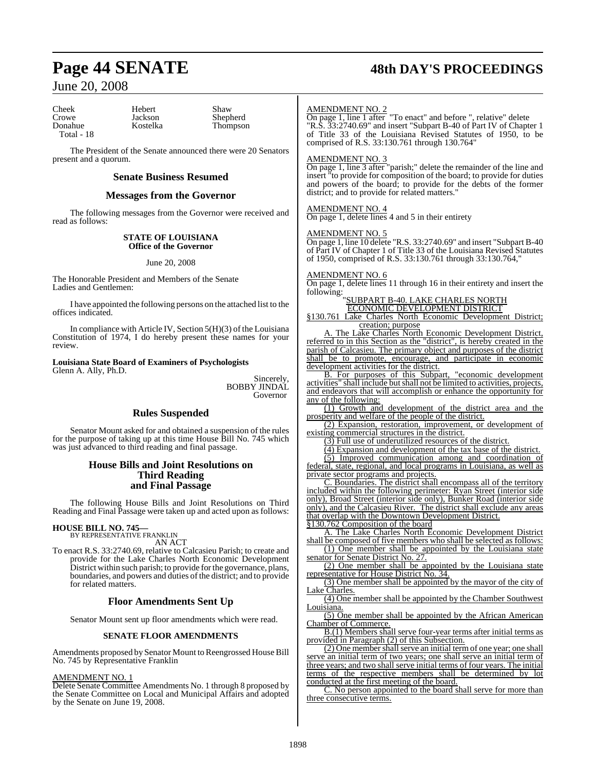| Cheek | Hebert | Shaw |
|---|---|---|
| Crowe | Jackson | Shepherd |
| Donahue | Kostelka | Thompson |
| Total - 18 | | |

The President of the Senate announced there were 20 Senators present and a quorum.

## Senate Business Resumed

## Messages from the Governor

The following messages from the Governor were received and read as follows:

**STATE OF LOUISIANA**
**Office of the Governor**

June 20, 2008

The Honorable President and Members of the Senate
Ladies and Gentlemen:

I have appointed the following persons on the attached list to the offices indicated.

In compliance with Article IV, Section 5(H)(3) of the Louisiana Constitution of 1974, I do hereby present these names for your review.

**Louisiana State Board of Examiners of Psychologists**
Glenn A. Ally, Ph.D.

Sincerely,
BOBBY JINDAL
Governor

## Rules Suspended

Senator Mount asked for and obtained a suspension of the rules for the purpose of taking up at this time House Bill No. 745 which was just advanced to third reading and final passage.

## House Bills and Joint Resolutions on Third Reading and Final Passage

The following House Bills and Joint Resolutions on Third Reading and Final Passage were taken up and acted upon as follows:

**HOUSE BILL NO. 745—**
BY REPRESENTATIVE FRANKLIN
AN ACT

To enact R.S. 33:2740.69, relative to Calcasieu Parish; to create and provide for the Lake Charles North Economic Development District within such parish; to provide for the governance, plans, boundaries, and powers and duties of the district; and to provide for related matters.

## Floor Amendments Sent Up

Senator Mount sent up floor amendments which were read.

**SENATE FLOOR AMENDMENTS**

Amendments proposed by Senator Mount to Reengrossed House Bill No. 745 by Representative Franklin

AMENDMENT NO. 1
Delete Senate Committee Amendments No. 1 through 8 proposed by the Senate Committee on Local and Municipal Affairs and adopted by the Senate on June 19, 2008.

AMENDMENT NO. 2
On page 1, line 1 after "To enact" and before ", relative" delete "R.S. 33:2740.69" and insert "Subpart B-40 of Part IV of Chapter 1 of Title 33 of the Louisiana Revised Statutes of 1950, to be comprised of R.S. 33:130.761 through 130.764"

AMENDMENT NO. 3
On page 1, line 3 after "parish;" delete the remainder of the line and insert "to provide for composition of the board; to provide for duties and powers of the board; to provide for the debts of the former district; and to provide for related matters."

AMENDMENT NO. 4
On page 1, delete lines 4 and 5 in their entirety

AMENDMENT NO. 5
On page 1, line 10 delete "R.S. 33:2740.69" and insert "Subpart B-40 of Part IV of Chapter 1 of Title 33 of the Louisiana Revised Statutes of 1950, comprised of R.S. 33:130.761 through 33:130.764,"

AMENDMENT NO. 6
On page 1, delete lines 11 through 16 in their entirety and insert the following:

"SUBPART B-40. LAKE CHARLES NORTH ECONOMIC DEVELOPMENT DISTRICT

§130.761 Lake Charles North Economic Development District; creation; purpose

A. The Lake Charles North Economic Development District, referred to in this Section as the "district", is hereby created in the parish of Calcasieu. The primary object and purposes of the district shall be to promote, encourage, and participate in economic development activities for the district.

B. For purposes of this Subpart, "economic development activities" shall include but shall not be limited to activities, projects, and endeavors that will accomplish or enhance the opportunity for any of the following:

(1) Growth and development of the district area and the prosperity and welfare of the people of the district.

(2) Expansion, restoration, improvement, or development of existing commercial structures in the district.

(3) Full use of underutilized resources of the district.

(4) Expansion and development of the tax base of the district.

(5) Improved communication among and coordination of federal, state, regional, and local programs in Louisiana, as well as private sector programs and projects.

C. Boundaries. The district shall encompass all of the territory included within the following perimeter: Ryan Street (interior side only), Broad Street (interior side only), Bunker Road (interior side only), and the Calcasieu River. The district shall exclude any areas that overlap with the Downtown Development District.

§130.762 Composition of the board

A. The Lake Charles North Economic Development District shall be composed of five members who shall be selected as follows:

(1) One member shall be appointed by the Louisiana state senator for Senate District No. 27.

(2) One member shall be appointed by the Louisiana state representative for House District No. 34.

(3) One member shall be appointed by the mayor of the city of Lake Charles.

(4) One member shall be appointed by the Chamber Southwest Louisiana.

(5) One member shall be appointed by the African American Chamber of Commerce.

B.(1) Members shall serve four-year terms after initial terms as provided in Paragraph (2) of this Subsection.

(2) One member shall serve an initial term of one year; one shall serve an initial term of two years; one shall serve an initial term of three years; and two shall serve initial terms of four years. The initial terms of the respective members shall be determined by lot conducted at the first meeting of the board.

C. No person appointed to the board shall serve for more than three consecutive terms.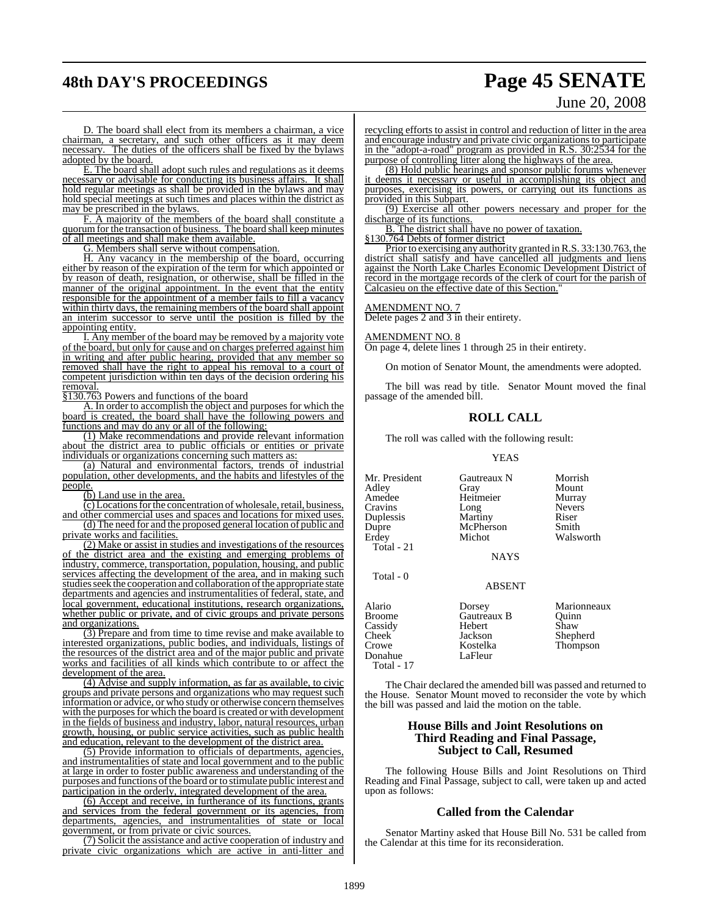D. The board shall elect from its members a chairman, a vice chairman, a secretary, and such other officers as it may deem necessary. The duties of the officers shall be fixed by the bylaws adopted by the board.

E. The board shall adopt such rules and regulations as it deems necessary or advisable for conducting its business affairs. It shall hold regular meetings as shall be provided in the bylaws and may hold special meetings at such times and places within the district as may be prescribed in the bylaws.

F. A majority of the members of the board shall constitute a quorum for the transaction of business. The board shall keep minutes of all meetings and shall make them available.

G. Members shall serve without compensation.

H. Any vacancy in the membership of the board, occurring either by reason of the expiration of the term for which appointed or by reason of death, resignation, or otherwise, shall be filled in the manner of the original appointment. In the event that the entity responsible for the appointment of a member fails to fill a vacancy within thirty days, the remaining members of the board shall appoint an interim successor to serve until the position is filled by the appointing entity.

I. Any member of the board may be removed by a majority vote of the board, but only for cause and on charges preferred against him in writing and after public hearing, provided that any member so removed shall have the right to appeal his removal to a court of competent jurisdiction within ten days of the decision ordering his removal.

§130.763 Powers and functions of the board

A. In order to accomplish the object and purposes for which the board is created, the board shall have the following powers and functions and may do any or all of the following:

(1) Make recommendations and provide relevant information about the district area to public officials or entities or private individuals or organizations concerning such matters as:

(a) Natural and environmental factors, trends of industrial population, other developments, and the habits and lifestyles of the people.

(b) Land use in the area.

(c) Locations for the concentration of wholesale, retail, business, and other commercial uses and spaces and locations for mixed uses.

(d) The need for and the proposed general location of public and private works and facilities.

(2) Make or assist in studies and investigations of the resources of the district area and the existing and emerging problems of industry, commerce, transportation, population, housing, and public services affecting the development of the area, and in making such studies seek the cooperation and collaboration of the appropriate state departments and agencies and instrumentalities of federal, state, and local government, educational institutions, research organizations, whether public or private, and of civic groups and private persons and organizations.

(3) Prepare and from time to time revise and make available to interested organizations, public bodies, and individuals, listings of the resources of the district area and of the major public and private works and facilities of all kinds which contribute to or affect the development of the area.

(4) Advise and supply information, as far as available, to civic groups and private persons and organizations who may request such information or advice, or who study or otherwise concern themselves with the purposes for which the board is created or with development in the fields of business and industry, labor, natural resources, urban growth, housing, or public service activities, such as public health and education, relevant to the development of the district area.

(5) Provide information to officials of departments, agencies, and instrumentalities of state and local government and to the public at large in order to foster public awareness and understanding of the purposes and functions of the board or to stimulate public interest and participation in the orderly, integrated development of the area.

(6) Accept and receive, in furtherance of its functions, grants and services from the federal government or its agencies, from departments, agencies, and instrumentalities of state or local government, or from private or civic sources.

(7) Solicit the assistance and active cooperation of industry and private civic organizations which are active in anti-litter and recycling efforts to assist in control and reduction of litter in the area and encourage industry and private civic organizations to participate in the "adopt-a-road" program as provided in R.S. 30:2534 for the purpose of controlling litter along the highways of the area.

(8) Hold public hearings and sponsor public forums whenever it deems it necessary or useful in accomplishing its object and purposes, exercising its powers, or carrying out its functions as provided in this Subpart.

(9) Exercise all other powers necessary and proper for the discharge of its functions.

B. The district shall have no power of taxation.

§130.764 Debts of former district

Prior to exercising any authority granted in R.S. 33:130.763, the district shall satisfy and have cancelled all judgments and liens against the North Lake Charles Economic Development District of record in the mortgage records of the clerk of court for the parish of Calcasieu on the effective date of this Section."

AMENDMENT NO. 7

Delete pages 2 and 3 in their entirety.

AMENDMENT NO. 8

On page 4, delete lines 1 through 25 in their entirety.

On motion of Senator Mount, the amendments were adopted.

The bill was read by title. Senator Mount moved the final passage of the amended bill.

## ROLL CALL

The roll was called with the following result:

YEAS

| | | |
|---|---|---|
| Mr. President | Gautreaux N | Morrish |
| Adley | Gray | Mount |
| Amedee | Heitmeier | Murray |
| Cravins | Long | Nevers |
| Duplessis | Martiny | Riser |
| Dupre | McPherson | Smith |
| Erdey | Michot | Walsworth |

Total - 21

NAYS

Total - 0

ABSENT

| | | |
|---|---|---|
| Alario | Dorsey | Marionneaux |
| Broome | Gautreaux B | Quinn |
| Cassidy | Hebert | Shaw |
| Cheek | Jackson | Shepherd |
| Crowe | Kostelka | Thompson |
| Donahue | LaFleur | |

Total - 17

The Chair declared the amended bill was passed and returned to the House. Senator Mount moved to reconsider the vote by which the bill was passed and laid the motion on the table.

## House Bills and Joint Resolutions on Third Reading and Final Passage, Subject to Call, Resumed

The following House Bills and Joint Resolutions on Third Reading and Final Passage, subject to call, were taken up and acted upon as follows:

## Called from the Calendar

Senator Martiny asked that House Bill No. 531 be called from the Calendar at this time for its reconsideration.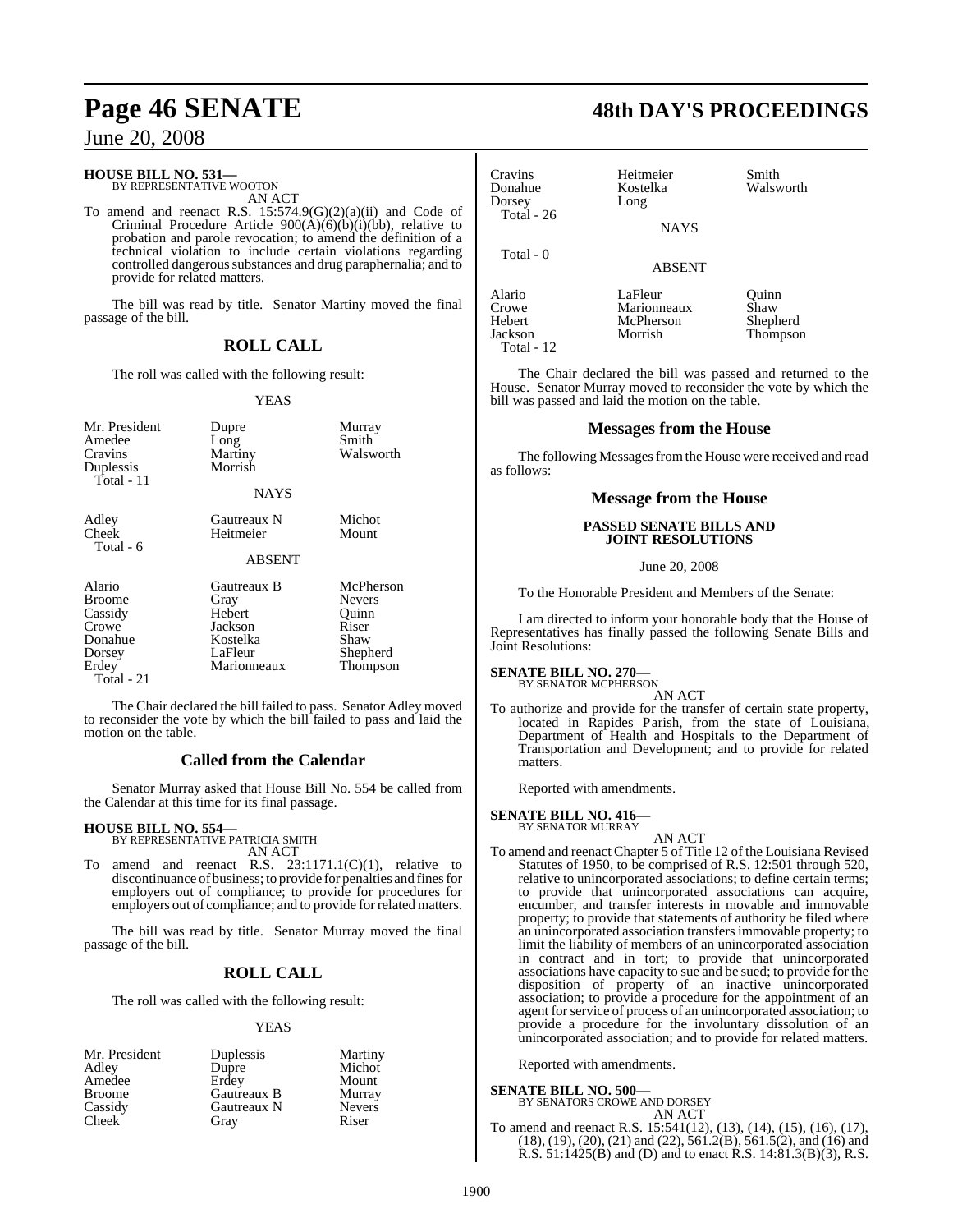**HOUSE BILL NO. 531—**
BY REPRESENTATIVE WOOTON

AN ACT

To amend and reenact R.S. 15:574.9(G)(2)(a)(ii) and Code of Criminal Procedure Article 900(A)(6)(b)(i)(bb), relative to probation and parole revocation; to amend the definition of a technical violation to include certain violations regarding controlled dangerous substances and drug paraphernalia; and to provide for related matters.

The bill was read by title. Senator Martiny moved the final passage of the bill.

## ROLL CALL

The roll was called with the following result:

YEAS

| | | |
|---|---|---|
| Mr. President | Dupre | Murray |
| Amedee | Long | Smith |
| Cravins | Martiny | Walsworth |
| Duplessis | Morrish | |
| Total - 11 | | |

NAYS

| | | |
|---|---|---|
| Adley | Gautreaux N | Michot |
| Cheek | Heitmeier | Mount |
| Total - 6 | | |

ABSENT

| | | |
|---|---|---|
| Alario | Gautreaux B | McPherson |
| Broome | Gray | Nevers |
| Cassidy | Hebert | Quinn |
| Crowe | Jackson | Riser |
| Donahue | Kostelka | Shaw |
| Dorsey | LaFleur | Shepherd |
| Erdey | Marionneaux | Thompson |
| Total - 21 | | |

The Chair declared the bill failed to pass. Senator Adley moved to reconsider the vote by which the bill failed to pass and laid the motion on the table.

## Called from the Calendar

Senator Murray asked that House Bill No. 554 be called from the Calendar at this time for its final passage.

**HOUSE BILL NO. 554—**
BY REPRESENTATIVE PATRICIA SMITH

AN ACT

To amend and reenact R.S. 23:1171.1(C)(1), relative to discontinuance of business; to provide for penalties and fines for employers out of compliance; to provide for procedures for employers out of compliance; and to provide for related matters.

The bill was read by title. Senator Murray moved the final passage of the bill.

## ROLL CALL

The roll was called with the following result:

YEAS

| | | |
|---|---|---|
| Mr. President | Duplessis | Martiny |
| Adley | Dupre | Michot |
| Amedee | Erdey | Mount |
| Broome | Gautreaux B | Murray |
| Cassidy | Gautreaux N | Nevers |
| Cheek | Gray | Riser |
| Cravins | Heitmeier | Smith |
| Donahue | Kostelka | Walsworth |
| Dorsey | Long | |
| Total - 26 | | |

NAYS

Total - 0

ABSENT

| | | |
|---|---|---|
| Alario | LaFleur | Quinn |
| Crowe | Marionneaux | Shaw |
| Hebert | McPherson | Shepherd |
| Jackson | Morrish | Thompson |
| Total - 12 | | |

The Chair declared the bill was passed and returned to the House. Senator Murray moved to reconsider the vote by which the bill was passed and laid the motion on the table.

## Messages from the House

The following Messages from the House were received and read as follows:

## Message from the House

### PASSED SENATE BILLS AND JOINT RESOLUTIONS

June 20, 2008

To the Honorable President and Members of the Senate:

I am directed to inform your honorable body that the House of Representatives has finally passed the following Senate Bills and Joint Resolutions:

**SENATE BILL NO. 270—**
BY SENATOR MCPHERSON

AN ACT

To authorize and provide for the transfer of certain state property, located in Rapides Parish, from the state of Louisiana, Department of Health and Hospitals to the Department of Transportation and Development; and to provide for related matters.

Reported with amendments.

**SENATE BILL NO. 416—**
BY SENATOR MURRAY

AN ACT

To amend and reenact Chapter 5 of Title 12 of the Louisiana Revised Statutes of 1950, to be comprised of R.S. 12:501 through 520, relative to unincorporated associations; to define certain terms; to provide that unincorporated associations can acquire, encumber, and transfer interests in movable and immovable property; to provide that statements of authority be filed where an unincorporated association transfers immovable property; to limit the liability of members of an unincorporated association in contract and in tort; to provide that unincorporated associations have capacity to sue and be sued; to provide for the disposition of property of an inactive unincorporated association; to provide a procedure for the appointment of an agent for service of process of an unincorporated association; to provide a procedure for the involuntary dissolution of an unincorporated association; and to provide for related matters.

Reported with amendments.

**SENATE BILL NO. 500—**
BY SENATORS CROWE AND DORSEY

AN ACT

To amend and reenact R.S. 15:541(12), (13), (14), (15), (16), (17), (18), (19), (20), (21) and (22), 561.2(B), 561.5(2), and (16) and R.S. 51:1425(B) and (D) and to enact R.S. 14:81.3(B)(3), R.S.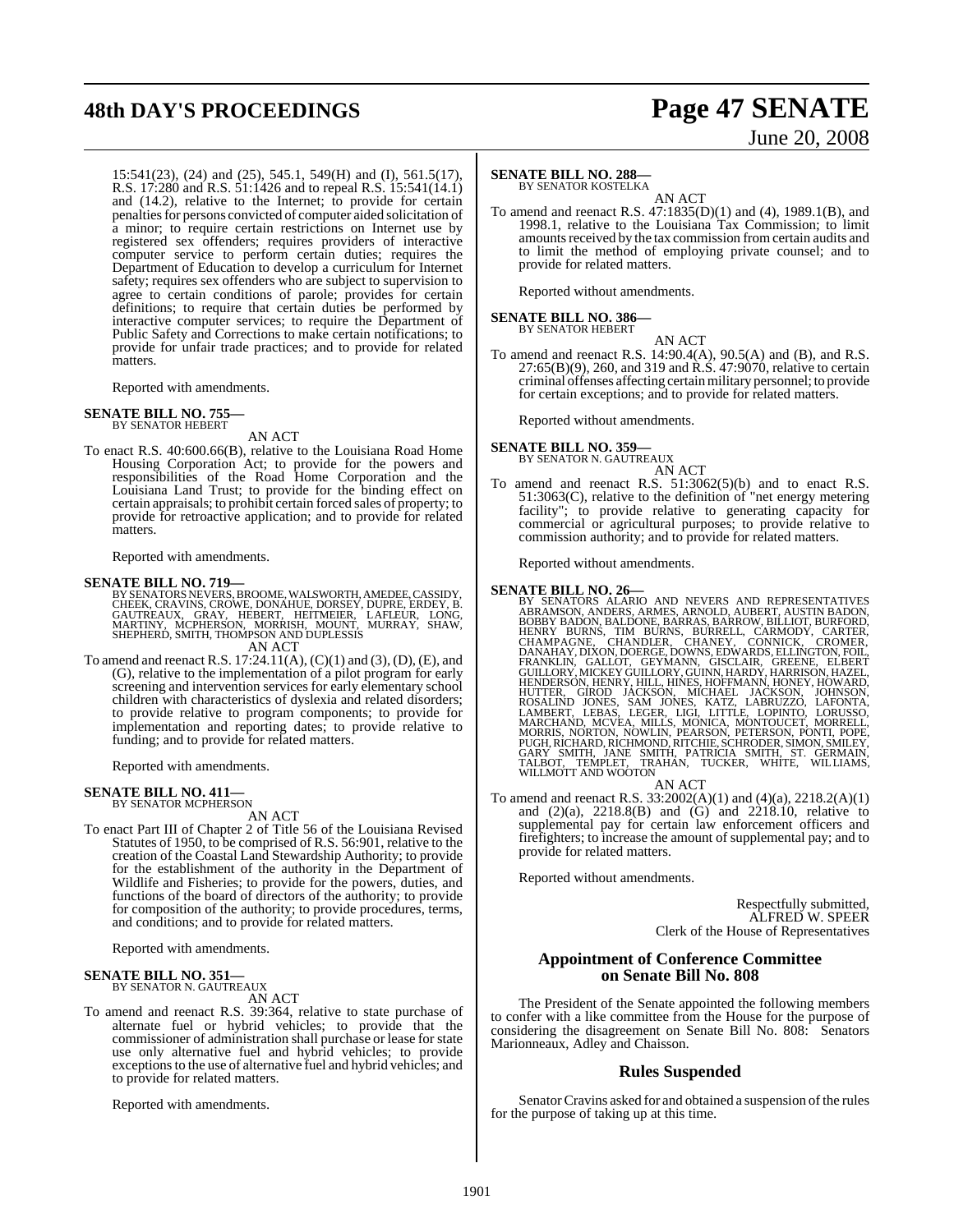15:541(23), (24) and (25), 545.1, 549(H) and (I), 561.5(17), R.S. 17:280 and R.S. 51:1426 and to repeal R.S. 15:541(14.1) and (14.2), relative to the Internet; to provide for certain penalties for persons convicted of computer aided solicitation of a minor; to require certain restrictions on Internet use by registered sex offenders; requires providers of interactive computer service to perform certain duties; requires the Department of Education to develop a curriculum for Internet safety; requires sex offenders who are subject to supervision to agree to certain conditions of parole; provides for certain definitions; to require that certain duties be performed by interactive computer services; to require the Department of Public Safety and Corrections to make certain notifications; to provide for unfair trade practices; and to provide for related matters.

Reported with amendments.

**SENATE BILL NO. 755—**
BY SENATOR HEBERT

AN ACT

To enact R.S. 40:600.66(B), relative to the Louisiana Road Home Housing Corporation Act; to provide for the powers and responsibilities of the Road Home Corporation and the Louisiana Land Trust; to provide for the binding effect on certain appraisals; to prohibit certain forced sales of property; to provide for retroactive application; and to provide for related matters.

Reported with amendments.

**SENATE BILL NO. 719—**
BY SENATORS NEVERS, BROOME, WALSWORTH, AMEDEE, CASSIDY, CHEEK, CRAVINS, CROWE, DONAHUE, DORSEY, DUPRE, ERDEY, B. GAUTREAUX, GRAY, HEBERT, HEITMEIER, LAFLEUR, LONG, MARTINY, MCPHERSON, MORRISH, MOUNT, MURRAY, SHAW, SHEPHERD, SMITH, THOMPSON AND DUPLESSIS

AN ACT

To amend and reenact R.S. 17:24.11(A), (C)(1) and (3), (D), (E), and (G), relative to the implementation of a pilot program for early screening and intervention services for early elementary school children with characteristics of dyslexia and related disorders; to provide relative to program components; to provide for implementation and reporting dates; to provide relative to funding; and to provide for related matters.

Reported with amendments.

**SENATE BILL NO. 411—**
BY SENATOR MCPHERSON

AN ACT

To enact Part III of Chapter 2 of Title 56 of the Louisiana Revised Statutes of 1950, to be comprised of R.S. 56:901, relative to the creation of the Coastal Land Stewardship Authority; to provide for the establishment of the authority in the Department of Wildlife and Fisheries; to provide for the powers, duties, and functions of the board of directors of the authority; to provide for composition of the authority; to provide procedures, terms, and conditions; and to provide for related matters.

Reported with amendments.

**SENATE BILL NO. 351—**
BY SENATOR N. GAUTREAUX

AN ACT

To amend and reenact R.S. 39:364, relative to state purchase of alternate fuel or hybrid vehicles; to provide that the commissioner of administration shall purchase or lease for state use only alternative fuel and hybrid vehicles; to provide exceptions to the use of alternative fuel and hybrid vehicles; and to provide for related matters.

Reported with amendments.

**SENATE BILL NO. 288—**
BY SENATOR KOSTELKA

AN ACT

To amend and reenact R.S. 47:1835(D)(1) and (4), 1989.1(B), and 1998.1, relative to the Louisiana Tax Commission; to limit amounts received by the tax commission from certain audits and to limit the method of employing private counsel; and to provide for related matters.

Reported without amendments.

**SENATE BILL NO. 386—**
BY SENATOR HEBERT

AN ACT

To amend and reenact R.S. 14:90.4(A), 90.5(A) and (B), and R.S. 27:65(B)(9), 260, and 319 and R.S. 47:9070, relative to certain criminal offenses affecting certain military personnel; to provide for certain exceptions; and to provide for related matters.

Reported without amendments.

**SENATE BILL NO. 359—**
BY SENATOR N. GAUTREAUX

AN ACT

To amend and reenact R.S. 51:3062(5)(b) and to enact R.S. 51:3063(C), relative to the definition of "net energy metering facility"; to provide relative to generating capacity for commercial or agricultural purposes; to provide relative to commission authority; and to provide for related matters.

Reported without amendments.

**SENATE BILL NO. 26—**
BY SENATORS ALARIO AND NEVERS AND REPRESENTATIVES ABRAMSON, ANDERS, ARMES, ARNOLD, AUBERT, AUSTIN BADON, BOBBY BADON, BALDONE, BARRAS, BARROW, BILLIOT, BURFORD, HENRY BURNS, TIM BURNS, BURRELL, CARMODY, CARTER, CHAMPAGNE, CHANDLER, CHANEY, CONNICK, CROMER, DANAHAY, DIXON, DOERGE, DOWNS, EDWARDS, ELLINGTON, FOIL, FRANKLIN, GALLOT, GEYMANN, GISCLAIR, GREENE, ELBERT GUILLORY, MICKEY GUILLORY, GUINN, HARDY, HARRISON, HAZEL, HENDERSON, HENRY, HILL, HINES, HOFFMANN, HONEY, HOWARD, HUTTER, GIROD JACKSON, MICHAEL JACKSON, JOHNSON, ROSALIND JONES, SAM JONES, KATZ, LABRUZZO, LAFONTA, LAMBERT, LEBAS, LEGER, LIGI, LITTLE, LOPINTO, LORUSSO, MARCHAND, MCVEA, MILLS, MONICA, MONTOUCET, MORRELL, MORRIS, NORTON, NOWLIN, PEARSON, PETERSON, PONTI, POPE, PUGH, RICHARD, RICHMOND, RITCHIE, SCHRODER, SIMON, SMILEY, GARY SMITH, JANE SMITH, PATRICIA SMITH, ST. GERMAIN, TALBOT, TEMPLET, TRAHAN, TUCKER, WHITE, WILLIAMS, WILLMOTT AND WOOTON

AN ACT

To amend and reenact R.S. 33:2002(A)(1) and (4)(a), 2218.2(A)(1) and (2)(a), 2218.8(B) and (G) and 2218.10, relative to supplemental pay for certain law enforcement officers and firefighters; to increase the amount of supplemental pay; and to provide for related matters.

Reported without amendments.

Respectfully submitted,
ALFRED W. SPEER
Clerk of the House of Representatives

## Appointment of Conference Committee on Senate Bill No. 808

The President of the Senate appointed the following members to confer with a like committee from the House for the purpose of considering the disagreement on Senate Bill No. 808: Senators Marionneaux, Adley and Chaisson.

## Rules Suspended

Senator Cravins asked for and obtained a suspension of the rules for the purpose of taking up at this time.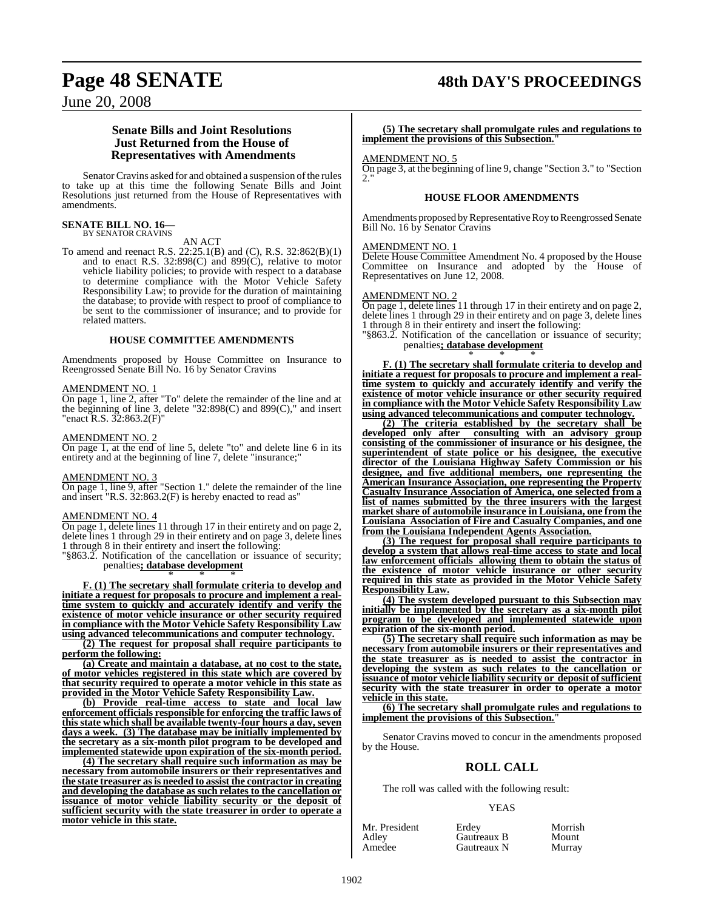## Senate Bills and Joint Resolutions Just Returned from the House of Representatives with Amendments

Senator Cravins asked for and obtained a suspension of the rules to take up at this time the following Senate Bills and Joint Resolutions just returned from the House of Representatives with amendments.

**SENATE BILL NO. 16—**
BY SENATOR CRAVINS

AN ACT

To amend and reenact R.S. 22:25.1(B) and (C), R.S. 32:862(B)(1) and to enact R.S. 32:898(C) and 899(C), relative to motor vehicle liability policies; to provide with respect to a database to determine compliance with the Motor Vehicle Safety Responsibility Law; to provide for the duration of maintaining the database; to provide with respect to proof of compliance to be sent to the commissioner of insurance; and to provide for related matters.

### HOUSE COMMITTEE AMENDMENTS

Amendments proposed by House Committee on Insurance to Reengrossed Senate Bill No. 16 by Senator Cravins

AMENDMENT NO. 1

On page 1, line 2, after "To" delete the remainder of the line and at the beginning of line 3, delete "32:898(C) and 899(C)," and insert "enact R.S. 32:863.2(F)"

AMENDMENT NO. 2

On page 1, at the end of line 5, delete "to" and delete line 6 in its entirety and at the beginning of line 7, delete "insurance;"

AMENDMENT NO. 3

On page 1, line 9, after "Section 1." delete the remainder of the line and insert "R.S. 32:863.2(F) is hereby enacted to read as"

AMENDMENT NO. 4

On page 1, delete lines 11 through 17 in their entirety and on page 2, delete lines 1 through 29 in their entirety and on page 3, delete lines 1 through 8 in their entirety and insert the following:

"§863.2. Notification of the cancellation or issuance of security; penalties**; database development**

\* \* \*

**F. (1) The secretary shall formulate criteria to develop and initiate a request for proposals to procure and implement a real-time system to quickly and accurately identify and verify the existence of motor vehicle insurance or other security required in compliance with the Motor Vehicle Safety Responsibility Law using advanced telecommunications and computer technology.**

**(2) The request for proposal shall require participants to perform the following:**

**(a) Create and maintain a database, at no cost to the state, of motor vehicles registered in this state which are covered by that security required to operate a motor vehicle in this state as provided in the Motor Vehicle Safety Responsibility Law.**

**(b) Provide real-time access to state and local law enforcement officials responsible for enforcing the traffic laws of this state which shall be available twenty-four hours a day, seven days a week. (3) The database may be initially implemented by the secretary as a six-month pilot program to be developed and implemented statewide upon expiration of the six-month period.**

**(4) The secretary shall require such information as may be necessary from automobile insurers or their representatives and the state treasurer as is needed to assist the contractor in creating and developing the database as such relates to the cancellation or issuance of motor vehicle liability security or the deposit of sufficient security with the state treasurer in order to operate a motor vehicle in this state.**

**(5) The secretary shall promulgate rules and regulations to implement the provisions of this Subsection.**"

AMENDMENT NO. 5

On page 3, at the beginning of line 9, change "Section 3." to "Section 2."

### HOUSE FLOOR AMENDMENTS

Amendments proposed by Representative Roy to Reengrossed Senate Bill No. 16 by Senator Cravins

AMENDMENT NO. 1

Delete House Committee Amendment No. 4 proposed by the House Committee on Insurance and adopted by the House of Representatives on June 12, 2008.

AMENDMENT NO. 2

On page 1, delete lines 11 through 17 in their entirety and on page 2, delete lines 1 through 29 in their entirety and on page 3, delete lines 1 through 8 in their entirety and insert the following:

"§863.2. Notification of the cancellation or issuance of security; penalties**; database development**

\* \* \*

**F. (1) The secretary shall formulate criteria to develop and initiate a request for proposals to procure and implement a real-time system to quickly and accurately identify and verify the existence of motor vehicle insurance or other security required in compliance with the Motor Vehicle Safety Responsibility Law using advanced telecommunications and computer technology.**

**(2) The criteria established by the secretary shall be developed only after consulting with an advisory group consisting of the commissioner of insurance or his designee, the superintendent of state police or his designee, the executive director of the Louisiana Highway Safety Commission or his designee, and five additional members, one representing the American Insurance Association, one representing the Property Casualty Insurance Association of America, one selected from a list of names submitted by the three insurers with the largest market share of automobile insurance in Louisiana, one from the Louisiana Association of Fire and Casualty Companies, and one from the Louisiana Independent Agents Association.**

**(3) The request for proposal shall require participants to develop a system that allows real-time access to state and local law enforcement officials allowing them to obtain the status of the existence of motor vehicle insurance or other security required in this state as provided in the Motor Vehicle Safety Responsibility Law.**

**(4) The system developed pursuant to this Subsection may initially be implemented by the secretary as a six-month pilot program to be developed and implemented statewide upon expiration of the six-month period.**

**(5) The secretary shall require such information as may be necessary from automobile insurers or their representatives and the state treasurer as is needed to assist the contractor in developing the system as such relates to the cancellation or issuance of motor vehicle liability security or deposit of sufficient security with the state treasurer in order to operate a motor vehicle in this state.**

**(6) The secretary shall promulgate rules and regulations to implement the provisions of this Subsection.**"

Senator Cravins moved to concur in the amendments proposed by the House.

## ROLL CALL

The roll was called with the following result:

YEAS

| | | |
|---|---|---|
| Mr. President | Erdey | Morrish |
| Adley | Gautreaux B | Mount |
| Amedee | Gautreaux N | Murray |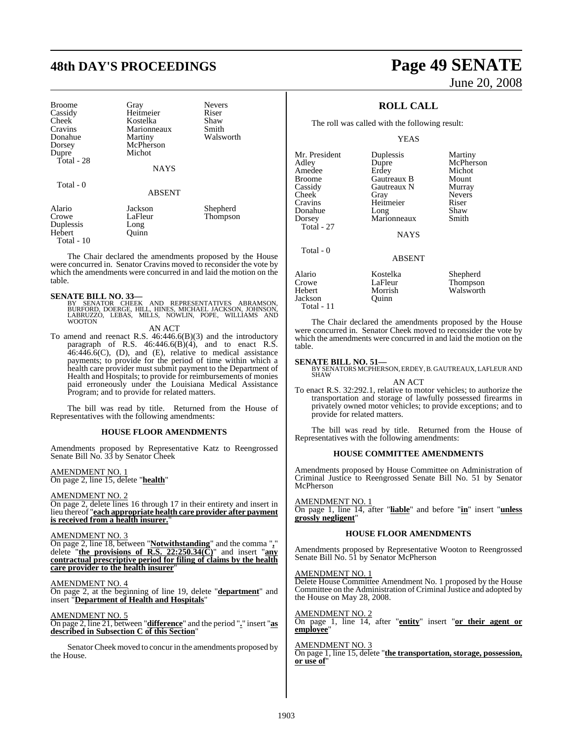| Broome | Gray | Nevers |
|---|---|---|
| Cassidy | Heitmeier | Riser |
| Cheek | Kostelka | Shaw |
| Cravins | Marionneaux | Smith |
| Donahue | Martiny | Walsworth |
| Dorsey | McPherson | |
| Dupre | Michot | |

Total - 28

NAYS

Total - 0

ABSENT

| Alario | Jackson | Shepherd |
|---|---|---|
| Crowe | LaFleur | Thompson |
| Duplessis | Long | |
| Hebert | Quinn | |

Total - 10

The Chair declared the amendments proposed by the House were concurred in. Senator Cravins moved to reconsider the vote by which the amendments were concurred in and laid the motion on the table.

**SENATE BILL NO. 33—**
BY SENATOR CHEEK AND REPRESENTATIVES ABRAMSON, BURFORD, DOERGE, HILL, HINES, MICHAEL JACKSON, JOHNSON, LABRUZZO, LEBAS, MILLS, NOWLIN, POPE, WILLIAMS AND WOOTON

AN ACT

To amend and reenact R.S. 46:446.6(B)(3) and the introductory paragraph of R.S. 46:446.6(B)(4), and to enact R.S. 46:446.6(C), (D), and (E), relative to medical assistance payments; to provide for the period of time within which a health care provider must submit payment to the Department of Health and Hospitals; to provide for reimbursements of monies paid erroneously under the Louisiana Medical Assistance Program; and to provide for related matters.

The bill was read by title. Returned from the House of Representatives with the following amendments:

**HOUSE FLOOR AMENDMENTS**

Amendments proposed by Representative Katz to Reengrossed Senate Bill No. 33 by Senator Cheek

AMENDMENT NO. 1
On page 2, line 15, delete "**health**"

AMENDMENT NO. 2
On page 2, delete lines 16 through 17 in their entirety and insert in lieu thereof "**each appropriate health care provider after payment is received from a health insurer.**"

AMENDMENT NO. 3
On page 2, line 18, between "**Notwithstanding**" and the comma "**,**" delete "**the provisions of R.S. 22:250.34(C)**" and insert "**any contractual prescriptive period for filing of claims by the health care provider to the health insurer**"

AMENDMENT NO. 4
On page 2, at the beginning of line 19, delete "**department**" and insert "**Department of Health and Hospitals**"

AMENDMENT NO. 5
On page 2, line 21, between "**difference**" and the period "**.**" insert "**as described in Subsection C of this Section**"

Senator Cheek moved to concur in the amendments proposed by the House.

## ROLL CALL

The roll was called with the following result:

YEAS

| Mr. President | Duplessis | Martiny |
|---|---|---|
| Adley | Dupre | McPherson |
| Amedee | Erdey | Michot |
| Broome | Gautreaux B | Mount |
| Cassidy | Gautreaux N | Murray |
| Cheek | Gray | Nevers |
| Cravins | Heitmeier | Riser |
| Donahue | Long | Shaw |
| Dorsey | Marionneaux | Smith |

Total - 27

NAYS

Total - 0

ABSENT

| Alario | Kostelka | Shepherd |
|---|---|---|
| Crowe | LaFleur | Thompson |
| Hebert | Morrish | Walsworth |
| Jackson | Quinn | |

Total - 11

The Chair declared the amendments proposed by the House were concurred in. Senator Cheek moved to reconsider the vote by which the amendments were concurred in and laid the motion on the table.

**SENATE BILL NO. 51—**
BY SENATORS MCPHERSON, ERDEY, B. GAUTREAUX, LAFLEUR AND SHAW

AN ACT

To enact R.S. 32:292.1, relative to motor vehicles; to authorize the transportation and storage of lawfully possessed firearms in privately owned motor vehicles; to provide exceptions; and to provide for related matters.

The bill was read by title. Returned from the House of Representatives with the following amendments:

**HOUSE COMMITTEE AMENDMENTS**

Amendments proposed by House Committee on Administration of Criminal Justice to Reengrossed Senate Bill No. 51 by Senator McPherson

AMENDMENT NO. 1
On page 1, line 14, after "**liable**" and before "**in**" insert "**unless grossly negligent**"

**HOUSE FLOOR AMENDMENTS**

Amendments proposed by Representative Wooton to Reengrossed Senate Bill No. 51 by Senator McPherson

AMENDMENT NO. 1
Delete House Committee Amendment No. 1 proposed by the House Committee on the Administration of Criminal Justice and adopted by the House on May 28, 2008.

AMENDMENT NO. 2
On page 1, line 14, after "**entity**" insert "**or their agent or employee**"

AMENDMENT NO. 3
On page 1, line 15, delete "**the transportation, storage, possession, or use of**"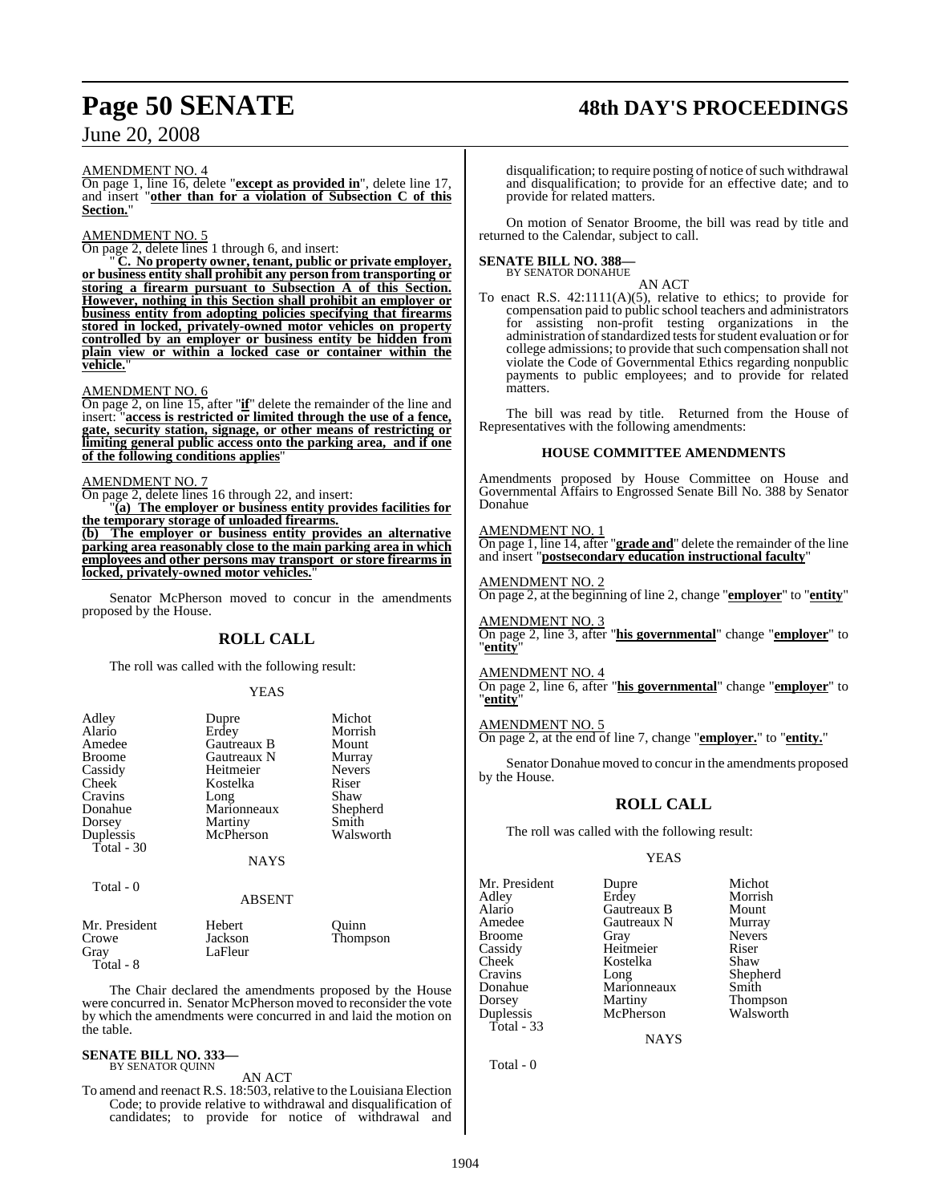AMENDMENT NO. 4

On page 1, line 16, delete "**except as provided in**", delete line 17, and insert "**other than for a violation of Subsection C of this Section.**"

AMENDMENT NO. 5

On page 2, delete lines 1 through 6, and insert:

" **C. No property owner, tenant, public or private employer, or business entity shall prohibit any person from transporting or storing a firearm pursuant to Subsection A of this Section. However, nothing in this Section shall prohibit an employer or business entity from adopting policies specifying that firearms stored in locked, privately-owned motor vehicles on property controlled by an employer or business entity be hidden from plain view or within a locked case or container within the vehicle.**"

AMENDMENT NO. 6

On page 2, on line 15, after "**if**" delete the remainder of the line and insert: "**access is restricted or limited through the use of a fence, gate, security station, signage, or other means of restricting or limiting general public access onto the parking area, and if one of the following conditions applies**"

AMENDMENT NO. 7

On page 2, delete lines 16 through 22, and insert:

"**(a) The employer or business entity provides facilities for the temporary storage of unloaded firearms.**

**(b) The employer or business entity provides an alternative parking area reasonably close to the main parking area in which employees and other persons may transport or store firearms in locked, privately-owned motor vehicles.**"

Senator McPherson moved to concur in the amendments proposed by the House.

## ROLL CALL

The roll was called with the following result:

YEAS

| | | |
|---|---|---|
| Adley | Dupre | Michot |
| Alario | Erdey | Morrish |
| Amedee | Gautreaux B | Mount |
| Broome | Gautreaux N | Murray |
| Cassidy | Heitmeier | Nevers |
| Cheek | Kostelka | Riser |
| Cravins | Long | Shaw |
| Donahue | Marionneaux | Shepherd |
| Dorsey | Martiny | Smith |
| Duplessis | McPherson | Walsworth |

Total - 30

NAYS

Total - 0

ABSENT

| | | |
|---|---|---|
| Mr. President | Hebert | Quinn |
| Crowe | Jackson | Thompson |
| Gray | LaFleur | |

Total - 8

The Chair declared the amendments proposed by the House were concurred in. Senator McPherson moved to reconsider the vote by which the amendments were concurred in and laid the motion on the table.

**SENATE BILL NO. 333—**
BY SENATOR QUINN

AN ACT

To amend and reenact R.S. 18:503, relative to the Louisiana Election Code; to provide relative to withdrawal and disqualification of candidates; to provide for notice of withdrawal and disqualification; to require posting of notice of such withdrawal and disqualification; to provide for an effective date; and to provide for related matters.

On motion of Senator Broome, the bill was read by title and returned to the Calendar, subject to call.

**SENATE BILL NO. 388—**
BY SENATOR DONAHUE

AN ACT

To enact R.S. 42:1111(A)(5), relative to ethics; to provide for compensation paid to public school teachers and administrators for assisting non-profit testing organizations in the administration of standardized tests for student evaluation or for college admissions; to provide that such compensation shall not violate the Code of Governmental Ethics regarding nonpublic payments to public employees; and to provide for related matters.

The bill was read by title. Returned from the House of Representatives with the following amendments:

### HOUSE COMMITTEE AMENDMENTS

Amendments proposed by House Committee on House and Governmental Affairs to Engrossed Senate Bill No. 388 by Senator Donahue

AMENDMENT NO. 1

On page 1, line 14, after "**grade and**" delete the remainder of the line and insert "**postsecondary education instructional faculty**"

AMENDMENT NO. 2

On page 2, at the beginning of line 2, change "**employer**" to "**entity**"

AMENDMENT NO. 3

On page 2, line 3, after "**his governmental**" change "**employer**" to "**entity**"

AMENDMENT NO. 4

On page 2, line 6, after "**his governmental**" change "**employer**" to "**entity**"

AMENDMENT NO. 5

On page 2, at the end of line 7, change "**employer.**" to "**entity.**"

Senator Donahue moved to concur in the amendments proposed by the House.

## ROLL CALL

The roll was called with the following result:

YEAS

| | | |
|---|---|---|
| Mr. President | Dupre | Michot |
| Adley | Erdey | Morrish |
| Alario | Gautreaux B | Mount |
| Amedee | Gautreaux N | Murray |
| Broome | Gray | Nevers |
| Cassidy | Heitmeier | Riser |
| Cheek | Kostelka | Shaw |
| Cravins | Long | Shepherd |
| Donahue | Marionneaux | Smith |
| Dorsey | Martiny | Thompson |
| Duplessis | McPherson | Walsworth |

Total - 33

NAYS

Total - 0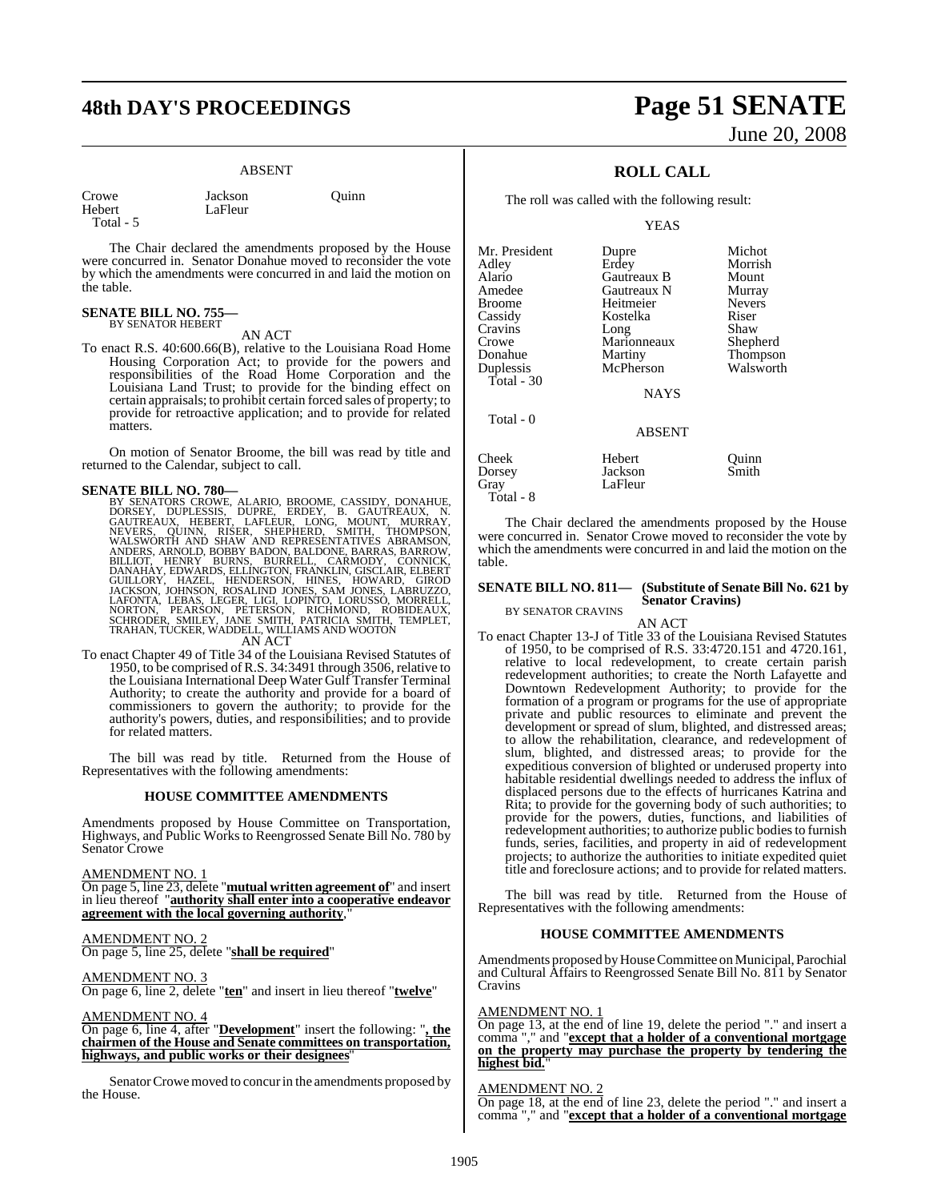ABSENT

| | | |
|---|---|---|
| Crowe | Jackson | Quinn |
| Hebert | LaFleur | |
| Total - 5 | | |

The Chair declared the amendments proposed by the House were concurred in. Senator Donahue moved to reconsider the vote by which the amendments were concurred in and laid the motion on the table.

**SENATE BILL NO. 755—**
BY SENATOR HEBERT

AN ACT

To enact R.S. 40:600.66(B), relative to the Louisiana Road Home Housing Corporation Act; to provide for the powers and responsibilities of the Road Home Corporation and the Louisiana Land Trust; to provide for the binding effect on certain appraisals; to prohibit certain forced sales of property; to provide for retroactive application; and to provide for related matters.

On motion of Senator Broome, the bill was read by title and returned to the Calendar, subject to call.

**SENATE BILL NO. 780—**
BY SENATORS CROWE, ALARIO, BROOME, CASSIDY, DONAHUE, DORSEY, DUPLESSIS, DUPRE, ERDEY, B. GAUTREAUX, N. GAUTREAUX, HEBERT, LAFLEUR, LONG, MOUNT, MURRAY, NEVERS, QUINN, RISER, SHEPHERD, SMITH, THOMPSON, WALSWORTH AND SHAW AND REPRESENTATIVES ABRAMSON, ANDERS, ARNOLD, BOBBY BADON, BALDONE, BARRAS, BARROW, BILLIOT, HENRY BURNS, BURRELL, CARMODY, CONNICK, DANAHAY, EDWARDS, ELLINGTON, FRANKLIN, GISCLAIR, ELBERT GUILLORY, HAZEL, HENDERSON, HINES, HOWARD, GIROD JACKSON, JOHNSON, ROSALIND JONES, SAM JONES, LABRUZZO, LAFONTA, LEBAS, LEGER, LIGI, LOPINTO, LORUSSO, MORRELL, NORTON, PEARSON, PETERSON, RICHMOND, ROBIDEAUX, SCHRODER, SMILEY, JANE SMITH, PATRICIA SMITH, TEMPLET, TRAHAN, TUCKER, WADDELL, WILLIAMS AND WOOTON

AN ACT

To enact Chapter 49 of Title 34 of the Louisiana Revised Statutes of 1950, to be comprised of R.S. 34:3491 through 3506, relative to the Louisiana International Deep Water Gulf Transfer Terminal Authority; to create the authority and provide for a board of commissioners to govern the authority; to provide for the authority's powers, duties, and responsibilities; and to provide for related matters.

The bill was read by title. Returned from the House of Representatives with the following amendments:

**HOUSE COMMITTEE AMENDMENTS**

Amendments proposed by House Committee on Transportation, Highways, and Public Works to Reengrossed Senate Bill No. 780 by Senator Crowe

AMENDMENT NO. 1
On page 5, line 23, delete "**mutual written agreement of**" and insert in lieu thereof "**authority shall enter into a cooperative endeavor agreement with the local governing authority**,"

AMENDMENT NO. 2
On page 5, line 25, delete "**shall be required**"

AMENDMENT NO. 3
On page 6, line 2, delete "**ten**" and insert in lieu thereof "**twelve**"

AMENDMENT NO. 4
On page 6, line 4, after "**Development**" insert the following: "**, the chairmen of the House and Senate committees on transportation, highways, and public works or their designees**"

Senator Crowe moved to concur in the amendments proposed by the House.

**ROLL CALL**

The roll was called with the following result:

YEAS

| | | |
|---|---|---|
| Mr. President | Dupre | Michot |
| Adley | Erdey | Morrish |
| Alario | Gautreaux B | Mount |
| Amedee | Gautreaux N | Murray |
| Broome | Heitmeier | Nevers |
| Cassidy | Kostelka | Riser |
| Cravins | Long | Shaw |
| Crowe | Marionneaux | Shepherd |
| Donahue | Martiny | Thompson |
| Duplessis | McPherson | Walsworth |
| Total - 30 | | |

NAYS

Total - 0

ABSENT

| | | |
|---|---|---|
| Cheek | Hebert | Quinn |
| Dorsey | Jackson | Smith |
| Gray | LaFleur | |
| Total - 8 | | |

The Chair declared the amendments proposed by the House were concurred in. Senator Crowe moved to reconsider the vote by which the amendments were concurred in and laid the motion on the table.

**SENATE BILL NO. 811— (Substitute of Senate Bill No. 621 by Senator Cravins)**
BY SENATOR CRAVINS

AN ACT

To enact Chapter 13-J of Title 33 of the Louisiana Revised Statutes of 1950, to be comprised of R.S. 33:4720.151 and 4720.161, relative to local redevelopment, to create certain parish redevelopment authorities; to create the North Lafayette and Downtown Redevelopment Authority; to provide for the formation of a program or programs for the use of appropriate private and public resources to eliminate and prevent the development or spread of slum, blighted, and distressed areas; to allow the rehabilitation, clearance, and redevelopment of slum, blighted, and distressed areas; to provide for the expeditious conversion of blighted or underused property into habitable residential dwellings needed to address the influx of displaced persons due to the effects of hurricanes Katrina and Rita; to provide for the governing body of such authorities; to provide for the powers, duties, functions, and liabilities of redevelopment authorities; to authorize public bodies to furnish funds, series, facilities, and property in aid of redevelopment projects; to authorize the authorities to initiate expedited quiet title and foreclosure actions; and to provide for related matters.

The bill was read by title. Returned from the House of Representatives with the following amendments:

**HOUSE COMMITTEE AMENDMENTS**

Amendments proposed by House Committee on Municipal, Parochial and Cultural Affairs to Reengrossed Senate Bill No. 811 by Senator Cravins

AMENDMENT NO. 1
On page 13, at the end of line 19, delete the period "." and insert a comma "," and "**except that a holder of a conventional mortgage on the property may purchase the property by tendering the highest bid.**"

AMENDMENT NO. 2
On page 18, at the end of line 23, delete the period "." and insert a comma "," and "**except that a holder of a conventional mortgage**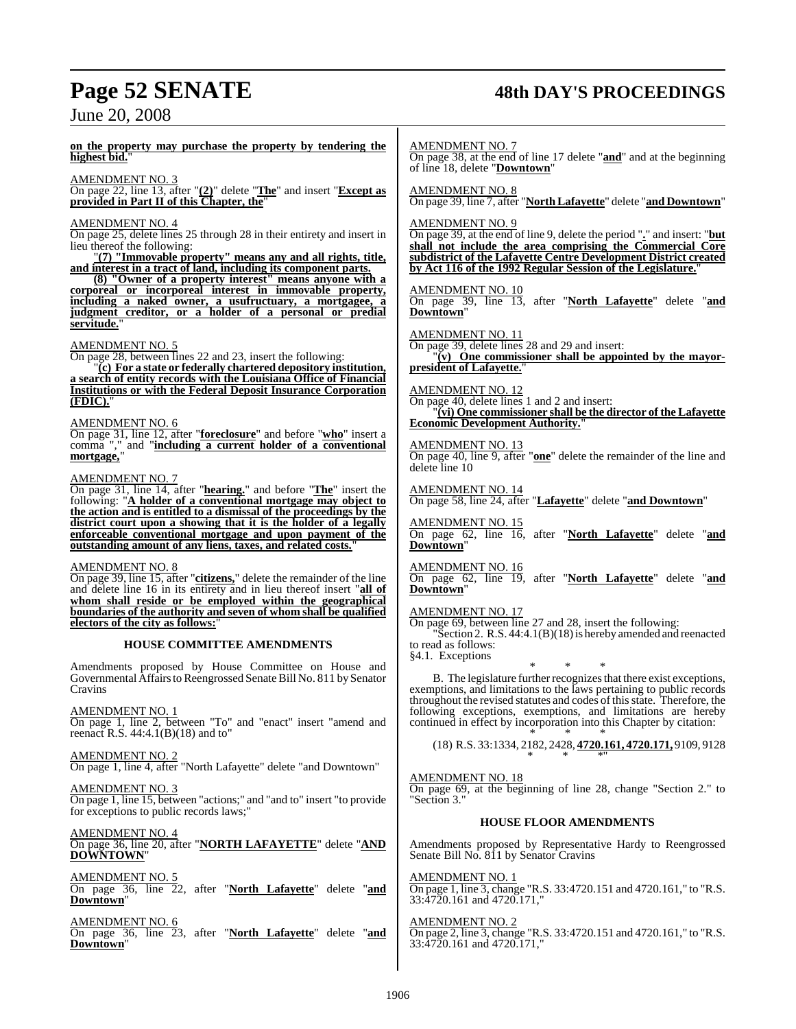**on the property may purchase the property by tendering the highest bid.**"

AMENDMENT NO. 3
On page 22, line 13, after "**(2)**" delete "**The**" and insert "**Except as provided in Part II of this Chapter, the**"

AMENDMENT NO. 4
On page 25, delete lines 25 through 28 in their entirety and insert in lieu thereof the following:

"**(7) "Immovable property" means any and all rights, title, and interest in a tract of land, including its component parts.**

**(8) "Owner of a property interest" means anyone with a corporeal or incorporeal interest in immovable property, including a naked owner, a usufructuary, a mortgagee, a judgment creditor, or a holder of a personal or predial servitude.**"

AMENDMENT NO. 5
On page 28, between lines 22 and 23, insert the following:

"**(c) For a state or federally chartered depository institution, a search of entity records with the Louisiana Office of Financial Institutions or with the Federal Deposit Insurance Corporation (FDIC).**"

AMENDMENT NO. 6
On page 31, line 12, after "**foreclosure**" and before "**who**" insert a comma "," and "**including a current holder of a conventional mortgage,**"

AMENDMENT NO. 7
On page 31, line 14, after "**hearing.**" and before "**The**" insert the following: "**A holder of a conventional mortgage may object to the action and is entitled to a dismissal of the proceedings by the district court upon a showing that it is the holder of a legally enforceable conventional mortgage and upon payment of the outstanding amount of any liens, taxes, and related costs.**"

AMENDMENT NO. 8
On page 39, line 15, after "**citizens,**" delete the remainder of the line and delete line 16 in its entirety and in lieu thereof insert "**all of whom shall reside or be employed within the geographical boundaries of the authority and seven of whom shall be qualified electors of the city as follows:**"

## HOUSE COMMITTEE AMENDMENTS

Amendments proposed by House Committee on House and Governmental Affairs to Reengrossed Senate Bill No. 811 by Senator Cravins

AMENDMENT NO. 1
On page 1, line 2, between "To" and "enact" insert "amend and reenact R.S. 44:4.1(B)(18) and to"

AMENDMENT NO. 2
On page 1, line 4, after "North Lafayette" delete "and Downtown"

AMENDMENT NO. 3
On page 1, line 15, between "actions;" and "and to" insert "to provide for exceptions to public records laws;"

AMENDMENT NO. 4
On page 36, line 20, after "**NORTH LAFAYETTE**" delete "**AND DOWNTOWN**"

AMENDMENT NO. 5
On page 36, line 22, after "**North Lafayette**" delete "**and Downtown**"

AMENDMENT NO. 6
On page 36, line 23, after "**North Lafayette**" delete "**and Downtown**"

AMENDMENT NO. 7
On page 38, at the end of line 17 delete "**and**" and at the beginning of line 18, delete "**Downtown**"

AMENDMENT NO. 8
On page 39, line 7, after "**North Lafayette**" delete "**and Downtown**"

AMENDMENT NO. 9
On page 39, at the end of line 9, delete the period "**.**" and insert: "**but shall not include the area comprising the Commercial Core subdistrict of the Lafayette Centre Development District created by Act 116 of the 1992 Regular Session of the Legislature.**"

AMENDMENT NO. 10
On page 39, line 13, after "**North Lafayette**" delete "**and Downtown**"

AMENDMENT NO. 11
On page 39, delete lines 28 and 29 and insert:

"**(v) One commissioner shall be appointed by the mayor-president of Lafayette.**"

AMENDMENT NO. 12
On page 40, delete lines 1 and 2 and insert:

"**(vi) One commissioner shall be the director of the Lafayette Economic Development Authority.**"

AMENDMENT NO. 13
On page 40, line 9, after "**one**" delete the remainder of the line and delete line 10

AMENDMENT NO. 14
On page 58, line 24, after "**Lafayette**" delete "**and Downtown**"

AMENDMENT NO. 15
On page 62, line 16, after "**North Lafayette**" delete "**and Downtown**"

AMENDMENT NO. 16
On page 62, line 19, after "**North Lafayette**" delete "**and Downtown**"

AMENDMENT NO. 17
On page 69, between line 27 and 28, insert the following:

"Section 2. R.S. 44:4.1(B)(18) is hereby amended and reenacted to read as follows:

§4.1. Exceptions

\* \* \*

B. The legislature further recognizes that there exist exceptions, exemptions, and limitations to the laws pertaining to public records throughout the revised statutes and codes of this state. Therefore, the following exceptions, exemptions, and limitations are hereby continued in effect by incorporation into this Chapter by citation:

\* \* \*

(18) R.S. 33:1334, 2182, 2428, **4720.161, 4720.171,** 9109, 9128

\* \* \*"

AMENDMENT NO. 18
On page 69, at the beginning of line 28, change "Section 2." to "Section 3."

## HOUSE FLOOR AMENDMENTS

Amendments proposed by Representative Hardy to Reengrossed Senate Bill No. 811 by Senator Cravins

AMENDMENT NO. 1
On page 1, line 3, change "R.S. 33:4720.151 and 4720.161," to "R.S. 33:4720.161 and 4720.171,"

AMENDMENT NO. 2
On page 2, line 3, change "R.S. 33:4720.151 and 4720.161," to "R.S. 33:4720.161 and 4720.171,"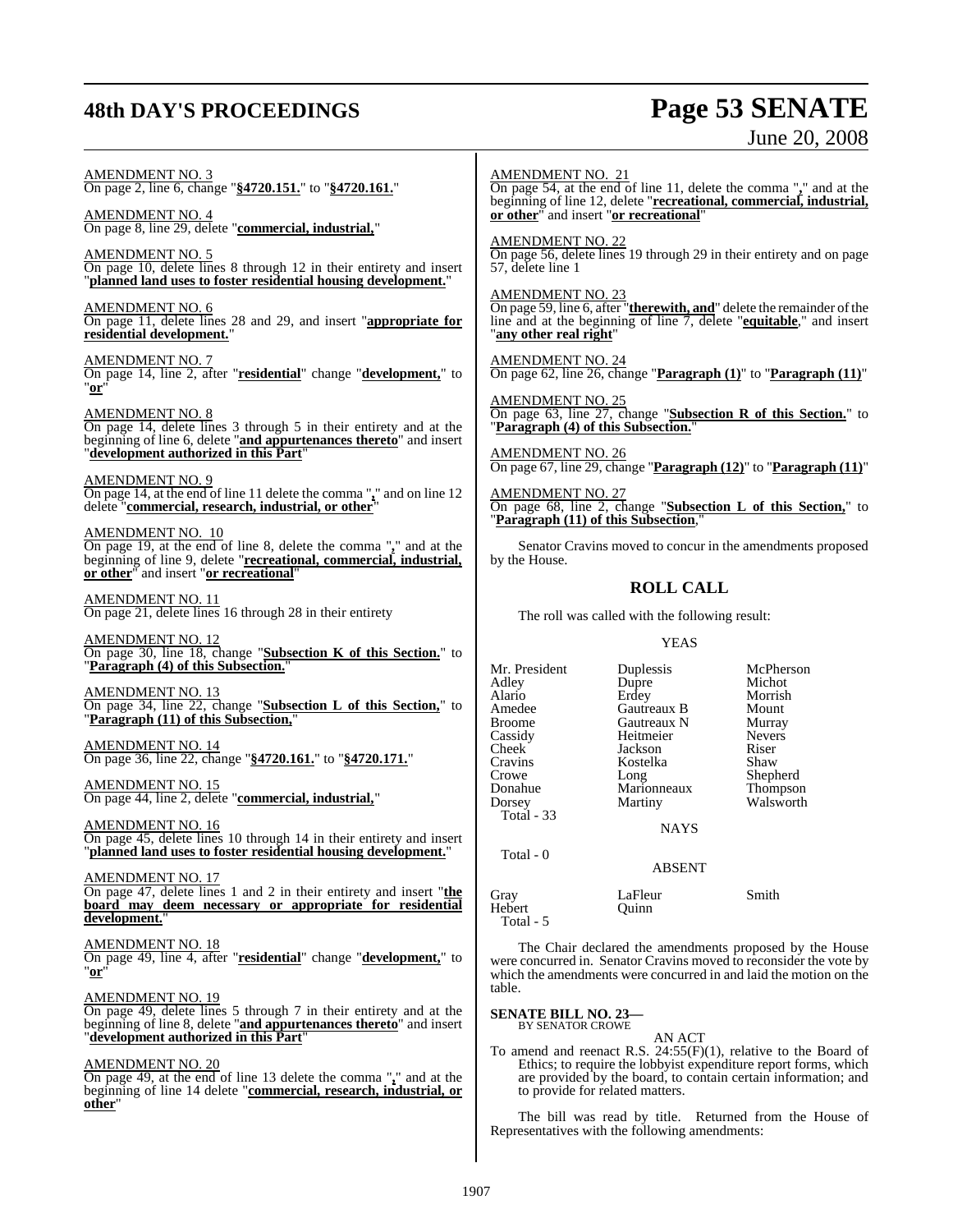AMENDMENT NO. 3
On page 2, line 6, change "**§4720.151.**" to "**§4720.161.**"

AMENDMENT NO. 4
On page 8, line 29, delete "**commercial, industrial,**"

AMENDMENT NO. 5
On page 10, delete lines 8 through 12 in their entirety and insert "**planned land uses to foster residential housing development.**"

AMENDMENT NO. 6
On page 11, delete lines 28 and 29, and insert "**appropriate for residential development.**"

AMENDMENT NO. 7
On page 14, line 2, after "**residential**" change "**development,**" to "**or**"

AMENDMENT NO. 8
On page 14, delete lines 3 through 5 in their entirety and at the beginning of line 6, delete "**and appurtenances thereto**" and insert "**development authorized in this Part**"

AMENDMENT NO. 9
On page 14, at the end of line 11 delete the comma "**,**" and on line 12 delete "**commercial, research, industrial, or other**"

AMENDMENT NO. 10
On page 19, at the end of line 8, delete the comma "**,**" and at the beginning of line 9, delete "**recreational, commercial, industrial, or other**" and insert "**or recreational**"

AMENDMENT NO. 11
On page 21, delete lines 16 through 28 in their entirety

AMENDMENT NO. 12
On page 30, line 18, change "**Subsection K of this Section.**" to "**Paragraph (4) of this Subsection.**"

AMENDMENT NO. 13
On page 34, line 22, change "**Subsection L of this Section,**" to "**Paragraph (11) of this Subsection,**"

AMENDMENT NO. 14
On page 36, line 22, change "**§4720.161.**" to "**§4720.171.**"

AMENDMENT NO. 15
On page 44, line 2, delete "**commercial, industrial,**"

AMENDMENT NO. 16
On page 45, delete lines 10 through 14 in their entirety and insert "**planned land uses to foster residential housing development.**"

AMENDMENT NO. 17
On page 47, delete lines 1 and 2 in their entirety and insert "**the board may deem necessary or appropriate for residential development.**"

AMENDMENT NO. 18
On page 49, line 4, after "**residential**" change "**development,**" to "**or**"

AMENDMENT NO. 19
On page 49, delete lines 5 through 7 in their entirety and at the beginning of line 8, delete "**and appurtenances thereto**" and insert "**development authorized in this Part**"

AMENDMENT NO. 20
On page 49, at the end of line 13 delete the comma "**,**" and at the beginning of line 14 delete "**commercial, research, industrial, or other**"

AMENDMENT NO. 21
On page 54, at the end of line 11, delete the comma "**,**" and at the beginning of line 12, delete "**recreational, commercial, industrial, or other**" and insert "**or recreational**"

AMENDMENT NO. 22
On page 56, delete lines 19 through 29 in their entirety and on page 57, delete line 1

AMENDMENT NO. 23
On page 59, line 6, after "**therewith, and**" delete the remainder of the line and at the beginning of line 7, delete "**equitable**," and insert "**any other real right**"

AMENDMENT NO. 24
On page 62, line 26, change "**Paragraph (1)**" to "**Paragraph (11)**"

AMENDMENT NO. 25
On page 63, line 27, change "**Subsection R of this Section.**" to "**Paragraph (4) of this Subsection.**"

AMENDMENT NO. 26
On page 67, line 29, change "**Paragraph (12)**" to "**Paragraph (11)**"

AMENDMENT NO. 27
On page 68, line 2, change "**Subsection L of this Section,**" to "**Paragraph (11) of this Subsection**,"

Senator Cravins moved to concur in the amendments proposed by the House.

## ROLL CALL

The roll was called with the following result:

YEAS

| | | |
|---|---|---|
| Mr. President | Duplessis | McPherson |
| Adley | Dupre | Michot |
| Alario | Erdey | Morrish |
| Amedee | Gautreaux B | Mount |
| Broome | Gautreaux N | Murray |
| Cassidy | Heitmeier | Nevers |
| Cheek | Jackson | Riser |
| Cravins | Kostelka | Shaw |
| Crowe | Long | Shepherd |
| Donahue | Marionneaux | Thompson |
| Dorsey | Martiny | Walsworth |

Total - 33

NAYS

Total - 0

ABSENT

| | | |
|---|---|---|
| Gray | LaFleur | Smith |
| Hebert | Quinn | |

Total - 5

The Chair declared the amendments proposed by the House were concurred in. Senator Cravins moved to reconsider the vote by which the amendments were concurred in and laid the motion on the table.

**SENATE BILL NO. 23—**
BY SENATOR CROWE

AN ACT

To amend and reenact R.S. 24:55(F)(1), relative to the Board of Ethics; to require the lobbyist expenditure report forms, which are provided by the board, to contain certain information; and to provide for related matters.

The bill was read by title. Returned from the House of Representatives with the following amendments: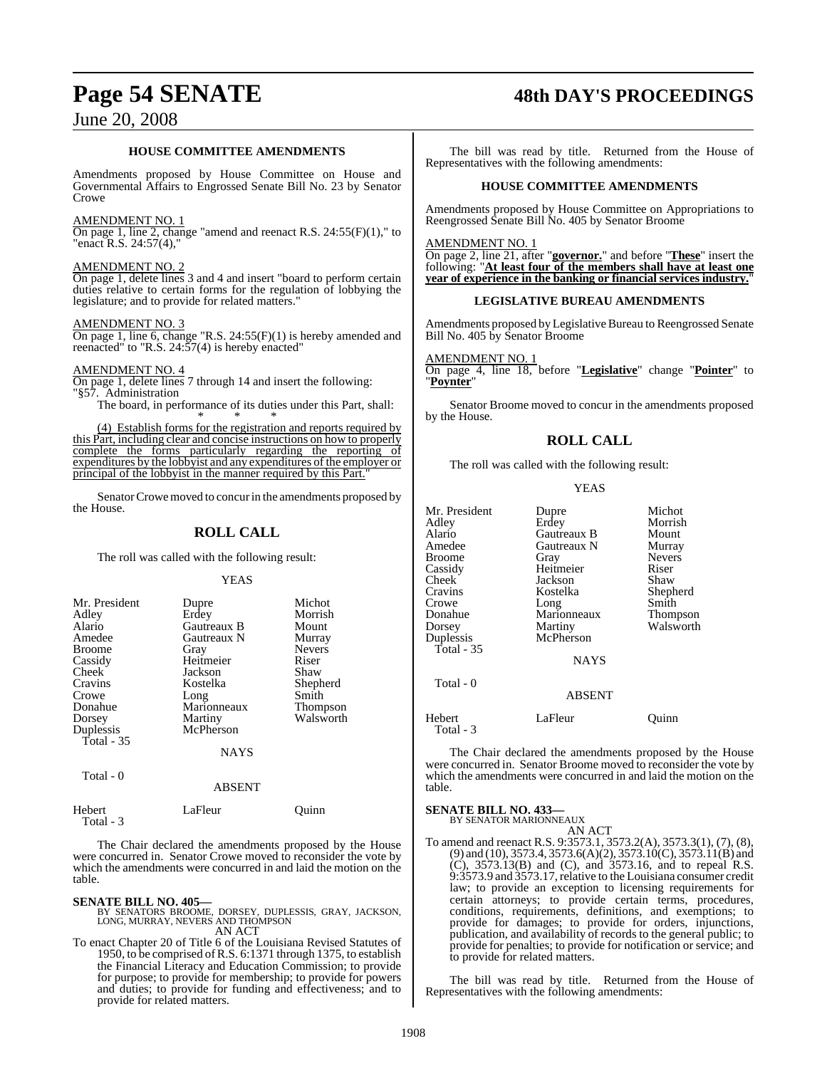### HOUSE COMMITTEE AMENDMENTS

Amendments proposed by House Committee on House and Governmental Affairs to Engrossed Senate Bill No. 23 by Senator Crowe

AMENDMENT NO. 1
On page 1, line 2, change "amend and reenact R.S. 24:55(F)(1)," to "enact R.S. 24:57(4),"

AMENDMENT NO. 2
On page 1, delete lines 3 and 4 and insert "board to perform certain duties relative to certain forms for the regulation of lobbying the legislature; and to provide for related matters."

AMENDMENT NO. 3
On page 1, line 6, change "R.S. 24:55(F)(1) is hereby amended and reenacted" to "R.S. 24:57(4) is hereby enacted"

AMENDMENT NO. 4
On page 1, delete lines 7 through 14 and insert the following:
"§57. Administration

The board, in performance of its duties under this Part, shall:

\* \* \*

(4) Establish forms for the registration and reports required by this Part, including clear and concise instructions on how to properly complete the forms particularly regarding the reporting of expenditures by the lobbyist and any expenditures of the employer or principal of the lobbyist in the manner required by this Part."

Senator Crowe moved to concur in the amendments proposed by the House.

## ROLL CALL

The roll was called with the following result:

YEAS

| | | |
|---|---|---|
| Mr. President | Dupre | Michot |
| Adley | Erdey | Morrish |
| Alario | Gautreaux B | Mount |
| Amedee | Gautreaux N | Murray |
| Broome | Gray | Nevers |
| Cassidy | Heitmeier | Riser |
| Cheek | Jackson | Shaw |
| Cravins | Kostelka | Shepherd |
| Crowe | Long | Smith |
| Donahue | Marionneaux | Thompson |
| Dorsey | Martiny | Walsworth |
| Duplessis | McPherson | |

Total - 35

NAYS

Total - 0

ABSENT

| | | |
|---|---|---|
| Hebert | LaFleur | Quinn |

Total - 3

The Chair declared the amendments proposed by the House were concurred in. Senator Crowe moved to reconsider the vote by which the amendments were concurred in and laid the motion on the table.

**SENATE BILL NO. 405—**
BY SENATORS BROOME, DORSEY, DUPLESSIS, GRAY, JACKSON, LONG, MURRAY, NEVERS AND THOMPSON

AN ACT

To enact Chapter 20 of Title 6 of the Louisiana Revised Statutes of 1950, to be comprised of R.S. 6:1371 through 1375, to establish the Financial Literacy and Education Commission; to provide for purpose; to provide for membership; to provide for powers and duties; to provide for funding and effectiveness; and to provide for related matters.

The bill was read by title. Returned from the House of Representatives with the following amendments:

### HOUSE COMMITTEE AMENDMENTS

Amendments proposed by House Committee on Appropriations to Reengrossed Senate Bill No. 405 by Senator Broome

AMENDMENT NO. 1
On page 2, line 21, after "**governor.**" and before "**These**" insert the following: "**At least four of the members shall have at least one year of experience in the banking or financial services industry.**"

### LEGISLATIVE BUREAU AMENDMENTS

Amendments proposed by Legislative Bureau to Reengrossed Senate Bill No. 405 by Senator Broome

AMENDMENT NO. 1
On page 4, line 18, before "**Legislative**" change "**Pointer**" to "**Poynter**"

Senator Broome moved to concur in the amendments proposed by the House.

## ROLL CALL

The roll was called with the following result:

YEAS

| | | |
|---|---|---|
| Mr. President | Dupre | Michot |
| Adley | Erdey | Morrish |
| Alario | Gautreaux B | Mount |
| Amedee | Gautreaux N | Murray |
| Broome | Gray | Nevers |
| Cassidy | Heitmeier | Riser |
| Cheek | Jackson | Shaw |
| Cravins | Kostelka | Shepherd |
| Crowe | Long | Smith |
| Donahue | Marionneaux | Thompson |
| Dorsey | Martiny | Walsworth |
| Duplessis | McPherson | |

Total - 35

NAYS

Total - 0

ABSENT

| | | |
|---|---|---|
| Hebert | LaFleur | Quinn |

Total - 3

The Chair declared the amendments proposed by the House were concurred in. Senator Broome moved to reconsider the vote by which the amendments were concurred in and laid the motion on the table.

**SENATE BILL NO. 433—**
BY SENATOR MARIONNEAUX

AN ACT

To amend and reenact R.S. 9:3573.1, 3573.2(A), 3573.3(1), (7), (8), (9) and (10), 3573.4, 3573.6(A)(2), 3573.10(C), 3573.11(B) and (C), 3573.13(B) and (C), and 3573.16, and to repeal R.S. 9:3573.9 and 3573.17, relative to the Louisiana consumer credit law; to provide an exception to licensing requirements for certain attorneys; to provide certain terms, procedures, conditions, requirements, definitions, and exemptions; to provide for damages; to provide for orders, injunctions, publication, and availability of records to the general public; to provide for penalties; to provide for notification or service; and to provide for related matters.

The bill was read by title. Returned from the House of Representatives with the following amendments: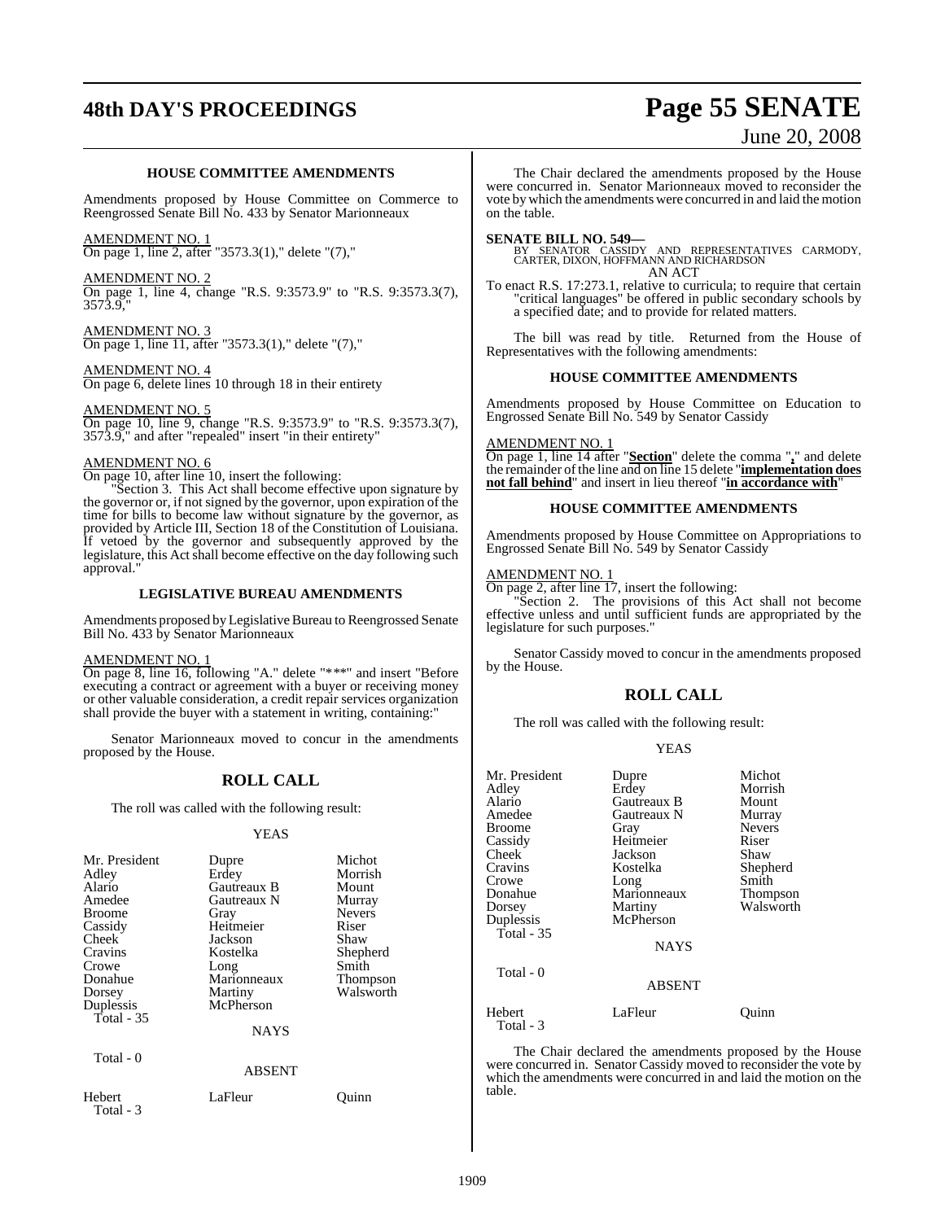### HOUSE COMMITTEE AMENDMENTS

Amendments proposed by House Committee on Commerce to Reengrossed Senate Bill No. 433 by Senator Marionneaux

AMENDMENT NO. 1
On page 1, line 2, after "3573.3(1)," delete "(7),"

AMENDMENT NO. 2
On page 1, line 4, change "R.S. 9:3573.9" to "R.S. 9:3573.3(7), 3573.9,"

AMENDMENT NO. 3
On page 1, line 11, after "3573.3(1)," delete "(7),"

AMENDMENT NO. 4
On page 6, delete lines 10 through 18 in their entirety

AMENDMENT NO. 5
On page 10, line 9, change "R.S. 9:3573.9" to "R.S. 9:3573.3(7), 3573.9," and after "repealed" insert "in their entirety"

AMENDMENT NO. 6
On page 10, after line 10, insert the following:

"Section 3. This Act shall become effective upon signature by the governor or, if not signed by the governor, upon expiration of the time for bills to become law without signature by the governor, as provided by Article III, Section 18 of the Constitution of Louisiana. If vetoed by the governor and subsequently approved by the legislature, this Act shall become effective on the day following such approval."

### LEGISLATIVE BUREAU AMENDMENTS

Amendments proposed by Legislative Bureau to Reengrossed Senate Bill No. 433 by Senator Marionneaux

AMENDMENT NO. 1
On page 8, line 16, following "A." delete "***" and insert "Before executing a contract or agreement with a buyer or receiving money or other valuable consideration, a credit repair services organization shall provide the buyer with a statement in writing, containing:"

Senator Marionneaux moved to concur in the amendments proposed by the House.

## ROLL CALL

The roll was called with the following result:

YEAS

| | | |
|---|---|---|
| Mr. President | Dupre | Michot |
| Adley | Erdey | Morrish |
| Alario | Gautreaux B | Mount |
| Amedee | Gautreaux N | Murray |
| Broome | Gray | Nevers |
| Cassidy | Heitmeier | Riser |
| Cheek | Jackson | Shaw |
| Cravins | Kostelka | Shepherd |
| Crowe | Long | Smith |
| Donahue | Marionneaux | Thompson |
| Dorsey | Martiny | Walsworth |
| Duplessis | McPherson | |

Total - 35

NAYS

Total - 0

ABSENT

| | | |
|---|---|---|
| Hebert | LaFleur | Quinn |

Total - 3

The Chair declared the amendments proposed by the House were concurred in. Senator Marionneaux moved to reconsider the vote by which the amendments were concurred in and laid the motion on the table.

**SENATE BILL NO. 549—**
BY SENATOR CASSIDY AND REPRESENTATIVES CARMODY, CARTER, DIXON, HOFFMANN AND RICHARDSON

AN ACT

To enact R.S. 17:273.1, relative to curricula; to require that certain "critical languages" be offered in public secondary schools by a specified date; and to provide for related matters.

The bill was read by title. Returned from the House of Representatives with the following amendments:

### HOUSE COMMITTEE AMENDMENTS

Amendments proposed by House Committee on Education to Engrossed Senate Bill No. 549 by Senator Cassidy

AMENDMENT NO. 1
On page 1, line 14 after "**Section**" delete the comma "**,**" and delete the remainder of the line and on line 15 delete "**implementation does not fall behind**" and insert in lieu thereof "**in accordance with**"

### HOUSE COMMITTEE AMENDMENTS

Amendments proposed by House Committee on Appropriations to Engrossed Senate Bill No. 549 by Senator Cassidy

AMENDMENT NO. 1
On page 2, after line 17, insert the following:

"Section 2. The provisions of this Act shall not become effective unless and until sufficient funds are appropriated by the legislature for such purposes."

Senator Cassidy moved to concur in the amendments proposed by the House.

## ROLL CALL

The roll was called with the following result:

YEAS

| | | |
|---|---|---|
| Mr. President | Dupre | Michot |
| Adley | Erdey | Morrish |
| Alario | Gautreaux B | Mount |
| Amedee | Gautreaux N | Murray |
| Broome | Gray | Nevers |
| Cassidy | Heitmeier | Riser |
| Cheek | Jackson | Shaw |
| Cravins | Kostelka | Shepherd |
| Crowe | Long | Smith |
| Donahue | Marionneaux | Thompson |
| Dorsey | Martiny | Walsworth |
| Duplessis | McPherson | |

Total - 35

NAYS

Total - 0

ABSENT

| | | |
|---|---|---|
| Hebert | LaFleur | Quinn |

Total - 3

The Chair declared the amendments proposed by the House were concurred in. Senator Cassidy moved to reconsider the vote by which the amendments were concurred in and laid the motion on the table.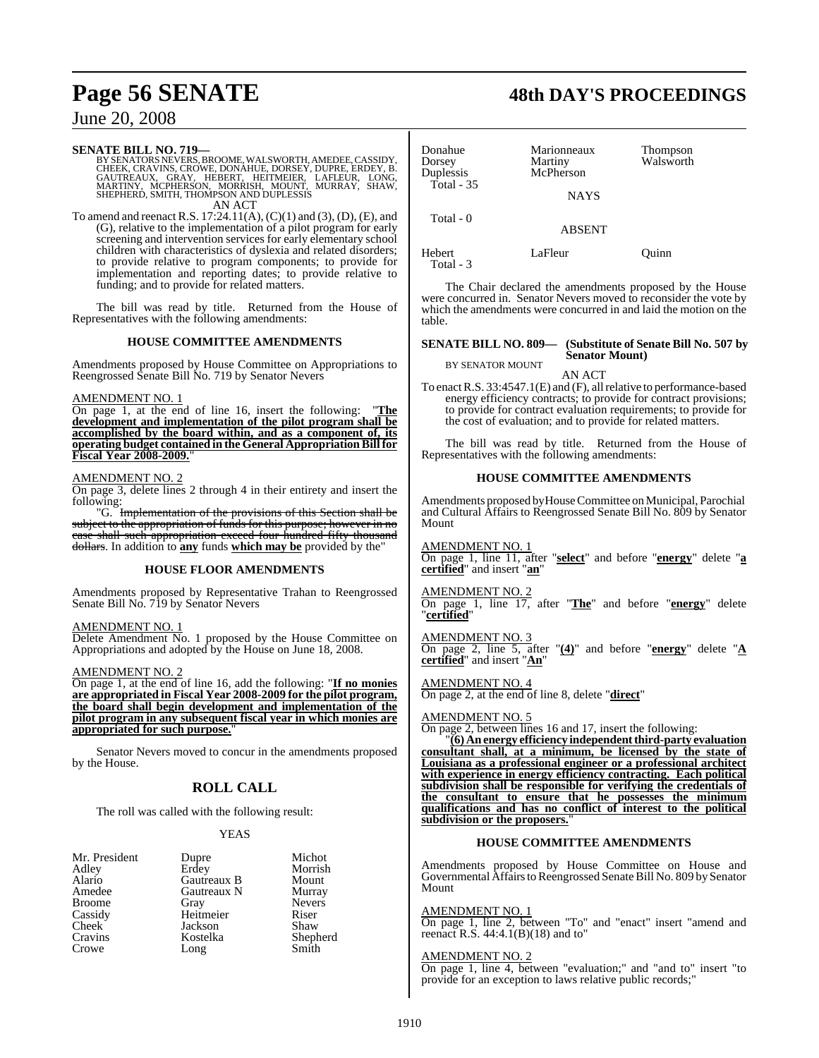**SENATE BILL NO. 719—**
BY SENATORS NEVERS, BROOME, WALSWORTH, AMEDEE, CASSIDY, CHEEK, CRAVINS, CROWE, DONAHUE, DORSEY, DUPRE, ERDEY, B. GAUTREAUX, GRAY, HEBERT, HEITMEIER, LAFLEUR, LONG, MARTINY, MCPHERSON, MORRISH, MOUNT, MURRAY, SHAW, SHEPHERD, SMITH, THOMPSON AND DUPLESSIS

AN ACT

To amend and reenact R.S. 17:24.11(A), (C)(1) and (3), (D), (E), and (G), relative to the implementation of a pilot program for early screening and intervention services for early elementary school children with characteristics of dyslexia and related disorders; to provide relative to program components; to provide for implementation and reporting dates; to provide relative to funding; and to provide for related matters.

The bill was read by title. Returned from the House of Representatives with the following amendments:

### HOUSE COMMITTEE AMENDMENTS

Amendments proposed by House Committee on Appropriations to Reengrossed Senate Bill No. 719 by Senator Nevers

AMENDMENT NO. 1
On page 1, at the end of line 16, insert the following: "**The development and implementation of the pilot program shall be accomplished by the board within, and as a component of, its operating budget contained in the General Appropriation Bill for Fiscal Year 2008-2009.**"

AMENDMENT NO. 2
On page 3, delete lines 2 through 4 in their entirety and insert the following:

"G. ~~Implementation of the provisions of this Section shall be subject to the appropriation of funds for this purpose; however in no case shall such appropriation exceed four hundred fifty thousand dollars.~~ In addition to **any** funds **which may be** provided by the"

### HOUSE FLOOR AMENDMENTS

Amendments proposed by Representative Trahan to Reengrossed Senate Bill No. 719 by Senator Nevers

AMENDMENT NO. 1
Delete Amendment No. 1 proposed by the House Committee on Appropriations and adopted by the House on June 18, 2008.

AMENDMENT NO. 2
On page 1, at the end of line 16, add the following: "**If no monies are appropriated in Fiscal Year 2008-2009 for the pilot program, the board shall begin development and implementation of the pilot program in any subsequent fiscal year in which monies are appropriated for such purpose.**"

Senator Nevers moved to concur in the amendments proposed by the House.

## ROLL CALL

The roll was called with the following result:

YEAS

| | | |
|---|---|---|
| Mr. President | Dupre | Michot |
| Adley | Erdey | Morrish |
| Alario | Gautreaux B | Mount |
| Amedee | Gautreaux N | Murray |
| Broome | Gray | Nevers |
| Cassidy | Heitmeier | Riser |
| Cheek | Jackson | Shaw |
| Cravins | Kostelka | Shepherd |
| Crowe | Long | Smith |
| Donahue | Marionneaux | Thompson |
| Dorsey | Martiny | Walsworth |
| Duplessis | McPherson | |

Total - 35

NAYS

Total - 0

ABSENT

| | | |
|---|---|---|
| Hebert | LaFleur | Quinn |

Total - 3

The Chair declared the amendments proposed by the House were concurred in. Senator Nevers moved to reconsider the vote by which the amendments were concurred in and laid the motion on the table.

**SENATE BILL NO. 809— (Substitute of Senate Bill No. 507 by Senator Mount)**
BY SENATOR MOUNT

AN ACT

To enact R.S. 33:4547.1(E) and (F), all relative to performance-based energy efficiency contracts; to provide for contract provisions; to provide for contract evaluation requirements; to provide for the cost of evaluation; and to provide for related matters.

The bill was read by title. Returned from the House of Representatives with the following amendments:

### HOUSE COMMITTEE AMENDMENTS

Amendments proposed by House Committee on Municipal, Parochial and Cultural Affairs to Reengrossed Senate Bill No. 809 by Senator Mount

AMENDMENT NO. 1
On page 1, line 11, after "**select**" and before "**energy**" delete "**a certified**" and insert "**an**"

AMENDMENT NO. 2
On page 1, line 17, after "**The**" and before "**energy**" delete "**certified**"

AMENDMENT NO. 3
On page 2, line 5, after "**(4)**" and before "**energy**" delete "**A certified**" and insert "**An**"

AMENDMENT NO. 4
On page 2, at the end of line 8, delete "**direct**"

AMENDMENT NO. 5
On page 2, between lines 16 and 17, insert the following:

"**(6) An energy efficiency independent third-party evaluation consultant shall, at a minimum, be licensed by the state of Louisiana as a professional engineer or a professional architect with experience in energy efficiency contracting. Each political subdivision shall be responsible for verifying the credentials of the consultant to ensure that he possesses the minimum qualifications and has no conflict of interest to the political subdivision or the proposers.**"

### HOUSE COMMITTEE AMENDMENTS

Amendments proposed by House Committee on House and Governmental Affairs to Reengrossed Senate Bill No. 809 by Senator Mount

AMENDMENT NO. 1
On page 1, line 2, between "To" and "enact" insert "amend and reenact R.S. 44:4.1(B)(18) and to"

AMENDMENT NO. 2
On page 1, line 4, between "evaluation;" and "and to" insert "to provide for an exception to laws relative public records;"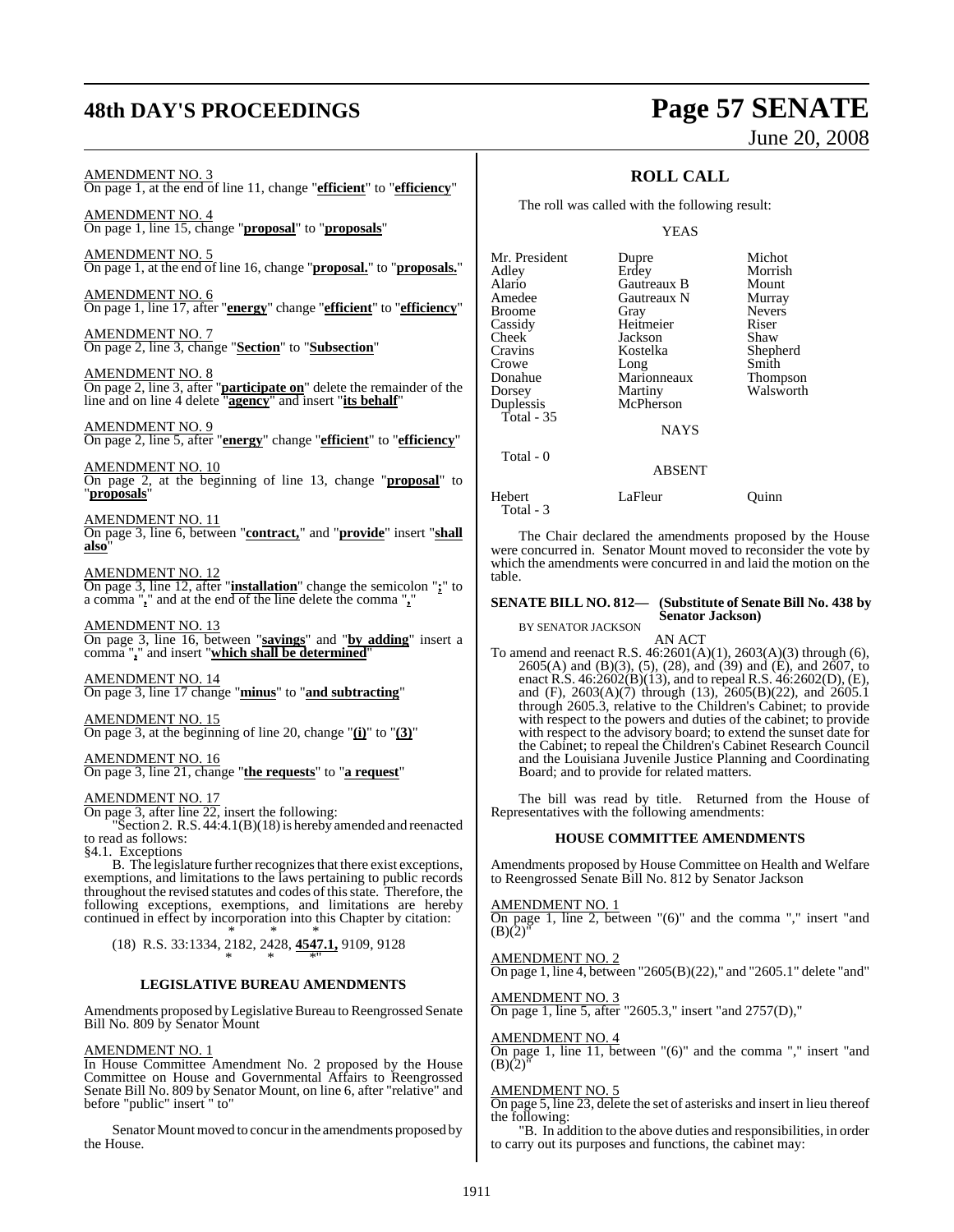AMENDMENT NO. 3
On page 1, at the end of line 11, change "**efficient**" to "**efficiency**"

AMENDMENT NO. 4
On page 1, line 15, change "**proposal**" to "**proposals**"

AMENDMENT NO. 5
On page 1, at the end of line 16, change "**proposal.**" to "**proposals.**"

AMENDMENT NO. 6
On page 1, line 17, after "**energy**" change "**efficient**" to "**efficiency**"

AMENDMENT NO. 7
On page 2, line 3, change "**Section**" to "**Subsection**"

AMENDMENT NO. 8
On page 2, line 3, after "**participate on**" delete the remainder of the line and on line 4 delete "**agency**" and insert "**its behalf**"

AMENDMENT NO. 9
On page 2, line 5, after "**energy**" change "**efficient**" to "**efficiency**"

AMENDMENT NO. 10
On page 2, at the beginning of line 13, change "**proposal**" to "**proposals**"

AMENDMENT NO. 11
On page 3, line 6, between "**contract,**" and "**provide**" insert "**shall also**"

AMENDMENT NO. 12
On page 3, line 12, after "**installation**" change the semicolon "**;**" to a comma "**,**" and at the end of the line delete the comma "**,**"

AMENDMENT NO. 13
On page 3, line 16, between "**savings**" and "**by adding**" insert a comma "**,**" and insert "**which shall be determined**"

AMENDMENT NO. 14
On page 3, line 17 change "**minus**" to "**and subtracting**"

AMENDMENT NO. 15
On page 3, at the beginning of line 20, change "**(i)**" to "**(3)**"

AMENDMENT NO. 16
On page 3, line 21, change "**the requests**" to "**a request**"

AMENDMENT NO. 17
On page 3, after line 22, insert the following:

"Section 2. R.S. 44:4.1(B)(18) is hereby amended and reenacted to read as follows:

§4.1. Exceptions

B. The legislature further recognizes that there exist exceptions, exemptions, and limitations to the laws pertaining to public records throughout the revised statutes and codes of this state. Therefore, the following exceptions, exemptions, and limitations are hereby continued in effect by incorporation into this Chapter by citation:

\* \* \*

(18) R.S. 33:1334, 2182, 2428, **4547.1,** 9109, 9128

\* \* \*"

## LEGISLATIVE BUREAU AMENDMENTS

Amendments proposed by Legislative Bureau to Reengrossed Senate Bill No. 809 by Senator Mount

AMENDMENT NO. 1
In House Committee Amendment No. 2 proposed by the House Committee on House and Governmental Affairs to Reengrossed Senate Bill No. 809 by Senator Mount, on line 6, after "relative" and before "public" insert " to"

Senator Mount moved to concur in the amendments proposed by the House.

## ROLL CALL

The roll was called with the following result:

YEAS

| | | |
|---|---|---|
| Mr. President | Dupre | Michot |
| Adley | Erdey | Morrish |
| Alario | Gautreaux B | Mount |
| Amedee | Gautreaux N | Murray |
| Broome | Gray | Nevers |
| Cassidy | Heitmeier | Riser |
| Cheek | Jackson | Shaw |
| Cravins | Kostelka | Shepherd |
| Crowe | Long | Smith |
| Donahue | Marionneaux | Thompson |
| Dorsey | Martiny | Walsworth |
| Duplessis | McPherson | |

Total - 35

NAYS

Total - 0

ABSENT

| | | |
|---|---|---|
| Hebert | LaFleur | Quinn |

Total - 3

The Chair declared the amendments proposed by the House were concurred in. Senator Mount moved to reconsider the vote by which the amendments were concurred in and laid the motion on the table.

**SENATE BILL NO. 812— (Substitute of Senate Bill No. 438 by Senator Jackson)**
BY SENATOR JACKSON

AN ACT

To amend and reenact R.S. 46:2601(A)(1), 2603(A)(3) through (6), 2605(A) and (B)(3), (5), (28), and (39) and (E), and 2607, to enact R.S. 46:2602(B)(13), and to repeal R.S. 46:2602(D), (E), and (F), 2603(A)(7) through (13), 2605(B)(22), and 2605.1 through 2605.3, relative to the Children's Cabinet; to provide with respect to the powers and duties of the cabinet; to provide with respect to the advisory board; to extend the sunset date for the Cabinet; to repeal the Children's Cabinet Research Council and the Louisiana Juvenile Justice Planning and Coordinating Board; and to provide for related matters.

The bill was read by title. Returned from the House of Representatives with the following amendments:

## HOUSE COMMITTEE AMENDMENTS

Amendments proposed by House Committee on Health and Welfare to Reengrossed Senate Bill No. 812 by Senator Jackson

AMENDMENT NO. 1
On page 1, line 2, between "(6)" and the comma "," insert "and (B)(2)"

AMENDMENT NO. 2
On page 1, line 4, between "2605(B)(22)," and "2605.1" delete "and"

AMENDMENT NO. 3
On page 1, line 5, after "2605.3," insert "and 2757(D),"

AMENDMENT NO. 4
On page 1, line 11, between "(6)" and the comma "," insert "and (B)(2)"

AMENDMENT NO. 5
On page 5, line 23, delete the set of asterisks and insert in lieu thereof the following:

"B. In addition to the above duties and responsibilities, in order to carry out its purposes and functions, the cabinet may: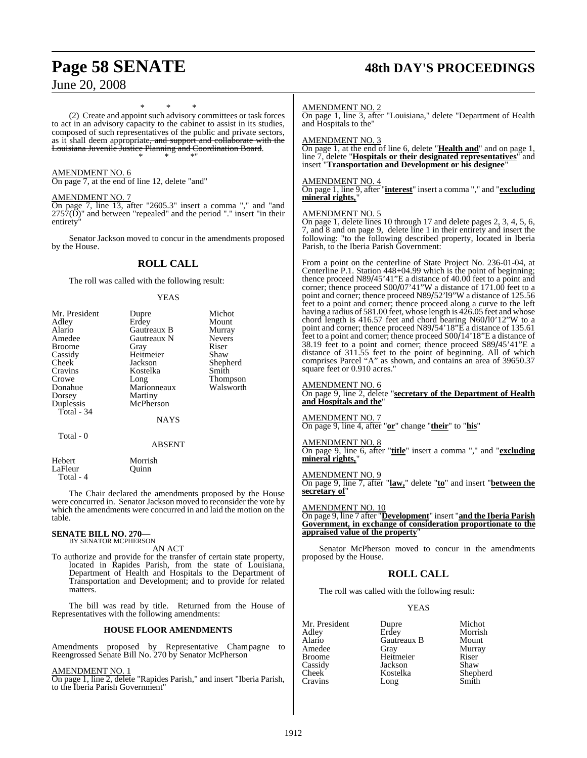\* \* \*

(2) Create and appoint such advisory committees or task forces to act in an advisory capacity to the cabinet to assist in its studies, composed of such representatives of the public and private sectors, as it shall deem appropriate~~, and support and collaborate with the Louisiana Juvenile Justice Planning and Coordination Board~~.

\* \* \*"

AMENDMENT NO. 6

On page 7, at the end of line 12, delete "and"

AMENDMENT NO. 7

On page 7, line 13, after "2605.3" insert a comma "," and "and 2757(D)" and between "repealed" and the period "." insert "in their entirety"

Senator Jackson moved to concur in the amendments proposed by the House.

## ROLL CALL

The roll was called with the following result:

YEAS

| | | |
|---|---|---|
| Mr. President | Dupre | Michot |
| Adley | Erdey | Mount |
| Alario | Gautreaux B | Murray |
| Amedee | Gautreaux N | Nevers |
| Broome | Gray | Riser |
| Cassidy | Heitmeier | Shaw |
| Cheek | Jackson | Shepherd |
| Cravins | Kostelka | Smith |
| Crowe | Long | Thompson |
| Donahue | Marionneaux | Walsworth |
| Dorsey | Martiny | |
| Duplessis | McPherson | |

Total - 34

NAYS

Total - 0

ABSENT

| | |
|---|---|
| Hebert | Morrish |
| LaFleur | Quinn |

Total - 4

The Chair declared the amendments proposed by the House were concurred in. Senator Jackson moved to reconsider the vote by which the amendments were concurred in and laid the motion on the table.

**SENATE BILL NO. 270—**
BY SENATOR MCPHERSON

AN ACT

To authorize and provide for the transfer of certain state property, located in Rapides Parish, from the state of Louisiana, Department of Health and Hospitals to the Department of Transportation and Development; and to provide for related matters.

The bill was read by title. Returned from the House of Representatives with the following amendments:

### HOUSE FLOOR AMENDMENTS

Amendments proposed by Representative Champagne to Reengrossed Senate Bill No. 270 by Senator McPherson

AMENDMENT NO. 1

On page 1, line 2, delete "Rapides Parish," and insert "Iberia Parish, to the Iberia Parish Government"

AMENDMENT NO. 2

On page 1, line 3, after "Louisiana," delete "Department of Health and Hospitals to the"

AMENDMENT NO. 3

On page 1, at the end of line 6, delete "**Health and**" and on page 1, line 7, delete "**Hospitals or their designated representatives**" and insert "**Transportation and Development or his designee**"

AMENDMENT NO. 4

On page 1, line 9, after "**interest**" insert a comma "," and "**excluding mineral rights,**"

AMENDMENT NO. 5

On page 1, delete lines 10 through 17 and delete pages 2, 3, 4, 5, 6, 7, and 8 and on page 9, delete line 1 in their entirety and insert the following: "to the following described property, located in Iberia Parish, to the Iberia Parish Government:

From a point on the centerline of State Project No. 236-01-04, at Centerline P.1. Station 448+04.99 which is the point of beginning; thence proceed N89/45'41"E a distance of 40.00 feet to a point and corner; thence proceed S00/07'41"W a distance of 171.00 feet to a point and corner; thence proceed N89/52'l9"W a distance of 125.56 feet to a point and corner; thence proceed along a curve to the left having a radius of 581.00 feet, whose length is 426.05 feet and whose chord length is 416.57 feet and chord bearing N60/l0'12"W to a point and corner; thence proceed N89/54'18"E a distance of 135.61 feet to a point and corner; thence proceed S00/14'18"E a distance of 38.19 feet to a point and corner; thence proceed S89/45'41"E a distance of 311.55 feet to the point of beginning. All of which comprises Parcel "A" as shown, and contains an area of 39650.37 square feet or 0.910 acres."

AMENDMENT NO. 6

On page 9, line 2, delete "**secretary of the Department of Health and Hospitals and the**"

AMENDMENT NO. 7

On page 9, line 4, after "**or**" change "**their**" to "**his**"

AMENDMENT NO. 8

On page 9, line 6, after "**title**" insert a comma "," and "**excluding mineral rights,**"

AMENDMENT NO. 9

On page 9, line 7, after "**law,**" delete "**to**" and insert "**between the secretary of**"

AMENDMENT NO. 10

On page 9, line 7 after "**Development**" insert "**and the Iberia Parish Government, in exchange of consideration proportionate to the appraised value of the property**"

Senator McPherson moved to concur in the amendments proposed by the House.

## ROLL CALL

The roll was called with the following result:

YEAS

| | | |
|---|---|---|
| Mr. President | Dupre | Michot |
| Adley | Erdey | Morrish |
| Alario | Gautreaux B | Mount |
| Amedee | Gray | Murray |
| Broome | Heitmeier | Riser |
| Cassidy | Jackson | Shaw |
| Cheek | Kostelka | Shepherd |
| Cravins | Long | Smith |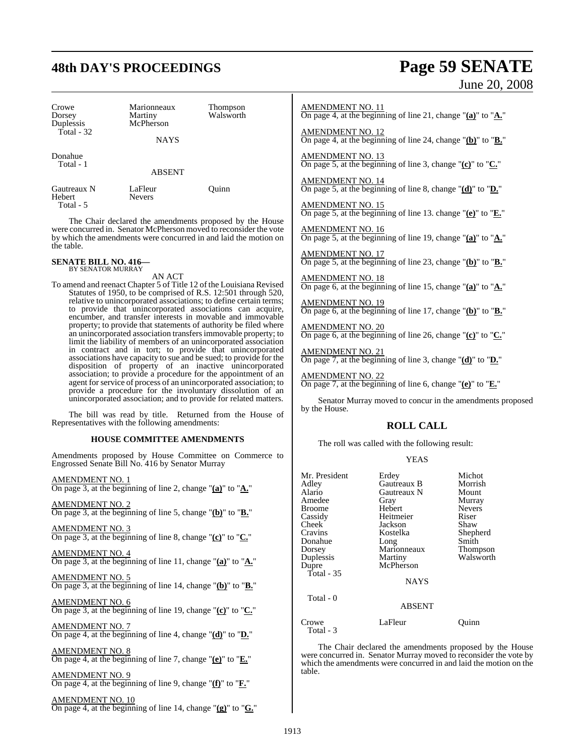| | | |
|---|---|---|
| Crowe | Marionneaux | Thompson |
| Dorsey | Martiny | Walsworth |
| Duplessis | McPherson | |
| Total - 32 | | |

NAYS

| | | |
|---|---|---|
| Donahue | | |
| Total - 1 | | |

ABSENT

| | | |
|---|---|---|
| Gautreaux N | LaFleur | Quinn |
| Hebert | Nevers | |
| Total - 5 | | |

The Chair declared the amendments proposed by the House were concurred in. Senator McPherson moved to reconsider the vote by which the amendments were concurred in and laid the motion on the table.

**SENATE BILL NO. 416—**
BY SENATOR MURRAY

AN ACT

To amend and reenact Chapter 5 of Title 12 of the Louisiana Revised Statutes of 1950, to be comprised of R.S. 12:501 through 520, relative to unincorporated associations; to define certain terms; to provide that unincorporated associations can acquire, encumber, and transfer interests in movable and immovable property; to provide that statements of authority be filed where an unincorporated association transfers immovable property; to limit the liability of members of an unincorporated association in contract and in tort; to provide that unincorporated associations have capacity to sue and be sued; to provide for the disposition of property of an inactive unincorporated association; to provide a procedure for the appointment of an agent for service of process of an unincorporated association; to provide a procedure for the involuntary dissolution of an unincorporated association; and to provide for related matters.

The bill was read by title. Returned from the House of Representatives with the following amendments:

**HOUSE COMMITTEE AMENDMENTS**

Amendments proposed by House Committee on Commerce to Engrossed Senate Bill No. 416 by Senator Murray

AMENDMENT NO. 1
On page 3, at the beginning of line 2, change "**(a)**" to "**A.**"

AMENDMENT NO. 2
On page 3, at the beginning of line 5, change "**(b)**" to "**B.**"

AMENDMENT NO. 3
On page 3, at the beginning of line 8, change "**(c)**" to "**C.**"

AMENDMENT NO. 4
On page 3, at the beginning of line 11, change "**(a)**" to "**A.**"

AMENDMENT NO. 5
On page 3, at the beginning of line 14, change "**(b)**" to "**B.**"

AMENDMENT NO. 6
On page 3, at the beginning of line 19, change "**(c)**" to "**C.**"

AMENDMENT NO. 7
On page 4, at the beginning of line 4, change "**(d)**" to "**D.**"

AMENDMENT NO. 8
On page 4, at the beginning of line 7, change "**(e)**" to "**E.**"

AMENDMENT NO. 9
On page 4, at the beginning of line 9, change "**(f)**" to "**F.**"

AMENDMENT NO. 10
On page 4, at the beginning of line 14, change "**(g)**" to "**G.**"

AMENDMENT NO. 11
On page 4, at the beginning of line 21, change "**(a)**" to "**A.**"

AMENDMENT NO. 12
On page 4, at the beginning of line 24, change "**(b)**" to "**B.**"

AMENDMENT NO. 13
On page 5, at the beginning of line 3, change "**(c)**" to "**C.**"

AMENDMENT NO. 14
On page 5, at the beginning of line 8, change "**(d)**" to "**D.**"

AMENDMENT NO. 15
On page 5, at the beginning of line 13. change "**(e)**" to "**E.**"

AMENDMENT NO. 16
On page 5, at the beginning of line 19, change "**(a)**" to "**A.**"

AMENDMENT NO. 17
On page 5, at the beginning of line 23, change "**(b)**" to "**B.**"

AMENDMENT NO. 18
On page 6, at the beginning of line 15, change "**(a)**" to "**A.**"

AMENDMENT NO. 19
On page 6, at the beginning of line 17, change "**(b)**" to "**B.**"

AMENDMENT NO. 20
On page 6, at the beginning of line 26, change "**(c)**" to "**C.**"

AMENDMENT NO. 21
On page 7, at the beginning of line 3, change "**(d)**" to "**D.**"

AMENDMENT NO. 22
On page 7, at the beginning of line 6, change "**(e)**" to "**E.**"

Senator Murray moved to concur in the amendments proposed by the House.

## ROLL CALL

The roll was called with the following result:

YEAS

| | | |
|---|---|---|
| Mr. President | Erdey | Michot |
| Adley | Gautreaux B | Morrish |
| Alario | Gautreaux N | Mount |
| Amedee | Gray | Murray |
| Broome | Hebert | Nevers |
| Cassidy | Heitmeier | Riser |
| Cheek | Jackson | Shaw |
| Cravins | Kostelka | Shepherd |
| Donahue | Long | Smith |
| Dorsey | Marionneaux | Thompson |
| Duplessis | Martiny | Walsworth |
| Dupre | McPherson | |
| Total - 35 | | |

NAYS

Total - 0

ABSENT

| | | |
|---|---|---|
| Crowe | LaFleur | Quinn |
| Total - 3 | | |

The Chair declared the amendments proposed by the House were concurred in. Senator Murray moved to reconsider the vote by which the amendments were concurred in and laid the motion on the table.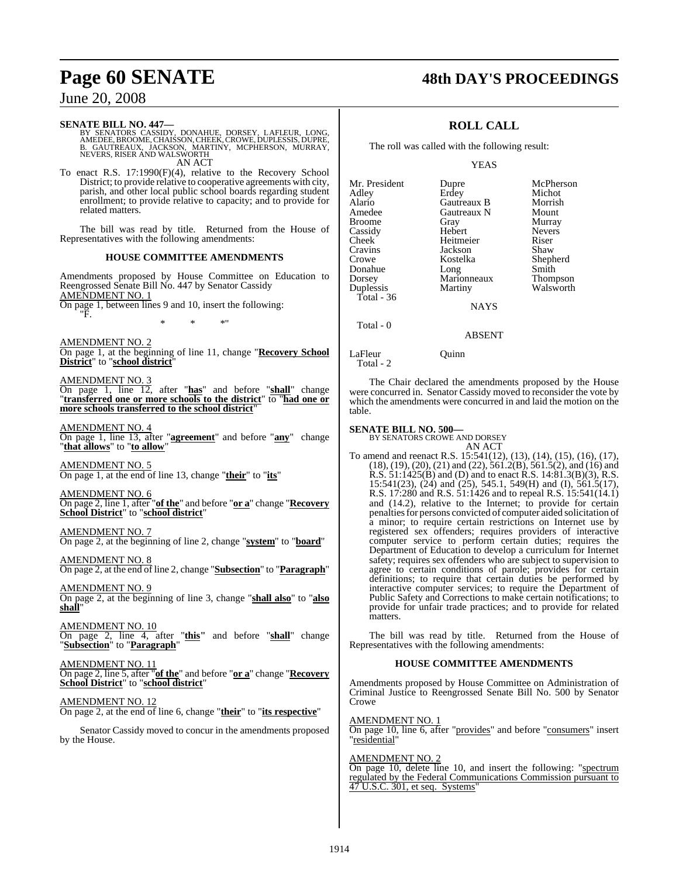**SENATE BILL NO. 447—**
BY SENATORS CASSIDY, DONAHUE, DORSEY, LAFLEUR, LONG, AMEDEE, BROOME, CHAISSON, CHEEK, CROWE, DUPLESSIS, DUPRE, B. GAUTREAUX, JACKSON, MARTINY, MCPHERSON, MURRAY, NEVERS, RISER AND WALSWORTH

AN ACT

To enact R.S. 17:1990(F)(4), relative to the Recovery School District; to provide relative to cooperative agreements with city, parish, and other local public school boards regarding student enrollment; to provide relative to capacity; and to provide for related matters.

The bill was read by title. Returned from the House of Representatives with the following amendments:

**HOUSE COMMITTEE AMENDMENTS**

Amendments proposed by House Committee on Education to Reengrossed Senate Bill No. 447 by Senator Cassidy

AMENDMENT NO. 1

On page 1, between lines 9 and 10, insert the following:

"F.

\* \* \*"

AMENDMENT NO. 2

On page 1, at the beginning of line 11, change "**Recovery School District**" to "**school district**"

AMENDMENT NO. 3

On page 1, line 12, after "**has**" and before "**shall**" change "**transferred one or more schools to the district**" to "**had one or more schools transferred to the school district**"

AMENDMENT NO. 4

On page 1, line 13, after "**agreement**" and before "**any**" change "**that allows**" to "**to allow**"

AMENDMENT NO. 5

On page 1, at the end of line 13, change "**their**" to "**its**"

AMENDMENT NO. 6

On page 2, line 1, after "**of the**" and before "**or a**" change "**Recovery School District**" to "**school district**"

AMENDMENT NO. 7

On page 2, at the beginning of line 2, change "**system**" to "**board**"

AMENDMENT NO. 8

On page 2, at the end of line 2, change "**Subsection**" to "**Paragraph**"

AMENDMENT NO. 9

On page 2, at the beginning of line 3, change "**shall also**" to "**also shall**"

AMENDMENT NO. 10

On page 2, line 4, after "**this**" and before "**shall**" change "**Subsection**" to "**Paragraph**"

AMENDMENT NO. 11

On page 2, line 5, after "**of the**" and before "**or a**" change "**Recovery School District**" to "**school district**"

AMENDMENT NO. 12

On page 2, at the end of line 6, change "**their**" to "**its respective**"

Senator Cassidy moved to concur in the amendments proposed by the House.

## ROLL CALL

The roll was called with the following result:

YEAS

| | | |
|---|---|---|
| Mr. President | Dupre | McPherson |
| Adley | Erdey | Michot |
| Alario | Gautreaux B | Morrish |
| Amedee | Gautreaux N | Mount |
| Broome | Gray | Murray |
| Cassidy | Hebert | Nevers |
| Cheek | Heitmeier | Riser |
| Cravins | Jackson | Shaw |
| Crowe | Kostelka | Shepherd |
| Donahue | Long | Smith |
| Dorsey | Marionneaux | Thompson |
| Duplessis | Martiny | Walsworth |

Total - 36

NAYS

Total - 0

ABSENT

LaFleur Quinn

Total - 2

The Chair declared the amendments proposed by the House were concurred in. Senator Cassidy moved to reconsider the vote by which the amendments were concurred in and laid the motion on the table.

**SENATE BILL NO. 500—**
BY SENATORS CROWE AND DORSEY

AN ACT

To amend and reenact R.S. 15:541(12), (13), (14), (15), (16), (17), (18), (19), (20), (21) and (22), 561.2(B), 561.5(2), and (16) and R.S. 51:1425(B) and (D) and to enact R.S. 14:81.3(B)(3), R.S. 15:541(23), (24) and (25), 545.1, 549(H) and (I), 561.5(17), R.S. 17:280 and R.S. 51:1426 and to repeal R.S. 15:541(14.1) and (14.2), relative to the Internet; to provide for certain penalties for persons convicted of computer aided solicitation of a minor; to require certain restrictions on Internet use by registered sex offenders; requires providers of interactive computer service to perform certain duties; requires the Department of Education to develop a curriculum for Internet safety; requires sex offenders who are subject to supervision to agree to certain conditions of parole; provides for certain definitions; to require that certain duties be performed by interactive computer services; to require the Department of Public Safety and Corrections to make certain notifications; to provide for unfair trade practices; and to provide for related matters.

The bill was read by title. Returned from the House of Representatives with the following amendments:

**HOUSE COMMITTEE AMENDMENTS**

Amendments proposed by House Committee on Administration of Criminal Justice to Reengrossed Senate Bill No. 500 by Senator Crowe

AMENDMENT NO. 1

On page 10, line 6, after "provides" and before "consumers" insert "residential"

AMENDMENT NO. 2

On page 10, delete line 10, and insert the following: "spectrum regulated by the Federal Communications Commission pursuant to 47 U.S.C. 301, et seq. Systems"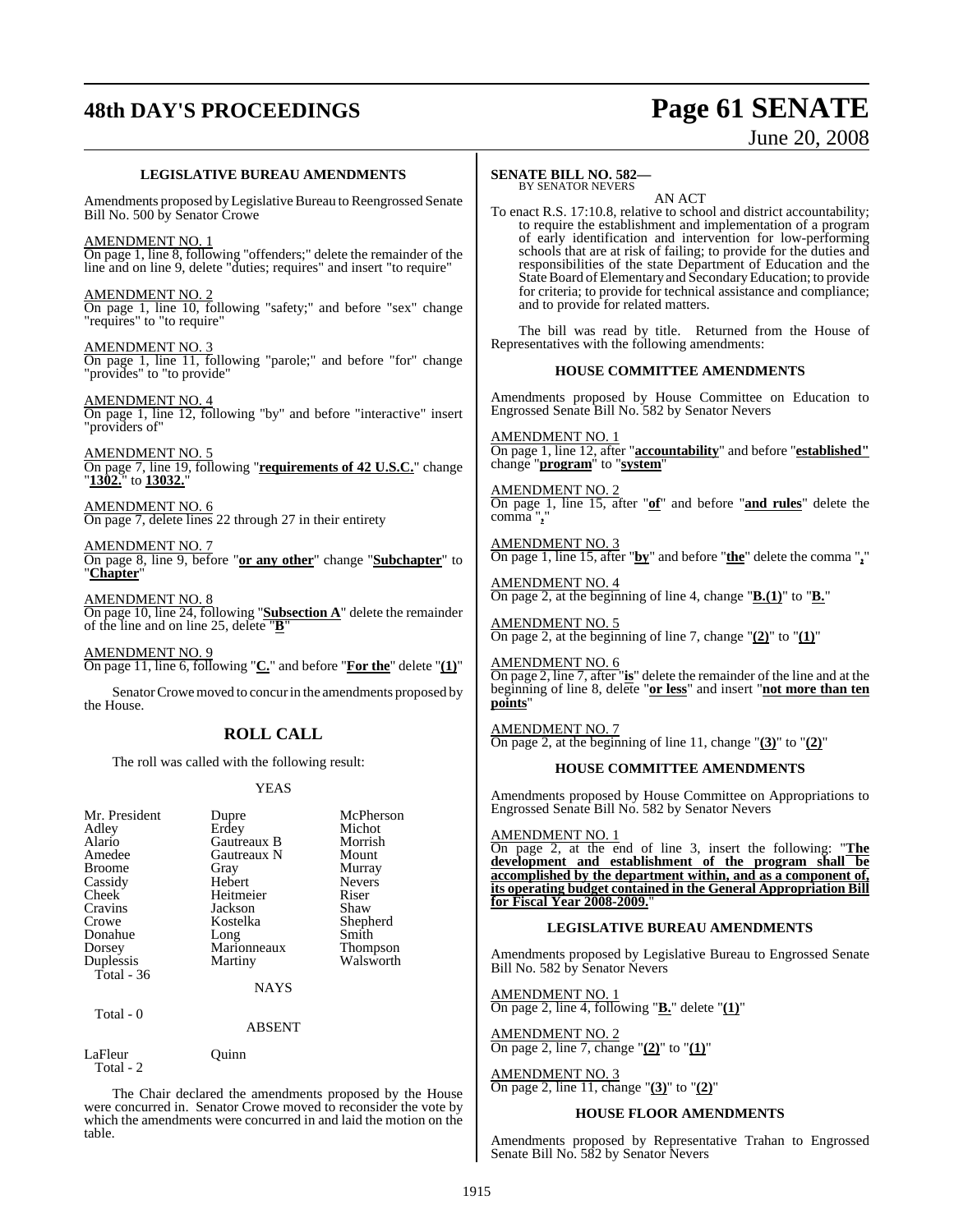**LEGISLATIVE BUREAU AMENDMENTS**

Amendments proposed by Legislative Bureau to Reengrossed Senate Bill No. 500 by Senator Crowe

AMENDMENT NO. 1
On page 1, line 8, following "offenders;" delete the remainder of the line and on line 9, delete "duties; requires" and insert "to require"

AMENDMENT NO. 2
On page 1, line 10, following "safety;" and before "sex" change "requires" to "to require"

AMENDMENT NO. 3
On page 1, line 11, following "parole;" and before "for" change "provides" to "to provide"

AMENDMENT NO. 4
On page 1, line 12, following "by" and before "interactive" insert "providers of"

AMENDMENT NO. 5
On page 7, line 19, following "**requirements of 42 U.S.C.**" change "**1302.**" to **13032.**"

AMENDMENT NO. 6
On page 7, delete lines 22 through 27 in their entirety

AMENDMENT NO. 7
On page 8, line 9, before "**or any other**" change "**Subchapter**" to "**Chapter**"

AMENDMENT NO. 8
On page 10, line 24, following "**Subsection A**" delete the remainder of the line and on line 25, delete "**B**"

AMENDMENT NO. 9
On page 11, line 6, following "**C.**" and before "**For the**" delete "**(1)**"

Senator Crowe moved to concur in the amendments proposed by the House.

## ROLL CALL

The roll was called with the following result:

YEAS

| | | |
|---|---|---|
| Mr. President | Dupre | McPherson |
| Adley | Erdey | Michot |
| Alario | Gautreaux B | Morrish |
| Amedee | Gautreaux N | Mount |
| Broome | Gray | Murray |
| Cassidy | Hebert | Nevers |
| Cheek | Heitmeier | Riser |
| Cravins | Jackson | Shaw |
| Crowe | Kostelka | Shepherd |
| Donahue | Long | Smith |
| Dorsey | Marionneaux | Thompson |
| Duplessis | Martiny | Walsworth |

Total - 36

NAYS

Total - 0

ABSENT

LaFleur Quinn
Total - 2

The Chair declared the amendments proposed by the House were concurred in. Senator Crowe moved to reconsider the vote by which the amendments were concurred in and laid the motion on the table.

**SENATE BILL NO. 582—**
BY SENATOR NEVERS

AN ACT

To enact R.S. 17:10.8, relative to school and district accountability; to require the establishment and implementation of a program of early identification and intervention for low-performing schools that are at risk of failing; to provide for the duties and responsibilities of the state Department of Education and the State Board of Elementary and Secondary Education; to provide for criteria; to provide for technical assistance and compliance; and to provide for related matters.

The bill was read by title. Returned from the House of Representatives with the following amendments:

**HOUSE COMMITTEE AMENDMENTS**

Amendments proposed by House Committee on Education to Engrossed Senate Bill No. 582 by Senator Nevers

AMENDMENT NO. 1
On page 1, line 12, after "**accountability**" and before "**established**" change "**program**" to "**system**"

AMENDMENT NO. 2
On page 1, line 15, after "**of**" and before "**and rules**" delete the comma "**,**"

AMENDMENT NO. 3
On page 1, line 15, after "**by**" and before "**the**" delete the comma "**,**"

AMENDMENT NO. 4
On page 2, at the beginning of line 4, change "**B.(1)**" to "**B.**"

AMENDMENT NO. 5
On page 2, at the beginning of line 7, change "**(2)**" to "**(1)**"

AMENDMENT NO. 6
On page 2, line 7, after "**is**" delete the remainder of the line and at the beginning of line 8, delete "**or less**" and insert "**not more than ten points**"

AMENDMENT NO. 7
On page 2, at the beginning of line 11, change "**(3)**" to "**(2)**"

**HOUSE COMMITTEE AMENDMENTS**

Amendments proposed by House Committee on Appropriations to Engrossed Senate Bill No. 582 by Senator Nevers

AMENDMENT NO. 1
On page 2, at the end of line 3, insert the following: "**The development and establishment of the program shall be accomplished by the department within, and as a component of, its operating budget contained in the General Appropriation Bill for Fiscal Year 2008-2009.**"

**LEGISLATIVE BUREAU AMENDMENTS**

Amendments proposed by Legislative Bureau to Engrossed Senate Bill No. 582 by Senator Nevers

AMENDMENT NO. 1
On page 2, line 4, following "**B.**" delete "**(1)**"

AMENDMENT NO. 2
On page 2, line 7, change "**(2)**" to "**(1)**"

AMENDMENT NO. 3
On page 2, line 11, change "**(3)**" to "**(2)**"

**HOUSE FLOOR AMENDMENTS**

Amendments proposed by Representative Trahan to Engrossed Senate Bill No. 582 by Senator Nevers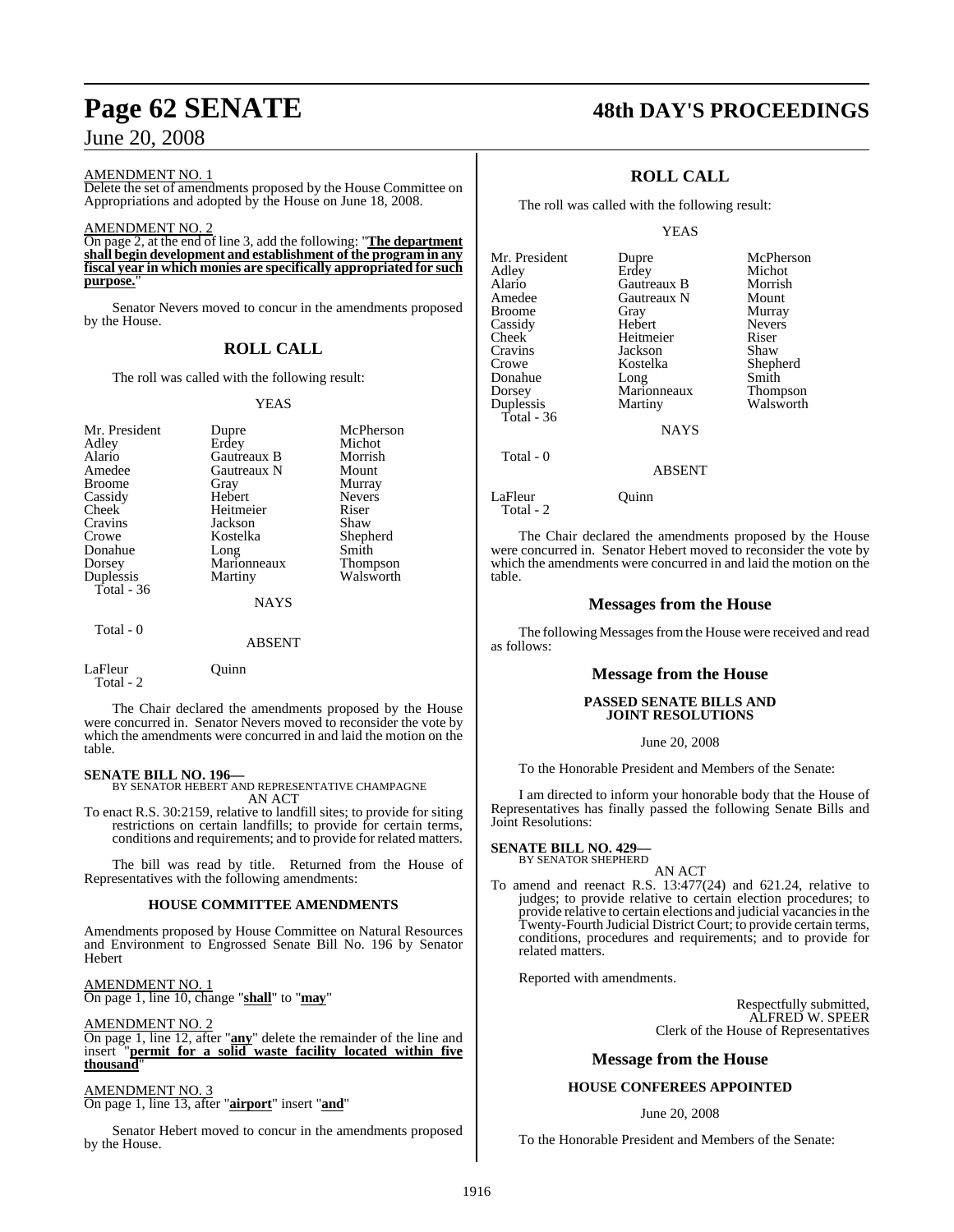AMENDMENT NO. 1

Delete the set of amendments proposed by the House Committee on Appropriations and adopted by the House on June 18, 2008.

AMENDMENT NO. 2

On page 2, at the end of line 3, add the following: "**The department shall begin development and establishment of the program in any fiscal year in which monies are specifically appropriated for such purpose.**"

Senator Nevers moved to concur in the amendments proposed by the House.

## ROLL CALL

The roll was called with the following result:

YEAS

| | | |
|---|---|---|
| Mr. President | Dupre | McPherson |
| Adley | Erdey | Michot |
| Alario | Gautreaux B | Morrish |
| Amedee | Gautreaux N | Mount |
| Broome | Gray | Murray |
| Cassidy | Hebert | Nevers |
| Cheek | Heitmeier | Riser |
| Cravins | Jackson | Shaw |
| Crowe | Kostelka | Shepherd |
| Donahue | Long | Smith |
| Dorsey | Marionneaux | Thompson |
| Duplessis | Martiny | Walsworth |
| Total - 36 | | |

NAYS

Total - 0

ABSENT

LaFleur Quinn
Total - 2

The Chair declared the amendments proposed by the House were concurred in. Senator Nevers moved to reconsider the vote by which the amendments were concurred in and laid the motion on the table.

**SENATE BILL NO. 196—**
BY SENATOR HEBERT AND REPRESENTATIVE CHAMPAGNE
AN ACT

To enact R.S. 30:2159, relative to landfill sites; to provide for siting restrictions on certain landfills; to provide for certain terms, conditions and requirements; and to provide for related matters.

The bill was read by title. Returned from the House of Representatives with the following amendments:

### HOUSE COMMITTEE AMENDMENTS

Amendments proposed by House Committee on Natural Resources and Environment to Engrossed Senate Bill No. 196 by Senator Hebert

AMENDMENT NO. 1

On page 1, line 10, change "**shall**" to "**may**"

AMENDMENT NO. 2

On page 1, line 12, after "**any**" delete the remainder of the line and insert "**permit for a solid waste facility located within five thousand**"

AMENDMENT NO. 3

On page 1, line 13, after "**airport**" insert "**and**"

Senator Hebert moved to concur in the amendments proposed by the House.

## ROLL CALL

The roll was called with the following result:

YEAS

| | | |
|---|---|---|
| Mr. President | Dupre | McPherson |
| Adley | Erdey | Michot |
| Alario | Gautreaux B | Morrish |
| Amedee | Gautreaux N | Mount |
| Broome | Gray | Murray |
| Cassidy | Hebert | Nevers |
| Cheek | Heitmeier | Riser |
| Cravins | Jackson | Shaw |
| Crowe | Kostelka | Shepherd |
| Donahue | Long | Smith |
| Dorsey | Marionneaux | Thompson |
| Duplessis | Martiny | Walsworth |
| Total - 36 | | |

NAYS

Total - 0

ABSENT

LaFleur Quinn
Total - 2

The Chair declared the amendments proposed by the House were concurred in. Senator Hebert moved to reconsider the vote by which the amendments were concurred in and laid the motion on the table.

## Messages from the House

The following Messages from the House were received and read as follows:

## Message from the House

### PASSED SENATE BILLS AND JOINT RESOLUTIONS

June 20, 2008

To the Honorable President and Members of the Senate:

I am directed to inform your honorable body that the House of Representatives has finally passed the following Senate Bills and Joint Resolutions:

**SENATE BILL NO. 429—**
BY SENATOR SHEPHERD
AN ACT

To amend and reenact R.S. 13:477(24) and 621.24, relative to judges; to provide relative to certain election procedures; to provide relative to certain elections and judicial vacancies in the Twenty-Fourth Judicial District Court; to provide certain terms, conditions, procedures and requirements; and to provide for related matters.

Reported with amendments.

Respectfully submitted,
ALFRED W. SPEER
Clerk of the House of Representatives

## Message from the House

### HOUSE CONFEREES APPOINTED

June 20, 2008

To the Honorable President and Members of the Senate: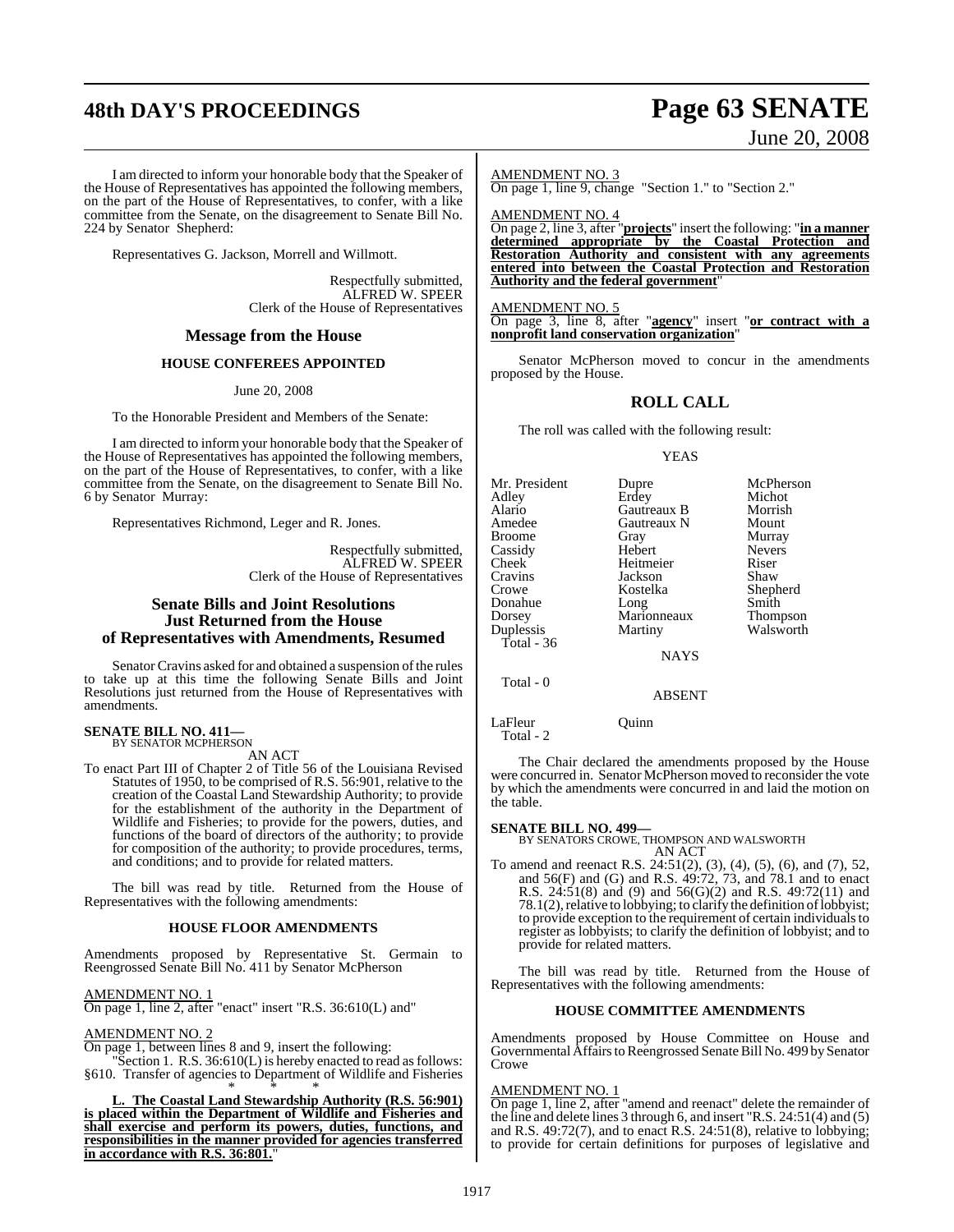I am directed to inform your honorable body that the Speaker of the House of Representatives has appointed the following members, on the part of the House of Representatives, to confer, with a like committee from the Senate, on the disagreement to Senate Bill No. 224 by Senator Shepherd:

Representatives G. Jackson, Morrell and Willmott.

Respectfully submitted,
ALFRED W. SPEER
Clerk of the House of Representatives

## Message from the House

### HOUSE CONFEREES APPOINTED

June 20, 2008

To the Honorable President and Members of the Senate:

I am directed to inform your honorable body that the Speaker of the House of Representatives has appointed the following members, on the part of the House of Representatives, to confer, with a like committee from the Senate, on the disagreement to Senate Bill No. 6 by Senator Murray:

Representatives Richmond, Leger and R. Jones.

Respectfully submitted,
ALFRED W. SPEER
Clerk of the House of Representatives

## Senate Bills and Joint Resolutions Just Returned from the House of Representatives with Amendments, Resumed

Senator Cravins asked for and obtained a suspension of the rules to take up at this time the following Senate Bills and Joint Resolutions just returned from the House of Representatives with amendments.

**SENATE BILL NO. 411—**
BY SENATOR MCPHERSON

AN ACT

To enact Part III of Chapter 2 of Title 56 of the Louisiana Revised Statutes of 1950, to be comprised of R.S. 56:901, relative to the creation of the Coastal Land Stewardship Authority; to provide for the establishment of the authority in the Department of Wildlife and Fisheries; to provide for the powers, duties, and functions of the board of directors of the authority; to provide for composition of the authority; to provide procedures, terms, and conditions; and to provide for related matters.

The bill was read by title. Returned from the House of Representatives with the following amendments:

### HOUSE FLOOR AMENDMENTS

Amendments proposed by Representative St. Germain to Reengrossed Senate Bill No. 411 by Senator McPherson

AMENDMENT NO. 1
On page 1, line 2, after "enact" insert "R.S. 36:610(L) and"

AMENDMENT NO. 2
On page 1, between lines 8 and 9, insert the following:
"Section 1. R.S. 36:610(L) is hereby enacted to read as follows:
§610. Transfer of agencies to Department of Wildlife and Fisheries

\* \* \*

**L. The Coastal Land Stewardship Authority (R.S. 56:901) is placed within the Department of Wildlife and Fisheries and shall exercise and perform its powers, duties, functions, and responsibilities in the manner provided for agencies transferred in accordance with R.S. 36:801.**"

AMENDMENT NO. 3
On page 1, line 9, change "Section 1." to "Section 2."

AMENDMENT NO. 4
On page 2, line 3, after "**projects**" insert the following: "**in a manner determined appropriate by the Coastal Protection and Restoration Authority and consistent with any agreements entered into between the Coastal Protection and Restoration Authority and the federal government**"

AMENDMENT NO. 5
On page 3, line 8, after "**agency**" insert "**or contract with a nonprofit land conservation organization**"

Senator McPherson moved to concur in the amendments proposed by the House.

## ROLL CALL

The roll was called with the following result:

YEAS

| | | |
|---|---|---|
| Mr. President | Dupre | McPherson |
| Adley | Erdey | Michot |
| Alario | Gautreaux B | Morrish |
| Amedee | Gautreaux N | Mount |
| Broome | Gray | Murray |
| Cassidy | Hebert | Nevers |
| Cheek | Heitmeier | Riser |
| Cravins | Jackson | Shaw |
| Crowe | Kostelka | Shepherd |
| Donahue | Long | Smith |
| Dorsey | Marionneaux | Thompson |
| Duplessis | Martiny | Walsworth |

Total - 36

NAYS

Total - 0

ABSENT

LaFleur    Quinn

Total - 2

The Chair declared the amendments proposed by the House were concurred in. Senator McPherson moved to reconsider the vote by which the amendments were concurred in and laid the motion on the table.

**SENATE BILL NO. 499—**
BY SENATORS CROWE, THOMPSON AND WALSWORTH

AN ACT

To amend and reenact R.S. 24:51(2), (3), (4), (5), (6), and (7), 52, and 56(F) and (G) and R.S. 49:72, 73, and 78.1 and to enact R.S. 24:51(8) and (9) and 56(G)(2) and R.S. 49:72(11) and 78.1(2), relative to lobbying; to clarify the definition of lobbyist; to provide exception to the requirement of certain individuals to register as lobbyists; to clarify the definition of lobbyist; and to provide for related matters.

The bill was read by title. Returned from the House of Representatives with the following amendments:

### HOUSE COMMITTEE AMENDMENTS

Amendments proposed by House Committee on House and Governmental Affairs to Reengrossed Senate Bill No. 499 by Senator Crowe

AMENDMENT NO. 1
On page 1, line 2, after "amend and reenact" delete the remainder of the line and delete lines 3 through 6, and insert "R.S. 24:51(4) and (5) and R.S. 49:72(7), and to enact R.S. 24:51(8), relative to lobbying; to provide for certain definitions for purposes of legislative and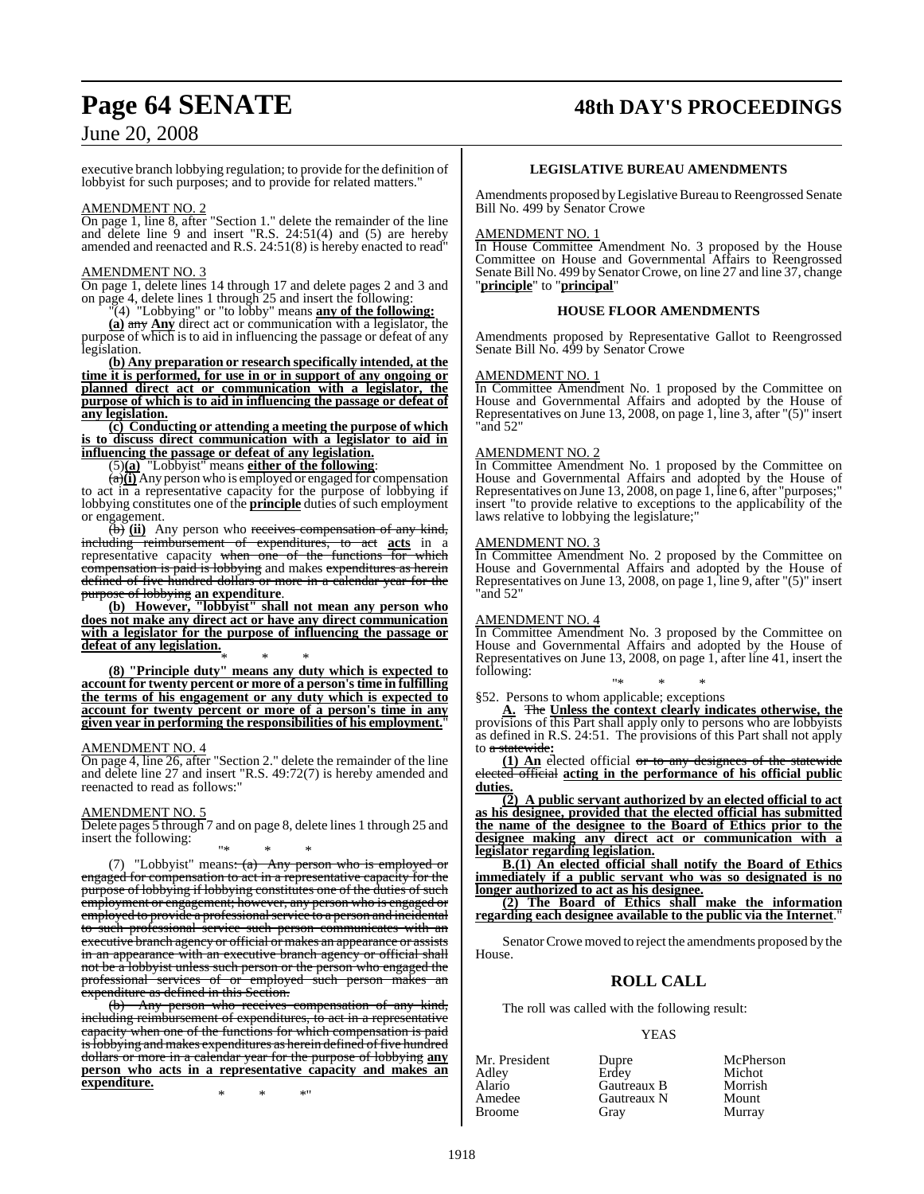executive branch lobbying regulation; to provide for the definition of lobbyist for such purposes; and to provide for related matters."

AMENDMENT NO. 2

On page 1, line 8, after "Section 1." delete the remainder of the line and delete line 9 and insert "R.S. 24:51(4) and (5) are hereby amended and reenacted and R.S. 24:51(8) is hereby enacted to read"

AMENDMENT NO. 3

On page 1, delete lines 14 through 17 and delete pages 2 and 3 and on page 4, delete lines 1 through 25 and insert the following:

"(4) "Lobbying" or "to lobby" means **any of the following:**

**(a)** ~~any~~ **Any** direct act or communication with a legislator, the purpose of which is to aid in influencing the passage or defeat of any legislation.

**(b) Any preparation or research specifically intended, at the time it is performed, for use in or in support of any ongoing or planned direct act or communication with a legislator, the purpose of which is to aid in influencing the passage or defeat of any legislation.**

**(c) Conducting or attending a meeting the purpose of which is to discuss direct communication with a legislator to aid in influencing the passage or defeat of any legislation.**

(5)**(a)** "Lobbyist" means **either of the following**:

~~(a)~~**(i)** Any person who is employed or engaged for compensation to act in a representative capacity for the purpose of lobbying if lobbying constitutes one of the **principle** duties of such employment or engagement.

~~(b)~~ **(ii)** Any person who ~~receives compensation of any kind, including reimbursement of expenditures, to act~~ **acts** in a representative capacity ~~when one of the functions for which compensation is paid is lobbying~~ and makes ~~expenditures as herein defined of five hundred dollars or more in a calendar year for the purpose of lobbying~~ **an expenditure**.

**(b) However, "lobbyist" shall not mean any person who does not make any direct act or have any direct communication with a legislator for the purpose of influencing the passage or defeat of any legislation.**

\* \* \*

**(8) "Principle duty" means any duty which is expected to account for twenty percent or more of a person's time in fulfilling the terms of his engagement or any duty which is expected to account for twenty percent or more of a person's time in any given year in performing the responsibilities of his employment.**"

AMENDMENT NO. 4

On page 4, line 26, after "Section 2." delete the remainder of the line and delete line 27 and insert "R.S. 49:72(7) is hereby amended and reenacted to read as follows:"

AMENDMENT NO. 5

Delete pages 5 through 7 and on page 8, delete lines 1 through 25 and insert the following:

"\* \* \*

(7) "Lobbyist" means~~: (a) Any person who is employed or engaged for compensation to act in a representative capacity for the purpose of lobbying if lobbying constitutes one of the duties of such employment or engagement; however, any person who is engaged or employed to provide a professional service to a person and incidental to such professional service such person communicates with an executive branch agency or official or makes an appearance or assists in an appearance with an executive branch agency or official shall not be a lobbyist unless such person or the person who engaged the professional services of or employed such person makes an expenditure as defined in this Section.~~

~~(b) Any person who receives compensation of any kind, including reimbursement of expenditures, to act in a representative capacity when one of the functions for which compensation is paid is lobbying and makes expenditures as herein defined of five hundred dollars or more in a calendar year for the purpose of lobbying~~ **any person who acts in a representative capacity and makes an expenditure.**

\* \* \*"

## LEGISLATIVE BUREAU AMENDMENTS

Amendments proposed by Legislative Bureau to Reengrossed Senate Bill No. 499 by Senator Crowe

AMENDMENT NO. 1

In House Committee Amendment No. 3 proposed by the House Committee on House and Governmental Affairs to Reengrossed Senate Bill No. 499 by Senator Crowe, on line 27 and line 37, change "**principle**" to "**principal**"

## HOUSE FLOOR AMENDMENTS

Amendments proposed by Representative Gallot to Reengrossed Senate Bill No. 499 by Senator Crowe

AMENDMENT NO. 1

In Committee Amendment No. 1 proposed by the Committee on House and Governmental Affairs and adopted by the House of Representatives on June 13, 2008, on page 1, line 3, after "(5)" insert "and 52"

AMENDMENT NO. 2

In Committee Amendment No. 1 proposed by the Committee on House and Governmental Affairs and adopted by the House of Representatives on June 13, 2008, on page 1, line 6, after "purposes;" insert "to provide relative to exceptions to the applicability of the laws relative to lobbying the legislature;"

AMENDMENT NO. 3

In Committee Amendment No. 2 proposed by the Committee on House and Governmental Affairs and adopted by the House of Representatives on June 13, 2008, on page 1, line 9, after "(5)" insert "and 52"

AMENDMENT NO. 4

In Committee Amendment No. 3 proposed by the Committee on House and Governmental Affairs and adopted by the House of Representatives on June 13, 2008, on page 1, after line 41, insert the following:

"\* \* \*

§52. Persons to whom applicable; exceptions

**A.** ~~The~~ **Unless the context clearly indicates otherwise, the** provisions of this Part shall apply only to persons who are lobbyists as defined in R.S. 24:51. The provisions of this Part shall not apply to ~~a statewide~~**:**

**(1) An** elected official ~~or to any designees of the statewide elected official~~ **acting in the performance of his official public duties.**

**(2) A public servant authorized by an elected official to act as his designee, provided that the elected official has submitted the name of the designee to the Board of Ethics prior to the designee making any direct act or communication with a legislator regarding legislation.**

**B.(1) An elected official shall notify the Board of Ethics immediately if a public servant who was so designated is no longer authorized to act as his designee.**

**(2) The Board of Ethics shall make the information regarding each designee available to the public via the Internet.**"

Senator Crowe moved to reject the amendments proposed by the House.

## ROLL CALL

The roll was called with the following result:

YEAS

| | | |
|---|---|---|
| Mr. President | Dupre | McPherson |
| Adley | Erdey | Michot |
| Alario | Gautreaux B | Morrish |
| Amedee | Gautreaux N | Mount |
| Broome | Gray | Murray |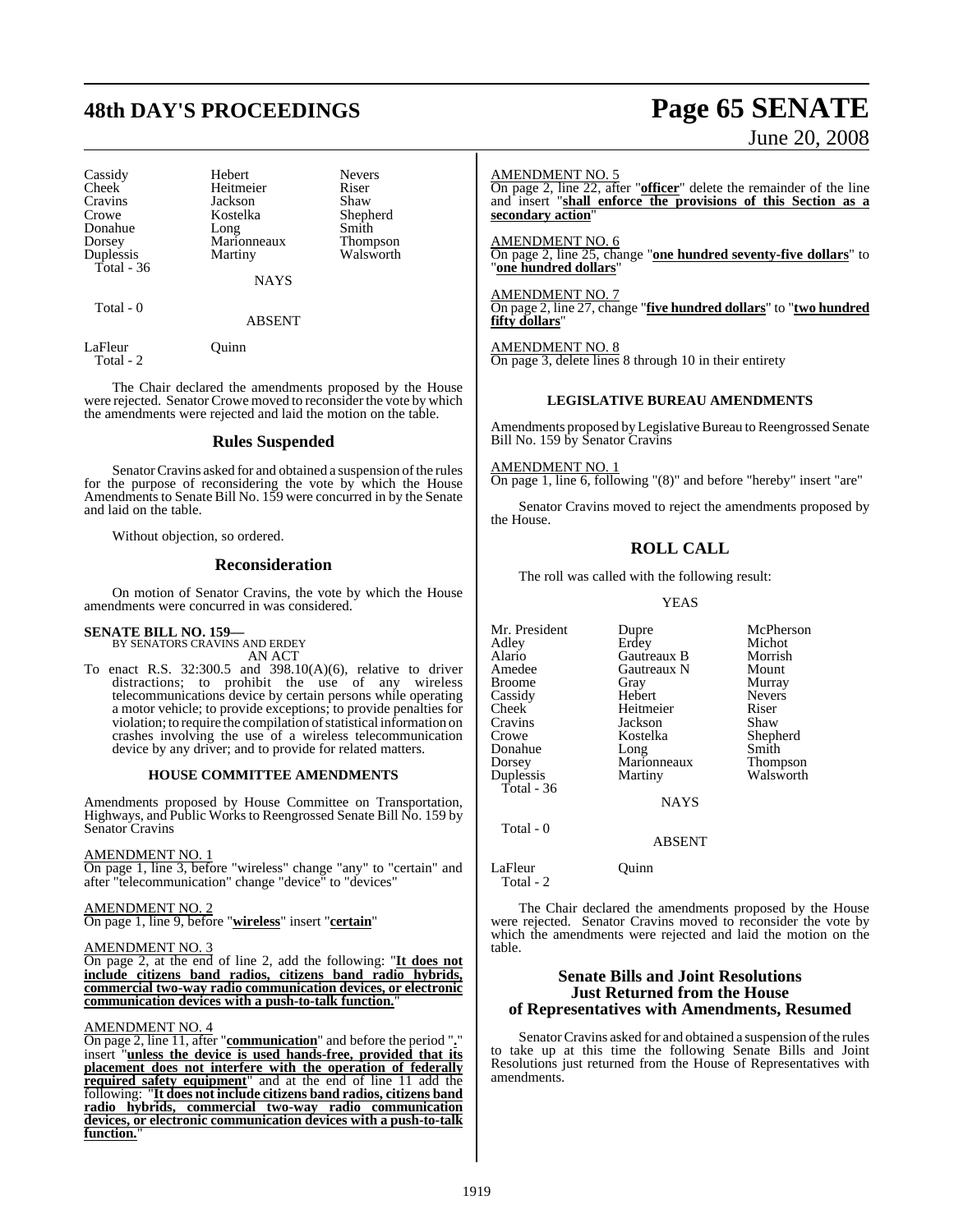| | | |
|---|---|---|
| Cassidy | Hebert | Nevers |
| Cheek | Heitmeier | Riser |
| Cravins | Jackson | Shaw |
| Crowe | Kostelka | Shepherd |
| Donahue | Long | Smith |
| Dorsey | Marionneaux | Thompson |
| Duplessis | Martiny | Walsworth |
| Total - 36 | | |

NAYS

Total - 0

ABSENT

LaFleur Quinn
Total - 2

The Chair declared the amendments proposed by the House were rejected. Senator Crowe moved to reconsider the vote by which the amendments were rejected and laid the motion on the table.

## Rules Suspended

Senator Cravins asked for and obtained a suspension of the rules for the purpose of reconsidering the vote by which the House Amendments to Senate Bill No. 159 were concurred in by the Senate and laid on the table.

Without objection, so ordered.

## Reconsideration

On motion of Senator Cravins, the vote by which the House amendments were concurred in was considered.

**SENATE BILL NO. 159—**
BY SENATORS CRAVINS AND ERDEY
AN ACT

To enact R.S. 32:300.5 and 398.10(A)(6), relative to driver distractions; to prohibit the use of any wireless telecommunications device by certain persons while operating a motor vehicle; to provide exceptions; to provide penalties for violation; to require the compilation of statistical information on crashes involving the use of a wireless telecommunication device by any driver; and to provide for related matters.

### HOUSE COMMITTEE AMENDMENTS

Amendments proposed by House Committee on Transportation, Highways, and Public Works to Reengrossed Senate Bill No. 159 by Senator Cravins

AMENDMENT NO. 1
On page 1, line 3, before "wireless" change "any" to "certain" and after "telecommunication" change "device" to "devices"

AMENDMENT NO. 2
On page 1, line 9, before "**wireless**" insert "**certain**"

AMENDMENT NO. 3
On page 2, at the end of line 2, add the following: "**It does not include citizens band radios, citizens band radio hybrids, commercial two-way radio communication devices, or electronic communication devices with a push-to-talk function.**"

AMENDMENT NO. 4
On page 2, line 11, after "**communication**" and before the period "**.**" insert "**unless the device is used hands-free, provided that its placement does not interfere with the operation of federally required safety equipment**" and at the end of line 11 add the following: "**It does not include citizens band radios, citizens band radio hybrids, commercial two-way radio communication devices, or electronic communication devices with a push-to-talk function.**"

AMENDMENT NO. 5
On page 2, line 22, after "**officer**" delete the remainder of the line and insert "**shall enforce the provisions of this Section as a secondary action**"

AMENDMENT NO. 6
On page 2, line 25, change "**one hundred seventy-five dollars**" to "**one hundred dollars**"

AMENDMENT NO. 7
On page 2, line 27, change "**five hundred dollars**" to "**two hundred fifty dollars**"

AMENDMENT NO. 8
On page 3, delete lines 8 through 10 in their entirety

### LEGISLATIVE BUREAU AMENDMENTS

Amendments proposed by Legislative Bureau to Reengrossed Senate Bill No. 159 by Senator Cravins

AMENDMENT NO. 1
On page 1, line 6, following "(8)" and before "hereby" insert "are"

Senator Cravins moved to reject the amendments proposed by the House.

## ROLL CALL

The roll was called with the following result:

YEAS

| | | |
|---|---|---|
| Mr. President | Dupre | McPherson |
| Adley | Erdey | Michot |
| Alario | Gautreaux B | Morrish |
| Amedee | Gautreaux N | Mount |
| Broome | Gray | Murray |
| Cassidy | Hebert | Nevers |
| Cheek | Heitmeier | Riser |
| Cravins | Jackson | Shaw |
| Crowe | Kostelka | Shepherd |
| Donahue | Long | Smith |
| Dorsey | Marionneaux | Thompson |
| Duplessis | Martiny | Walsworth |
| Total - 36 | | |

NAYS

Total - 0

ABSENT

LaFleur Quinn
Total - 2

The Chair declared the amendments proposed by the House were rejected. Senator Cravins moved to reconsider the vote by which the amendments were rejected and laid the motion on the table.

## Senate Bills and Joint Resolutions Just Returned from the House of Representatives with Amendments, Resumed

Senator Cravins asked for and obtained a suspension of the rules to take up at this time the following Senate Bills and Joint Resolutions just returned from the House of Representatives with amendments.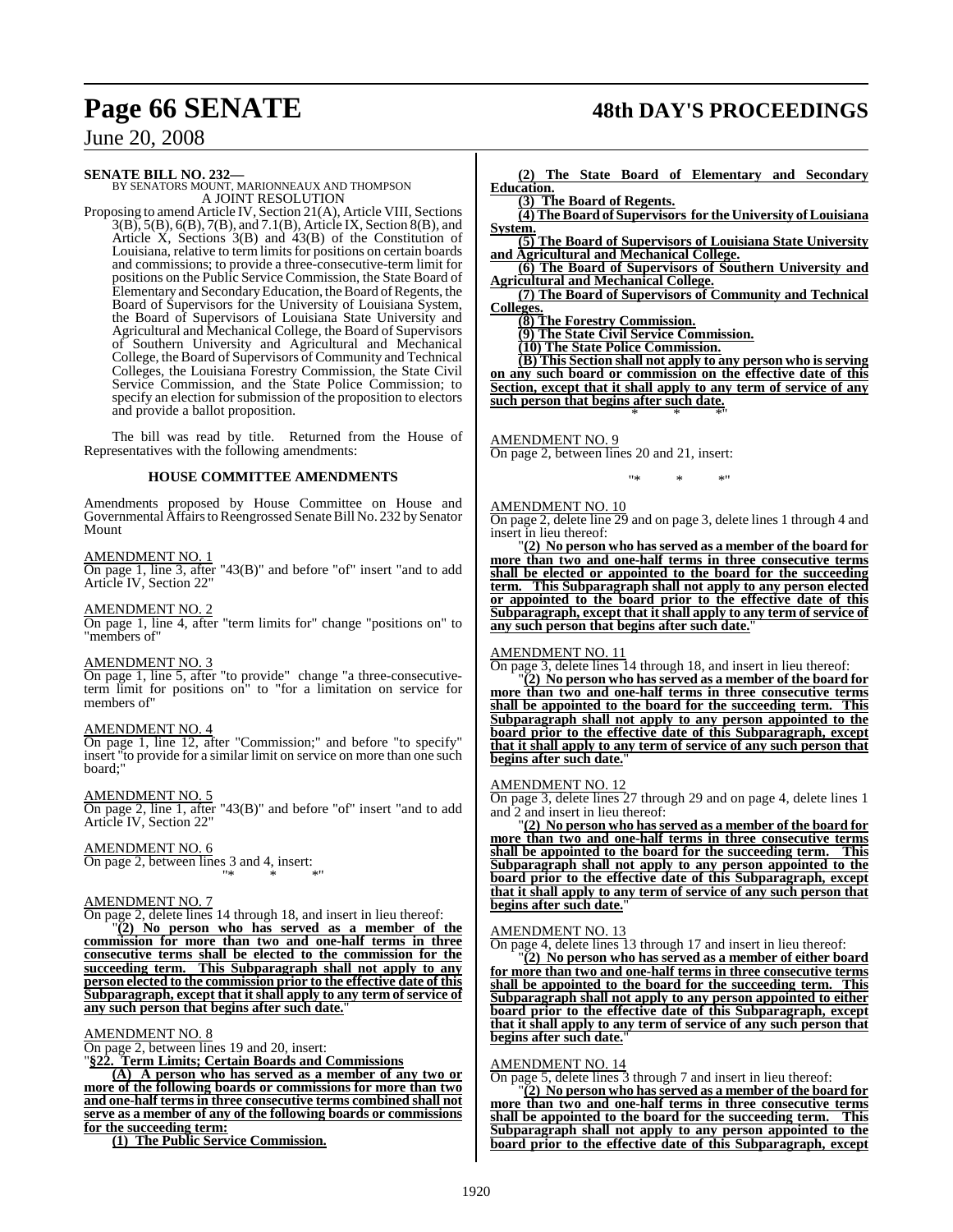**SENATE BILL NO. 232—**
BY SENATORS MOUNT, MARIONNEAUX AND THOMPSON
A JOINT RESOLUTION

Proposing to amend Article IV, Section 21(A), Article VIII, Sections 3(B), 5(B), 6(B), 7(B), and 7.1(B), Article IX, Section 8(B), and Article X, Sections 3(B) and 43(B) of the Constitution of Louisiana, relative to term limits for positions on certain boards and commissions; to provide a three-consecutive-term limit for positions on the Public Service Commission, the State Board of Elementary and Secondary Education, the Board of Regents, the Board of Supervisors for the University of Louisiana System, the Board of Supervisors of Louisiana State University and Agricultural and Mechanical College, the Board of Supervisors of Southern University and Agricultural and Mechanical College, the Board of Supervisors of Community and Technical Colleges, the Louisiana Forestry Commission, the State Civil Service Commission, and the State Police Commission; to specify an election for submission of the proposition to electors and provide a ballot proposition.

The bill was read by title. Returned from the House of Representatives with the following amendments:

**HOUSE COMMITTEE AMENDMENTS**

Amendments proposed by House Committee on House and Governmental Affairs to Reengrossed Senate Bill No. 232 by Senator Mount

AMENDMENT NO. 1
On page 1, line 3, after "43(B)" and before "of" insert "and to add Article IV, Section 22"

AMENDMENT NO. 2
On page 1, line 4, after "term limits for" change "positions on" to "members of"

AMENDMENT NO. 3
On page 1, line 5, after "to provide" change "a three-consecutive-term limit for positions on" to "for a limitation on service for members of"

AMENDMENT NO. 4
On page 1, line 12, after "Commission;" and before "to specify" insert "to provide for a similar limit on service on more than one such board;"

AMENDMENT NO. 5
On page 2, line 1, after "43(B)" and before "of" insert "and to add Article IV, Section 22"

AMENDMENT NO. 6
On page 2, between lines 3 and 4, insert:
"* * *"

AMENDMENT NO. 7
On page 2, delete lines 14 through 18, and insert in lieu thereof:
"**(2) No person who has served as a member of the commission for more than two and one-half terms in three consecutive terms shall be elected to the commission for the succeeding term. This Subparagraph shall not apply to any person elected to the commission prior to the effective date of this Subparagraph, except that it shall apply to any term of service of any such person that begins after such date.**"

AMENDMENT NO. 8
On page 2, between lines 19 and 20, insert:
"**§22. Term Limits; Certain Boards and Commissions**

**(A) A person who has served as a member of any two or more of the following boards or commissions for more than two and one-half terms in three consecutive terms combined shall not serve as a member of any of the following boards or commissions for the succeeding term:**

**(1) The Public Service Commission.**

**(2) The State Board of Elementary and Secondary Education.**

**(3) The Board of Regents.**

**(4) The Board of Supervisors for the University of Louisiana System.**

**(5) The Board of Supervisors of Louisiana State University and Agricultural and Mechanical College.**

**(6) The Board of Supervisors of Southern University and Agricultural and Mechanical College.**

**(7) The Board of Supervisors of Community and Technical Colleges.**

**(8) The Forestry Commission.**

**(9) The State Civil Service Commission.**

**(10) The State Police Commission.**

**(B) This Section shall not apply to any person who is serving on any such board or commission on the effective date of this Section, except that it shall apply to any term of service of any such person that begins after such date.**
* * *"

AMENDMENT NO. 9
On page 2, between lines 20 and 21, insert:
"* * *"

AMENDMENT NO. 10
On page 2, delete line 29 and on page 3, delete lines 1 through 4 and insert in lieu thereof:
"**(2) No person who has served as a member of the board for more than two and one-half terms in three consecutive terms shall be elected or appointed to the board for the succeeding term. This Subparagraph shall not apply to any person elected or appointed to the board prior to the effective date of this Subparagraph, except that it shall apply to any term of service of any such person that begins after such date.**"

AMENDMENT NO. 11
On page 3, delete lines 14 through 18, and insert in lieu thereof:
"**(2) No person who has served as a member of the board for more than two and one-half terms in three consecutive terms shall be appointed to the board for the succeeding term. This Subparagraph shall not apply to any person appointed to the board prior to the effective date of this Subparagraph, except that it shall apply to any term of service of any such person that begins after such date.**"

AMENDMENT NO. 12
On page 3, delete lines 27 through 29 and on page 4, delete lines 1 and 2 and insert in lieu thereof:
"**(2) No person who has served as a member of the board for more than two and one-half terms in three consecutive terms shall be appointed to the board for the succeeding term. This Subparagraph shall not apply to any person appointed to the board prior to the effective date of this Subparagraph, except that it shall apply to any term of service of any such person that begins after such date.**"

AMENDMENT NO. 13
On page 4, delete lines 13 through 17 and insert in lieu thereof:
"**(2) No person who has served as a member of either board for more than two and one-half terms in three consecutive terms shall be appointed to the board for the succeeding term. This Subparagraph shall not apply to any person appointed to either board prior to the effective date of this Subparagraph, except that it shall apply to any term of service of any such person that begins after such date.**"

AMENDMENT NO. 14
On page 5, delete lines 3 through 7 and insert in lieu thereof:
"**(2) No person who has served as a member of the board for more than two and one-half terms in three consecutive terms shall be appointed to the board for the succeeding term. This Subparagraph shall not apply to any person appointed to the board prior to the effective date of this Subparagraph, except**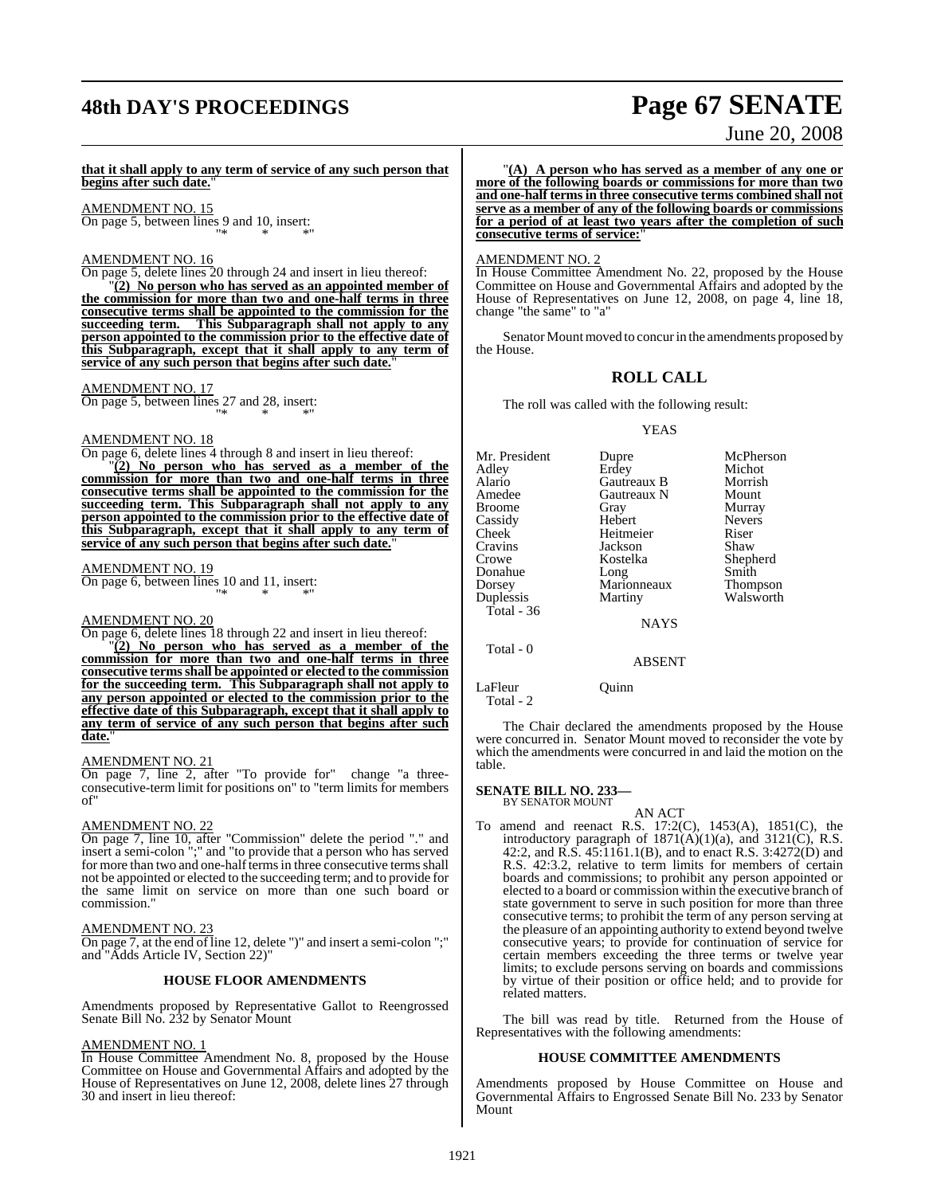**that it shall apply to any term of service of any such person that begins after such date.**"

AMENDMENT NO. 15

On page 5, between lines 9 and 10, insert:

"* * *"

AMENDMENT NO. 16

On page 5, delete lines 20 through 24 and insert in lieu thereof:

"**(2) No person who has served as an appointed member of the commission for more than two and one-half terms in three consecutive terms shall be appointed to the commission for the succeeding term. This Subparagraph shall not apply to any person appointed to the commission prior to the effective date of this Subparagraph, except that it shall apply to any term of service of any such person that begins after such date.**"

AMENDMENT NO. 17

On page 5, between lines 27 and 28, insert:

"* * *"

AMENDMENT NO. 18

On page 6, delete lines 4 through 8 and insert in lieu thereof:

"**(2) No person who has served as a member of the commission for more than two and one-half terms in three consecutive terms shall be appointed to the commission for the succeeding term. This Subparagraph shall not apply to any person appointed to the commission prior to the effective date of this Subparagraph, except that it shall apply to any term of service of any such person that begins after such date.**"

AMENDMENT NO. 19

On page 6, between lines 10 and 11, insert:

"* * *"

AMENDMENT NO. 20

On page 6, delete lines 18 through 22 and insert in lieu thereof:

"**(2) No person who has served as a member of the commission for more than two and one-half terms in three consecutive terms shall be appointed or elected to the commission for the succeeding term. This Subparagraph shall not apply to any person appointed or elected to the commission prior to the effective date of this Subparagraph, except that it shall apply to any term of service of any such person that begins after such date.**"

AMENDMENT NO. 21

On page 7, line 2, after "To provide for" change "a three-consecutive-term limit for positions on" to "term limits for members of"

AMENDMENT NO. 22

On page 7, line 10, after "Commission" delete the period "." and insert a semi-colon ";" and "to provide that a person who has served for more than two and one-half terms in three consecutive terms shall not be appointed or elected to the succeeding term; and to provide for the same limit on service on more than one such board or commission."

AMENDMENT NO. 23

On page 7, at the end of line 12, delete ")" and insert a semi-colon ";" and "Adds Article IV, Section 22)"

### HOUSE FLOOR AMENDMENTS

Amendments proposed by Representative Gallot to Reengrossed Senate Bill No. 232 by Senator Mount

AMENDMENT NO. 1

In House Committee Amendment No. 8, proposed by the House Committee on House and Governmental Affairs and adopted by the House of Representatives on June 12, 2008, delete lines 27 through 30 and insert in lieu thereof:

"**(A) A person who has served as a member of any one or more of the following boards or commissions for more than two and one-half terms in three consecutive terms combined shall not serve as a member of any of the following boards or commissions for a period of at least two years after the completion of such consecutive terms of service:**"

AMENDMENT NO. 2

In House Committee Amendment No. 22, proposed by the House Committee on House and Governmental Affairs and adopted by the House of Representatives on June 12, 2008, on page 4, line 18, change "the same" to "a"

Senator Mount moved to concur in the amendments proposed by the House.

## ROLL CALL

The roll was called with the following result:

YEAS

| | | |
|---|---|---|
| Mr. President | Dupre | McPherson |
| Adley | Erdey | Michot |
| Alario | Gautreaux B | Morrish |
| Amedee | Gautreaux N | Mount |
| Broome | Gray | Murray |
| Cassidy | Hebert | Nevers |
| Cheek | Heitmeier | Riser |
| Cravins | Jackson | Shaw |
| Crowe | Kostelka | Shepherd |
| Donahue | Long | Smith |
| Dorsey | Marionneaux | Thompson |
| Duplessis | Martiny | Walsworth |

Total - 36

NAYS

Total - 0

ABSENT

| | |
|---|---|
| LaFleur | Quinn |

Total - 2

The Chair declared the amendments proposed by the House were concurred in. Senator Mount moved to reconsider the vote by which the amendments were concurred in and laid the motion on the table.

**SENATE BILL NO. 233—**
BY SENATOR MOUNT

AN ACT

To amend and reenact R.S. 17:2(C), 1453(A), 1851(C), the introductory paragraph of 1871(A)(1)(a), and 3121(C), R.S. 42:2, and R.S. 45:1161.1(B), and to enact R.S. 3:4272(D) and R.S. 42:3.2, relative to term limits for members of certain boards and commissions; to prohibit any person appointed or elected to a board or commission within the executive branch of state government to serve in such position for more than three consecutive terms; to prohibit the term of any person serving at the pleasure of an appointing authority to extend beyond twelve consecutive years; to provide for continuation of service for certain members exceeding the three terms or twelve year limits; to exclude persons serving on boards and commissions by virtue of their position or office held; and to provide for related matters.

The bill was read by title. Returned from the House of Representatives with the following amendments:

### HOUSE COMMITTEE AMENDMENTS

Amendments proposed by House Committee on House and Governmental Affairs to Engrossed Senate Bill No. 233 by Senator Mount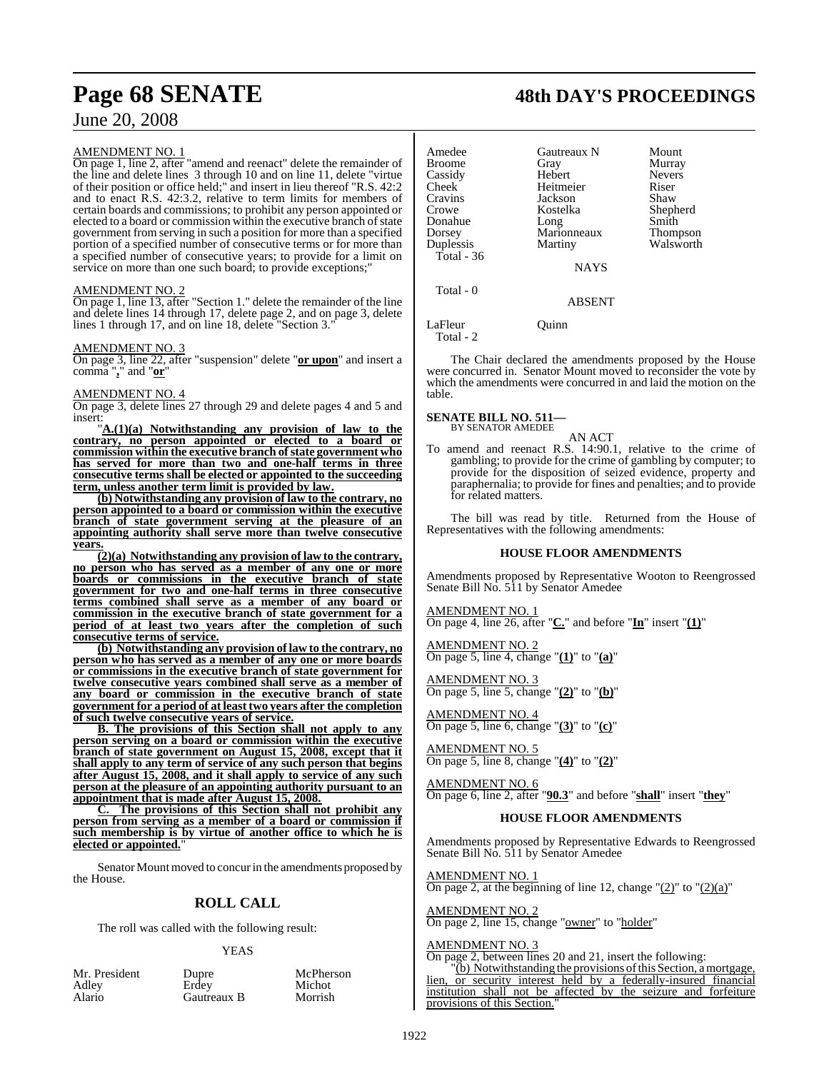AMENDMENT NO. 1

On page 1, line 2, after "amend and reenact" delete the remainder of the line and delete lines 3 through 10 and on line 11, delete "virtue of their position or office held;" and insert in lieu thereof "R.S. 42:2 and to enact R.S. 42:3.2, relative to term limits for members of certain boards and commissions; to prohibit any person appointed or elected to a board or commission within the executive branch of state government from serving in such a position for more than a specified portion of a specified number of consecutive terms or for more than a specified number of consecutive years; to provide for a limit on service on more than one such board; to provide exceptions;"

AMENDMENT NO. 2

On page 1, line 13, after "Section 1." delete the remainder of the line and delete lines 14 through 17, delete page 2, and on page 3, delete lines 1 through 17, and on line 18, delete "Section 3."

AMENDMENT NO. 3

On page 3, line 22, after "suspension" delete "**or upon**" and insert a comma "**,**" and "**or**"

AMENDMENT NO. 4

On page 3, delete lines 27 through 29 and delete pages 4 and 5 and insert:

"**A.(1)(a) Notwithstanding any provision of law to the contrary, no person appointed or elected to a board or commission within the executive branch of state government who has served for more than two and one-half terms in three consecutive terms shall be elected or appointed to the succeeding term, unless another term limit is provided by law.**

**(b) Notwithstanding any provision of law to the contrary, no person appointed to a board or commission within the executive branch of state government serving at the pleasure of an appointing authority shall serve more than twelve consecutive years.**

**(2)(a) Notwithstanding any provision of law to the contrary, no person who has served as a member of any one or more boards or commissions in the executive branch of state government for two and one-half terms in three consecutive terms combined shall serve as a member of any board or commission in the executive branch of state government for a period of at least two years after the completion of such consecutive terms of service.**

**(b) Notwithstanding any provision of law to the contrary, no person who has served as a member of any one or more boards or commissions in the executive branch of state government for twelve consecutive years combined shall serve as a member of any board or commission in the executive branch of state government for a period of at least two years after the completion of such twelve consecutive years of service.**

**B. The provisions of this Section shall not apply to any person serving on a board or commission within the executive branch of state government on August 15, 2008, except that it shall apply to any term of service of any such person that begins after August 15, 2008, and it shall apply to service of any such person at the pleasure of an appointing authority pursuant to an appointment that is made after August 15, 2008.**

**C. The provisions of this Section shall not prohibit any person from serving as a member of a board or commission if such membership is by virtue of another office to which he is elected or appointed.**"

Senator Mount moved to concur in the amendments proposed by the House.

## ROLL CALL

The roll was called with the following result:

YEAS

| | | |
|---|---|---|
| Mr. President | Dupre | McPherson |
| Adley | Erdey | Michot |
| Alario | Gautreaux B | Morrish |
| Amedee | Gautreaux N | Mount |
| Broome | Gray | Murray |
| Cassidy | Hebert | Nevers |
| Cheek | Heitmeier | Riser |
| Cravins | Jackson | Shaw |
| Crowe | Kostelka | Shepherd |
| Donahue | Long | Smith |
| Dorsey | Marionneaux | Thompson |
| Duplessis | Martiny | Walsworth |
| Total - 36 | | |

NAYS

Total - 0

ABSENT

| | |
|---|---|
| LaFleur | Quinn |
| Total - 2 | |

The Chair declared the amendments proposed by the House were concurred in. Senator Mount moved to reconsider the vote by which the amendments were concurred in and laid the motion on the table.

**SENATE BILL NO. 511—**
BY SENATOR AMEDEE

AN ACT

To amend and reenact R.S. 14:90.1, relative to the crime of gambling; to provide for the crime of gambling by computer; to provide for the disposition of seized evidence, property and paraphernalia; to provide for fines and penalties; and to provide for related matters.

The bill was read by title. Returned from the House of Representatives with the following amendments:

### HOUSE FLOOR AMENDMENTS

Amendments proposed by Representative Wooton to Reengrossed Senate Bill No. 511 by Senator Amedee

AMENDMENT NO. 1

On page 4, line 26, after "**C.**" and before "**In**" insert "**(1)**"

AMENDMENT NO. 2

On page 5, line 4, change "**(1)**" to "**(a)**"

AMENDMENT NO. 3

On page 5, line 5, change "**(2)**" to "**(b)**"

AMENDMENT NO. 4

On page 5, line 6, change "**(3)**" to "**(c)**"

AMENDMENT NO. 5

On page 5, line 8, change "**(4)**" to "**(2)**"

AMENDMENT NO. 6

On page 6, line 2, after "**90.3**" and before "**shall**" insert "**they**"

### HOUSE FLOOR AMENDMENTS

Amendments proposed by Representative Edwards to Reengrossed Senate Bill No. 511 by Senator Amedee

AMENDMENT NO. 1

On page 2, at the beginning of line 12, change "(2)" to "(2)(a)"

AMENDMENT NO. 2

On page 2, line 15, change "owner" to "holder"

AMENDMENT NO. 3

On page 2, between lines 20 and 21, insert the following:

"(b) Notwithstanding the provisions of this Section, a mortgage, lien, or security interest held by a federally-insured financial institution shall not be affected by the seizure and forfeiture provisions of this Section."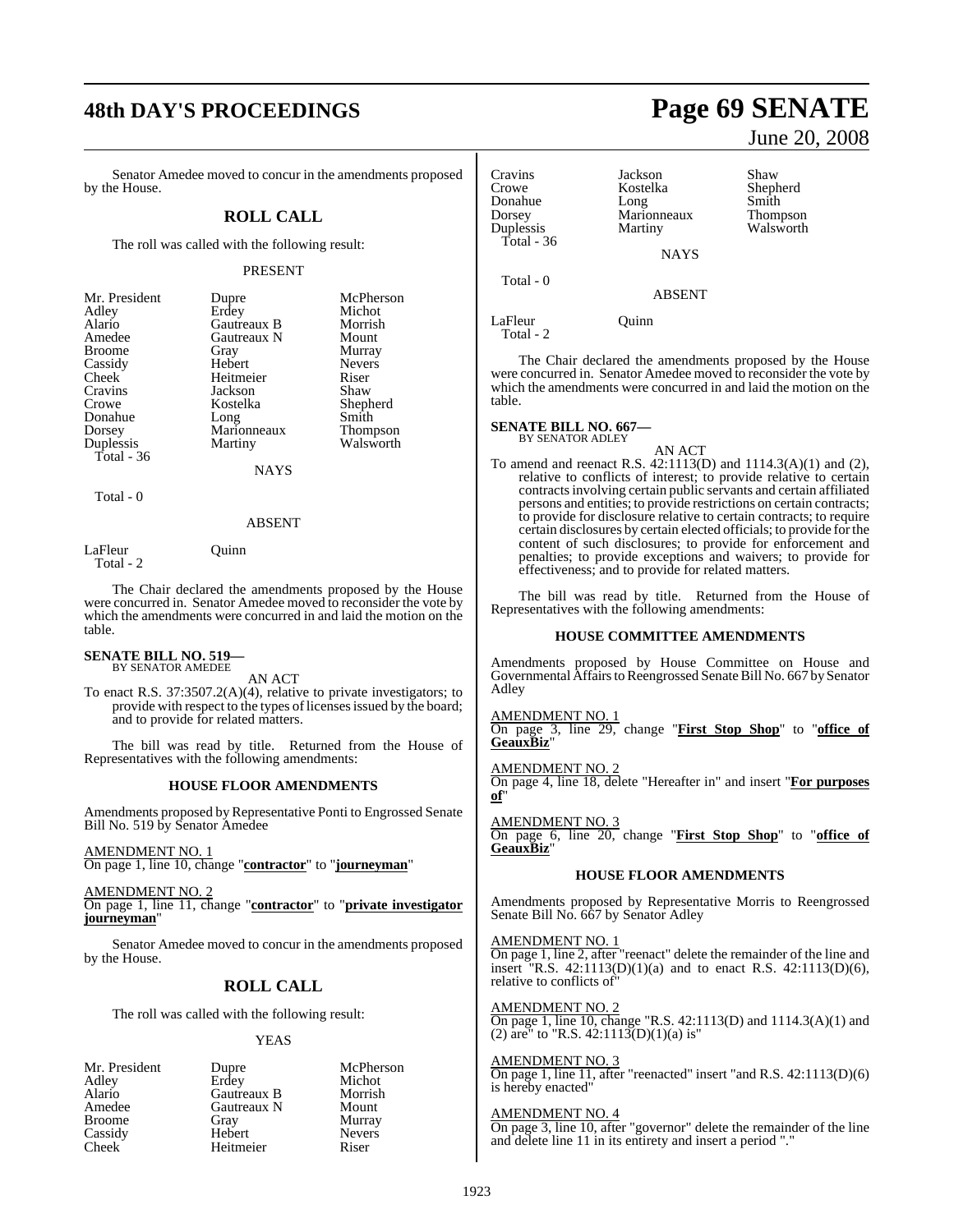Senator Amedee moved to concur in the amendments proposed by the House.

## ROLL CALL

The roll was called with the following result:

PRESENT

| | | |
|---|---|---|
| Mr. President | Dupre | McPherson |
| Adley | Erdey | Michot |
| Alario | Gautreaux B | Morrish |
| Amedee | Gautreaux N | Mount |
| Broome | Gray | Murray |
| Cassidy | Hebert | Nevers |
| Cheek | Heitmeier | Riser |
| Cravins | Jackson | Shaw |
| Crowe | Kostelka | Shepherd |
| Donahue | Long | Smith |
| Dorsey | Marionneaux | Thompson |
| Duplessis | Martiny | Walsworth |
| Total - 36 | | |

NAYS

Total - 0

ABSENT

| | |
|---|---|
| LaFleur | Quinn |
| Total - 2 | |

The Chair declared the amendments proposed by the House were concurred in. Senator Amedee moved to reconsider the vote by which the amendments were concurred in and laid the motion on the table.

**SENATE BILL NO. 519—**
BY SENATOR AMEDEE

AN ACT

To enact R.S. 37:3507.2(A)(4), relative to private investigators; to provide with respect to the types of licenses issued by the board; and to provide for related matters.

The bill was read by title. Returned from the House of Representatives with the following amendments:

### HOUSE FLOOR AMENDMENTS

Amendments proposed by Representative Ponti to Engrossed Senate Bill No. 519 by Senator Amedee

AMENDMENT NO. 1
On page 1, line 10, change "**contractor**" to "**journeyman**"

AMENDMENT NO. 2
On page 1, line 11, change "**contractor**" to "**private investigator journeyman**"

Senator Amedee moved to concur in the amendments proposed by the House.

## ROLL CALL

The roll was called with the following result:

YEAS

| | | |
|---|---|---|
| Mr. President | Dupre | McPherson |
| Adley | Erdey | Michot |
| Alario | Gautreaux B | Morrish |
| Amedee | Gautreaux N | Mount |
| Broome | Gray | Murray |
| Cassidy | Hebert | Nevers |
| Cheek | Heitmeier | Riser |
| Cravins | Jackson | Shaw |
| Crowe | Kostelka | Shepherd |
| Donahue | Long | Smith |
| Dorsey | Marionneaux | Thompson |
| Duplessis | Martiny | Walsworth |
| Total - 36 | | |

NAYS

Total - 0

ABSENT

| | |
|---|---|
| LaFleur | Quinn |
| Total - 2 | |

The Chair declared the amendments proposed by the House were concurred in. Senator Amedee moved to reconsider the vote by which the amendments were concurred in and laid the motion on the table.

**SENATE BILL NO. 667—**
BY SENATOR ADLEY

AN ACT

To amend and reenact R.S. 42:1113(D) and 1114.3(A)(1) and (2), relative to conflicts of interest; to provide relative to certain contracts involving certain public servants and certain affiliated persons and entities; to provide restrictions on certain contracts; to provide for disclosure relative to certain contracts; to require certain disclosures by certain elected officials; to provide for the content of such disclosures; to provide for enforcement and penalties; to provide exceptions and waivers; to provide for effectiveness; and to provide for related matters.

The bill was read by title. Returned from the House of Representatives with the following amendments:

### HOUSE COMMITTEE AMENDMENTS

Amendments proposed by House Committee on House and Governmental Affairs to Reengrossed Senate Bill No. 667 by Senator Adley

AMENDMENT NO. 1
On page 3, line 29, change "**First Stop Shop**" to "**office of GeauxBiz**"

AMENDMENT NO. 2
On page 4, line 18, delete "Hereafter in" and insert "**For purposes of**"

AMENDMENT NO. 3
On page 6, line 20, change "**First Stop Shop**" to "**office of GeauxBiz**"

### HOUSE FLOOR AMENDMENTS

Amendments proposed by Representative Morris to Reengrossed Senate Bill No. 667 by Senator Adley

AMENDMENT NO. 1
On page 1, line 2, after "reenact" delete the remainder of the line and insert "R.S. 42:1113(D)(1)(a) and to enact R.S. 42:1113(D)(6), relative to conflicts of"

AMENDMENT NO. 2
On page 1, line 10, change "R.S. 42:1113(D) and 1114.3(A)(1) and (2) are" to "R.S. 42:1113(D)(1)(a) is"

AMENDMENT NO. 3
On page 1, line 11, after "reenacted" insert "and R.S. 42:1113(D)(6) is hereby enacted"

AMENDMENT NO. 4
On page 3, line 10, after "governor" delete the remainder of the line and delete line 11 in its entirety and insert a period "."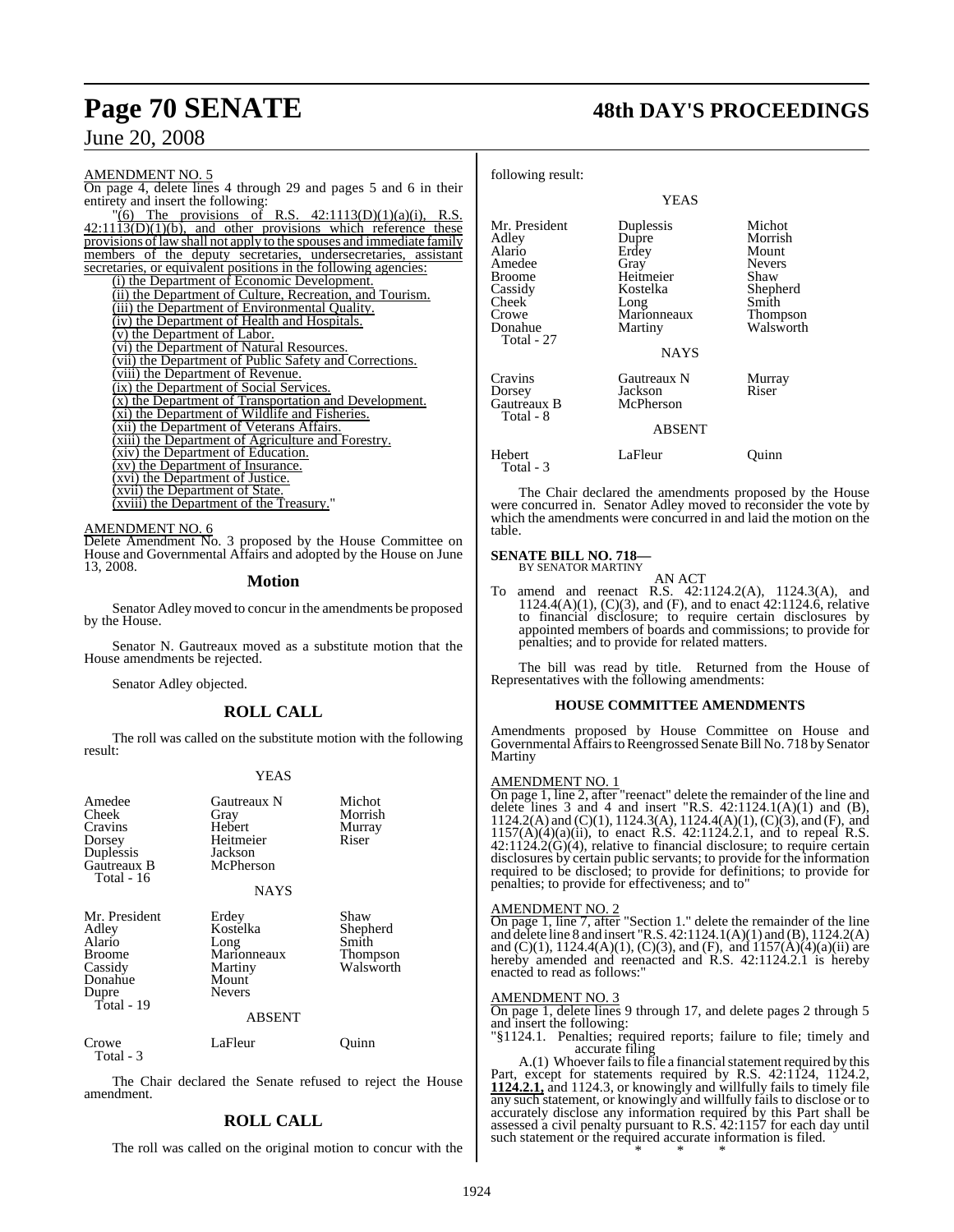AMENDMENT NO. 5

On page 4, delete lines 4 through 29 and pages 5 and 6 in their entirety and insert the following:

"(6) The provisions of R.S. 42:1113(D)(1)(a)(i), R.S. 42:1113(D)(1)(b), and other provisions which reference these provisions of law shall not apply to the spouses and immediate family members of the deputy secretaries, undersecretaries, assistant secretaries, or equivalent positions in the following agencies:

(i) the Department of Economic Development.

(ii) the Department of Culture, Recreation, and Tourism.

(iii) the Department of Environmental Quality.

(iv) the Department of Health and Hospitals.

(v) the Department of Labor.

(vi) the Department of Natural Resources.

(vii) the Department of Public Safety and Corrections.

(viii) the Department of Revenue.

(ix) the Department of Social Services.

(x) the Department of Transportation and Development.

(xi) the Department of Wildlife and Fisheries.

(xii) the Department of Veterans Affairs.

(xiii) the Department of Agriculture and Forestry.

(xiv) the Department of Education.

(xv) the Department of Insurance.

(xvi) the Department of Justice.

(xvii) the Department of State.

(xviii) the Department of the Treasury."

AMENDMENT NO. 6

Delete Amendment No. 3 proposed by the House Committee on House and Governmental Affairs and adopted by the House on June 13, 2008.

## Motion

Senator Adley moved to concur in the amendments be proposed by the House.

Senator N. Gautreaux moved as a substitute motion that the House amendments be rejected.

Senator Adley objected.

## ROLL CALL

The roll was called on the substitute motion with the following result:

YEAS

| | | |
|---|---|---|
| Amedee | Gautreaux N | Michot |
| Cheek | Gray | Morrish |
| Cravins | Hebert | Murray |
| Dorsey | Heitmeier | Riser |
| Duplessis | Jackson | |
| Gautreaux B | McPherson | |
| Total - 16 | | |

NAYS

| | | |
|---|---|---|
| Mr. President | Erdey | Shaw |
| Adley | Kostelka | Shepherd |
| Alario | Long | Smith |
| Broome | Marionneaux | Thompson |
| Cassidy | Martiny | Walsworth |
| Donahue | Mount | |
| Dupre | Nevers | |
| Total - 19 | | |

ABSENT

| | | |
|---|---|---|
| Crowe | LaFleur | Quinn |
| Total - 3 | | |

The Chair declared the Senate refused to reject the House amendment.

## ROLL CALL

The roll was called on the original motion to concur with the following result:

YEAS

| | | |
|---|---|---|
| Mr. President | Duplessis | Michot |
| Adley | Dupre | Morrish |
| Alario | Erdey | Mount |
| Amedee | Gray | Nevers |
| Broome | Heitmeier | Shaw |
| Cassidy | Kostelka | Shepherd |
| Cheek | Long | Smith |
| Crowe | Marionneaux | Thompson |
| Donahue | Martiny | Walsworth |
| Total - 27 | | |

NAYS

| | | |
|---|---|---|
| Cravins | Gautreaux N | Murray |
| Dorsey | Jackson | Riser |
| Gautreaux B | McPherson | |
| Total - 8 | | |

ABSENT

| | | |
|---|---|---|
| Hebert | LaFleur | Quinn |
| Total - 3 | | |

The Chair declared the amendments proposed by the House were concurred in. Senator Adley moved to reconsider the vote by which the amendments were concurred in and laid the motion on the table.

### SENATE BILL NO. 718—

BY SENATOR MARTINY

AN ACT

To amend and reenact R.S. 42:1124.2(A), 1124.3(A), and 1124.4(A)(1), (C)(3), and (F), and to enact 42:1124.6, relative to financial disclosure; to require certain disclosures by appointed members of boards and commissions; to provide for penalties; and to provide for related matters.

The bill was read by title. Returned from the House of Representatives with the following amendments:

### HOUSE COMMITTEE AMENDMENTS

Amendments proposed by House Committee on House and Governmental Affairs to Reengrossed Senate Bill No. 718 by Senator Martiny

AMENDMENT NO. 1

On page 1, line 2, after "reenact" delete the remainder of the line and delete lines 3 and 4 and insert "R.S. 42:1124.1(A)(1) and (B), 1124.2(A) and (C)(1), 1124.3(A), 1124.4(A)(1), (C)(3), and (F), and 1157(A)(4)(a)(ii), to enact R.S. 42:1124.2.1, and to repeal R.S. 42:1124.2(G)(4), relative to financial disclosure; to require certain disclosures by certain public servants; to provide for the information required to be disclosed; to provide for definitions; to provide for penalties; to provide for effectiveness; and to"

AMENDMENT NO. 2

On page 1, line 7, after "Section 1." delete the remainder of the line and delete line 8 and insert "R.S. 42:1124.1(A)(1) and (B), 1124.2(A) and (C)(1), 1124.4(A)(1), (C)(3), and (F), and 1157(A)(4)(a)(ii) are hereby amended and reenacted and R.S. 42:1124.2.1 is hereby enacted to read as follows:"

AMENDMENT NO. 3

On page 1, delete lines 9 through 17, and delete pages 2 through 5 and insert the following:

"§1124.1. Penalties; required reports; failure to file; timely and accurate filing

A.(1) Whoever fails to file a financial statement required by this Part, except for statements required by R.S. 42:1124, 1124.2, **1124.2.1,** and 1124.3, or knowingly and willfully fails to timely file any such statement, or knowingly and willfully fails to disclose or to accurately disclose any information required by this Part shall be assessed a civil penalty pursuant to R.S. 42:1157 for each day until such statement or the required accurate information is filed.

\* \* \*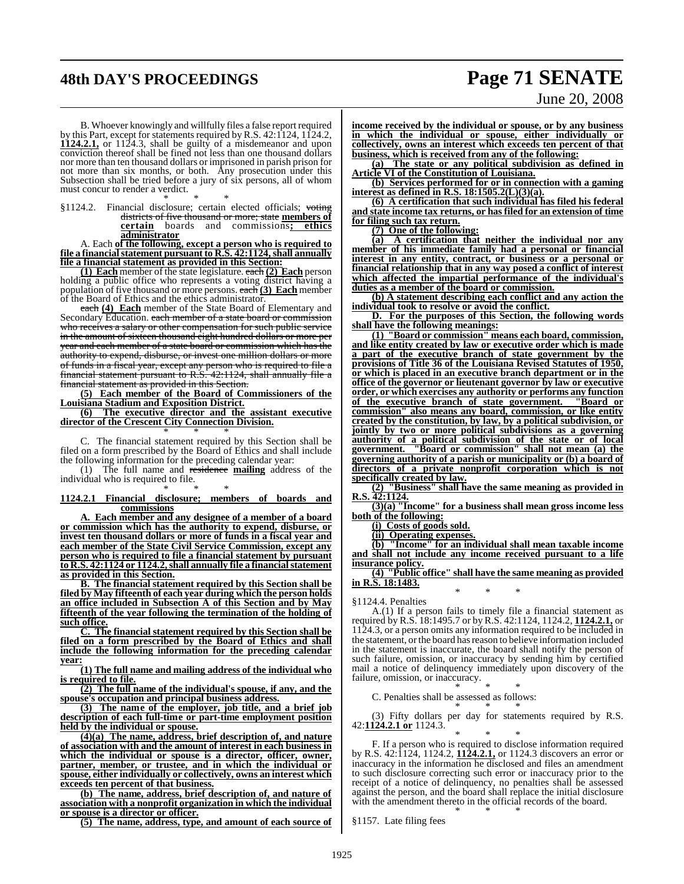B. Whoever knowingly and willfully files a false report required by this Part, except for statements required by R.S. 42:1124, 1124.2, **1124.2.1,** or 1124.3, shall be guilty of a misdemeanor and upon conviction thereof shall be fined not less than one thousand dollars nor more than ten thousand dollars or imprisoned in parish prison for not more than six months, or both. Any prosecution under this Subsection shall be tried before a jury of six persons, all of whom must concur to render a verdict.

\* \* \*

§1124.2. Financial disclosure; certain elected officials; ~~voting districts of five thousand or more; state~~ **members of certain** boards and commissions**; ethics administrator**

A. Each **of the following, except a person who is required to file a financial statement pursuant to R.S. 42:1124, shall annually file a financial statement as provided in this Section:**

**(1) Each** member of the state legislature. ~~each~~ **(2) Each** person holding a public office who represents a voting district having a population of five thousand or more persons. ~~each~~ **(3) Each** member of the Board of Ethics and the ethics administrator.

~~each~~ **(4) Each** member of the State Board of Elementary and Secondary Education. ~~each member of a state board or commission who receives a salary or other compensation for such public service in the amount of sixteen thousand eight hundred dollars or more per year and each member of a state board or commission which has the authority to expend, disburse, or invest one million dollars or more of funds in a fiscal year, except any person who is required to file a financial statement pursuant to R.S. 42:1124, shall annually file a financial statement as provided in this Section.~~

**(5) Each member of the Board of Commissioners of the Louisiana Stadium and Exposition District.**

**(6) The executive director and the assistant executive director of the Crescent City Connection Division.**

\* \* \*

C. The financial statement required by this Section shall be filed on a form prescribed by the Board of Ethics and shall include the following information for the preceding calendar year:

(1) The full name and ~~residence~~ **mailing** address of the individual who is required to file.

\* \* \*

**1124.2.1 Financial disclosure; members of boards and commissions**

**A. Each member and any designee of a member of a board or commission which has the authority to expend, disburse, or invest ten thousand dollars or more of funds in a fiscal year and each member of the State Civil Service Commission, except any person who is required to file a financial statement by pursuant to R.S. 42:1124 or 1124.2, shall annually file a financial statement as provided in this Section.**

**B. The financial statement required by this Section shall be filed by May fifteenth of each year during which the person holds an office included in Subsection A of this Section and by May fifteenth of the year following the termination of the holding of such office.**

**C. The financial statement required by this Section shall be filed on a form prescribed by the Board of Ethics and shall include the following information for the preceding calendar year:**

**(1) The full name and mailing address of the individual who is required to file.**

**(2) The full name of the individual's spouse, if any, and the spouse's occupation and principal business address.**

**(3) The name of the employer, job title, and a brief job description of each full-time or part-time employment position held by the individual or spouse.**

**(4)(a) The name, address, brief description of, and nature of association with and the amount of interest in each business in which the individual or spouse is a director, officer, owner, partner, member, or trustee, and in which the individual or spouse, either individually or collectively, owns an interest which exceeds ten percent of that business.**

**(b) The name, address, brief description of, and nature of association with a nonprofit organization in which the individual or spouse is a director or officer.**

**(5) The name, address, type, and amount of each source of income received by the individual or spouse, or by any business in which the individual or spouse, either individually or collectively, owns an interest which exceeds ten percent of that business, which is received from any of the following:**

**(a) The state or any political subdivision as defined in Article VI of the Constitution of Louisiana.**

**(b) Services performed for or in connection with a gaming interest as defined in R.S. 18:1505.2(L)(3)(a).**

**(6) A certification that such individual has filed his federal and state income tax returns, or has filed for an extension of time for filing such tax return.**

**(7) One of the following:**

**(a) A certification that neither the individual nor any member of his immediate family had a personal or financial interest in any entity, contract, or business or a personal or financial relationship that in any way posed a conflict of interest which affected the impartial performance of the individual's duties as a member of the board or commission.**

**(b) A statement describing each conflict and any action the individual took to resolve or avoid the conflict.**

**D. For the purposes of this Section, the following words shall have the following meanings:**

**(1) "Board or commission" means each board, commission, and like entity created by law or executive order which is made a part of the executive branch of state government by the provisions of Title 36 of the Louisiana Revised Statutes of 1950, or which is placed in an executive branch department or in the office of the governor or lieutenant governor by law or executive order, or which exercises any authority or performs any function of the executive branch of state government. "Board or commission" also means any board, commission, or like entity created by the constitution, by law, by a political subdivision, or jointly by two or more political subdivisions as a governing authority of a political subdivision of the state or of local government. "Board or commission" shall not mean (a) the governing authority of a parish or municipality or (b) a board of directors of a private nonprofit corporation which is not specifically created by law.**

**(2) "Business" shall have the same meaning as provided in R.S. 42:1124.**

**(3)(a) "Income" for a business shall mean gross income less both of the following:**

**(i) Costs of goods sold.**

**(ii) Operating expenses.**

**(b) "Income" for an individual shall mean taxable income and shall not include any income received pursuant to a life insurance policy.**

**(4) "Public office" shall have the same meaning as provided in R.S. 18:1483.**

\* \* \*

§1124.4. Penalties

A.(1) If a person fails to timely file a financial statement as required by R.S. 18:1495.7 or by R.S. 42:1124, 1124.2, **1124.2.1,** or 1124.3, or a person omits any information required to be included in the statement, or the board has reason to believe information included in the statement is inaccurate, the board shall notify the person of such failure, omission, or inaccuracy by sending him by certified mail a notice of delinquency immediately upon discovery of the failure, omission, or inaccuracy.

\* \* \*

C. Penalties shall be assessed as follows:

\* \* \*

(3) Fifty dollars per day for statements required by R.S. 42:**1124.2.1 or** 1124.3.

\* \* \*

F. If a person who is required to disclose information required by R.S. 42:1124, 1124.2, **1124.2.1,** or 1124.3 discovers an error or inaccuracy in the information he disclosed and files an amendment to such disclosure correcting such error or inaccuracy prior to the receipt of a notice of delinquency, no penalties shall be assessed against the person, and the board shall replace the initial disclosure with the amendment thereto in the official records of the board.

\* \* \*

§1157. Late filing fees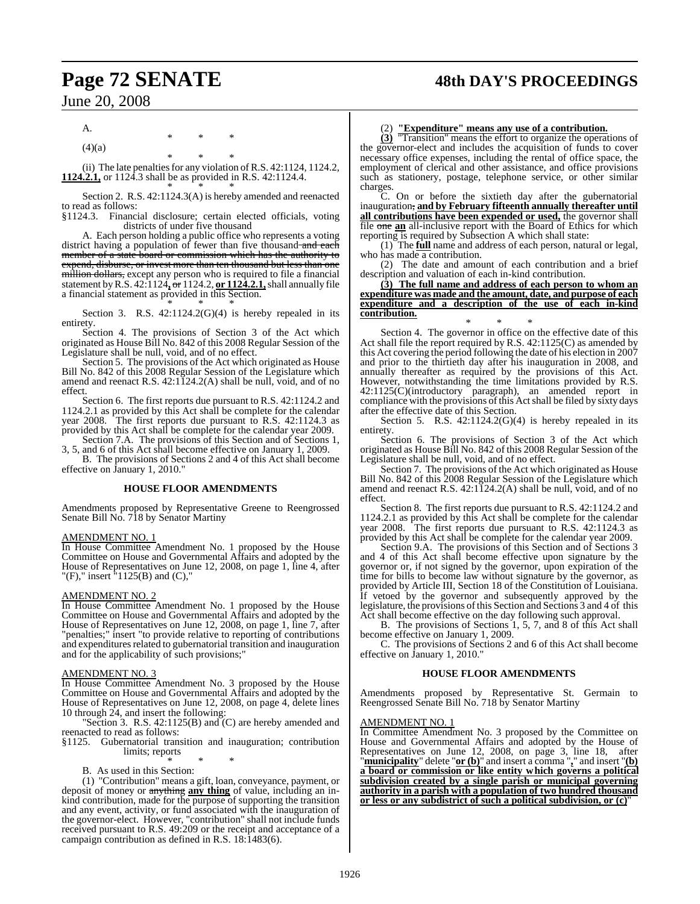A.

\* \* \*

(4)(a)

\* \* \*

(ii) The late penalties for any violation of R.S. 42:1124, 1124.2, **1124.2.1,** or 1124.3 shall be as provided in R.S. 42:1124.4.

\* \* \*

Section 2. R.S. 42:1124.3(A) is hereby amended and reenacted to read as follows:

§1124.3. Financial disclosure; certain elected officials, voting districts of under five thousand

A. Each person holding a public office who represents a voting district having a population of fewer than five thousand ~~and each member of a state board or commission which has the authority to expend, disburse, or invest more than ten thousand but less than one million dollars,~~ except any person who is required to file a financial statement by R.S. 42:1124**,** ~~or~~ 1124.2, **or 1124.2.1,** shall annually file a financial statement as provided in this Section.

\* \* \*

Section 3. R.S. 42:1124.2(G)(4) is hereby repealed in its entirety.

Section 4. The provisions of Section 3 of the Act which originated as House Bill No. 842 of this 2008 Regular Session of the Legislature shall be null, void, and of no effect.

Section 5. The provisions of the Act which originated as House Bill No. 842 of this 2008 Regular Session of the Legislature which amend and reenact R.S. 42:1124.2(A) shall be null, void, and of no effect.

Section 6. The first reports due pursuant to R.S. 42:1124.2 and 1124.2.1 as provided by this Act shall be complete for the calendar year 2008. The first reports due pursuant to R.S. 42:1124.3 as provided by this Act shall be complete for the calendar year 2009.

Section 7.A. The provisions of this Section and of Sections 1, 3, 5, and 6 of this Act shall become effective on January 1, 2009.

B. The provisions of Sections 2 and 4 of this Act shall become effective on January 1, 2010."

## HOUSE FLOOR AMENDMENTS

Amendments proposed by Representative Greene to Reengrossed Senate Bill No. 718 by Senator Martiny

AMENDMENT NO. 1

In House Committee Amendment No. 1 proposed by the House Committee on House and Governmental Affairs and adopted by the House of Representatives on June 12, 2008, on page 1, line 4, after "(F)," insert "1125(B) and (C),"

AMENDMENT NO. 2

In House Committee Amendment No. 1 proposed by the House Committee on House and Governmental Affairs and adopted by the House of Representatives on June 12, 2008, on page 1, line 7, after "penalties;" insert "to provide relative to reporting of contributions and expenditures related to gubernatorial transition and inauguration and for the applicability of such provisions;"

AMENDMENT NO. 3

In House Committee Amendment No. 3 proposed by the House Committee on House and Governmental Affairs and adopted by the House of Representatives on June 12, 2008, on page 4, delete lines 10 through 24, and insert the following:

"Section 3. R.S. 42:1125(B) and (C) are hereby amended and reenacted to read as follows:

§1125. Gubernatorial transition and inauguration; contribution limits; reports

\* \* \*

B. As used in this Section:

(1) "Contribution" means a gift, loan, conveyance, payment, or deposit of money or ~~anything~~ **any thing** of value, including an in-kind contribution, made for the purpose of supporting the transition and any event, activity, or fund associated with the inauguration of the governor-elect. However, "contribution" shall not include funds received pursuant to R.S. 49:209 or the receipt and acceptance of a campaign contribution as defined in R.S. 18:1483(6).

(2) **"Expenditure" means any use of a contribution.**

**(3)** "Transition" means the effort to organize the operations of the governor-elect and includes the acquisition of funds to cover necessary office expenses, including the rental of office space, the employment of clerical and other assistance, and office provisions such as stationery, postage, telephone service, or other similar charges.

C. On or before the sixtieth day after the gubernatorial inauguration~~,~~ **and by February fifteenth annually thereafter until all contributions have been expended or used,** the governor shall file ~~one~~ **an** all-inclusive report with the Board of Ethics for which reporting is required by Subsection A which shall state:

(1) The **full** name and address of each person, natural or legal, who has made a contribution.

(2) The date and amount of each contribution and a brief description and valuation of each in-kind contribution.

**(3) The full name and address of each person to whom an expenditure was made and the amount, date, and purpose of each expenditure and a description of the use of each in-kind contribution.**

\* \* \*

Section 4. The governor in office on the effective date of this Act shall file the report required by R.S. 42:1125(C) as amended by this Act covering the period following the date of his election in 2007 and prior to the thirtieth day after his inauguration in 2008, and annually thereafter as required by the provisions of this Act. However, notwithstanding the time limitations provided by R.S. 42:1125(C)(introductory paragraph), an amended report in compliance with the provisions of this Act shall be filed by sixty days after the effective date of this Section.

Section 5. R.S. 42:1124.2(G)(4) is hereby repealed in its entirety.

Section 6. The provisions of Section 3 of the Act which originated as House Bill No. 842 of this 2008 Regular Session of the Legislature shall be null, void, and of no effect.

Section 7. The provisions of the Act which originated as House Bill No. 842 of this 2008 Regular Session of the Legislature which amend and reenact R.S. 42:1124.2(A) shall be null, void, and of no effect.

Section 8. The first reports due pursuant to R.S. 42:1124.2 and 1124.2.1 as provided by this Act shall be complete for the calendar year 2008. The first reports due pursuant to R.S. 42:1124.3 as provided by this Act shall be complete for the calendar year 2009.

Section 9.A. The provisions of this Section and of Sections 3 and 4 of this Act shall become effective upon signature by the governor or, if not signed by the governor, upon expiration of the time for bills to become law without signature by the governor, as provided by Article III, Section 18 of the Constitution of Louisiana. If vetoed by the governor and subsequently approved by the legislature, the provisions of this Section and Sections 3 and 4 of this Act shall become effective on the day following such approval.

B. The provisions of Sections 1, 5, 7, and 8 of this Act shall become effective on January 1, 2009.

C. The provisions of Sections 2 and 6 of this Act shall become effective on January 1, 2010."

## HOUSE FLOOR AMENDMENTS

Amendments proposed by Representative St. Germain to Reengrossed Senate Bill No. 718 by Senator Martiny

AMENDMENT NO. 1

In Committee Amendment No. 3 proposed by the Committee on House and Governmental Affairs and adopted by the House of Representatives on June 12, 2008, on page 3, line 18, after "**municipality**" delete "**or (b)**" and insert a comma "**,**" and insert "**(b) a board or commission or like entity which governs a political subdivision created by a single parish or municipal governing authority in a parish with a population of two hundred thousand or less or any subdistrict of such a political subdivision, or (c)**"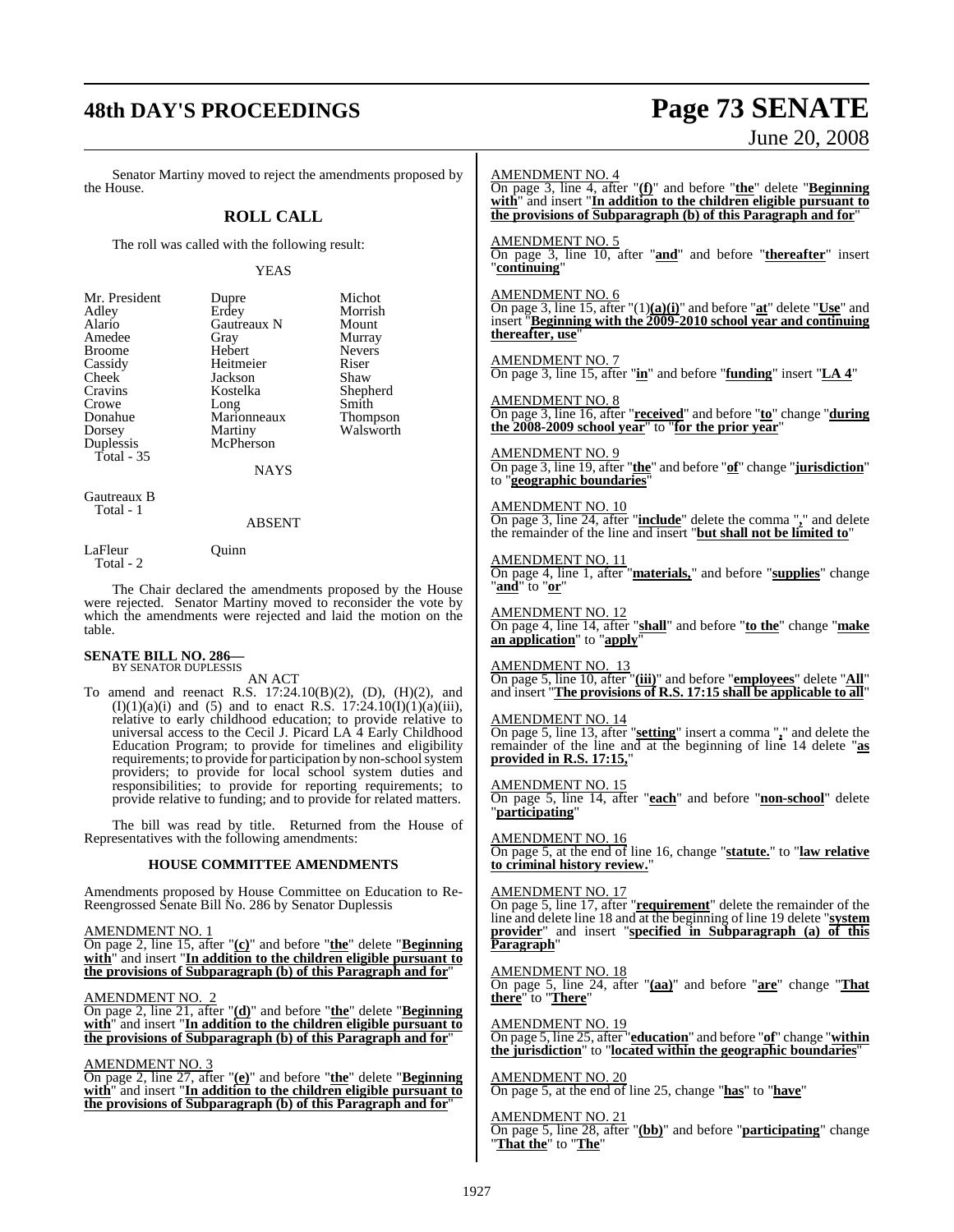Senator Martiny moved to reject the amendments proposed by the House.

## ROLL CALL

The roll was called with the following result:

YEAS

| | | |
|---|---|---|
| Mr. President | Dupre | Michot |
| Adley | Erdey | Morrish |
| Alario | Gautreaux N | Mount |
| Amedee | Gray | Murray |
| Broome | Hebert | Nevers |
| Cassidy | Heitmeier | Riser |
| Cheek | Jackson | Shaw |
| Cravins | Kostelka | Shepherd |
| Crowe | Long | Smith |
| Donahue | Marionneaux | Thompson |
| Dorsey | Martiny | Walsworth |
| Duplessis | McPherson | |

Total - 35

NAYS

Gautreaux B

Total - 1

ABSENT

LaFleur Quinn

Total - 2

The Chair declared the amendments proposed by the House were rejected. Senator Martiny moved to reconsider the vote by which the amendments were rejected and laid the motion on the table.

**SENATE BILL NO. 286—**
BY SENATOR DUPLESSIS

AN ACT

To amend and reenact R.S. 17:24.10(B)(2), (D), (H)(2), and (I)(1)(a)(i) and (5) and to enact R.S. 17:24.10(I)(1)(a)(iii), relative to early childhood education; to provide relative to universal access to the Cecil J. Picard LA 4 Early Childhood Education Program; to provide for timelines and eligibility requirements; to provide for participation by non-school system providers; to provide for local school system duties and responsibilities; to provide for reporting requirements; to provide relative to funding; and to provide for related matters.

The bill was read by title. Returned from the House of Representatives with the following amendments:

### HOUSE COMMITTEE AMENDMENTS

Amendments proposed by House Committee on Education to Re-Reengrossed Senate Bill No. 286 by Senator Duplessis

AMENDMENT NO. 1
On page 2, line 15, after "**(c)**" and before "**the**" delete "**Beginning with**" and insert "**In addition to the children eligible pursuant to the provisions of Subparagraph (b) of this Paragraph and for**"

AMENDMENT NO. 2
On page 2, line 21, after "**(d)**" and before "**the**" delete "**Beginning with**" and insert "**In addition to the children eligible pursuant to the provisions of Subparagraph (b) of this Paragraph and for**"

AMENDMENT NO. 3
On page 2, line 27, after "**(e)**" and before "**the**" delete "**Beginning with**" and insert "**In addition to the children eligible pursuant to the provisions of Subparagraph (b) of this Paragraph and for**"

AMENDMENT NO. 4
On page 3, line 4, after "**(f)**" and before "**the**" delete "**Beginning with**" and insert "**In addition to the children eligible pursuant to the provisions of Subparagraph (b) of this Paragraph and for**"

AMENDMENT NO. 5
On page 3, line 10, after "**and**" and before "**thereafter**" insert "**continuing**"

AMENDMENT NO. 6
On page 3, line 15, after "(1)**(a)(i)**" and before "**at**" delete "**Use**" and insert "**Beginning with the 2009-2010 school year and continuing thereafter, use**"

AMENDMENT NO. 7
On page 3, line 15, after "**in**" and before "**funding**" insert "**LA 4**"

AMENDMENT NO. 8
On page 3, line 16, after "**received**" and before "**to**" change "**during the 2008-2009 school year**" to "**for the prior year**"

AMENDMENT NO. 9
On page 3, line 19, after "**the**" and before "**of**" change "**jurisdiction**" to "**geographic boundaries**"

AMENDMENT NO. 10
On page 3, line 24, after "**include**" delete the comma "**,**" and delete the remainder of the line and insert "**but shall not be limited to**"

AMENDMENT NO. 11
On page 4, line 1, after "**materials,**" and before "**supplies**" change "**and**" to "**or**"

AMENDMENT NO. 12
On page 4, line 14, after "**shall**" and before "**to the**" change "**make an application**" to "**apply**"

AMENDMENT NO. 13
On page 5, line 10, after "**(iii)**" and before "**employees**" delete "**All**" and insert "**The provisions of R.S. 17:15 shall be applicable to all**"

AMENDMENT NO. 14
On page 5, line 13, after "**setting**" insert a comma "**,**" and delete the remainder of the line and at the beginning of line 14 delete "**as provided in R.S. 17:15,**"

AMENDMENT NO. 15
On page 5, line 14, after "**each**" and before "**non-school**" delete "**participating**"

AMENDMENT NO. 16
On page 5, at the end of line 16, change "**statute.**" to "**law relative to criminal history review.**"

AMENDMENT NO. 17
On page 5, line 17, after "**requirement**" delete the remainder of the line and delete line 18 and at the beginning of line 19 delete "**system provider**" and insert "**specified in Subparagraph (a) of this Paragraph**"

AMENDMENT NO. 18
On page 5, line 24, after "**(aa)**" and before "**are**" change "**That there**" to "**There**"

AMENDMENT NO. 19
On page 5, line 25, after "**education**" and before "**of**" change "**within the jurisdiction**" to "**located within the geographic boundaries**"

AMENDMENT NO. 20
On page 5, at the end of line 25, change "**has**" to "**have**"

AMENDMENT NO. 21
On page 5, line 28, after "**(bb)**" and before "**participating**" change "**That the**" to "**The**"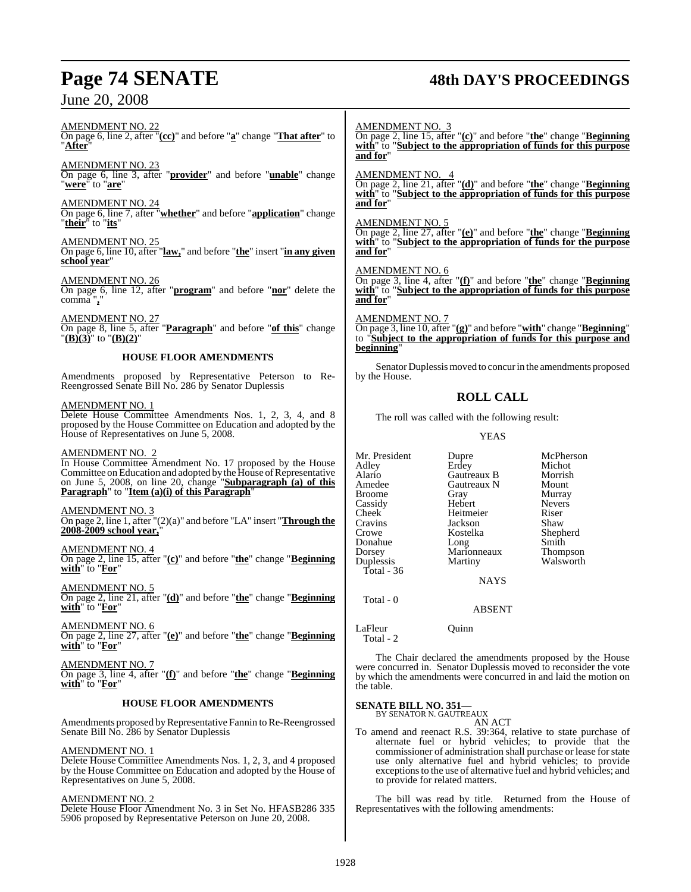AMENDMENT NO. 22
On page 6, line 2, after "**(cc)**" and before "**a**" change "**That after**" to "**After**"

AMENDMENT NO. 23
On page 6, line 3, after "**provider**" and before "**unable**" change "**were**" to "**are**"

AMENDMENT NO. 24
On page 6, line 7, after "**whether**" and before "**application**" change "**their**" to "**its**"

AMENDMENT NO. 25
On page 6, line 10, after "**law,**" and before "**the**" insert "**in any given school year**"

AMENDMENT NO. 26
On page 6, line 12, after "**program**" and before "**nor**" delete the comma "**,**"

AMENDMENT NO. 27
On page 8, line 5, after "**Paragraph**" and before "**of this**" change "**(B)(3)**" to "**(B)(2)**"

**HOUSE FLOOR AMENDMENTS**

Amendments proposed by Representative Peterson to Re-Reengrossed Senate Bill No. 286 by Senator Duplessis

AMENDMENT NO. 1
Delete House Committee Amendments Nos. 1, 2, 3, 4, and 8 proposed by the House Committee on Education and adopted by the House of Representatives on June 5, 2008.

AMENDMENT NO. 2
In House Committee Amendment No. 17 proposed by the House Committee on Education and adopted by the House of Representative on June 5, 2008, on line 20, change "**Subparagraph (a) of this Paragraph**" to "**Item (a)(i) of this Paragraph**"

AMENDMENT NO. 3
On page 2, line 1, after "(2)(a)" and before "LA" insert "**Through the 2008-2009 school year,**"

AMENDMENT NO. 4
On page 2, line 15, after "**(c)**" and before "**the**" change "**Beginning with**" to "**For**"

AMENDMENT NO. 5
On page 2, line 21, after "**(d)**" and before "**the**" change "**Beginning with**" to "**For**"

AMENDMENT NO. 6
On page 2, line 27, after "**(e)**" and before "**the**" change "**Beginning with**" to "**For**"

AMENDMENT NO. 7
On page 3, line 4, after "**(f)**" and before "**the**" change "**Beginning with**" to "**For**"

**HOUSE FLOOR AMENDMENTS**

Amendments proposed by Representative Fannin to Re-Reengrossed Senate Bill No. 286 by Senator Duplessis

AMENDMENT NO. 1
Delete House Committee Amendments Nos. 1, 2, 3, and 4 proposed by the House Committee on Education and adopted by the House of Representatives on June 5, 2008.

AMENDMENT NO. 2
Delete House Floor Amendment No. 3 in Set No. HFASB286 335 5906 proposed by Representative Peterson on June 20, 2008.

AMENDMENT NO. 3
On page 2, line 15, after "**(c)**" and before "**the**" change "**Beginning with**" to "**Subject to the appropriation of funds for this purpose and for**"

AMENDMENT NO. 4
On page 2, line 21, after "**(d)**" and before "**the**" change "**Beginning with**" to "**Subject to the appropriation of funds for this purpose and for**"

AMENDMENT NO. 5
On page 2, line 27, after "**(e)**" and before "**the**" change "**Beginning with**" to "**Subject to the appropriation of funds for the purpose and for**"

AMENDMENT NO. 6
On page 3, line 4, after "**(f)**" and before "**the**" change "**Beginning with**" to "**Subject to the appropriation of funds for this purpose and for**"

AMENDMENT NO. 7
On page 3, line 10, after "**(g)**" and before "**with**" change "**Beginning**" to "**Subject to the appropriation of funds for this purpose and beginning**"

Senator Duplessis moved to concur in the amendments proposed by the House.

## ROLL CALL

The roll was called with the following result:

YEAS

| | | |
|---|---|---|
| Mr. President | Dupre | McPherson |
| Adley | Erdey | Michot |
| Alario | Gautreaux B | Morrish |
| Amedee | Gautreaux N | Mount |
| Broome | Gray | Murray |
| Cassidy | Hebert | Nevers |
| Cheek | Heitmeier | Riser |
| Cravins | Jackson | Shaw |
| Crowe | Kostelka | Shepherd |
| Donahue | Long | Smith |
| Dorsey | Marionneaux | Thompson |
| Duplessis | Martiny | Walsworth |

Total - 36

NAYS

Total - 0

ABSENT

LaFleur Quinn

Total - 2

The Chair declared the amendments proposed by the House were concurred in. Senator Duplessis moved to reconsider the vote by which the amendments were concurred in and laid the motion on the table.

**SENATE BILL NO. 351—**
BY SENATOR N. GAUTREAUX

AN ACT

To amend and reenact R.S. 39:364, relative to state purchase of alternate fuel or hybrid vehicles; to provide that the commissioner of administration shall purchase or lease for state use only alternative fuel and hybrid vehicles; to provide exceptions to the use of alternative fuel and hybrid vehicles; and to provide for related matters.

The bill was read by title. Returned from the House of Representatives with the following amendments: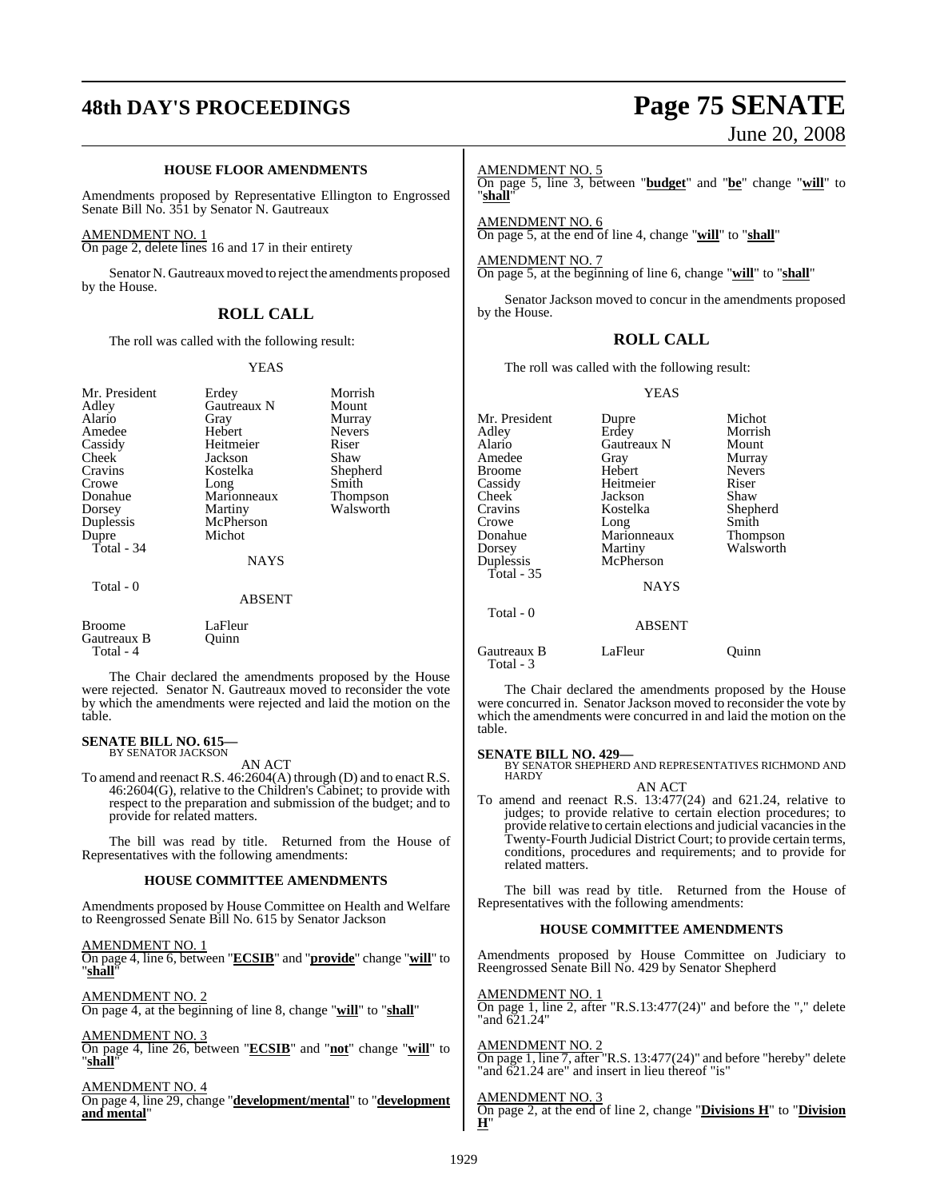### HOUSE FLOOR AMENDMENTS

Amendments proposed by Representative Ellington to Engrossed Senate Bill No. 351 by Senator N. Gautreaux

AMENDMENT NO. 1
On page 2, delete lines 16 and 17 in their entirety

Senator N. Gautreaux moved to reject the amendments proposed by the House.

## ROLL CALL

The roll was called with the following result:

YEAS

| | | |
|---|---|---|
| Mr. President | Erdey | Morrish |
| Adley | Gautreaux N | Mount |
| Alario | Gray | Murray |
| Amedee | Hebert | Nevers |
| Cassidy | Heitmeier | Riser |
| Cheek | Jackson | Shaw |
| Cravins | Kostelka | Shepherd |
| Crowe | Long | Smith |
| Donahue | Marionneaux | Thompson |
| Dorsey | Martiny | Walsworth |
| Duplessis | McPherson | |
| Dupre | Michot | |
| Total - 34 | | |

NAYS

Total - 0

ABSENT

| | |
|---|---|
| Broome | LaFleur |
| Gautreaux B | Quinn |
| Total - 4 | |

The Chair declared the amendments proposed by the House were rejected. Senator N. Gautreaux moved to reconsider the vote by which the amendments were rejected and laid the motion on the table.

**SENATE BILL NO. 615—**
BY SENATOR JACKSON

AN ACT

To amend and reenact R.S. 46:2604(A) through (D) and to enact R.S. 46:2604(G), relative to the Children's Cabinet; to provide with respect to the preparation and submission of the budget; and to provide for related matters.

The bill was read by title. Returned from the House of Representatives with the following amendments:

### HOUSE COMMITTEE AMENDMENTS

Amendments proposed by House Committee on Health and Welfare to Reengrossed Senate Bill No. 615 by Senator Jackson

AMENDMENT NO. 1
On page 4, line 6, between "**ECSIB**" and "**provide**" change "**will**" to "**shall**"

AMENDMENT NO. 2
On page 4, at the beginning of line 8, change "**will**" to "**shall**"

AMENDMENT NO. 3
On page 4, line 26, between "**ECSIB**" and "**not**" change "**will**" to "**shall**"

AMENDMENT NO. 4
On page 4, line 29, change "**development/mental**" to "**development and mental**"

AMENDMENT NO. 5
On page 5, line 3, between "**budget**" and "**be**" change "**will**" to "**shall**"

AMENDMENT NO. 6
On page 5, at the end of line 4, change "**will**" to "**shall**"

AMENDMENT NO. 7
On page 5, at the beginning of line 6, change "**will**" to "**shall**"

Senator Jackson moved to concur in the amendments proposed by the House.

## ROLL CALL

The roll was called with the following result:

YEAS

| | | |
|---|---|---|
| Mr. President | Dupre | Michot |
| Adley | Erdey | Morrish |
| Alario | Gautreaux N | Mount |
| Amedee | Gray | Murray |
| Broome | Hebert | Nevers |
| Cassidy | Heitmeier | Riser |
| Cheek | Jackson | Shaw |
| Cravins | Kostelka | Shepherd |
| Crowe | Long | Smith |
| Donahue | Marionneaux | Thompson |
| Dorsey | Martiny | Walsworth |
| Duplessis | McPherson | |
| Total - 35 | | |

NAYS

Total - 0

ABSENT

| | | |
|---|---|---|
| Gautreaux B | LaFleur | Quinn |
| Total - 3 | | |

The Chair declared the amendments proposed by the House were concurred in. Senator Jackson moved to reconsider the vote by which the amendments were concurred in and laid the motion on the table.

**SENATE BILL NO. 429—**
BY SENATOR SHEPHERD AND REPRESENTATIVES RICHMOND AND HARDY

AN ACT

To amend and reenact R.S. 13:477(24) and 621.24, relative to judges; to provide relative to certain election procedures; to provide relative to certain elections and judicial vacancies in the Twenty-Fourth Judicial District Court; to provide certain terms, conditions, procedures and requirements; and to provide for related matters.

The bill was read by title. Returned from the House of Representatives with the following amendments:

### HOUSE COMMITTEE AMENDMENTS

Amendments proposed by House Committee on Judiciary to Reengrossed Senate Bill No. 429 by Senator Shepherd

AMENDMENT NO. 1
On page 1, line 2, after "R.S.13:477(24)" and before the "," delete "and 621.24"

AMENDMENT NO. 2
On page 1, line 7, after "R.S. 13:477(24)" and before "hereby" delete "and 621.24 are" and insert in lieu thereof "is"

AMENDMENT NO. 3
On page 2, at the end of line 2, change "**Divisions H**" to "**Division H**"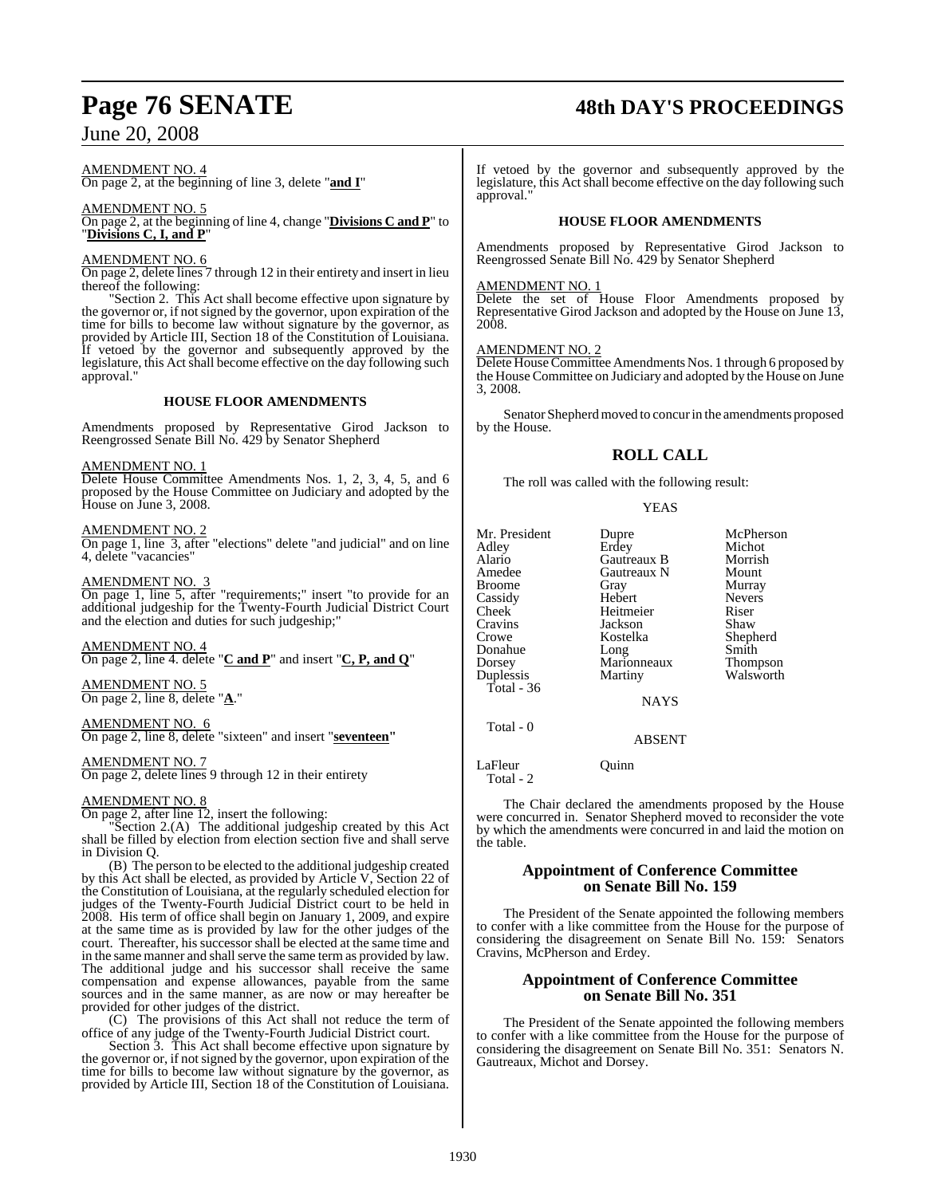AMENDMENT NO. 4
On page 2, at the beginning of line 3, delete "**and I**"

AMENDMENT NO. 5
On page 2, at the beginning of line 4, change "**Divisions C and P**" to "**Divisions C, I, and P**"

AMENDMENT NO. 6
On page 2, delete lines 7 through 12 in their entirety and insert in lieu thereof the following:

"Section 2. This Act shall become effective upon signature by the governor or, if not signed by the governor, upon expiration of the time for bills to become law without signature by the governor, as provided by Article III, Section 18 of the Constitution of Louisiana. If vetoed by the governor and subsequently approved by the legislature, this Act shall become effective on the day following such approval."

### HOUSE FLOOR AMENDMENTS

Amendments proposed by Representative Girod Jackson to Reengrossed Senate Bill No. 429 by Senator Shepherd

AMENDMENT NO. 1
Delete House Committee Amendments Nos. 1, 2, 3, 4, 5, and 6 proposed by the House Committee on Judiciary and adopted by the House on June 3, 2008.

AMENDMENT NO. 2
On page 1, line 3, after "elections" delete "and judicial" and on line 4, delete "vacancies"

AMENDMENT NO. 3
On page 1, line 5, after "requirements;" insert "to provide for an additional judgeship for the Twenty-Fourth Judicial District Court and the election and duties for such judgeship;"

AMENDMENT NO. 4
On page 2, line 4. delete "**C and P**" and insert "**C, P, and Q**"

AMENDMENT NO. 5
On page 2, line 8, delete "**A**."

AMENDMENT NO. 6
On page 2, line 8, delete "sixteen" and insert "**seventeen"**

AMENDMENT NO. 7
On page 2, delete lines 9 through 12 in their entirety

AMENDMENT NO. 8
On page 2, after line 12, insert the following:

"Section 2.(A) The additional judgeship created by this Act shall be filled by election from election section five and shall serve in Division Q.

(B) The person to be elected to the additional judgeship created by this Act shall be elected, as provided by Article V, Section 22 of the Constitution of Louisiana, at the regularly scheduled election for judges of the Twenty-Fourth Judicial District court to be held in 2008. His term of office shall begin on January 1, 2009, and expire at the same time as is provided by law for the other judges of the court. Thereafter, his successor shall be elected at the same time and in the same manner and shall serve the same term as provided by law. The additional judge and his successor shall receive the same compensation and expense allowances, payable from the same sources and in the same manner, as are now or may hereafter be provided for other judges of the district.

(C) The provisions of this Act shall not reduce the term of office of any judge of the Twenty-Fourth Judicial District court.

Section 3. This Act shall become effective upon signature by the governor or, if not signed by the governor, upon expiration of the time for bills to become law without signature by the governor, as provided by Article III, Section 18 of the Constitution of Louisiana. If vetoed by the governor and subsequently approved by the legislature, this Act shall become effective on the day following such approval."

### HOUSE FLOOR AMENDMENTS

Amendments proposed by Representative Girod Jackson to Reengrossed Senate Bill No. 429 by Senator Shepherd

AMENDMENT NO. 1
Delete the set of House Floor Amendments proposed by Representative Girod Jackson and adopted by the House on June 13, 2008.

AMENDMENT NO. 2
Delete House Committee Amendments Nos. 1 through 6 proposed by the House Committee on Judiciary and adopted by the House on June 3, 2008.

Senator Shepherd moved to concur in the amendments proposed by the House.

## ROLL CALL

The roll was called with the following result:

YEAS

| | | |
|---|---|---|
| Mr. President | Dupre | McPherson |
| Adley | Erdey | Michot |
| Alario | Gautreaux B | Morrish |
| Amedee | Gautreaux N | Mount |
| Broome | Gray | Murray |
| Cassidy | Hebert | Nevers |
| Cheek | Heitmeier | Riser |
| Cravins | Jackson | Shaw |
| Crowe | Kostelka | Shepherd |
| Donahue | Long | Smith |
| Dorsey | Marionneaux | Thompson |
| Duplessis | Martiny | Walsworth |
| Total - 36 | | |

NAYS

Total - 0

ABSENT

| | |
|---|---|
| LaFleur | Quinn |
| Total - 2 | |

The Chair declared the amendments proposed by the House were concurred in. Senator Shepherd moved to reconsider the vote by which the amendments were concurred in and laid the motion on the table.

## Appointment of Conference Committee on Senate Bill No. 159

The President of the Senate appointed the following members to confer with a like committee from the House for the purpose of considering the disagreement on Senate Bill No. 159: Senators Cravins, McPherson and Erdey.

## Appointment of Conference Committee on Senate Bill No. 351

The President of the Senate appointed the following members to confer with a like committee from the House for the purpose of considering the disagreement on Senate Bill No. 351: Senators N. Gautreaux, Michot and Dorsey.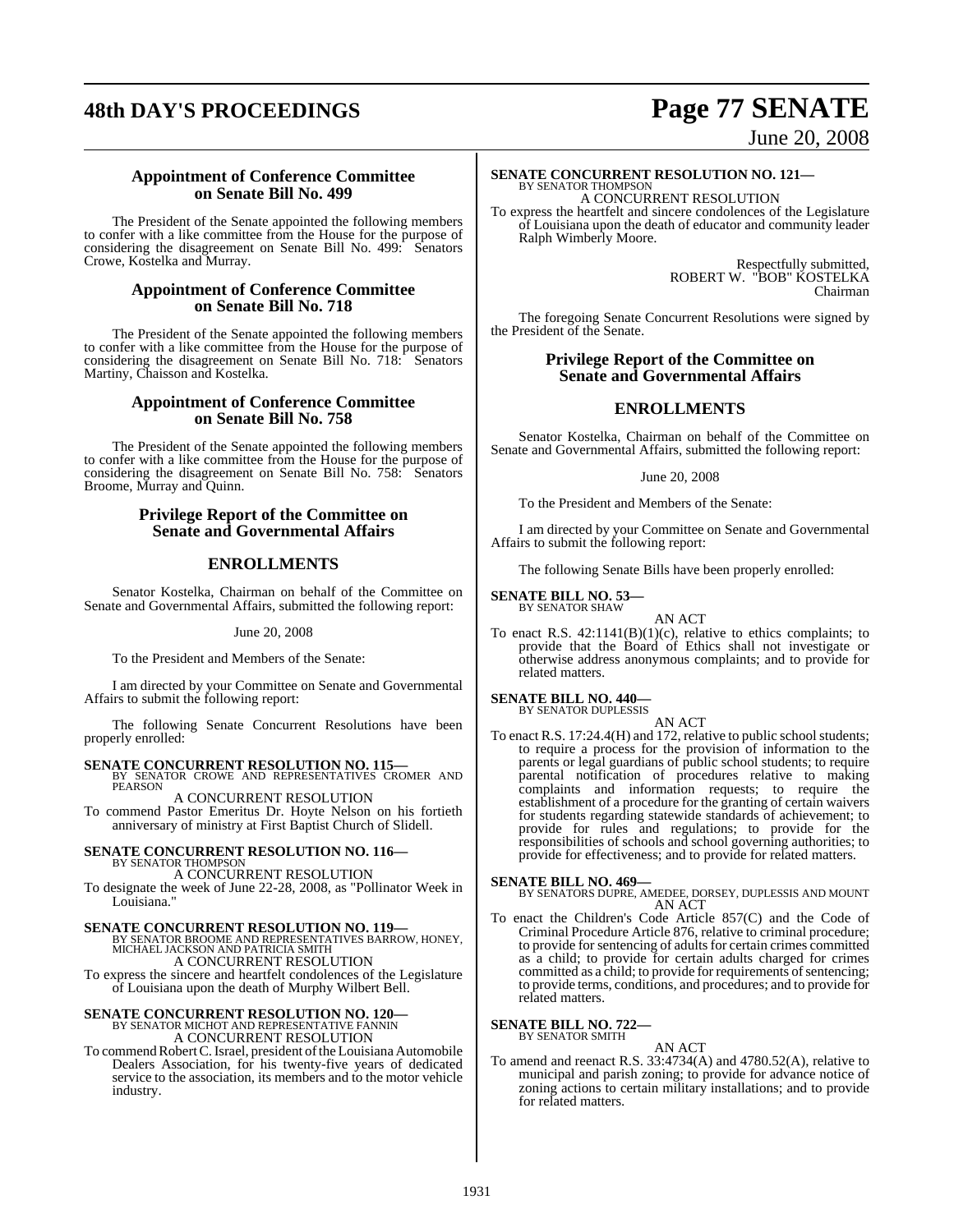### Appointment of Conference Committee on Senate Bill No. 499

The President of the Senate appointed the following members to confer with a like committee from the House for the purpose of considering the disagreement on Senate Bill No. 499: Senators Crowe, Kostelka and Murray.

### Appointment of Conference Committee on Senate Bill No. 718

The President of the Senate appointed the following members to confer with a like committee from the House for the purpose of considering the disagreement on Senate Bill No. 718: Senators Martiny, Chaisson and Kostelka.

### Appointment of Conference Committee on Senate Bill No. 758

The President of the Senate appointed the following members to confer with a like committee from the House for the purpose of considering the disagreement on Senate Bill No. 758: Senators Broome, Murray and Quinn.

### Privilege Report of the Committee on Senate and Governmental Affairs

## ENROLLMENTS

Senator Kostelka, Chairman on behalf of the Committee on Senate and Governmental Affairs, submitted the following report:

June 20, 2008

To the President and Members of the Senate:

I am directed by your Committee on Senate and Governmental Affairs to submit the following report:

The following Senate Concurrent Resolutions have been properly enrolled:

**SENATE CONCURRENT RESOLUTION NO. 115—**
BY SENATOR CROWE AND REPRESENTATIVES CROMER AND PEARSON

A CONCURRENT RESOLUTION

To commend Pastor Emeritus Dr. Hoyte Nelson on his fortieth anniversary of ministry at First Baptist Church of Slidell.

**SENATE CONCURRENT RESOLUTION NO. 116—**
BY SENATOR THOMPSON

A CONCURRENT RESOLUTION

To designate the week of June 22-28, 2008, as "Pollinator Week in Louisiana."

**SENATE CONCURRENT RESOLUTION NO. 119—**
BY SENATOR BROOME AND REPRESENTATIVES BARROW, HONEY, MICHAEL JACKSON AND PATRICIA SMITH

A CONCURRENT RESOLUTION

To express the sincere and heartfelt condolences of the Legislature of Louisiana upon the death of Murphy Wilbert Bell.

**SENATE CONCURRENT RESOLUTION NO. 120—**
BY SENATOR MICHOT AND REPRESENTATIVE FANNIN

A CONCURRENT RESOLUTION

To commend Robert C. Israel, president of the Louisiana Automobile Dealers Association, for his twenty-five years of dedicated service to the association, its members and to the motor vehicle industry.

**SENATE CONCURRENT RESOLUTION NO. 121—**
BY SENATOR THOMPSON

A CONCURRENT RESOLUTION

To express the heartfelt and sincere condolences of the Legislature of Louisiana upon the death of educator and community leader Ralph Wimberly Moore.

Respectfully submitted,
ROBERT W. "BOB" KOSTELKA
Chairman

The foregoing Senate Concurrent Resolutions were signed by the President of the Senate.

### Privilege Report of the Committee on Senate and Governmental Affairs

## ENROLLMENTS

Senator Kostelka, Chairman on behalf of the Committee on Senate and Governmental Affairs, submitted the following report:

June 20, 2008

To the President and Members of the Senate:

I am directed by your Committee on Senate and Governmental Affairs to submit the following report:

The following Senate Bills have been properly enrolled:

**SENATE BILL NO. 53—**
BY SENATOR SHAW

AN ACT

To enact R.S. 42:1141(B)(1)(c), relative to ethics complaints; to provide that the Board of Ethics shall not investigate or otherwise address anonymous complaints; and to provide for related matters.

**SENATE BILL NO. 440—**
BY SENATOR DUPLESSIS

AN ACT

To enact R.S. 17:24.4(H) and 172, relative to public school students; to require a process for the provision of information to the parents or legal guardians of public school students; to require parental notification of procedures relative to making complaints and information requests; to require the establishment of a procedure for the granting of certain waivers for students regarding statewide standards of achievement; to provide for rules and regulations; to provide for the responsibilities of schools and school governing authorities; to provide for effectiveness; and to provide for related matters.

**SENATE BILL NO. 469—**
BY SENATORS DUPRE, AMEDEE, DORSEY, DUPLESSIS AND MOUNT

AN ACT

To enact the Children's Code Article 857(C) and the Code of Criminal Procedure Article 876, relative to criminal procedure; to provide for sentencing of adults for certain crimes committed as a child; to provide for certain adults charged for crimes committed as a child; to provide for requirements of sentencing; to provide terms, conditions, and procedures; and to provide for related matters.

**SENATE BILL NO. 722—**
BY SENATOR SMITH

AN ACT

To amend and reenact R.S. 33:4734(A) and 4780.52(A), relative to municipal and parish zoning; to provide for advance notice of zoning actions to certain military installations; and to provide for related matters.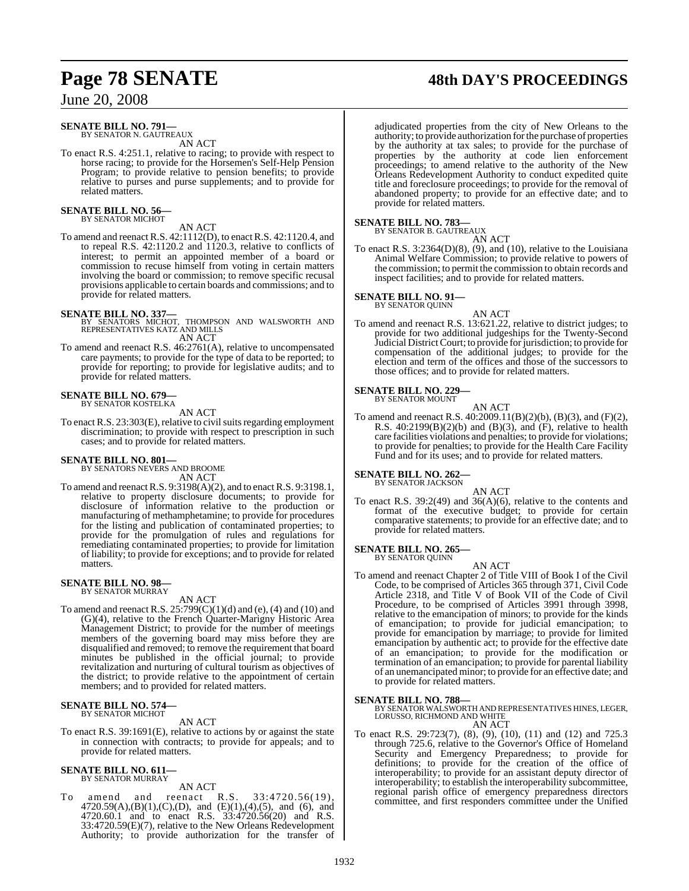**SENATE BILL NO. 791—**
BY SENATOR N. GAUTREAUX
AN ACT

To enact R.S. 4:251.1, relative to racing; to provide with respect to horse racing; to provide for the Horsemen's Self-Help Pension Program; to provide relative to pension benefits; to provide relative to purses and purse supplements; and to provide for related matters.

**SENATE BILL NO. 56—**
BY SENATOR MICHOT
AN ACT

To amend and reenact R.S. 42:1112(D), to enact R.S. 42:1120.4, and to repeal R.S. 42:1120.2 and 1120.3, relative to conflicts of interest; to permit an appointed member of a board or commission to recuse himself from voting in certain matters involving the board or commission; to remove specific recusal provisions applicable to certain boards and commissions; and to provide for related matters.

**SENATE BILL NO. 337—**
BY SENATORS MICHOT, THOMPSON AND WALSWORTH AND REPRESENTATIVES KATZ AND MILLS
AN ACT

To amend and reenact R.S. 46:2761(A), relative to uncompensated care payments; to provide for the type of data to be reported; to provide for reporting; to provide for legislative audits; and to provide for related matters.

**SENATE BILL NO. 679—**
BY SENATOR KOSTELKA
AN ACT

To enact R.S. 23:303(E), relative to civil suits regarding employment discrimination; to provide with respect to prescription in such cases; and to provide for related matters.

**SENATE BILL NO. 801—**
BY SENATORS NEVERS AND BROOME
AN ACT

To amend and reenact R.S. 9:3198(A)(2), and to enact R.S. 9:3198.1, relative to property disclosure documents; to provide for disclosure of information relative to the production or manufacturing of methamphetamine; to provide for procedures for the listing and publication of contaminated properties; to provide for the promulgation of rules and regulations for remediating contaminated properties; to provide for limitation of liability; to provide for exceptions; and to provide for related matters.

**SENATE BILL NO. 98—**
BY SENATOR MURRAY
AN ACT

To amend and reenact R.S. 25:799(C)(1)(d) and (e), (4) and (10) and (G)(4), relative to the French Quarter-Marigny Historic Area Management District; to provide for the number of meetings members of the governing board may miss before they are disqualified and removed; to remove the requirement that board minutes be published in the official journal; to provide revitalization and nurturing of cultural tourism as objectives of the district; to provide relative to the appointment of certain members; and to provided for related matters.

**SENATE BILL NO. 574—**
BY SENATOR MICHOT
AN ACT

To enact R.S. 39:1691(E), relative to actions by or against the state in connection with contracts; to provide for appeals; and to provide for related matters.

**SENATE BILL NO. 611—**
BY SENATOR MURRAY
AN ACT

To amend and reenact R.S. 33:4720.56(19), 4720.59(A),(B)(1),(C),(D), and (E)(1),(4),(5), and (6), and 4720.60.1 and to enact R.S. 33:4720.56(20) and R.S. 33:4720.59(E)(7), relative to the New Orleans Redevelopment Authority; to provide authorization for the transfer of adjudicated properties from the city of New Orleans to the authority; to provide authorization for the purchase of properties by the authority at tax sales; to provide for the purchase of properties by the authority at code lien enforcement proceedings; to amend relative to the authority of the New Orleans Redevelopment Authority to conduct expedited quite title and foreclosure proceedings; to provide for the removal of abandoned property; to provide for an effective date; and to provide for related matters.

**SENATE BILL NO. 783—**
BY SENATOR B. GAUTREAUX
AN ACT

To enact R.S. 3:2364(D)(8), (9), and (10), relative to the Louisiana Animal Welfare Commission; to provide relative to powers of the commission; to permit the commission to obtain records and inspect facilities; and to provide for related matters.

**SENATE BILL NO. 91—**
BY SENATOR QUINN
AN ACT

To amend and reenact R.S. 13:621.22, relative to district judges; to provide for two additional judgeships for the Twenty-Second Judicial District Court; to provide for jurisdiction; to provide for compensation of the additional judges; to provide for the election and term of the offices and those of the successors to those offices; and to provide for related matters.

**SENATE BILL NO. 229—**
BY SENATOR MOUNT
AN ACT

To amend and reenact R.S. 40:2009.11(B)(2)(b), (B)(3), and (F)(2), R.S. 40:2199(B)(2)(b) and (B)(3), and (F), relative to health care facilities violations and penalties; to provide for violations; to provide for penalties; to provide for the Health Care Facility Fund and for its uses; and to provide for related matters.

**SENATE BILL NO. 262—**
BY SENATOR JACKSON
AN ACT

To enact R.S. 39:2(49) and 36(A)(6), relative to the contents and format of the executive budget; to provide for certain comparative statements; to provide for an effective date; and to provide for related matters.

**SENATE BILL NO. 265—**
BY SENATOR QUINN
AN ACT

To amend and reenact Chapter 2 of Title VIII of Book I of the Civil Code, to be comprised of Articles 365 through 371, Civil Code Article 2318, and Title V of Book VII of the Code of Civil Procedure, to be comprised of Articles 3991 through 3998, relative to the emancipation of minors; to provide for the kinds of emancipation; to provide for judicial emancipation; to provide for emancipation by marriage; to provide for limited emancipation by authentic act; to provide for the effective date of an emancipation; to provide for the modification or termination of an emancipation; to provide for parental liability of an unemancipated minor; to provide for an effective date; and to provide for related matters.

**SENATE BILL NO. 788—**
BY SENATOR WALSWORTH AND REPRESENTATIVES HINES, LEGER, LORUSSO, RICHMOND AND WHITE
AN ACT

To enact R.S. 29:723(7), (8), (9), (10), (11) and (12) and 725.3 through 725.6, relative to the Governor's Office of Homeland Security and Emergency Preparedness; to provide for definitions; to provide for the creation of the office of interoperability; to provide for an assistant deputy director of interoperability; to establish the interoperability subcommittee, regional parish office of emergency preparedness directors committee, and first responders committee under the Unified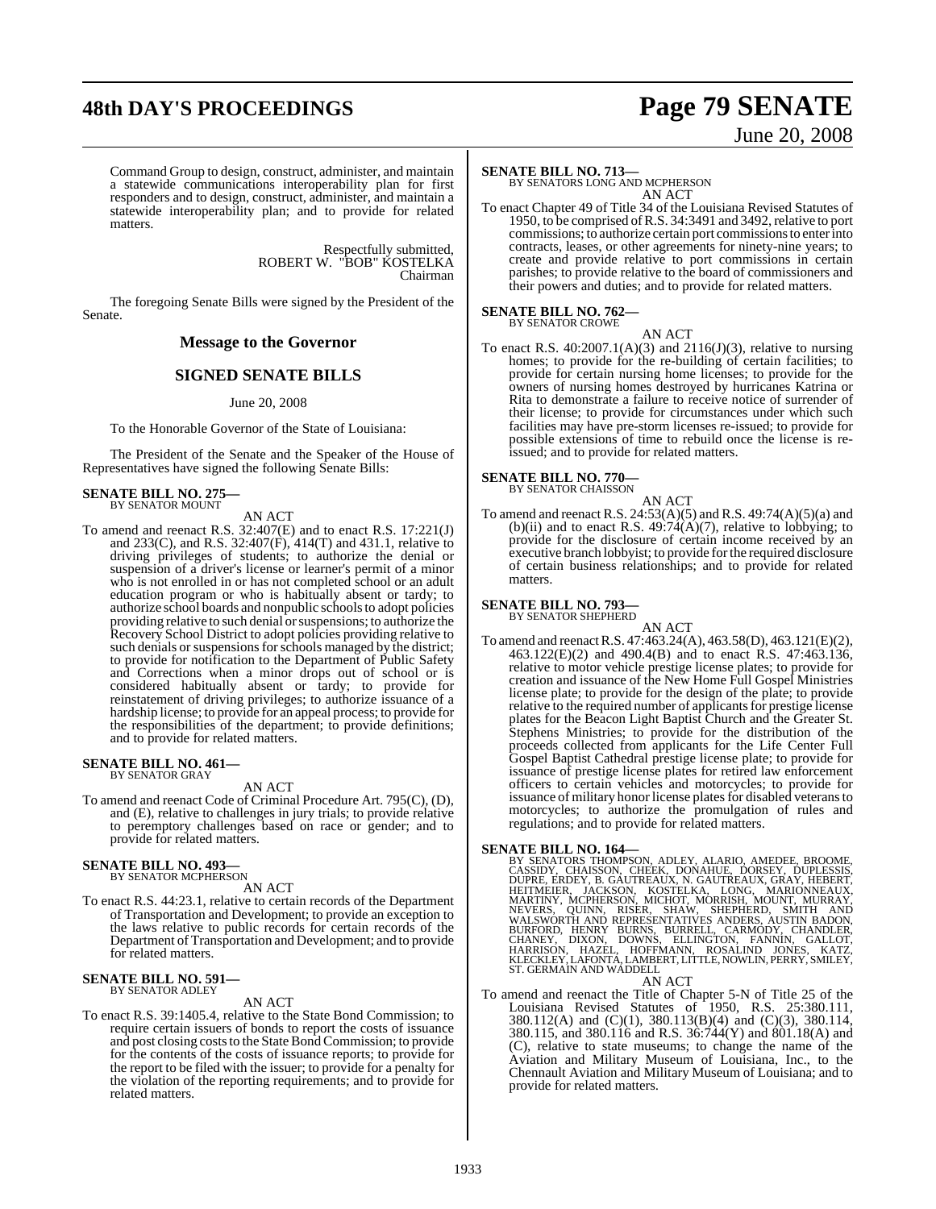Command Group to design, construct, administer, and maintain a statewide communications interoperability plan for first responders and to design, construct, administer, and maintain a statewide interoperability plan; and to provide for related matters.

Respectfully submitted,
ROBERT W. "BOB" KOSTELKA
Chairman

The foregoing Senate Bills were signed by the President of the Senate.

## Message to the Governor

## SIGNED SENATE BILLS

June 20, 2008

To the Honorable Governor of the State of Louisiana:

The President of the Senate and the Speaker of the House of Representatives have signed the following Senate Bills:

**SENATE BILL NO. 275—**
BY SENATOR MOUNT

AN ACT

To amend and reenact R.S. 32:407(E) and to enact R.S. 17:221(J) and 233(C), and R.S. 32:407(F), 414(T) and 431.1, relative to driving privileges of students; to authorize the denial or suspension of a driver's license or learner's permit of a minor who is not enrolled in or has not completed school or an adult education program or who is habitually absent or tardy; to authorize school boards and nonpublic schools to adopt policies providing relative to such denial or suspensions; to authorize the Recovery School District to adopt policies providing relative to such denials or suspensions for schools managed by the district; to provide for notification to the Department of Public Safety and Corrections when a minor drops out of school or is considered habitually absent or tardy; to provide for reinstatement of driving privileges; to authorize issuance of a hardship license; to provide for an appeal process; to provide for the responsibilities of the department; to provide definitions; and to provide for related matters.

**SENATE BILL NO. 461—**
BY SENATOR GRAY

AN ACT

To amend and reenact Code of Criminal Procedure Art. 795(C), (D), and (E), relative to challenges in jury trials; to provide relative to peremptory challenges based on race or gender; and to provide for related matters.

**SENATE BILL NO. 493—**
BY SENATOR MCPHERSON

AN ACT

To enact R.S. 44:23.1, relative to certain records of the Department of Transportation and Development; to provide an exception to the laws relative to public records for certain records of the Department of Transportation and Development; and to provide for related matters.

**SENATE BILL NO. 591—**
BY SENATOR ADLEY

AN ACT

To enact R.S. 39:1405.4, relative to the State Bond Commission; to require certain issuers of bonds to report the costs of issuance and post closing costs to the State Bond Commission; to provide for the contents of the costs of issuance reports; to provide for the report to be filed with the issuer; to provide for a penalty for the violation of the reporting requirements; and to provide for related matters.

**SENATE BILL NO. 713—**
BY SENATORS LONG AND MCPHERSON

AN ACT

To enact Chapter 49 of Title 34 of the Louisiana Revised Statutes of 1950, to be comprised of R.S. 34:3491 and 3492, relative to port commissions; to authorize certain port commissions to enter into contracts, leases, or other agreements for ninety-nine years; to create and provide relative to port commissions in certain parishes; to provide relative to the board of commissioners and their powers and duties; and to provide for related matters.

**SENATE BILL NO. 762—**
BY SENATOR CROWE

AN ACT

To enact R.S. 40:2007.1(A)(3) and 2116(J)(3), relative to nursing homes; to provide for the re-building of certain facilities; to provide for certain nursing home licenses; to provide for the owners of nursing homes destroyed by hurricanes Katrina or Rita to demonstrate a failure to receive notice of surrender of their license; to provide for circumstances under which such facilities may have pre-storm licenses re-issued; to provide for possible extensions of time to rebuild once the license is re-issued; and to provide for related matters.

**SENATE BILL NO. 770—**
BY SENATOR CHAISSON

AN ACT

To amend and reenact R.S. 24:53(A)(5) and R.S. 49:74(A)(5)(a) and (b)(ii) and to enact R.S. 49:74(A)(7), relative to lobbying; to provide for the disclosure of certain income received by an executive branch lobbyist; to provide for the required disclosure of certain business relationships; and to provide for related matters.

**SENATE BILL NO. 793—**
BY SENATOR SHEPHERD

AN ACT

To amend and reenact R.S. 47:463.24(A), 463.58(D), 463.121(E)(2), 463.122(E)(2) and 490.4(B) and to enact R.S. 47:463.136, relative to motor vehicle prestige license plates; to provide for creation and issuance of the New Home Full Gospel Ministries license plate; to provide for the design of the plate; to provide relative to the required number of applicants for prestige license plates for the Beacon Light Baptist Church and the Greater St. Stephens Ministries; to provide for the distribution of the proceeds collected from applicants for the Life Center Full Gospel Baptist Cathedral prestige license plate; to provide for issuance of prestige license plates for retired law enforcement officers to certain vehicles and motorcycles; to provide for issuance of military honor license plates for disabled veterans to motorcycles; to authorize the promulgation of rules and regulations; and to provide for related matters.

**SENATE BILL NO. 164—**
BY SENATORS THOMPSON, ADLEY, ALARIO, AMEDEE, BROOME, CASSIDY, CHAISSON, CHEEK, DONAHUE, DORSEY, DUPLESSIS, DUPRE, ERDEY, B. GAUTREAUX, N. GAUTREAUX, GRAY, HEBERT, HEITMEIER, JACKSON, KOSTELKA, LONG, MARIONNEAUX, MARTINY, MCPHERSON, MICHOT, MORRISH, MOUNT, MURRAY, NEVERS, QUINN, RISER, SHAW, SHEPHERD, SMITH AND WALSWORTH AND REPRESENTATIVES ANDERS, AUSTIN BADON, BURFORD, HENRY BURNS, BURRELL, CARMODY, CHANDLER, CHANEY, DIXON, DOWNS, ELLINGTON, FANNIN, GALLOT, HARRISON, HAZEL, HOFFMANN, ROSALIND JONES, KATZ, KLECKLEY, LAFONTA, LAMBERT, LITTLE, NOWLIN, PERRY, SMILEY, ST. GERMAIN AND WADDELL

AN ACT

To amend and reenact the Title of Chapter 5-N of Title 25 of the Louisiana Revised Statutes of 1950, R.S. 25:380.111, 380.112(A) and (C)(1), 380.113(B)(4) and (C)(3), 380.114, 380.115, and 380.116 and R.S. 36:744(Y) and 801.18(A) and (C), relative to state museums; to change the name of the Aviation and Military Museum of Louisiana, Inc., to the Chennault Aviation and Military Museum of Louisiana; and to provide for related matters.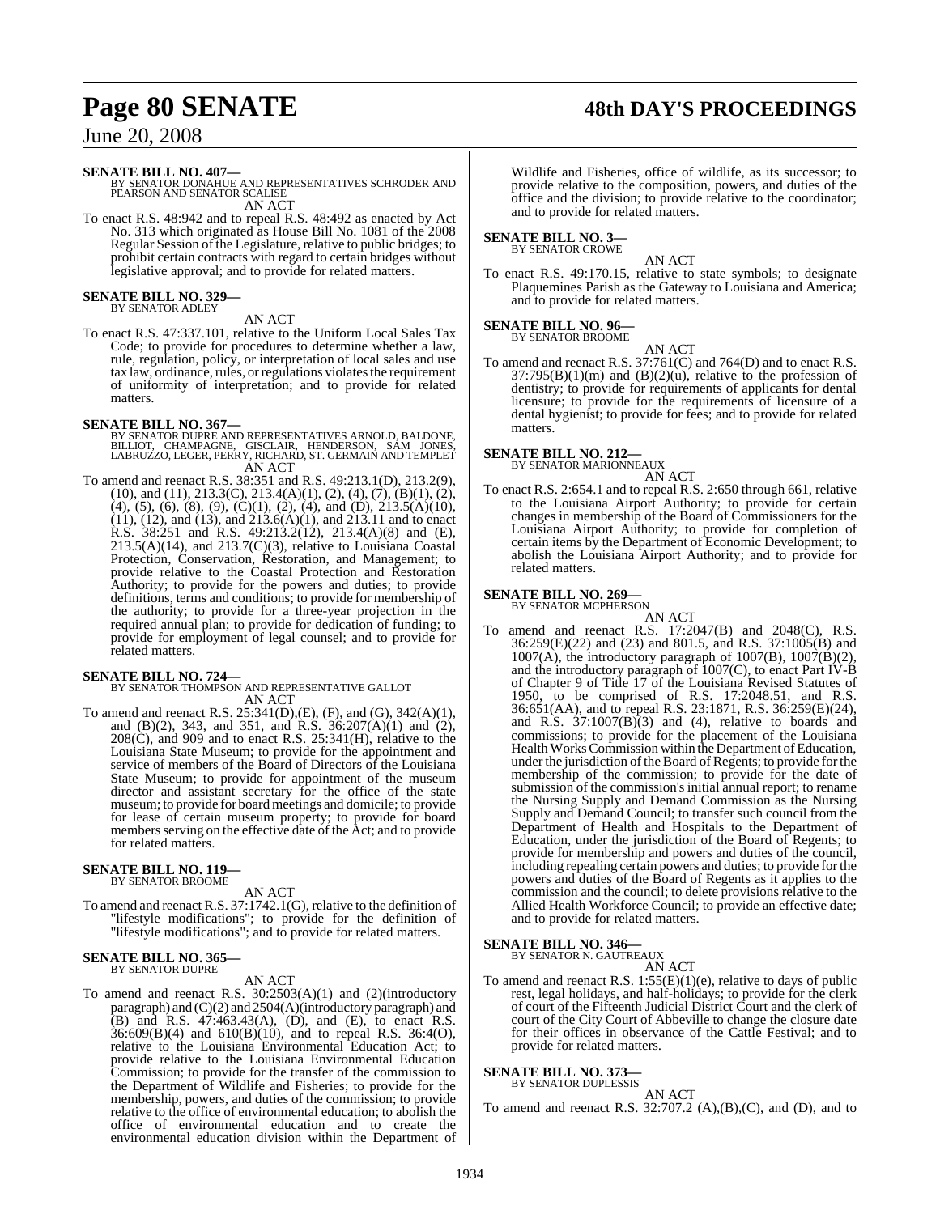**SENATE BILL NO. 407—**
BY SENATOR DONAHUE AND REPRESENTATIVES SCHRODER AND PEARSON AND SENATOR SCALISE

AN ACT

To enact R.S. 48:942 and to repeal R.S. 48:492 as enacted by Act No. 313 which originated as House Bill No. 1081 of the 2008 Regular Session of the Legislature, relative to public bridges; to prohibit certain contracts with regard to certain bridges without legislative approval; and to provide for related matters.

**SENATE BILL NO. 329—**
BY SENATOR ADLEY

AN ACT

To enact R.S. 47:337.101, relative to the Uniform Local Sales Tax Code; to provide for procedures to determine whether a law, rule, regulation, policy, or interpretation of local sales and use tax law, ordinance, rules, or regulations violates the requirement of uniformity of interpretation; and to provide for related matters.

**SENATE BILL NO. 367—**
BY SENATOR DUPRE AND REPRESENTATIVES ARNOLD, BALDONE, BILLIOT, CHAMPAGNE, GISCLAIR, HENDERSON, SAM JONES, LABRUZZO, LEGER, PERRY, RICHARD, ST. GERMAIN AND TEMPLET

AN ACT

To amend and reenact R.S. 38:351 and R.S. 49:213.1(D), 213.2(9), (10), and (11), 213.3(C), 213.4(A)(1), (2), (4), (7), (B)(1), (2), (4), (5), (6), (8), (9), (C)(1), (2), (4), and (D), 213.5(A)(10), (11), (12), and (13), and 213.6(A)(1), and 213.11 and to enact R.S. 38:251 and R.S. 49:213.2(12), 213.4(A)(8) and (E), 213.5(A)(14), and 213.7(C)(3), relative to Louisiana Coastal Protection, Conservation, Restoration, and Management; to provide relative to the Coastal Protection and Restoration Authority; to provide for the powers and duties; to provide definitions, terms and conditions; to provide for membership of the authority; to provide for a three-year projection in the required annual plan; to provide for dedication of funding; to provide for employment of legal counsel; and to provide for related matters.

**SENATE BILL NO. 724—**
BY SENATOR THOMPSON AND REPRESENTATIVE GALLOT

AN ACT

To amend and reenact R.S. 25:341(D),(E), (F), and (G), 342(A)(1), and (B)(2), 343, and 351, and R.S. 36:207(A)(1) and (2), 208(C), and 909 and to enact R.S. 25:341(H), relative to the Louisiana State Museum; to provide for the appointment and service of members of the Board of Directors of the Louisiana State Museum; to provide for appointment of the museum director and assistant secretary for the office of the state museum; to provide for board meetings and domicile; to provide for lease of certain museum property; to provide for board members serving on the effective date of the Act; and to provide for related matters.

**SENATE BILL NO. 119—**
BY SENATOR BROOME

AN ACT

To amend and reenact R.S. 37:1742.1(G), relative to the definition of "lifestyle modifications"; to provide for the definition of "lifestyle modifications"; and to provide for related matters.

**SENATE BILL NO. 365—**
BY SENATOR DUPRE

AN ACT

To amend and reenact R.S. 30:2503(A)(1) and (2)(introductory paragraph) and (C)(2) and 2504(A)(introductory paragraph) and (B) and R.S. 47:463.43(A), (D), and (E), to enact R.S. 36:609(B)(4) and 610(B)(10), and to repeal R.S. 36:4(O), relative to the Louisiana Environmental Education Act; to provide relative to the Louisiana Environmental Education Commission; to provide for the transfer of the commission to the Department of Wildlife and Fisheries; to provide for the membership, powers, and duties of the commission; to provide relative to the office of environmental education; to abolish the office of environmental education and to create the environmental education division within the Department of Wildlife and Fisheries, office of wildlife, as its successor; to provide relative to the composition, powers, and duties of the office and the division; to provide relative to the coordinator; and to provide for related matters.

**SENATE BILL NO. 3—**
BY SENATOR CROWE

AN ACT

To enact R.S. 49:170.15, relative to state symbols; to designate Plaquemines Parish as the Gateway to Louisiana and America; and to provide for related matters.

**SENATE BILL NO. 96—**
BY SENATOR BROOME

AN ACT

To amend and reenact R.S. 37:761(C) and 764(D) and to enact R.S. 37:795(B)(1)(m) and (B)(2)(u), relative to the profession of dentistry; to provide for requirements of applicants for dental licensure; to provide for the requirements of licensure of a dental hygienist; to provide for fees; and to provide for related matters.

**SENATE BILL NO. 212—**
BY SENATOR MARIONNEAUX

AN ACT

To enact R.S. 2:654.1 and to repeal R.S. 2:650 through 661, relative to the Louisiana Airport Authority; to provide for certain changes in membership of the Board of Commissioners for the Louisiana Airport Authority; to provide for completion of certain items by the Department of Economic Development; to abolish the Louisiana Airport Authority; and to provide for related matters.

**SENATE BILL NO. 269—**
BY SENATOR MCPHERSON

AN ACT

To amend and reenact R.S. 17:2047(B) and 2048(C), R.S. 36:259(E)(22) and (23) and 801.5, and R.S. 37:1005(B) and 1007(A), the introductory paragraph of 1007(B), 1007(B)(2), and the introductory paragraph of 1007(C), to enact Part IV-B of Chapter 9 of Title 17 of the Louisiana Revised Statutes of 1950, to be comprised of R.S. 17:2048.51, and R.S. 36:651(AA), and to repeal R.S. 23:1871, R.S. 36:259(E)(24), and R.S. 37:1007(B)(3) and (4), relative to boards and commissions; to provide for the placement of the Louisiana Health Works Commission within the Department of Education, under the jurisdiction of the Board of Regents; to provide for the membership of the commission; to provide for the date of submission of the commission's initial annual report; to rename the Nursing Supply and Demand Commission as the Nursing Supply and Demand Council; to transfer such council from the Department of Health and Hospitals to the Department of Education, under the jurisdiction of the Board of Regents; to provide for membership and powers and duties of the council, including repealing certain powers and duties; to provide for the powers and duties of the Board of Regents as it applies to the commission and the council; to delete provisions relative to the Allied Health Workforce Council; to provide an effective date; and to provide for related matters.

**SENATE BILL NO. 346—**
BY SENATOR N. GAUTREAUX

AN ACT

To amend and reenact R.S. 1:55(E)(1)(e), relative to days of public rest, legal holidays, and half-holidays; to provide for the clerk of court of the Fifteenth Judicial District Court and the clerk of court of the City Court of Abbeville to change the closure date for their offices in observance of the Cattle Festival; and to provide for related matters.

**SENATE BILL NO. 373—**
BY SENATOR DUPLESSIS

AN ACT

To amend and reenact R.S. 32:707.2 (A),(B),(C), and (D), and to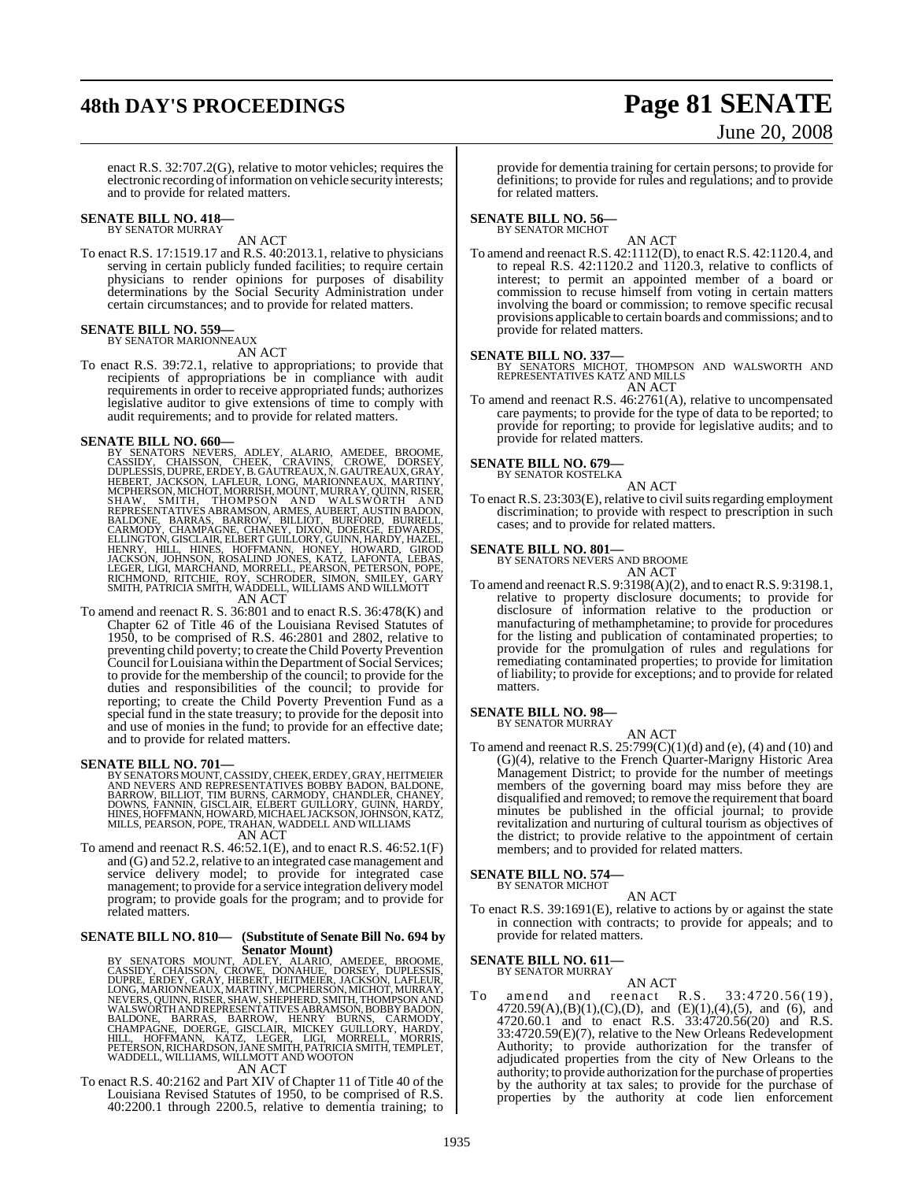enact R.S. 32:707.2(G), relative to motor vehicles; requires the electronic recording of information on vehicle security interests; and to provide for related matters.

**SENATE BILL NO. 418—**
BY SENATOR MURRAY

AN ACT

To enact R.S. 17:1519.17 and R.S. 40:2013.1, relative to physicians serving in certain publicly funded facilities; to require certain physicians to render opinions for purposes of disability determinations by the Social Security Administration under certain circumstances; and to provide for related matters.

**SENATE BILL NO. 559—**
BY SENATOR MARIONNEAUX

AN ACT

To enact R.S. 39:72.1, relative to appropriations; to provide that recipients of appropriations be in compliance with audit requirements in order to receive appropriated funds; authorizes legislative auditor to give extensions of time to comply with audit requirements; and to provide for related matters.

**SENATE BILL NO. 660—**
BY SENATORS NEVERS, ADLEY, ALARIO, AMEDEE, BROOME, CASSIDY, CHAISSON, CHEEK, CRAVINS, CROWE, DORSEY, DUPLESSIS, DUPRE, ERDEY, B. GAUTREAUX, N. GAUTREAUX, GRAY, HEBERT, JACKSON, LAFLEUR, LONG, MARIONNEAUX, MARTINY, MCPHERSON, MICHOT, MORRISH, MOUNT, MURRAY, QUINN, RISER, SHAW, SMITH, THOMPSON AND WALSWORTH AND REPRESENTATIVES ABRAMSON, ARMES, AUBERT, AUSTIN BADON, BALDONE, BARRAS, BARROW, BILLIOT, BURFORD, BURRELL, CARMODY, CHAMPAGNE, CHANEY, DIXON, DOERGE, EDWARDS, ELLINGTON, GISCLAIR, ELBERT GUILLORY, GUINN, HARDY, HAZEL, HENRY, HILL, HINES, HOFFMANN, HONEY, HOWARD, GIROD JACKSON, JOHNSON, ROSALIND JONES, KATZ, LAFONTA, LEBAS, LEGER, LIGI, MARCHAND, MORRELL, PEARSON, PETERSON, POPE, RICHMOND, RITCHIE, ROY, SCHRODER, SIMON, SMILEY, GARY SMITH, PATRICIA SMITH, WADDELL, WILLIAMS AND WILLMOTT

AN ACT

To amend and reenact R. S. 36:801 and to enact R.S. 36:478(K) and Chapter 62 of Title 46 of the Louisiana Revised Statutes of 1950, to be comprised of R.S. 46:2801 and 2802, relative to preventing child poverty; to create the Child Poverty Prevention Council for Louisiana within the Department of Social Services; to provide for the membership of the council; to provide for the duties and responsibilities of the council; to provide for reporting; to create the Child Poverty Prevention Fund as a special fund in the state treasury; to provide for the deposit into and use of monies in the fund; to provide for an effective date; and to provide for related matters.

**SENATE BILL NO. 701—**
BY SENATORS MOUNT, CASSIDY, CHEEK, ERDEY, GRAY, HEITMEIER AND NEVERS AND REPRESENTATIVES BOBBY BADON, BALDONE, BARROW, BILLIOT, TIM BURNS, CARMODY, CHANDLER, CHANEY, DOWNS, FANNIN, GISCLAIR, ELBERT GUILLORY, GUINN, HARDY, HINES, HOFFMANN, HOWARD, MICHAEL JACKSON, JOHNSON, KATZ, MILLS, PEARSON, POPE, TRAHAN, WADDELL AND WILLIAMS

AN ACT

To amend and reenact R.S. 46:52.1(E), and to enact R.S. 46:52.1(F) and (G) and 52.2, relative to an integrated case management and service delivery model; to provide for integrated case management; to provide for a service integration delivery model program; to provide goals for the program; and to provide for related matters.

**SENATE BILL NO. 810— (Substitute of Senate Bill No. 694 by Senator Mount)**
BY SENATORS MOUNT, ADLEY, ALARIO, AMEDEE, BROOME, CASSIDY, CHAISSON, CROWE, DONAHUE, DORSEY, DUPLESSIS, DUPRE, ERDEY, GRAY, HEBERT, HEITMEIER, JACKSON, LAFLEUR, LONG, MARIONNEAUX, MARTINY, MCPHERSON, MICHOT, MURRAY, NEVERS, QUINN, RISER, SHAW, SHEPHERD, SMITH, THOMPSON AND WALSWORTH AND REPRESENTATIVES ABRAMSON, BOBBY BADON, BALDONE, BARRAS, BARROW, HENRY BURNS, CARMODY, CHAMPAGNE, DOERGE, GISCLAIR, MICKEY GUILLORY, HARDY, HILL, HOFFMANN, KATZ, LEGER, LIGI, MORRELL, MORRIS, PETERSON, RICHARDSON, JANE SMITH, PATRICIA SMITH, TEMPLET, WADDELL, WILLIAMS, WILLMOTT AND WOOTON

AN ACT

To enact R.S. 40:2162 and Part XIV of Chapter 11 of Title 40 of the Louisiana Revised Statutes of 1950, to be comprised of R.S. 40:2200.1 through 2200.5, relative to dementia training; to provide for dementia training for certain persons; to provide for definitions; to provide for rules and regulations; and to provide for related matters.

**SENATE BILL NO. 56—**
BY SENATOR MICHOT

AN ACT

To amend and reenact R.S. 42:1112(D), to enact R.S. 42:1120.4, and to repeal R.S. 42:1120.2 and 1120.3, relative to conflicts of interest; to permit an appointed member of a board or commission to recuse himself from voting in certain matters involving the board or commission; to remove specific recusal provisions applicable to certain boards and commissions; and to provide for related matters.

**SENATE BILL NO. 337—**
BY SENATORS MICHOT, THOMPSON AND WALSWORTH AND REPRESENTATIVES KATZ AND MILLS

AN ACT

To amend and reenact R.S. 46:2761(A), relative to uncompensated care payments; to provide for the type of data to be reported; to provide for reporting; to provide for legislative audits; and to provide for related matters.

**SENATE BILL NO. 679—**
BY SENATOR KOSTELKA

AN ACT

To enact R.S. 23:303(E), relative to civil suits regarding employment discrimination; to provide with respect to prescription in such cases; and to provide for related matters.

**SENATE BILL NO. 801—**
BY SENATORS NEVERS AND BROOME

AN ACT

To amend and reenact R.S. 9:3198(A)(2), and to enact R.S. 9:3198.1, relative to property disclosure documents; to provide for disclosure of information relative to the production or manufacturing of methamphetamine; to provide for procedures for the listing and publication of contaminated properties; to provide for the promulgation of rules and regulations for remediating contaminated properties; to provide for limitation of liability; to provide for exceptions; and to provide for related matters.

**SENATE BILL NO. 98—**
BY SENATOR MURRAY

AN ACT

To amend and reenact R.S. 25:799(C)(1)(d) and (e), (4) and (10) and (G)(4), relative to the French Quarter-Marigny Historic Area Management District; to provide for the number of meetings members of the governing board may miss before they are disqualified and removed; to remove the requirement that board minutes be published in the official journal; to provide revitalization and nurturing of cultural tourism as objectives of the district; to provide relative to the appointment of certain members; and to provided for related matters.

**SENATE BILL NO. 574—**
BY SENATOR MICHOT

AN ACT

To enact R.S. 39:1691(E), relative to actions by or against the state in connection with contracts; to provide for appeals; and to provide for related matters.

**SENATE BILL NO. 611—**
BY SENATOR MURRAY

AN ACT

To amend and reenact R.S. 33:4720.56(19), 4720.59(A),(B)(1),(C),(D), and (E)(1),(4),(5), and (6), and 4720.60.1 and to enact R.S. 33:4720.56(20) and R.S. 33:4720.59(E)(7), relative to the New Orleans Redevelopment Authority; to provide authorization for the transfer of adjudicated properties from the city of New Orleans to the authority; to provide authorization for the purchase of properties by the authority at tax sales; to provide for the purchase of properties by the authority at code lien enforcement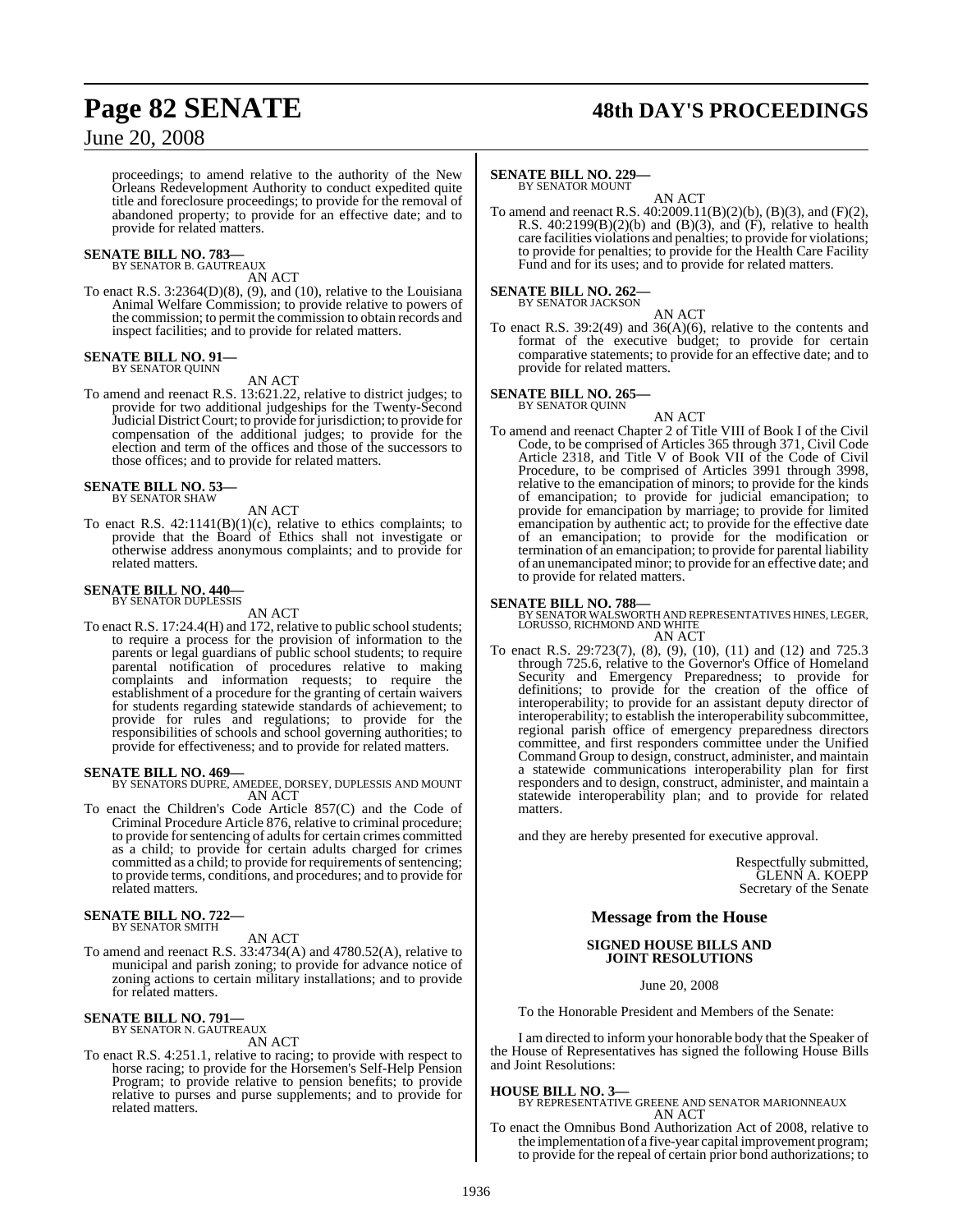proceedings; to amend relative to the authority of the New Orleans Redevelopment Authority to conduct expedited quite title and foreclosure proceedings; to provide for the removal of abandoned property; to provide for an effective date; and to provide for related matters.

**SENATE BILL NO. 783—**
BY SENATOR B. GAUTREAUX
AN ACT

To enact R.S. 3:2364(D)(8), (9), and (10), relative to the Louisiana Animal Welfare Commission; to provide relative to powers of the commission; to permit the commission to obtain records and inspect facilities; and to provide for related matters.

**SENATE BILL NO. 91—**
BY SENATOR QUINN
AN ACT

To amend and reenact R.S. 13:621.22, relative to district judges; to provide for two additional judgeships for the Twenty-Second Judicial District Court; to provide for jurisdiction; to provide for compensation of the additional judges; to provide for the election and term of the offices and those of the successors to those offices; and to provide for related matters.

**SENATE BILL NO. 53—**
BY SENATOR SHAW
AN ACT

To enact R.S. 42:1141(B)(1)(c), relative to ethics complaints; to provide that the Board of Ethics shall not investigate or otherwise address anonymous complaints; and to provide for related matters.

**SENATE BILL NO. 440—**
BY SENATOR DUPLESSIS
AN ACT

To enact R.S. 17:24.4(H) and 172, relative to public school students; to require a process for the provision of information to the parents or legal guardians of public school students; to require parental notification of procedures relative to making complaints and information requests; to require the establishment of a procedure for the granting of certain waivers for students regarding statewide standards of achievement; to provide for rules and regulations; to provide for the responsibilities of schools and school governing authorities; to provide for effectiveness; and to provide for related matters.

**SENATE BILL NO. 469—**
BY SENATORS DUPRE, AMEDEE, DORSEY, DUPLESSIS AND MOUNT
AN ACT

To enact the Children's Code Article 857(C) and the Code of Criminal Procedure Article 876, relative to criminal procedure; to provide for sentencing of adults for certain crimes committed as a child; to provide for certain adults charged for crimes committed as a child; to provide for requirements of sentencing; to provide terms, conditions, and procedures; and to provide for related matters.

**SENATE BILL NO. 722—**
BY SENATOR SMITH
AN ACT

To amend and reenact R.S. 33:4734(A) and 4780.52(A), relative to municipal and parish zoning; to provide for advance notice of zoning actions to certain military installations; and to provide for related matters.

**SENATE BILL NO. 791—**
BY SENATOR N. GAUTREAUX
AN ACT

To enact R.S. 4:251.1, relative to racing; to provide with respect to horse racing; to provide for the Horsemen's Self-Help Pension Program; to provide relative to pension benefits; to provide relative to purses and purse supplements; and to provide for related matters.

**SENATE BILL NO. 229—**
BY SENATOR MOUNT
AN ACT

To amend and reenact R.S. 40:2009.11(B)(2)(b), (B)(3), and (F)(2), R.S. 40:2199(B)(2)(b) and (B)(3), and (F), relative to health care facilities violations and penalties; to provide for violations; to provide for penalties; to provide for the Health Care Facility Fund and for its uses; and to provide for related matters.

**SENATE BILL NO. 262—**
BY SENATOR JACKSON
AN ACT

To enact R.S. 39:2(49) and 36(A)(6), relative to the contents and format of the executive budget; to provide for certain comparative statements; to provide for an effective date; and to provide for related matters.

**SENATE BILL NO. 265—**
BY SENATOR QUINN
AN ACT

To amend and reenact Chapter 2 of Title VIII of Book I of the Civil Code, to be comprised of Articles 365 through 371, Civil Code Article 2318, and Title V of Book VII of the Code of Civil Procedure, to be comprised of Articles 3991 through 3998, relative to the emancipation of minors; to provide for the kinds of emancipation; to provide for judicial emancipation; to provide for emancipation by marriage; to provide for limited emancipation by authentic act; to provide for the effective date of an emancipation; to provide for the modification or termination of an emancipation; to provide for parental liability of an unemancipated minor; to provide for an effective date; and to provide for related matters.

**SENATE BILL NO. 788—**
BY SENATOR WALSWORTH AND REPRESENTATIVES HINES, LEGER, LORUSSO, RICHMOND AND WHITE
AN ACT

To enact R.S. 29:723(7), (8), (9), (10), (11) and (12) and 725.3 through 725.6, relative to the Governor's Office of Homeland Security and Emergency Preparedness; to provide for definitions; to provide for the creation of the office of interoperability; to provide for an assistant deputy director of interoperability; to establish the interoperability subcommittee, regional parish office of emergency preparedness directors committee, and first responders committee under the Unified Command Group to design, construct, administer, and maintain a statewide communications interoperability plan for first responders and to design, construct, administer, and maintain a statewide interoperability plan; and to provide for related matters.

and they are hereby presented for executive approval.

Respectfully submitted,
GLENN A. KOEPP
Secretary of the Senate

## Message from the House

### SIGNED HOUSE BILLS AND JOINT RESOLUTIONS

June 20, 2008

To the Honorable President and Members of the Senate:

I am directed to inform your honorable body that the Speaker of the House of Representatives has signed the following House Bills and Joint Resolutions:

**HOUSE BILL NO. 3—**
BY REPRESENTATIVE GREENE AND SENATOR MARIONNEAUX
AN ACT

To enact the Omnibus Bond Authorization Act of 2008, relative to the implementation of a five-year capital improvement program; to provide for the repeal of certain prior bond authorizations; to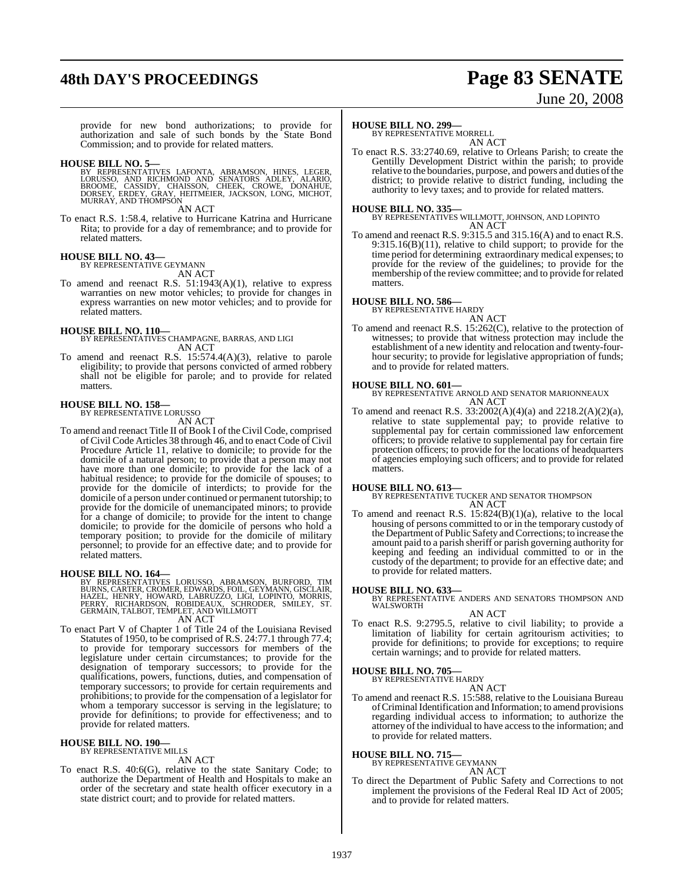provide for new bond authorizations; to provide for authorization and sale of such bonds by the State Bond Commission; and to provide for related matters.

**HOUSE BILL NO. 5—**
BY REPRESENTATIVES LAFONTA, ABRAMSON, HINES, LEGER, LORUSSO, AND RICHMOND AND SENATORS ADLEY, ALARIO, BROOME, CASSIDY, CHAISSON, CHEEK, CROWE, DONAHUE, DORSEY, ERDEY, GRAY, HEITMEIER, JACKSON, LONG, MICHOT, MURRAY, AND THOMPSON

AN ACT

To enact R.S. 1:58.4, relative to Hurricane Katrina and Hurricane Rita; to provide for a day of remembrance; and to provide for related matters.

**HOUSE BILL NO. 43—**
BY REPRESENTATIVE GEYMANN

AN ACT

To amend and reenact R.S. 51:1943(A)(1), relative to express warranties on new motor vehicles; to provide for changes in express warranties on new motor vehicles; and to provide for related matters.

**HOUSE BILL NO. 110—**
BY REPRESENTATIVES CHAMPAGNE, BARRAS, AND LIGI

AN ACT

To amend and reenact R.S. 15:574.4(A)(3), relative to parole eligibility; to provide that persons convicted of armed robbery shall not be eligible for parole; and to provide for related matters.

**HOUSE BILL NO. 158—**
BY REPRESENTATIVE LORUSSO

AN ACT

To amend and reenact Title II of Book I of the Civil Code, comprised of Civil Code Articles 38 through 46, and to enact Code of Civil Procedure Article 11, relative to domicile; to provide for the domicile of a natural person; to provide that a person may not have more than one domicile; to provide for the lack of a habitual residence; to provide for the domicile of spouses; to provide for the domicile of interdicts; to provide for the domicile of a person under continued or permanent tutorship; to provide for the domicile of unemancipated minors; to provide for a change of domicile; to provide for the intent to change domicile; to provide for the domicile of persons who hold a temporary position; to provide for the domicile of military personnel; to provide for an effective date; and to provide for related matters.

**HOUSE BILL NO. 164—**
BY REPRESENTATIVES LORUSSO, ABRAMSON, BURFORD, TIM BURNS, CARTER, CROMER, EDWARDS, FOIL, GEYMANN, GISCLAIR, HAZEL, HENRY, HOWARD, LABRUZZO, LIGI, LOPINTO, MORRIS, PERRY, RICHARDSON, ROBIDEAUX, SCHRODER, SMILEY, ST. GERMAIN, TALBOT, TEMPLET, AND WILLMOTT

AN ACT

To enact Part V of Chapter 1 of Title 24 of the Louisiana Revised Statutes of 1950, to be comprised of R.S. 24:77.1 through 77.4; to provide for temporary successors for members of the legislature under certain circumstances; to provide for the designation of temporary successors; to provide for the qualifications, powers, functions, duties, and compensation of temporary successors; to provide for certain requirements and prohibitions; to provide for the compensation of a legislator for whom a temporary successor is serving in the legislature; to provide for definitions; to provide for effectiveness; and to provide for related matters.

**HOUSE BILL NO. 190—**
BY REPRESENTATIVE MILLS

AN ACT

To enact R.S. 40:6(G), relative to the state Sanitary Code; to authorize the Department of Health and Hospitals to make an order of the secretary and state health officer executory in a state district court; and to provide for related matters.

**HOUSE BILL NO. 299—**
BY REPRESENTATIVE MORRELL

AN ACT

To enact R.S. 33:2740.69, relative to Orleans Parish; to create the Gentilly Development District within the parish; to provide relative to the boundaries, purpose, and powers and duties of the district; to provide relative to district funding, including the authority to levy taxes; and to provide for related matters.

**HOUSE BILL NO. 335—**
BY REPRESENTATIVES WILLMOTT, JOHNSON, AND LOPINTO

AN ACT

To amend and reenact R.S. 9:315.5 and 315.16(A) and to enact R.S. 9:315.16(B)(11), relative to child support; to provide for the time period for determining extraordinary medical expenses; to provide for the review of the guidelines; to provide for the membership of the review committee; and to provide for related matters.

**HOUSE BILL NO. 586—**
BY REPRESENTATIVE HARDY

AN ACT

To amend and reenact R.S. 15:262(C), relative to the protection of witnesses; to provide that witness protection may include the establishment of a new identity and relocation and twenty-four-hour security; to provide for legislative appropriation of funds; and to provide for related matters.

**HOUSE BILL NO. 601—**
BY REPRESENTATIVE ARNOLD AND SENATOR MARIONNEAUX

AN ACT

To amend and reenact R.S. 33:2002(A)(4)(a) and 2218.2(A)(2)(a), relative to state supplemental pay; to provide relative to supplemental pay for certain commissioned law enforcement officers; to provide relative to supplemental pay for certain fire protection officers; to provide for the locations of headquarters of agencies employing such officers; and to provide for related matters.

**HOUSE BILL NO. 613—**
BY REPRESENTATIVE TUCKER AND SENATOR THOMPSON

AN ACT

To amend and reenact R.S. 15:824(B)(1)(a), relative to the local housing of persons committed to or in the temporary custody of the Department of Public Safety and Corrections; to increase the amount paid to a parish sheriff or parish governing authority for keeping and feeding an individual committed to or in the custody of the department; to provide for an effective date; and to provide for related matters.

**HOUSE BILL NO. 633—**
BY REPRESENTATIVE ANDERS AND SENATORS THOMPSON AND WALSWORTH

AN ACT

To enact R.S. 9:2795.5, relative to civil liability; to provide a limitation of liability for certain agritourism activities; to provide for definitions; to provide for exceptions; to require certain warnings; and to provide for related matters.

**HOUSE BILL NO. 705—**
BY REPRESENTATIVE HARDY

AN ACT

To amend and reenact R.S. 15:588, relative to the Louisiana Bureau of Criminal Identification and Information; to amend provisions regarding individual access to information; to authorize the attorney of the individual to have access to the information; and to provide for related matters.

**HOUSE BILL NO. 715—**
BY REPRESENTATIVE GEYMANN

AN ACT

To direct the Department of Public Safety and Corrections to not implement the provisions of the Federal Real ID Act of 2005; and to provide for related matters.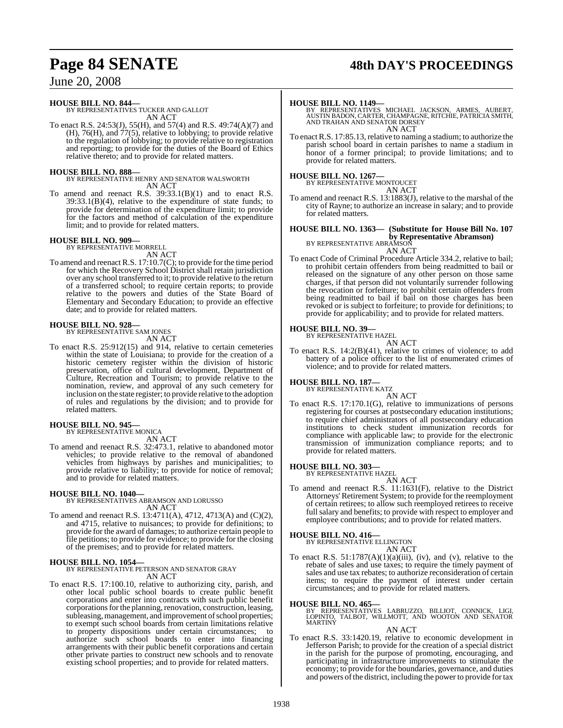**HOUSE BILL NO. 844—**
BY REPRESENTATIVES TUCKER AND GALLOT
AN ACT

To enact R.S. 24:53(J), 55(H), and 57(4) and R.S. 49:74(A)(7) and (H), 76(H), and 77(5), relative to lobbying; to provide relative to the regulation of lobbying; to provide relative to registration and reporting; to provide for the duties of the Board of Ethics relative thereto; and to provide for related matters.

**HOUSE BILL NO. 888—**
BY REPRESENTATIVE HENRY AND SENATOR WALSWORTH
AN ACT

To amend and reenact R.S. 39:33.1(B)(1) and to enact R.S. 39:33.1(B)(4), relative to the expenditure of state funds; to provide for determination of the expenditure limit; to provide for the factors and method of calculation of the expenditure limit; and to provide for related matters.

**HOUSE BILL NO. 909—**
BY REPRESENTATIVE MORRELL
AN ACT

To amend and reenact R.S. 17:10.7(C); to provide for the time period for which the Recovery School District shall retain jurisdiction over any school transferred to it; to provide relative to the return of a transferred school; to require certain reports; to provide relative to the powers and duties of the State Board of Elementary and Secondary Education; to provide an effective date; and to provide for related matters.

**HOUSE BILL NO. 928—**
BY REPRESENTATIVE SAM JONES
AN ACT

To enact R.S. 25:912(15) and 914, relative to certain cemeteries within the state of Louisiana; to provide for the creation of a historic cemetery register within the division of historic preservation, office of cultural development, Department of Culture, Recreation and Tourism; to provide relative to the nomination, review, and approval of any such cemetery for inclusion on the state register; to provide relative to the adoption of rules and regulations by the division; and to provide for related matters.

**HOUSE BILL NO. 945—**
BY REPRESENTATIVE MONICA
AN ACT

To amend and reenact R.S. 32:473.1, relative to abandoned motor vehicles; to provide relative to the removal of abandoned vehicles from highways by parishes and municipalities; to provide relative to liability; to provide for notice of removal; and to provide for related matters.

**HOUSE BILL NO. 1040—**
BY REPRESENTATIVES ABRAMSON AND LORUSSO
AN ACT

To amend and reenact R.S. 13:4711(A), 4712, 4713(A) and (C)(2), and 4715, relative to nuisances; to provide for definitions; to provide for the award of damages; to authorize certain people to file petitions; to provide for evidence; to provide for the closing of the premises; and to provide for related matters.

**HOUSE BILL NO. 1054—**
BY REPRESENTATIVE PETERSON AND SENATOR GRAY
AN ACT

To enact R.S. 17:100.10, relative to authorizing city, parish, and other local public school boards to create public benefit corporations and enter into contracts with such public benefit corporations for the planning, renovation, construction, leasing, subleasing, management, and improvement of school properties; to exempt such school boards from certain limitations relative to property dispositions under certain circumstances; to authorize such school boards to enter into financing arrangements with their public benefit corporations and certain other private parties to construct new schools and to renovate existing school properties; and to provide for related matters.

**HOUSE BILL NO. 1149—**
BY REPRESENTATIVES MICHAEL JACKSON, ARMES, AUBERT, AUSTIN BADON, CARTER, CHAMPAGNE, RITCHIE, PATRICIA SMITH, AND TRAHAN AND SENATOR DORSEY
AN ACT

To enact R.S. 17:85.13, relative to naming a stadium; to authorize the parish school board in certain parishes to name a stadium in honor of a former principal; to provide limitations; and to provide for related matters.

**HOUSE BILL NO. 1267—**
BY REPRESENTATIVE MONTOUCET
AN ACT

To amend and reenact R.S. 13:1883(J), relative to the marshal of the city of Rayne; to authorize an increase in salary; and to provide for related matters.

**HOUSE BILL NO. 1363— (Substitute for House Bill No. 107 by Representative Abramson)**
BY REPRESENTATIVE ABRAMSON
AN ACT

To enact Code of Criminal Procedure Article 334.2, relative to bail; to prohibit certain offenders from being readmitted to bail or released on the signature of any other person on those same charges, if that person did not voluntarily surrender following the revocation or forfeiture; to prohibit certain offenders from being readmitted to bail if bail on those charges has been revoked or is subject to forfeiture; to provide for definitions; to provide for applicability; and to provide for related matters.

**HOUSE BILL NO. 39—**
BY REPRESENTATIVE HAZEL
AN ACT

To enact R.S. 14:2(B)(41), relative to crimes of violence; to add battery of a police officer to the list of enumerated crimes of violence; and to provide for related matters.

**HOUSE BILL NO. 187—**
BY REPRESENTATIVE KATZ
AN ACT

To enact R.S. 17:170.1(G), relative to immunizations of persons registering for courses at postsecondary education institutions; to require chief administrators of all postsecondary education institutions to check student immunization records for compliance with applicable law; to provide for the electronic transmission of immunization compliance reports; and to provide for related matters.

**HOUSE BILL NO. 303—**
BY REPRESENTATIVE HAZEL
AN ACT

To amend and reenact R.S. 11:1631(F), relative to the District Attorneys' Retirement System; to provide for the reemployment of certain retirees; to allow such reemployed retirees to receive full salary and benefits; to provide with respect to employer and employee contributions; and to provide for related matters.

**HOUSE BILL NO. 416—**
BY REPRESENTATIVE ELLINGTON
AN ACT

To enact R.S. 51:1787(A)(1)(a)(iii), (iv), and (v), relative to the rebate of sales and use taxes; to require the timely payment of sales and use tax rebates; to authorize reconsideration of certain items; to require the payment of interest under certain circumstances; and to provide for related matters.

**HOUSE BILL NO. 465—**
BY REPRESENTATIVES LABRUZZO, BILLIOT, CONNICK, LIGI, LOPINTO, TALBOT, WILLMOTT, AND WOOTON AND SENATOR MARTINY
AN ACT

To enact R.S. 33:1420.19, relative to economic development in Jefferson Parish; to provide for the creation of a special district in the parish for the purpose of promoting, encouraging, and participating in infrastructure improvements to stimulate the economy; to provide for the boundaries, governance, and duties and powers of the district, including the power to provide for tax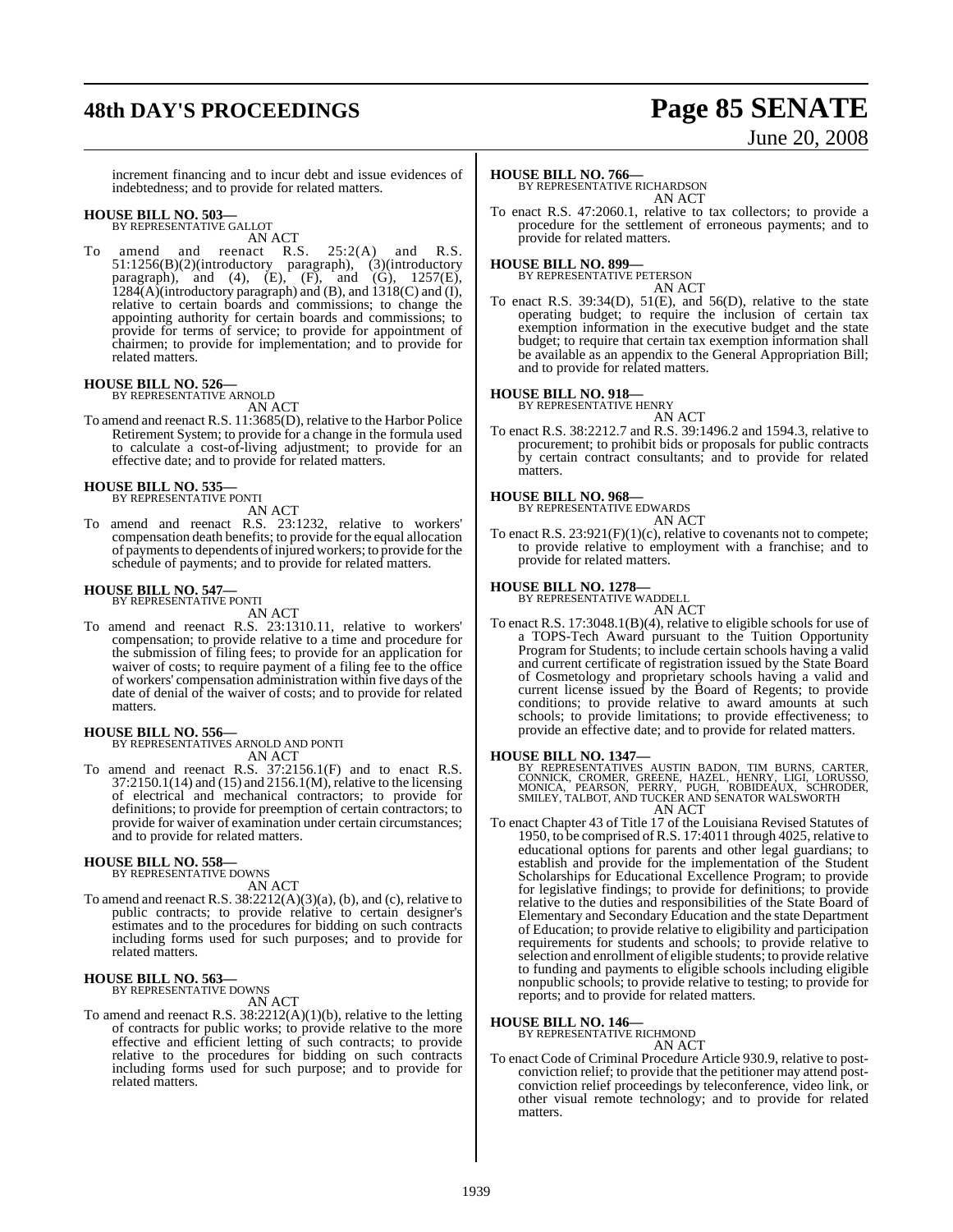increment financing and to incur debt and issue evidences of indebtedness; and to provide for related matters.

**HOUSE BILL NO. 503—**
BY REPRESENTATIVE GALLOT
AN ACT

To amend and reenact R.S. 25:2(A) and R.S. 51:1256(B)(2)(introductory paragraph), (3)(introductory paragraph), and (4), (E), (F), and (G), 1257(E), 1284(A)(introductory paragraph) and (B), and 1318(C) and (I), relative to certain boards and commissions; to change the appointing authority for certain boards and commissions; to provide for terms of service; to provide for appointment of chairmen; to provide for implementation; and to provide for related matters.

**HOUSE BILL NO. 526—**
BY REPRESENTATIVE ARNOLD
AN ACT

To amend and reenact R.S. 11:3685(D), relative to the Harbor Police Retirement System; to provide for a change in the formula used to calculate a cost-of-living adjustment; to provide for an effective date; and to provide for related matters.

**HOUSE BILL NO. 535—**
BY REPRESENTATIVE PONTI
AN ACT

To amend and reenact R.S. 23:1232, relative to workers' compensation death benefits; to provide for the equal allocation of payments to dependents of injured workers; to provide for the schedule of payments; and to provide for related matters.

**HOUSE BILL NO. 547—**
BY REPRESENTATIVE PONTI
AN ACT

To amend and reenact R.S. 23:1310.11, relative to workers' compensation; to provide relative to a time and procedure for the submission of filing fees; to provide for an application for waiver of costs; to require payment of a filing fee to the office of workers' compensation administration within five days of the date of denial of the waiver of costs; and to provide for related matters.

**HOUSE BILL NO. 556—**
BY REPRESENTATIVES ARNOLD AND PONTI
AN ACT

To amend and reenact R.S. 37:2156.1(F) and to enact R.S. 37:2150.1(14) and (15) and 2156.1(M), relative to the licensing of electrical and mechanical contractors; to provide for definitions; to provide for preemption of certain contractors; to provide for waiver of examination under certain circumstances; and to provide for related matters.

**HOUSE BILL NO. 558—**
BY REPRESENTATIVE DOWNS
AN ACT

To amend and reenact R.S. 38:2212(A)(3)(a), (b), and (c), relative to public contracts; to provide relative to certain designer's estimates and to the procedures for bidding on such contracts including forms used for such purposes; and to provide for related matters.

**HOUSE BILL NO. 563—**
BY REPRESENTATIVE DOWNS
AN ACT

To amend and reenact R.S. 38:2212(A)(1)(b), relative to the letting of contracts for public works; to provide relative to the more effective and efficient letting of such contracts; to provide relative to the procedures for bidding on such contracts including forms used for such purpose; and to provide for related matters.

**HOUSE BILL NO. 766—**
BY REPRESENTATIVE RICHARDSON
AN ACT

To enact R.S. 47:2060.1, relative to tax collectors; to provide a procedure for the settlement of erroneous payments; and to provide for related matters.

**HOUSE BILL NO. 899—**
BY REPRESENTATIVE PETERSON
AN ACT

To enact R.S. 39:34(D), 51(E), and 56(D), relative to the state operating budget; to require the inclusion of certain tax exemption information in the executive budget and the state budget; to require that certain tax exemption information shall be available as an appendix to the General Appropriation Bill; and to provide for related matters.

**HOUSE BILL NO. 918—**
BY REPRESENTATIVE HENRY
AN ACT

To enact R.S. 38:2212.7 and R.S. 39:1496.2 and 1594.3, relative to procurement; to prohibit bids or proposals for public contracts by certain contract consultants; and to provide for related matters.

**HOUSE BILL NO. 968—**
BY REPRESENTATIVE EDWARDS
AN ACT

To enact R.S. 23:921(F)(1)(c), relative to covenants not to compete; to provide relative to employment with a franchise; and to provide for related matters.

**HOUSE BILL NO. 1278—**
BY REPRESENTATIVE WADDELL
AN ACT

To enact R.S. 17:3048.1(B)(4), relative to eligible schools for use of a TOPS-Tech Award pursuant to the Tuition Opportunity Program for Students; to include certain schools having a valid and current certificate of registration issued by the State Board of Cosmetology and proprietary schools having a valid and current license issued by the Board of Regents; to provide conditions; to provide relative to award amounts at such schools; to provide limitations; to provide effectiveness; to provide an effective date; and to provide for related matters.

**HOUSE BILL NO. 1347—**
BY REPRESENTATIVES AUSTIN BADON, TIM BURNS, CARTER, CONNICK, CROMER, GREENE, HAZEL, HENRY, LIGI, LORUSSO, MONICA, PEARSON, PERRY, PUGH, ROBIDEAUX, SCHRODER, SMILEY, TALBOT, AND TUCKER AND SENATOR WALSWORTH
AN ACT

To enact Chapter 43 of Title 17 of the Louisiana Revised Statutes of 1950, to be comprised of R.S. 17:4011 through 4025, relative to educational options for parents and other legal guardians; to establish and provide for the implementation of the Student Scholarships for Educational Excellence Program; to provide for legislative findings; to provide for definitions; to provide relative to the duties and responsibilities of the State Board of Elementary and Secondary Education and the state Department of Education; to provide relative to eligibility and participation requirements for students and schools; to provide relative to selection and enrollment of eligible students; to provide relative to funding and payments to eligible schools including eligible nonpublic schools; to provide relative to testing; to provide for reports; and to provide for related matters.

**HOUSE BILL NO. 146—**
BY REPRESENTATIVE RICHMOND
AN ACT

To enact Code of Criminal Procedure Article 930.9, relative to post-conviction relief; to provide that the petitioner may attend post-conviction relief proceedings by teleconference, video link, or other visual remote technology; and to provide for related matters.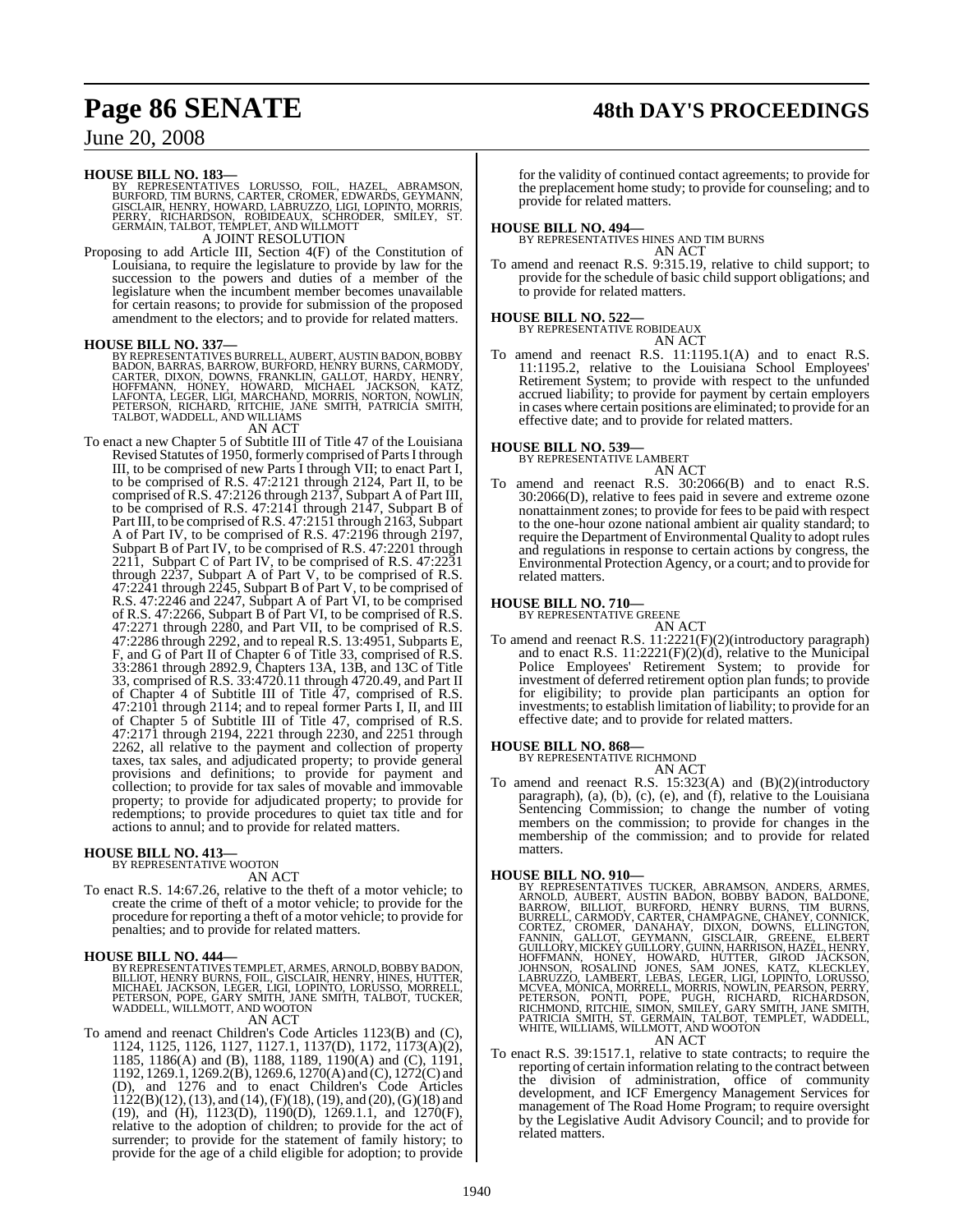**HOUSE BILL NO. 183—**

BY REPRESENTATIVES LORUSSO, FOIL, HAZEL, ABRAMSON, BURFORD, TIM BURNS, CARTER, CROMER, EDWARDS, GEYMANN, GISCLAIR, HENRY, HOWARD, LABRUZZO, LIGI, LOPINTO, MORRIS, PERRY, RICHARDSON, ROBIDEAUX, SCHRODER, SMILEY, ST. GERMAIN, TALBOT, TEMPLET, AND WILLMOTT

A JOINT RESOLUTION

Proposing to add Article III, Section 4(F) of the Constitution of Louisiana, to require the legislature to provide by law for the succession to the powers and duties of a member of the legislature when the incumbent member becomes unavailable for certain reasons; to provide for submission of the proposed amendment to the electors; and to provide for related matters.

**HOUSE BILL NO. 337—**

BY REPRESENTATIVES BURRELL, AUBERT, AUSTIN BADON, BOBBY BADON, BARRAS, BARROW, BURFORD, HENRY BURNS, CARMODY, CARTER, DIXON, DOWNS, FRANKLIN, GALLOT, HARDY, HENRY, HOFFMANN, HONEY, HOWARD, MICHAEL JACKSON, KATZ, LAFONTA, LEGER, LIGI, MARCHAND, MORRIS, NORTON, NOWLIN, PETERSON, RICHARD, RITCHIE, JANE SMITH, PATRICIA SMITH, TALBOT, WADDELL, AND WILLIAMS

AN ACT

To enact a new Chapter 5 of Subtitle III of Title 47 of the Louisiana Revised Statutes of 1950, formerly comprised of Parts I through III, to be comprised of new Parts I through VII; to enact Part I, to be comprised of R.S. 47:2121 through 2124, Part II, to be comprised of R.S. 47:2126 through 2137, Subpart A of Part III, to be comprised of R.S. 47:2141 through 2147, Subpart B of Part III, to be comprised of R.S. 47:2151 through 2163, Subpart A of Part IV, to be comprised of R.S. 47:2196 through 2197, Subpart B of Part IV, to be comprised of R.S. 47:2201 through 2211, Subpart C of Part IV, to be comprised of R.S. 47:2231 through 2237, Subpart A of Part V, to be comprised of R.S. 47:2241 through 2245, Subpart B of Part V, to be comprised of R.S. 47:2246 and 2247, Subpart A of Part VI, to be comprised of R.S. 47:2266, Subpart B of Part VI, to be comprised of R.S. 47:2271 through 2280, and Part VII, to be comprised of R.S. 47:2286 through 2292, and to repeal R.S. 13:4951, Subparts E, F, and G of Part II of Chapter 6 of Title 33, comprised of R.S. 33:2861 through 2892.9, Chapters 13A, 13B, and 13C of Title 33, comprised of R.S. 33:4720.11 through 4720.49, and Part II of Chapter 4 of Subtitle III of Title 47, comprised of R.S. 47:2101 through 2114; and to repeal former Parts I, II, and III of Chapter 5 of Subtitle III of Title 47, comprised of R.S. 47:2171 through 2194, 2221 through 2230, and 2251 through 2262, all relative to the payment and collection of property taxes, tax sales, and adjudicated property; to provide general provisions and definitions; to provide for payment and collection; to provide for tax sales of movable and immovable property; to provide for adjudicated property; to provide for redemptions; to provide procedures to quiet tax title and for actions to annul; and to provide for related matters.

**HOUSE BILL NO. 413—**

BY REPRESENTATIVE WOOTON

AN ACT

To enact R.S. 14:67.26, relative to the theft of a motor vehicle; to create the crime of theft of a motor vehicle; to provide for the procedure for reporting a theft of a motor vehicle; to provide for penalties; and to provide for related matters.

**HOUSE BILL NO. 444—**

BY REPRESENTATIVES TEMPLET, ARMES, ARNOLD, BOBBY BADON, BILLIOT, HENRY BURNS, FOIL, GISCLAIR, HENRY, HINES, HUTTER, MICHAEL JACKSON, LEGER, LIGI, LOPINTO, LORUSSO, MORRELL, PETERSON, POPE, GARY SMITH, JANE SMITH, TALBOT, TUCKER, WADDELL, WILLMOTT, AND WOOTON

AN ACT

To amend and reenact Children's Code Articles 1123(B) and (C), 1124, 1125, 1126, 1127, 1127.1, 1137(D), 1172, 1173(A)(2), 1185, 1186(A) and (B), 1188, 1189, 1190(A) and (C), 1191, 1192, 1269.1, 1269.2(B), 1269.6, 1270(A) and (C), 1272(C) and (D), and 1276 and to enact Children's Code Articles 1122(B)(12), (13), and (14), (F)(18), (19), and (20), (G)(18) and (19), and (H), 1123(D), 1190(D), 1269.1.1, and 1270(F), relative to the adoption of children; to provide for the act of surrender; to provide for the statement of family history; to provide for the age of a child eligible for adoption; to provide for the validity of continued contact agreements; to provide for the preplacement home study; to provide for counseling; and to provide for related matters.

**HOUSE BILL NO. 494—**

BY REPRESENTATIVES HINES AND TIM BURNS

AN ACT

To amend and reenact R.S. 9:315.19, relative to child support; to provide for the schedule of basic child support obligations; and to provide for related matters.

**HOUSE BILL NO. 522—**

BY REPRESENTATIVE ROBIDEAUX

AN ACT

To amend and reenact R.S. 11:1195.1(A) and to enact R.S. 11:1195.2, relative to the Louisiana School Employees' Retirement System; to provide with respect to the unfunded accrued liability; to provide for payment by certain employers in cases where certain positions are eliminated; to provide for an effective date; and to provide for related matters.

**HOUSE BILL NO. 539—**

BY REPRESENTATIVE LAMBERT

AN ACT

To amend and reenact R.S. 30:2066(B) and to enact R.S. 30:2066(D), relative to fees paid in severe and extreme ozone nonattainment zones; to provide for fees to be paid with respect to the one-hour ozone national ambient air quality standard; to require the Department of Environmental Quality to adopt rules and regulations in response to certain actions by congress, the Environmental Protection Agency, or a court; and to provide for related matters.

**HOUSE BILL NO. 710—**

BY REPRESENTATIVE GREENE

AN ACT

To amend and reenact R.S. 11:2221(F)(2)(introductory paragraph) and to enact R.S. 11:2221(F)(2)(d), relative to the Municipal Police Employees' Retirement System; to provide for investment of deferred retirement option plan funds; to provide for eligibility; to provide plan participants an option for investments; to establish limitation of liability; to provide for an effective date; and to provide for related matters.

**HOUSE BILL NO. 868—**

BY REPRESENTATIVE RICHMOND

AN ACT

To amend and reenact R.S. 15:323(A) and (B)(2)(introductory paragraph), (a), (b), (c), (e), and (f), relative to the Louisiana Sentencing Commission; to change the number of voting members on the commission; to provide for changes in the membership of the commission; and to provide for related matters.

**HOUSE BILL NO. 910—**

BY REPRESENTATIVES TUCKER, ABRAMSON, ANDERS, ARMES, ARNOLD, AUBERT, AUSTIN BADON, BOBBY BADON, BALDONE, BARROW, BILLIOT, BURFORD, HENRY BURNS, TIM BURNS, BURRELL, CARMODY, CARTER, CHAMPAGNE, CHANEY, CONNICK, CORTEZ, CROMER, DANAHAY, DIXON, DOWNS, ELLINGTON, FANNIN, GALLOT, GEYMANN, GISCLAIR, GREENE, ELBERT GUILLORY, MICKEY GUILLORY, GUINN, HARRISON, HAZEL, HENRY, HOFFMANN, HONEY, HOWARD, HUTTER, GIROD JACKSON, JOHNSON, ROSALIND JONES, SAM JONES, KATZ, KLECKLEY, LABRUZZO, LAMBERT, LEBAS, LEGER, LIGI, LOPINTO, LORUSSO, MCVEA, MONICA, MORRELL, MORRIS, NOWLIN, PEARSON, PERRY, PETERSON, PONTI, POPE, PUGH, RICHARD, RICHARDSON, RICHMOND, RITCHIE, SIMON, SMILEY, GARY SMITH, JANE SMITH, PATRICIA SMITH, ST. GERMAIN, TALBOT, TEMPLET, WADDELL, WHITE, WILLIAMS, WILLMOTT, AND WOOTON

AN ACT

To enact R.S. 39:1517.1, relative to state contracts; to require the reporting of certain information relating to the contract between the division of administration, office of community development, and ICF Emergency Management Services for management of The Road Home Program; to require oversight by the Legislative Audit Advisory Council; and to provide for related matters.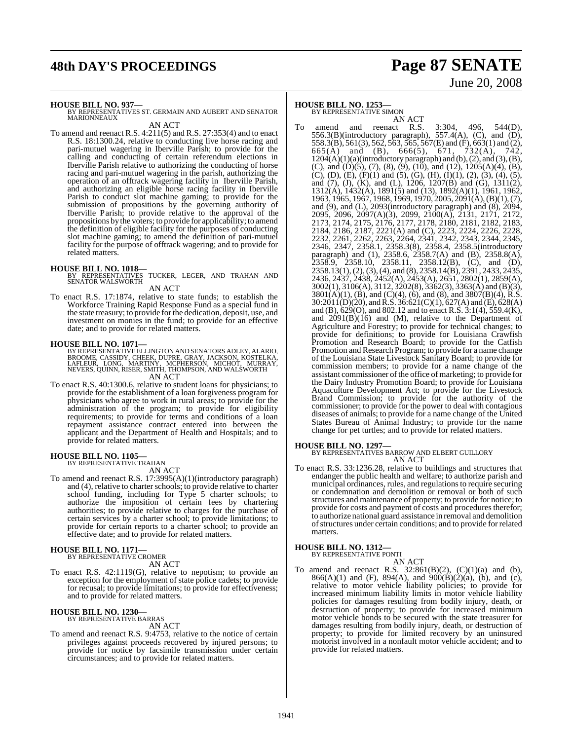**HOUSE BILL NO. 937—**
BY REPRESENTATIVES ST. GERMAIN AND AUBERT AND SENATOR MARIONNEAUX

AN ACT

To amend and reenact R.S. 4:211(5) and R.S. 27:353(4) and to enact R.S. 18:1300.24, relative to conducting live horse racing and pari-mutuel wagering in Iberville Parish; to provide for the calling and conducting of certain referendum elections in Iberville Parish relative to authorizing the conducting of horse racing and pari-mutuel wagering in the parish, authorizing the operation of an offtrack wagering facility in Iberville Parish, and authorizing an eligible horse racing facility in Iberville Parish to conduct slot machine gaming; to provide for the submission of propositions by the governing authority of Iberville Parish; to provide relative to the approval of the propositions by the voters; to provide for applicability; to amend the definition of eligible facility for the purposes of conducting slot machine gaming; to amend the definition of pari-mutuel facility for the purpose of offtrack wagering; and to provide for related matters.

**HOUSE BILL NO. 1018—**
BY REPRESENTATIVES TUCKER, LEGER, AND TRAHAN AND SENATOR WALSWORTH

AN ACT

To enact R.S. 17:1874, relative to state funds; to establish the Workforce Training Rapid Response Fund as a special fund in the state treasury; to provide for the dedication, deposit, use, and investment on monies in the fund; to provide for an effective date; and to provide for related matters.

**HOUSE BILL NO. 1071—**
BY REPRESENTATIVE ELLINGTON AND SENATORS ADLEY, ALARIO, BROOME, CASSIDY, CHEEK, DUPRE, GRAY, JACKSON, KOSTELKA, LAFLEUR, LONG, MARTINY, MCPHERSON, MICHOT, MURRAY, NEVERS, QUINN, RISER, SMITH, THOMPSON, AND WALSWORTH

AN ACT

To enact R.S. 40:1300.6, relative to student loans for physicians; to provide for the establishment of a loan forgiveness program for physicians who agree to work in rural areas; to provide for the administration of the program; to provide for eligibility requirements; to provide for terms and conditions of a loan repayment assistance contract entered into between the applicant and the Department of Health and Hospitals; and to provide for related matters.

**HOUSE BILL NO. 1105—**
BY REPRESENTATIVE TRAHAN

AN ACT

To amend and reenact R.S. 17:3995(A)(1)(introductory paragraph) and (4), relative to charter schools; to provide relative to charter school funding, including for Type 5 charter schools; to authorize the imposition of certain fees by chartering authorities; to provide relative to charges for the purchase of certain services by a charter school; to provide limitations; to provide for certain reports to a charter school; to provide an effective date; and to provide for related matters.

**HOUSE BILL NO. 1171—**
BY REPRESENTATIVE CROMER

AN ACT

To enact R.S. 42:1119(G), relative to nepotism; to provide an exception for the employment of state police cadets; to provide for recusal; to provide limitations; to provide for effectiveness; and to provide for related matters.

**HOUSE BILL NO. 1230—**
BY REPRESENTATIVE BARRAS

AN ACT

To amend and reenact R.S. 9:4753, relative to the notice of certain privileges against proceeds recovered by injured persons; to provide for notice by facsimile transmission under certain circumstances; and to provide for related matters.

**HOUSE BILL NO. 1253—**
BY REPRESENTATIVE SIMON

AN ACT

To amend and reenact R.S. 3:304, 496, 544(D), 556.3(B)(introductory paragraph), 557.4(A), (C), and (D), 558.3(B), 561(3), 562, 563, 565, 567(E) and (F), 663(1) and (2), 665(A) and (B), 666(5), 671, 732(A), 742, 1204(A)(1)(a)(introductory paragraph) and (b), (2), and (3), (B), (C), and (D)(5), (7), (8), (9), (10), and (12), 1205(A)(4), (B), (C), (D), (E), (F)(1) and (5), (G), (H), (I)(1), (2), (3), (4), (5), and (7), (J), (K), and (L), 1206, 1207(B) and (G), 1311(2), 1312(A), 1432(A), 1891(5) and (13), 1892(A)(1), 1961, 1962, 1963, 1965, 1967, 1968, 1969, 1970, 2005, 2091(A), (B)(1), (7), and (9), and (L), 2093(introductory paragraph) and (8), 2094, 2095, 2096, 2097(A)(3), 2099, 2100(A), 2131, 2171, 2172, 2173, 2174, 2175, 2176, 2177, 2178, 2180, 2181, 2182, 2183, 2184, 2186, 2187, 2221(A) and (C), 2223, 2224, 2226, 2228, 2232, 2261, 2262, 2263, 2264, 2341, 2342, 2343, 2344, 2345, 2346, 2347, 2358.1, 2358.3(8), 2358.4, 2358.5(introductory paragraph) and (1), 2358.6, 2358.7(A) and (B), 2358.8(A), 2358.9, 2358.10, 2358.11, 2358.12(B), (C), and (D), 2358.13(1), (2), (3), (4), and (8), 2358.14(B), 2391, 2433, 2435, 2436, 2437, 2438, 2452(A), 2453(A), 2651, 2802(1), 2859(A), 3002(1), 3106(A), 3112, 3202(8), 3362(3), 3363(A) and (B)(3), 3801(A)(1), (B), and (C)(4), (6), and (8), and 3807(B)(4), R.S. 30:2011(D)(20), and R.S. 36:621(C)(1), 627(A) and (E), 628(A) and (B), 629(O), and 802.12 and to enact R.S. 3:1(4), 559.4(K), and 2091(B)(16) and (M), relative to the Department of Agriculture and Forestry; to provide for technical changes; to provide for definitions; to provide for Louisiana Crawfish Promotion and Research Board; to provide for the Catfish Promotion and Research Program; to provide for a name change of the Louisiana State Livestock Sanitary Board; to provide for commission members; to provide for a name change of the assistant commissioner of the office of marketing; to provide for the Dairy Industry Promotion Board; to provide for Louisiana Aquaculture Development Act; to provide for the Livestock Brand Commission; to provide for the authority of the commissioner; to provide for the power to deal with contagious diseases of animals; to provide for a name change of the United States Bureau of Animal Industry; to provide for the name change for pet turtles; and to provide for related matters.

**HOUSE BILL NO. 1297—**
BY REPRESENTATIVES BARROW AND ELBERT GUILLORY

AN ACT

To enact R.S. 33:1236.28, relative to buildings and structures that endanger the public health and welfare; to authorize parish and municipal ordinances, rules, and regulations to require securing or condemnation and demolition or removal or both of such structures and maintenance of property; to provide for notice; to provide for costs and payment of costs and procedures therefor; to authorize national guard assistance in removal and demolition of structures under certain conditions; and to provide for related matters.

**HOUSE BILL NO. 1312—**
BY REPRESENTATIVE PONTI

AN ACT

To amend and reenact R.S. 32:861(B)(2), (C)(1)(a) and (b), 866(A)(1) and (F), 894(A), and 900(B)(2)(a), (b), and (c), relative to motor vehicle liability policies; to provide for increased minimum liability limits in motor vehicle liability policies for damages resulting from bodily injury, death, or destruction of property; to provide for increased minimum motor vehicle bonds to be secured with the state treasurer for damages resulting from bodily injury, death, or destruction of property; to provide for limited recovery by an uninsured motorist involved in a nonfault motor vehicle accident; and to provide for related matters.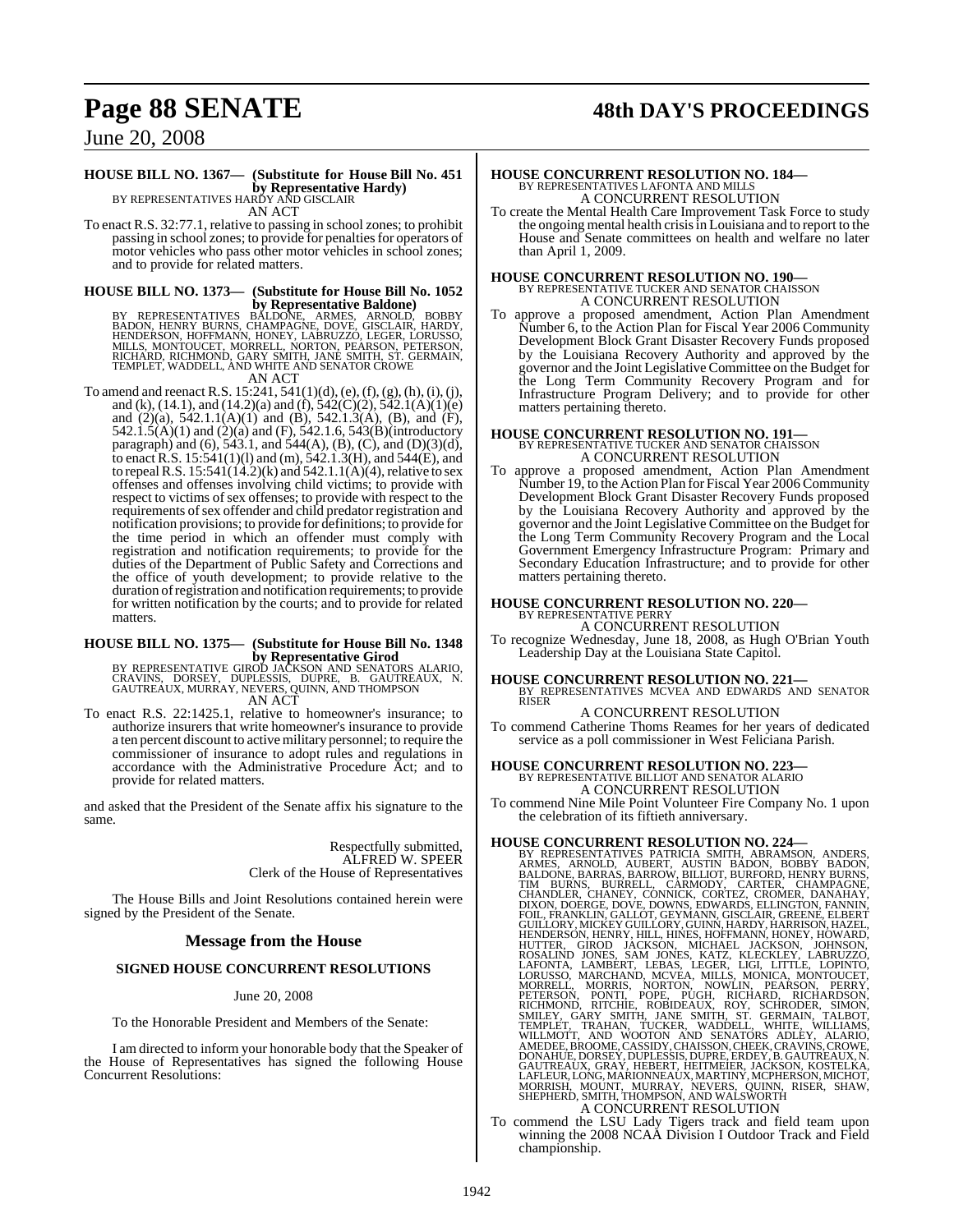**HOUSE BILL NO. 1367— (Substitute for House Bill No. 451 by Representative Hardy)**
BY REPRESENTATIVES HARDY AND GISCLAIR

AN ACT

To enact R.S. 32:77.1, relative to passing in school zones; to prohibit passing in school zones; to provide for penalties for operators of motor vehicles who pass other motor vehicles in school zones; and to provide for related matters.

**HOUSE BILL NO. 1373— (Substitute for House Bill No. 1052 by Representative Baldone)**
BY REPRESENTATIVES BALDONE, ARMES, ARNOLD, BOBBY BADON, HENRY BURNS, CHAMPAGNE, DOVE, GISCLAIR, HARDY, HENDERSON, HOFFMANN, HONEY, LABRUZZO, LEGER, LORUSSO, MILLS, MONTOUCET, MORRELL, NORTON, PEARSON, PETERSON, RICHARD, RICHMOND, GARY SMITH, JANE SMITH, ST. GERMAIN, TEMPLET, WADDELL, AND WHITE AND SENATOR CROWE

AN ACT

To amend and reenact R.S. 15:241, 541(1)(d), (e), (f), (g), (h), (i), (j), and (k), (14.1), and (14.2)(a) and (f), 542(C)(2), 542.1(A)(1)(e) and (2)(a), 542.1.1(A)(1) and (B), 542.1.3(A), (B), and (F), 542.1.5(A)(1) and (2)(a) and (F), 542.1.6, 543(B)(introductory paragraph) and (6), 543.1, and 544(A), (B), (C), and (D)(3)(d), to enact R.S. 15:541(1)(l) and (m), 542.1.3(H), and 544(E), and to repeal R.S. 15:541(14.2)(k) and 542.1.1(A)(4), relative to sex offenses and offenses involving child victims; to provide with respect to victims of sex offenses; to provide with respect to the requirements of sex offender and child predator registration and notification provisions; to provide for definitions; to provide for the time period in which an offender must comply with registration and notification requirements; to provide for the duties of the Department of Public Safety and Corrections and the office of youth development; to provide relative to the duration of registration and notification requirements; to provide for written notification by the courts; and to provide for related matters.

**HOUSE BILL NO. 1375— (Substitute for House Bill No. 1348 by Representative Girod**
BY REPRESENTATIVE GIROD JACKSON AND SENATORS ALARIO, CRAVINS, DORSEY, DUPLESSIS, DUPRE, B. GAUTREAUX, N. GAUTREAUX, MURRAY, NEVERS, QUINN, AND THOMPSON

AN ACT

To enact R.S. 22:1425.1, relative to homeowner's insurance; to authorize insurers that write homeowner's insurance to provide a ten percent discount to active military personnel; to require the commissioner of insurance to adopt rules and regulations in accordance with the Administrative Procedure Act; and to provide for related matters.

and asked that the President of the Senate affix his signature to the same.

Respectfully submitted,
ALFRED W. SPEER
Clerk of the House of Representatives

The House Bills and Joint Resolutions contained herein were signed by the President of the Senate.

## Message from the House

### SIGNED HOUSE CONCURRENT RESOLUTIONS

June 20, 2008

To the Honorable President and Members of the Senate:

I am directed to inform your honorable body that the Speaker of the House of Representatives has signed the following House Concurrent Resolutions:

**HOUSE CONCURRENT RESOLUTION NO. 184—**
BY REPRESENTATIVES LAFONTA AND MILLS

A CONCURRENT RESOLUTION

To create the Mental Health Care Improvement Task Force to study the ongoing mental health crisis in Louisiana and to report to the House and Senate committees on health and welfare no later than April 1, 2009.

**HOUSE CONCURRENT RESOLUTION NO. 190—**
BY REPRESENTATIVE TUCKER AND SENATOR CHAISSON

A CONCURRENT RESOLUTION

To approve a proposed amendment, Action Plan Amendment Number 6, to the Action Plan for Fiscal Year 2006 Community Development Block Grant Disaster Recovery Funds proposed by the Louisiana Recovery Authority and approved by the governor and the Joint Legislative Committee on the Budget for the Long Term Community Recovery Program and for Infrastructure Program Delivery; and to provide for other matters pertaining thereto.

**HOUSE CONCURRENT RESOLUTION NO. 191—**
BY REPRESENTATIVE TUCKER AND SENATOR CHAISSON

A CONCURRENT RESOLUTION

To approve a proposed amendment, Action Plan Amendment Number 19, to the Action Plan for Fiscal Year 2006 Community Development Block Grant Disaster Recovery Funds proposed by the Louisiana Recovery Authority and approved by the governor and the Joint Legislative Committee on the Budget for the Long Term Community Recovery Program and the Local Government Emergency Infrastructure Program: Primary and Secondary Education Infrastructure; and to provide for other matters pertaining thereto.

**HOUSE CONCURRENT RESOLUTION NO. 220—**
BY REPRESENTATIVE PERRY

A CONCURRENT RESOLUTION

To recognize Wednesday, June 18, 2008, as Hugh O'Brian Youth Leadership Day at the Louisiana State Capitol.

**HOUSE CONCURRENT RESOLUTION NO. 221—**
BY REPRESENTATIVES MCVEA AND EDWARDS AND SENATOR RISER

A CONCURRENT RESOLUTION

To commend Catherine Thoms Reames for her years of dedicated service as a poll commissioner in West Feliciana Parish.

**HOUSE CONCURRENT RESOLUTION NO. 223—**
BY REPRESENTATIVE BILLIOT AND SENATOR ALARIO

A CONCURRENT RESOLUTION

To commend Nine Mile Point Volunteer Fire Company No. 1 upon the celebration of its fiftieth anniversary.

**HOUSE CONCURRENT RESOLUTION NO. 224—**
BY REPRESENTATIVES PATRICIA SMITH, ABRAMSON, ANDERS, ARMES, ARNOLD, AUBERT, AUSTIN BADON, BOBBY BADON, BALDONE, BARRAS, BARROW, BILLIOT, BURFORD, HENRY BURNS, TIM BURNS, BURRELL, CARMODY, CARTER, CHAMPAGNE, CHANDLER, CHANEY, CONNICK, CORTEZ, CROMER, DANAHAY, DIXON, DOERGE, DOVE, DOWNS, EDWARDS, ELLINGTON, FANNIN, FOIL, FRANKLIN, GALLOT, GEYMANN, GISCLAIR, GREENE, ELBERT GUILLORY, MICKEY GUILLORY, GUINN, HARDY, HARRISON, HAZEL, HENDERSON, HENRY, HILL, HINES, HOFFMANN, HONEY, HOWARD, HUTTER, GIROD JACKSON, MICHAEL JACKSON, JOHNSON, ROSALIND JONES, SAM JONES, KATZ, KLECKLEY, LABRUZZO, LAFONTA, LAMBERT, LEBAS, LEGER, LIGI, LITTLE, LOPINTO, LORUSSO, MARCHAND, MCVEA, MILLS, MONICA, MONTOUCET, MORRELL, MORRIS, NORTON, NOWLIN, PEARSON, PERRY, PETERSON, PONTI, POPE, PUGH, RICHARD, RICHARDSON, RICHMOND, RITCHIE, ROBIDEAUX, ROY, SCHRODER, SIMON, SMILEY, GARY SMITH, JANE SMITH, ST. GERMAIN, TALBOT, TEMPLET, TRAHAN, TUCKER, WADDELL, WHITE, WILLIAMS, WILLMOTT, AND WOOTON AND SENATORS ADLEY, ALARIO, AMEDEE, BROOME, CASSIDY, CHAISSON, CHEEK, CRAVINS, CROWE, DONAHUE, DORSEY, DUPLESSIS, DUPRE, ERDEY, B. GAUTREAUX, N. GAUTREAUX, GRAY, HEBERT, HEITMEIER, JACKSON, KOSTELKA, LAFLEUR, LONG, MARIONNEAUX, MARTINY, MCPHERSON, MICHOT, MORRISH, MOUNT, MURRAY, NEVERS, QUINN, RISER, SHAW, SHEPHERD, SMITH, THOMPSON, AND WALSWORTH

A CONCURRENT RESOLUTION

To commend the LSU Lady Tigers track and field team upon winning the 2008 NCAA Division I Outdoor Track and Field championship.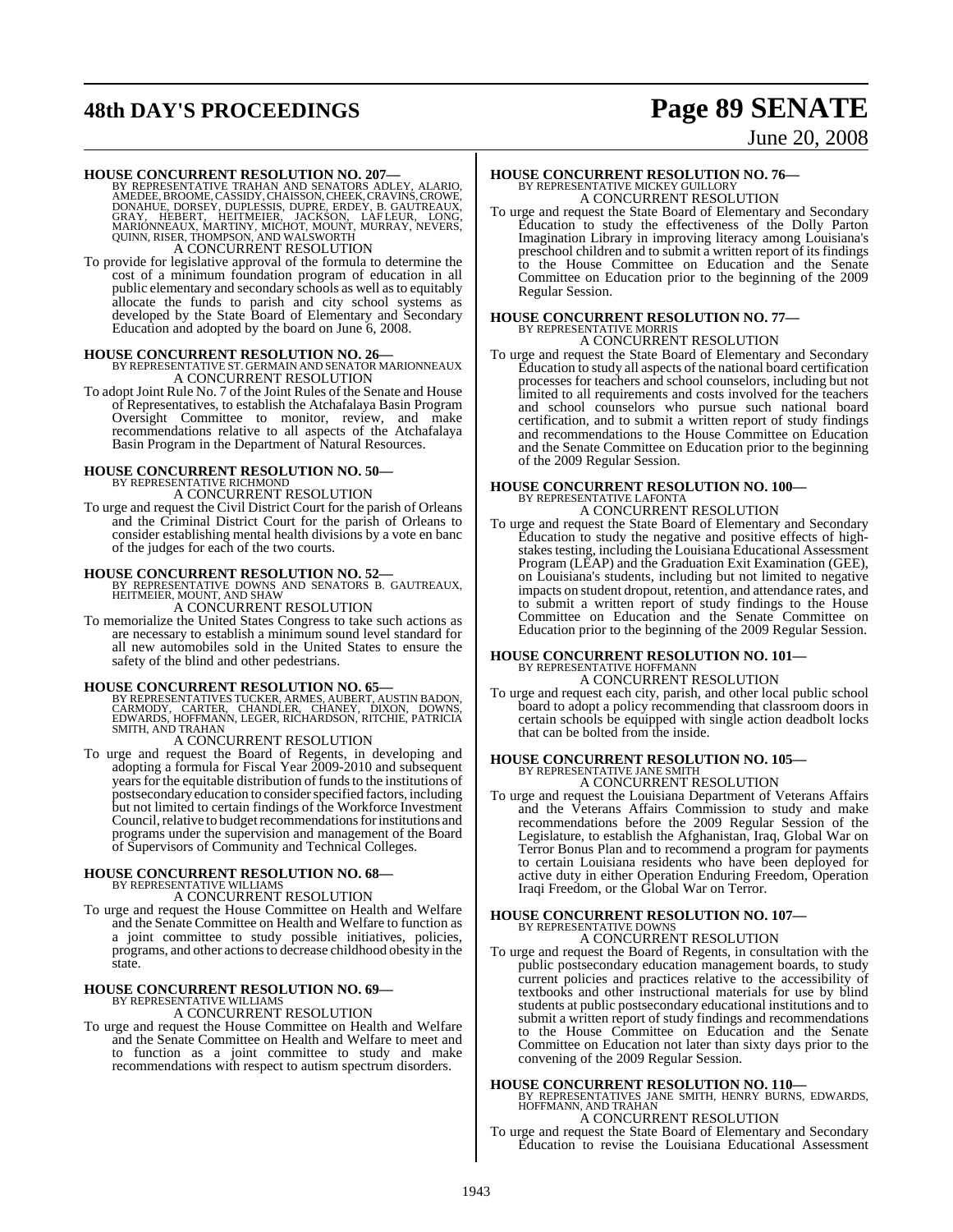**HOUSE CONCURRENT RESOLUTION NO. 207—**
BY REPRESENTATIVE TRAHAN AND SENATORS ADLEY, ALARIO, AMEDEE, BROOME, CASSIDY, CHAISSON, CHEEK, CRAVINS, CROWE, DONAHUE, DORSEY, DUPLESSIS, DUPRE, ERDEY, B. GAUTREAUX, GRAY, HEBERT, HEITMEIER, JACKSON, LAFLEUR, LONG, MARIONNEAUX, MARTINY, MICHOT, MOUNT, MURRAY, NEVERS, QUINN, RISER, THOMPSON, AND WALSWORTH

A CONCURRENT RESOLUTION

To provide for legislative approval of the formula to determine the cost of a minimum foundation program of education in all public elementary and secondary schools as well as to equitably allocate the funds to parish and city school systems as developed by the State Board of Elementary and Secondary Education and adopted by the board on June 6, 2008.

**HOUSE CONCURRENT RESOLUTION NO. 26—**
BY REPRESENTATIVE ST. GERMAIN AND SENATOR MARIONNEAUX

A CONCURRENT RESOLUTION

To adopt Joint Rule No. 7 of the Joint Rules of the Senate and House of Representatives, to establish the Atchafalaya Basin Program Oversight Committee to monitor, review, and make recommendations relative to all aspects of the Atchafalaya Basin Program in the Department of Natural Resources.

**HOUSE CONCURRENT RESOLUTION NO. 50—**
BY REPRESENTATIVE RICHMOND

A CONCURRENT RESOLUTION

To urge and request the Civil District Court for the parish of Orleans and the Criminal District Court for the parish of Orleans to consider establishing mental health divisions by a vote en banc of the judges for each of the two courts.

**HOUSE CONCURRENT RESOLUTION NO. 52—**
BY REPRESENTATIVE DOWNS AND SENATORS B. GAUTREAUX, HEITMEIER, MOUNT, AND SHAW

A CONCURRENT RESOLUTION

To memorialize the United States Congress to take such actions as are necessary to establish a minimum sound level standard for all new automobiles sold in the United States to ensure the safety of the blind and other pedestrians.

**HOUSE CONCURRENT RESOLUTION NO. 65—**
BY REPRESENTATIVES TUCKER, ARMES, AUBERT, AUSTIN BADON, CARMODY, CARTER, CHANDLER, CHANEY, DIXON, DOWNS, EDWARDS, HOFFMANN, LEGER, RICHARDSON, RITCHIE, PATRICIA SMITH, AND TRAHAN

A CONCURRENT RESOLUTION

To urge and request the Board of Regents, in developing and adopting a formula for Fiscal Year 2009-2010 and subsequent years for the equitable distribution of funds to the institutions of postsecondary education to consider specified factors, including but not limited to certain findings of the Workforce Investment Council, relative to budget recommendations for institutions and programs under the supervision and management of the Board of Supervisors of Community and Technical Colleges.

**HOUSE CONCURRENT RESOLUTION NO. 68—**
BY REPRESENTATIVE WILLIAMS

A CONCURRENT RESOLUTION

To urge and request the House Committee on Health and Welfare and the Senate Committee on Health and Welfare to function as a joint committee to study possible initiatives, policies, programs, and other actions to decrease childhood obesity in the state.

**HOUSE CONCURRENT RESOLUTION NO. 69—**
BY REPRESENTATIVE WILLIAMS

A CONCURRENT RESOLUTION

To urge and request the House Committee on Health and Welfare and the Senate Committee on Health and Welfare to meet and to function as a joint committee to study and make recommendations with respect to autism spectrum disorders.

**HOUSE CONCURRENT RESOLUTION NO. 76—**
BY REPRESENTATIVE MICKEY GUILLORY

A CONCURRENT RESOLUTION

To urge and request the State Board of Elementary and Secondary Education to study the effectiveness of the Dolly Parton Imagination Library in improving literacy among Louisiana's preschool children and to submit a written report of its findings to the House Committee on Education and the Senate Committee on Education prior to the beginning of the 2009 Regular Session.

**HOUSE CONCURRENT RESOLUTION NO. 77—**
BY REPRESENTATIVE MORRIS

A CONCURRENT RESOLUTION

To urge and request the State Board of Elementary and Secondary Education to study all aspects of the national board certification processes for teachers and school counselors, including but not limited to all requirements and costs involved for the teachers and school counselors who pursue such national board certification, and to submit a written report of study findings and recommendations to the House Committee on Education and the Senate Committee on Education prior to the beginning of the 2009 Regular Session.

**HOUSE CONCURRENT RESOLUTION NO. 100—**
BY REPRESENTATIVE LAFONTA

A CONCURRENT RESOLUTION

To urge and request the State Board of Elementary and Secondary Education to study the negative and positive effects of high-stakes testing, including the Louisiana Educational Assessment Program (LEAP) and the Graduation Exit Examination (GEE), on Louisiana's students, including but not limited to negative impacts on student dropout, retention, and attendance rates, and to submit a written report of study findings to the House Committee on Education and the Senate Committee on Education prior to the beginning of the 2009 Regular Session.

**HOUSE CONCURRENT RESOLUTION NO. 101—**
BY REPRESENTATIVE HOFFMANN

A CONCURRENT RESOLUTION

To urge and request each city, parish, and other local public school board to adopt a policy recommending that classroom doors in certain schools be equipped with single action deadbolt locks that can be bolted from the inside.

**HOUSE CONCURRENT RESOLUTION NO. 105—**
BY REPRESENTATIVE JANE SMITH

A CONCURRENT RESOLUTION

To urge and request the Louisiana Department of Veterans Affairs and the Veterans Affairs Commission to study and make recommendations before the 2009 Regular Session of the Legislature, to establish the Afghanistan, Iraq, Global War on Terror Bonus Plan and to recommend a program for payments to certain Louisiana residents who have been deployed for active duty in either Operation Enduring Freedom, Operation Iraqi Freedom, or the Global War on Terror.

**HOUSE CONCURRENT RESOLUTION NO. 107—**
BY REPRESENTATIVE DOWNS

A CONCURRENT RESOLUTION

To urge and request the Board of Regents, in consultation with the public postsecondary education management boards, to study current policies and practices relative to the accessibility of textbooks and other instructional materials for use by blind students at public postsecondary educational institutions and to submit a written report of study findings and recommendations to the House Committee on Education and the Senate Committee on Education not later than sixty days prior to the convening of the 2009 Regular Session.

**HOUSE CONCURRENT RESOLUTION NO. 110—**
BY REPRESENTATIVES JANE SMITH, HENRY BURNS, EDWARDS, HOFFMANN, AND TRAHAN

A CONCURRENT RESOLUTION

To urge and request the State Board of Elementary and Secondary Education to revise the Louisiana Educational Assessment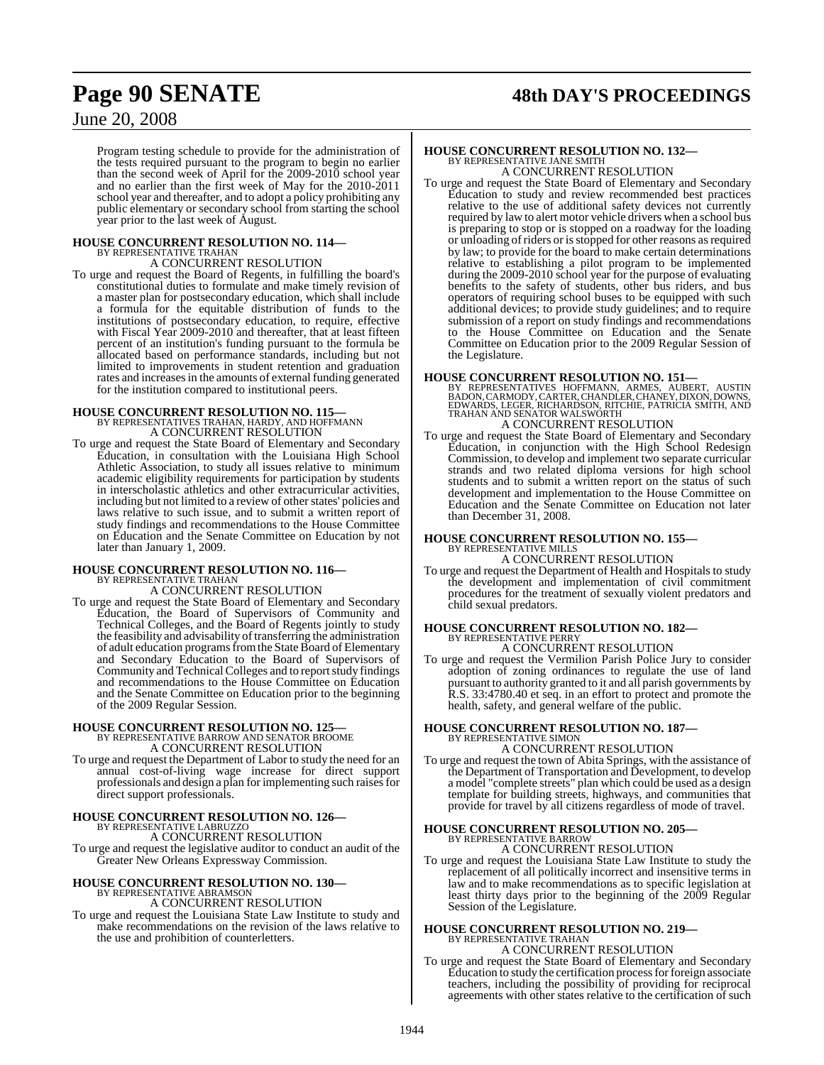Program testing schedule to provide for the administration of the tests required pursuant to the program to begin no earlier than the second week of April for the 2009-2010 school year and no earlier than the first week of May for the 2010-2011 school year and thereafter, and to adopt a policy prohibiting any public elementary or secondary school from starting the school year prior to the last week of August.

**HOUSE CONCURRENT RESOLUTION NO. 114—**
BY REPRESENTATIVE TRAHAN
A CONCURRENT RESOLUTION

To urge and request the Board of Regents, in fulfilling the board's constitutional duties to formulate and make timely revision of a master plan for postsecondary education, which shall include a formula for the equitable distribution of funds to the institutions of postsecondary education, to require, effective with Fiscal Year 2009-2010 and thereafter, that at least fifteen percent of an institution's funding pursuant to the formula be allocated based on performance standards, including but not limited to improvements in student retention and graduation rates and increases in the amounts of external funding generated for the institution compared to institutional peers.

**HOUSE CONCURRENT RESOLUTION NO. 115—**
BY REPRESENTATIVES TRAHAN, HARDY, AND HOFFMANN
A CONCURRENT RESOLUTION

To urge and request the State Board of Elementary and Secondary Education, in consultation with the Louisiana High School Athletic Association, to study all issues relative to minimum academic eligibility requirements for participation by students in interscholastic athletics and other extracurricular activities, including but not limited to a review of other states' policies and laws relative to such issue, and to submit a written report of study findings and recommendations to the House Committee on Education and the Senate Committee on Education by not later than January 1, 2009.

**HOUSE CONCURRENT RESOLUTION NO. 116—**
BY REPRESENTATIVE TRAHAN
A CONCURRENT RESOLUTION

To urge and request the State Board of Elementary and Secondary Education, the Board of Supervisors of Community and Technical Colleges, and the Board of Regents jointly to study the feasibility and advisability of transferring the administration of adult education programs from the State Board of Elementary and Secondary Education to the Board of Supervisors of Community and Technical Colleges and to report study findings and recommendations to the House Committee on Education and the Senate Committee on Education prior to the beginning of the 2009 Regular Session.

**HOUSE CONCURRENT RESOLUTION NO. 125—**
BY REPRESENTATIVE BARROW AND SENATOR BROOME
A CONCURRENT RESOLUTION

To urge and request the Department of Labor to study the need for an annual cost-of-living wage increase for direct support professionals and design a plan for implementing such raises for direct support professionals.

**HOUSE CONCURRENT RESOLUTION NO. 126—**
BY REPRESENTATIVE LABRUZZO
A CONCURRENT RESOLUTION

To urge and request the legislative auditor to conduct an audit of the Greater New Orleans Expressway Commission.

**HOUSE CONCURRENT RESOLUTION NO. 130—**
BY REPRESENTATIVE ABRAMSON
A CONCURRENT RESOLUTION

To urge and request the Louisiana State Law Institute to study and make recommendations on the revision of the laws relative to the use and prohibition of counterletters.

**HOUSE CONCURRENT RESOLUTION NO. 132—**
BY REPRESENTATIVE JANE SMITH
A CONCURRENT RESOLUTION

To urge and request the State Board of Elementary and Secondary Education to study and review recommended best practices relative to the use of additional safety devices not currently required by law to alert motor vehicle drivers when a school bus is preparing to stop or is stopped on a roadway for the loading or unloading of riders or is stopped for other reasons as required by law; to provide for the board to make certain determinations relative to establishing a pilot program to be implemented during the 2009-2010 school year for the purpose of evaluating benefits to the safety of students, other bus riders, and bus operators of requiring school buses to be equipped with such additional devices; to provide study guidelines; and to require submission of a report on study findings and recommendations to the House Committee on Education and the Senate Committee on Education prior to the 2009 Regular Session of the Legislature.

**HOUSE CONCURRENT RESOLUTION NO. 151—**
BY REPRESENTATIVES HOFFMANN, ARMES, AUBERT, AUSTIN BADON, CARMODY, CARTER, CHANDLER, CHANEY, DIXON, DOWNS, EDWARDS, LEGER, RICHARDSON, RITCHIE, PATRICIA SMITH, AND TRAHAN AND SENATOR WALSWORTH
A CONCURRENT RESOLUTION

To urge and request the State Board of Elementary and Secondary Education, in conjunction with the High School Redesign Commission, to develop and implement two separate curricular strands and two related diploma versions for high school students and to submit a written report on the status of such development and implementation to the House Committee on Education and the Senate Committee on Education not later than December 31, 2008.

**HOUSE CONCURRENT RESOLUTION NO. 155—**
BY REPRESENTATIVE MILLS
A CONCURRENT RESOLUTION

To urge and request the Department of Health and Hospitals to study the development and implementation of civil commitment procedures for the treatment of sexually violent predators and child sexual predators.

**HOUSE CONCURRENT RESOLUTION NO. 182—**
BY REPRESENTATIVE PERRY
A CONCURRENT RESOLUTION

To urge and request the Vermilion Parish Police Jury to consider adoption of zoning ordinances to regulate the use of land pursuant to authority granted to it and all parish governments by R.S. 33:4780.40 et seq. in an effort to protect and promote the health, safety, and general welfare of the public.

**HOUSE CONCURRENT RESOLUTION NO. 187—**
BY REPRESENTATIVE SIMON
A CONCURRENT RESOLUTION

To urge and request the town of Abita Springs, with the assistance of the Department of Transportation and Development, to develop a model "complete streets" plan which could be used as a design template for building streets, highways, and communities that provide for travel by all citizens regardless of mode of travel.

**HOUSE CONCURRENT RESOLUTION NO. 205—**
BY REPRESENTATIVE BARROW
A CONCURRENT RESOLUTION

To urge and request the Louisiana State Law Institute to study the replacement of all politically incorrect and insensitive terms in law and to make recommendations as to specific legislation at least thirty days prior to the beginning of the 2009 Regular Session of the Legislature.

**HOUSE CONCURRENT RESOLUTION NO. 219—**
BY REPRESENTATIVE TRAHAN
A CONCURRENT RESOLUTION

To urge and request the State Board of Elementary and Secondary Education to study the certification process for foreign associate teachers, including the possibility of providing for reciprocal agreements with other states relative to the certification of such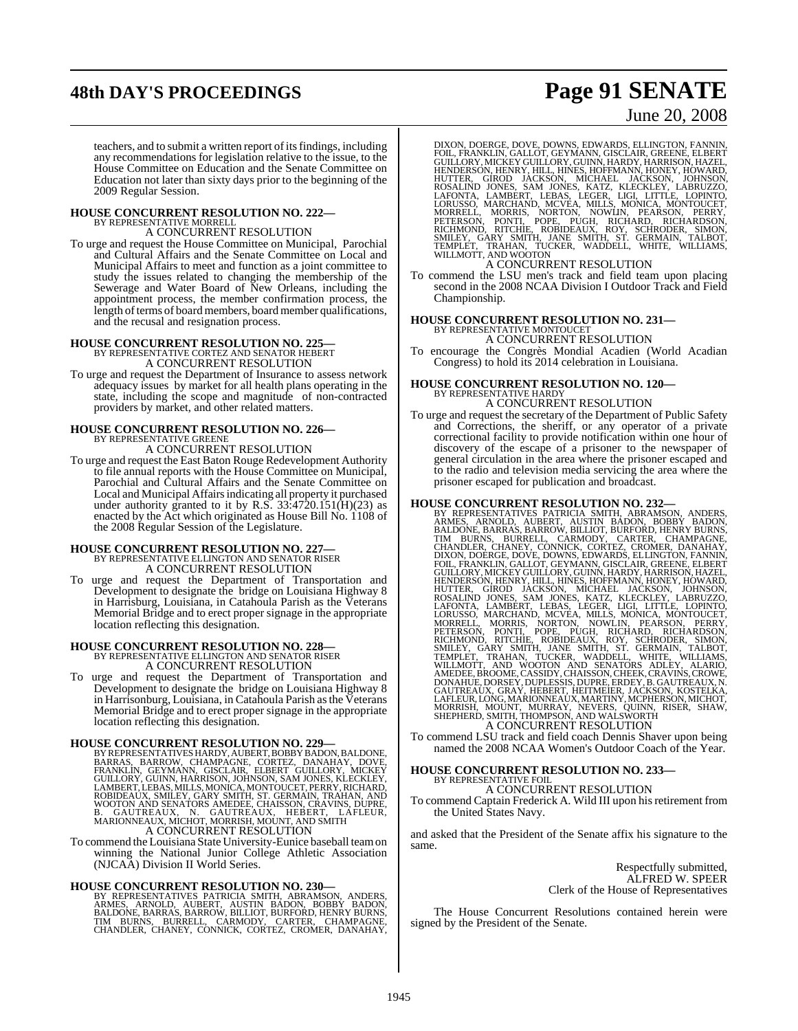teachers, and to submit a written report of its findings, including any recommendations for legislation relative to the issue, to the House Committee on Education and the Senate Committee on Education not later than sixty days prior to the beginning of the 2009 Regular Session.

**HOUSE CONCURRENT RESOLUTION NO. 222—**
BY REPRESENTATIVE MORRELL
A CONCURRENT RESOLUTION

To urge and request the House Committee on Municipal, Parochial and Cultural Affairs and the Senate Committee on Local and Municipal Affairs to meet and function as a joint committee to study the issues related to changing the membership of the Sewerage and Water Board of New Orleans, including the appointment process, the member confirmation process, the length of terms of board members, board member qualifications, and the recusal and resignation process.

**HOUSE CONCURRENT RESOLUTION NO. 225—**
BY REPRESENTATIVE CORTEZ AND SENATOR HEBERT
A CONCURRENT RESOLUTION

To urge and request the Department of Insurance to assess network adequacy issues by market for all health plans operating in the state, including the scope and magnitude of non-contracted providers by market, and other related matters.

**HOUSE CONCURRENT RESOLUTION NO. 226—**
BY REPRESENTATIVE GREENE
A CONCURRENT RESOLUTION

To urge and request the East Baton Rouge Redevelopment Authority to file annual reports with the House Committee on Municipal, Parochial and Cultural Affairs and the Senate Committee on Local and Municipal Affairs indicating all property it purchased under authority granted to it by R.S. 33:4720.151(H)(23) as enacted by the Act which originated as House Bill No. 1108 of the 2008 Regular Session of the Legislature.

**HOUSE CONCURRENT RESOLUTION NO. 227—**
BY REPRESENTATIVE ELLINGTON AND SENATOR RISER
A CONCURRENT RESOLUTION

To urge and request the Department of Transportation and Development to designate the bridge on Louisiana Highway 8 in Harrisburg, Louisiana, in Catahoula Parish as the Veterans Memorial Bridge and to erect proper signage in the appropriate location reflecting this designation.

**HOUSE CONCURRENT RESOLUTION NO. 228—**
BY REPRESENTATIVE ELLINGTON AND SENATOR RISER
A CONCURRENT RESOLUTION

To urge and request the Department of Transportation and Development to designate the bridge on Louisiana Highway 8 in Harrisonburg, Louisiana, in Catahoula Parish as the Veterans Memorial Bridge and to erect proper signage in the appropriate location reflecting this designation.

**HOUSE CONCURRENT RESOLUTION NO. 229—**
BY REPRESENTATIVES HARDY, AUBERT, BOBBY BADON, BALDONE, BARRAS, BARROW, CHAMPAGNE, CORTEZ, DANAHAY, DOVE, FRANKLIN, GEYMANN, GISCLAIR, ELBERT GUILLORY, MICKEY GUILLORY, GUINN, HARRISON, JOHNSON, SAM JONES, KLECKLEY, LAMBERT, LEBAS, MILLS, MONICA, MONTOUCET, PERRY, RICHARD, ROBIDEAUX, SMILEY, GARY SMITH, ST. GERMAIN, TRAHAN, AND WOOTON AND SENATORS AMEDEE, CHAISSON, CRAVINS, DUPRE, B. GAUTREAUX, N. GAUTREAUX, HEBERT, LAFLEUR, MARIONNEAUX, MICHOT, MORRISH, MOUNT, AND SMITH
A CONCURRENT RESOLUTION

To commend the Louisiana State University-Eunice baseball team on winning the National Junior College Athletic Association (NJCAA) Division II World Series.

**HOUSE CONCURRENT RESOLUTION NO. 230—**
BY REPRESENTATIVES PATRICIA SMITH, ABRAMSON, ANDERS, ARMES, ARNOLD, AUBERT, AUSTIN BADON, BOBBY BADON, BALDONE, BARRAS, BARROW, BILLIOT, BURFORD, HENRY BURNS, TIM BURNS, BURRELL, CARMODY, CARTER, CHAMPAGNE, CHANDLER, CHANEY, CONNICK, CORTEZ, CROMER, DANAHAY, DIXON, DOERGE, DOVE, DOWNS, EDWARDS, ELLINGTON, FANNIN, FOIL, FRANKLIN, GALLOT, GEYMANN, GISCLAIR, GREENE, ELBERT GUILLORY, MICKEY GUILLORY, GUINN, HARDY, HARRISON, HAZEL, HENDERSON, HENRY, HILL, HINES, HOFFMANN, HONEY, HOWARD, HUTTER, GIROD JACKSON, MICHAEL JACKSON, JOHNSON, ROSALIND JONES, SAM JONES, KATZ, KLECKLEY, LABRUZZO, LAFONTA, LAMBERT, LEBAS, LEGER, LIGI, LITTLE, LOPINTO, LORUSSO, MARCHAND, MCVEA, MILLS, MONICA, MONTOUCET, MORRELL, MORRIS, NORTON, NOWLIN, PEARSON, PERRY, PETERSON, PONTI, POPE, PUGH, RICHARD, RICHARDSON, RICHMOND, RITCHIE, ROBIDEAUX, ROY, SCHRODER, SIMON, SMILEY, GARY SMITH, JANE SMITH, ST. GERMAIN, TALBOT, TEMPLET, TRAHAN, TUCKER, WADDELL, WHITE, WILLIAMS, WILLMOTT, AND WOOTON
A CONCURRENT RESOLUTION

To commend the LSU men's track and field team upon placing second in the 2008 NCAA Division I Outdoor Track and Field Championship.

**HOUSE CONCURRENT RESOLUTION NO. 231—**
BY REPRESENTATIVE MONTOUCET
A CONCURRENT RESOLUTION

To encourage the Congrès Mondial Acadien (World Acadian Congress) to hold its 2014 celebration in Louisiana.

**HOUSE CONCURRENT RESOLUTION NO. 120—**
BY REPRESENTATIVE HARDY
A CONCURRENT RESOLUTION

To urge and request the secretary of the Department of Public Safety and Corrections, the sheriff, or any operator of a private correctional facility to provide notification within one hour of discovery of the escape of a prisoner to the newspaper of general circulation in the area where the prisoner escaped and to the radio and television media servicing the area where the prisoner escaped for publication and broadcast.

**HOUSE CONCURRENT RESOLUTION NO. 232—**
BY REPRESENTATIVES PATRICIA SMITH, ABRAMSON, ANDERS, ARMES, ARNOLD, AUBERT, AUSTIN BADON, BOBBY BADON, BALDONE, BARRAS, BARROW, BILLIOT, BURFORD, HENRY BURNS, TIM BURNS, BURRELL, CARMODY, CARTER, CHAMPAGNE, CHANDLER, CHANEY, CONNICK, CORTEZ, CROMER, DANAHAY, DIXON, DOERGE, DOVE, DOWNS, EDWARDS, ELLINGTON, FANNIN, FOIL, FRANKLIN, GALLOT, GEYMANN, GISCLAIR, GREENE, ELBERT GUILLORY, MICKEY GUILLORY, GUINN, HARDY, HARRISON, HAZEL, HENDERSON, HENRY, HILL, HINES, HOFFMANN, HONEY, HOWARD, HUTTER, GIROD JACKSON, MICHAEL JACKSON, JOHNSON, ROSALIND JONES, SAM JONES, KATZ, KLECKLEY, LABRUZZO, LAFONTA, LAMBERT, LEBAS, LEGER, LIGI, LITTLE, LOPINTO, LORUSSO, MARCHAND, MCVEA, MILLS, MONICA, MONTOUCET, MORRELL, MORRIS, NORTON, NOWLIN, PEARSON, PERRY, PETERSON, PONTI, POPE, PUGH, RICHARD, RICHARDSON, RICHMOND, RITCHIE, ROBIDEAUX, ROY, SCHRODER, SIMON, SMILEY, GARY SMITH, JANE SMITH, ST. GERMAIN, TALBOT, TEMPLET, TRAHAN, TUCKER, WADDELL, WHITE, WILLIAMS, WILLMOTT, AND WOOTON AND SENATORS ADLEY, ALARIO, AMEDEE, BROOME, CASSIDY, CHAISSON, CHEEK, CRAVINS, CROWE, DONAHUE, DORSEY, DUPLESSIS, DUPRE, ERDEY, B. GAUTREAUX, N. GAUTREAUX, GRAY, HEBERT, HEITMEIER, JACKSON, KOSTELKA, LAFLEUR, LONG, MARIONNEAUX, MARTINY, MCPHERSON, MICHOT, MORRISH, MOUNT, MURRAY, NEVERS, QUINN, RISER, SHAW, SHEPHERD, SMITH, THOMPSON, AND WALSWORTH
A CONCURRENT RESOLUTION

To commend LSU track and field coach Dennis Shaver upon being named the 2008 NCAA Women's Outdoor Coach of the Year.

**HOUSE CONCURRENT RESOLUTION NO. 233—**
BY REPRESENTATIVE FOIL
A CONCURRENT RESOLUTION

To commend Captain Frederick A. Wild III upon his retirement from the United States Navy.

and asked that the President of the Senate affix his signature to the same.

Respectfully submitted,
ALFRED W. SPEER
Clerk of the House of Representatives

The House Concurrent Resolutions contained herein were signed by the President of the Senate.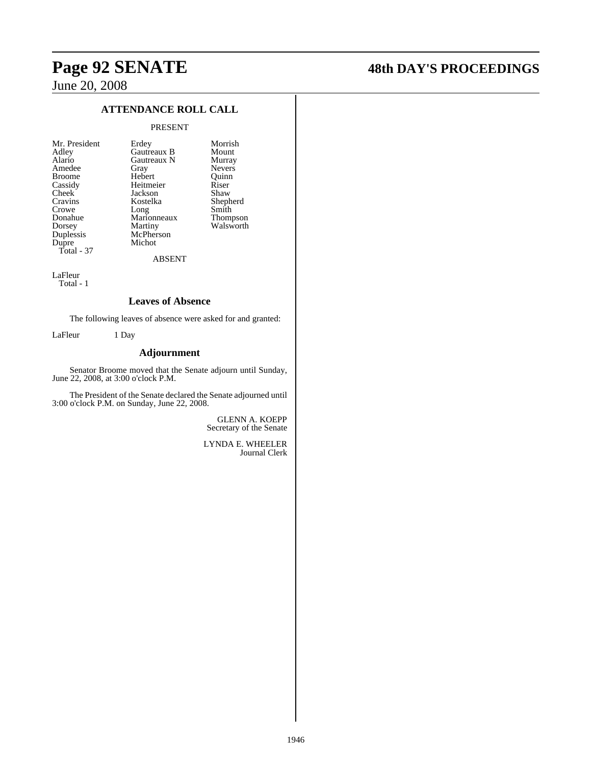## ATTENDANCE ROLL CALL

PRESENT

| | | |
|---|---|---|
| Mr. President | Erdey | Morrish |
| Adley | Gautreaux B | Mount |
| Alario | Gautreaux N | Murray |
| Amedee | Gray | Nevers |
| Broome | Hebert | Quinn |
| Cassidy | Heitmeier | Riser |
| Cheek | Jackson | Shaw |
| Cravins | Kostelka | Shepherd |
| Crowe | Long | Smith |
| Donahue | Marionneaux | Thompson |
| Dorsey | Martiny | Walsworth |
| Duplessis | McPherson | |
| Dupre | Michot | |

Total - 37

ABSENT

LaFleur
Total - 1

## Leaves of Absence

The following leaves of absence were asked for and granted:

LaFleur 1 Day

## Adjournment

Senator Broome moved that the Senate adjourn until Sunday, June 22, 2008, at 3:00 o'clock P.M.

The President of the Senate declared the Senate adjourned until 3:00 o'clock P.M. on Sunday, June 22, 2008.

GLENN A. KOEPP
Secretary of the Senate

LYNDA E. WHEELER
Journal Clerk